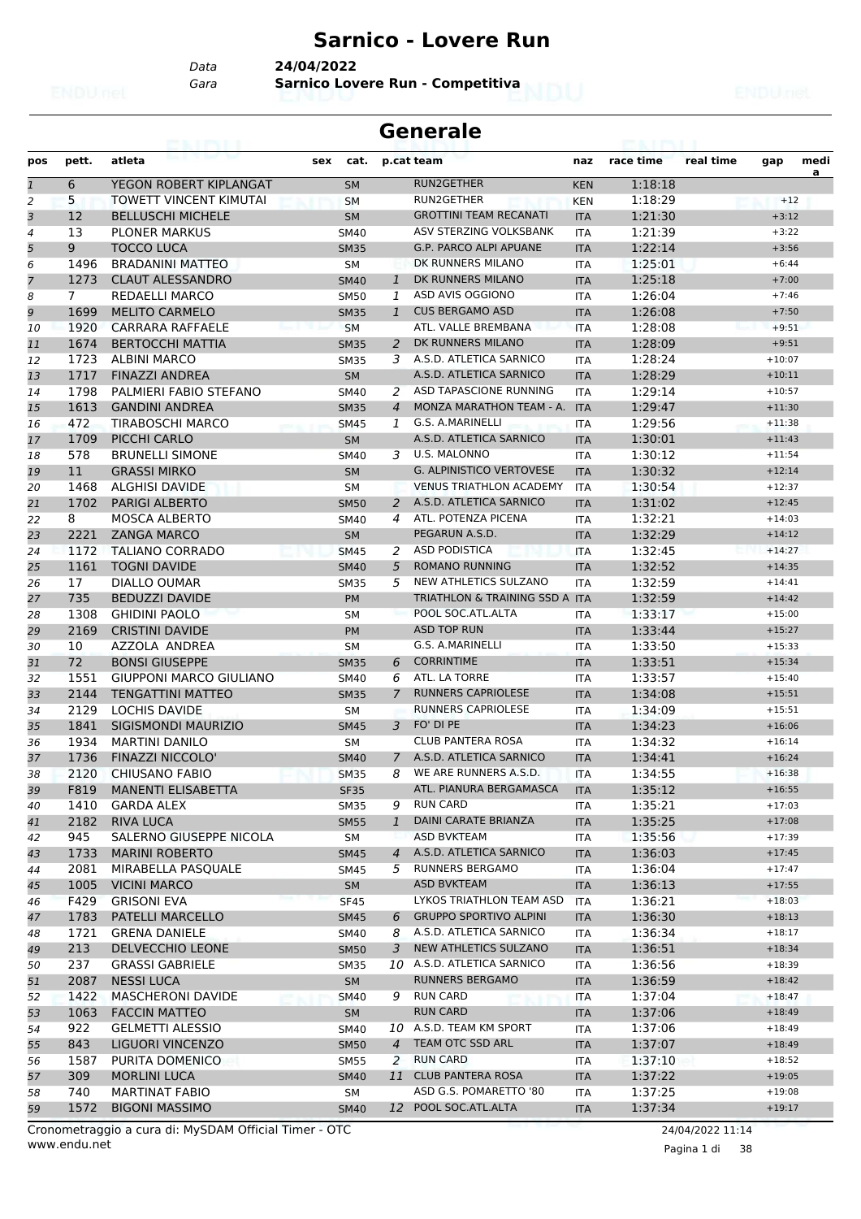# Sarnico - Lovere Run

Data **24/04/2022**
Gara **Sarnico Lovere Run - Competitiva**

## Generale

| pos | pett. | atleta | sex | cat. | p.cat | team | naz | race time | real time | gap | medi a |
|---|---|---|---|---|---|---|---|---|---|---|---|
| 1 | 6 | YEGON ROBERT KIPLANGAT | | SM | | RUN2GETHER | KEN | 1:18:18 | | | |
| 2 | 5 | TOWETT VINCENT KIMUTAI | | SM | | RUN2GETHER | KEN | 1:18:29 | | +12 | |
| 3 | 12 | BELLUSCHI MICHELE | | SM | | GROTTINI TEAM RECANATI | ITA | 1:21:30 | | +3:12 | |
| 4 | 13 | PLONER MARKUS | | SM40 | | ASV STERZING VOLKSBANK | ITA | 1:21:39 | | +3:22 | |
| 5 | 9 | TOCCO LUCA | | SM35 | | G.P. PARCO ALPI APUANE | ITA | 1:22:14 | | +3:56 | |
| 6 | 1496 | BRADANINI MATTEO | | SM | | DK RUNNERS MILANO | ITA | 1:25:01 | | +6:44 | |
| 7 | 1273 | CLAUT ALESSANDRO | | SM40 | 1 | DK RUNNERS MILANO | ITA | 1:25:18 | | +7:00 | |
| 8 | 7 | REDAELLI MARCO | | SM50 | 1 | ASD AVIS OGGIONO | ITA | 1:26:04 | | +7:46 | |
| 9 | 1699 | MELITO CARMELO | | SM35 | 1 | CUS BERGAMO ASD | ITA | 1:26:08 | | +7:50 | |
| 10 | 1920 | CARRARA RAFFAELE | | SM | | ATL. VALLE BREMBANA | ITA | 1:28:08 | | +9:51 | |
| 11 | 1674 | BERTOCCHI MATTIA | | SM35 | 2 | DK RUNNERS MILANO | ITA | 1:28:09 | | +9:51 | |
| 12 | 1723 | ALBINI MARCO | | SM35 | 3 | A.S.D. ATLETICA SARNICO | ITA | 1:28:24 | | +10:07 | |
| 13 | 1717 | FINAZZI ANDREA | | SM | | A.S.D. ATLETICA SARNICO | ITA | 1:28:29 | | +10:11 | |
| 14 | 1798 | PALMIERI FABIO STEFANO | | SM40 | 2 | ASD TAPASCIONE RUNNING | ITA | 1:29:14 | | +10:57 | |
| 15 | 1613 | GANDINI ANDREA | | SM35 | 4 | MONZA MARATHON TEAM - A. | ITA | 1:29:47 | | +11:30 | |
| 16 | 472 | TIRABOSCHI MARCO | | SM45 | 1 | G.S. A.MARINELLI | ITA | 1:29:56 | | +11:38 | |
| 17 | 1709 | PICCHI CARLO | | SM | | A.S.D. ATLETICA SARNICO | ITA | 1:30:01 | | +11:43 | |
| 18 | 578 | BRUNELLI SIMONE | | SM40 | 3 | U.S. MALONNO | ITA | 1:30:12 | | +11:54 | |
| 19 | 11 | GRASSI MIRKO | | SM | | G. ALPINISTICO VERTOVESE | ITA | 1:30:32 | | +12:14 | |
| 20 | 1468 | ALGHISI DAVIDE | | SM | | VENUS TRIATHLON ACADEMY | ITA | 1:30:54 | | +12:37 | |
| 21 | 1702 | PARIGI ALBERTO | | SM50 | 2 | A.S.D. ATLETICA SARNICO | ITA | 1:31:02 | | +12:45 | |
| 22 | 8 | MOSCA ALBERTO | | SM40 | 4 | ATL. POTENZA PICENA | ITA | 1:32:21 | | +14:03 | |
| 23 | 2221 | ZANGA MARCO | | SM | | PEGARUN A.S.D. | ITA | 1:32:29 | | +14:12 | |
| 24 | 1172 | TALIANO CORRADO | | SM45 | 2 | ASD PODISTICA | ITA | 1:32:45 | | +14:27 | |
| 25 | 1161 | TOGNI DAVIDE | | SM40 | 5 | ROMANO RUNNING | ITA | 1:32:52 | | +14:35 | |
| 26 | 17 | DIALLO OUMAR | | SM35 | 5 | NEW ATHLETICS SULZANO | ITA | 1:32:59 | | +14:41 | |
| 27 | 735 | BEDUZZI DAVIDE | | PM | | TRIATHLON & TRAINING SSD A | ITA | 1:32:59 | | +14:42 | |
| 28 | 1308 | GHIDINI PAOLO | | SM | | POOL SOC.ATL.ALTA | ITA | 1:33:17 | | +15:00 | |
| 29 | 2169 | CRISTINI DAVIDE | | PM | | ASD TOP RUN | ITA | 1:33:44 | | +15:27 | |
| 30 | 10 | AZZOLA ANDREA | | SM | | G.S. A.MARINELLI | ITA | 1:33:50 | | +15:33 | |
| 31 | 72 | BONSI GIUSEPPE | | SM35 | 6 | CORRINTIME | ITA | 1:33:51 | | +15:34 | |
| 32 | 1551 | GIUPPONI MARCO GIULIANO | | SM40 | 6 | ATL. LA TORRE | ITA | 1:33:57 | | +15:40 | |
| 33 | 2144 | TENGATTINI MATTEO | | SM35 | 7 | RUNNERS CAPRIOLESE | ITA | 1:34:08 | | +15:51 | |
| 34 | 2129 | LOCHIS DAVIDE | | SM | | RUNNERS CAPRIOLESE | ITA | 1:34:09 | | +15:51 | |
| 35 | 1841 | SIGISMONDI MAURIZIO | | SM45 | 3 | FO' DI PE | ITA | 1:34:23 | | +16:06 | |
| 36 | 1934 | MARTINI DANILO | | SM | | CLUB PANTERA ROSA | ITA | 1:34:32 | | +16:14 | |
| 37 | 1736 | FINAZZI NICCOLO' | | SM40 | 7 | A.S.D. ATLETICA SARNICO | ITA | 1:34:41 | | +16:24 | |
| 38 | 2120 | CHIUSANO FABIO | | SM35 | 8 | WE ARE RUNNERS A.S.D. | ITA | 1:34:55 | | +16:38 | |
| 39 | F819 | MANENTI ELISABETTA | | SF35 | | ATL. PIANURA BERGAMASCA | ITA | 1:35:12 | | +16:55 | |
| 40 | 1410 | GARDA ALEX | | SM35 | 9 | RUN CARD | ITA | 1:35:21 | | +17:03 | |
| 41 | 2182 | RIVA LUCA | | SM55 | 1 | DAINI CARATE BRIANZA | ITA | 1:35:25 | | +17:08 | |
| 42 | 945 | SALERNO GIUSEPPE NICOLA | | SM | | ASD BVKTEAM | ITA | 1:35:56 | | +17:39 | |
| 43 | 1733 | MARINI ROBERTO | | SM45 | 4 | A.S.D. ATLETICA SARNICO | ITA | 1:36:03 | | +17:45 | |
| 44 | 2081 | MIRABELLA PASQUALE | | SM45 | 5 | RUNNERS BERGAMO | ITA | 1:36:04 | | +17:47 | |
| 45 | 1005 | VICINI MARCO | | SM | | ASD BVKTEAM | ITA | 1:36:13 | | +17:55 | |
| 46 | F429 | GRISONI EVA | | SF45 | | LYKOS TRIATHLON TEAM ASD | ITA | 1:36:21 | | +18:03 | |
| 47 | 1783 | PATELLI MARCELLO | | SM45 | 6 | GRUPPO SPORTIVO ALPINI | ITA | 1:36:30 | | +18:13 | |
| 48 | 1721 | GRENA DANIELE | | SM40 | 8 | A.S.D. ATLETICA SARNICO | ITA | 1:36:34 | | +18:17 | |
| 49 | 213 | DELVECCHIO LEONE | | SM50 | 3 | NEW ATHLETICS SULZANO | ITA | 1:36:51 | | +18:34 | |
| 50 | 237 | GRASSI GABRIELE | | SM35 | 10 | A.S.D. ATLETICA SARNICO | ITA | 1:36:56 | | +18:39 | |
| 51 | 2087 | NESSI LUCA | | SM | | RUNNERS BERGAMO | ITA | 1:36:59 | | +18:42 | |
| 52 | 1422 | MASCHERONI DAVIDE | | SM40 | 9 | RUN CARD | ITA | 1:37:04 | | +18:47 | |
| 53 | 1063 | FACCIN MATTEO | | SM | | RUN CARD | ITA | 1:37:06 | | +18:49 | |
| 54 | 922 | GELMETTI ALESSIO | | SM40 | 10 | A.S.D. TEAM KM SPORT | ITA | 1:37:06 | | +18:49 | |
| 55 | 843 | LIGUORI VINCENZO | | SM50 | 4 | TEAM OTC SSD ARL | ITA | 1:37:07 | | +18:49 | |
| 56 | 1587 | PURITA DOMENICO | | SM55 | 2 | RUN CARD | ITA | 1:37:10 | | +18:52 | |
| 57 | 309 | MORLINI LUCA | | SM40 | 11 | CLUB PANTERA ROSA | ITA | 1:37:22 | | +19:05 | |
| 58 | 740 | MARTINAT FABIO | | SM | | ASD G.S. POMARETTO '80 | ITA | 1:37:25 | | +19:08 | |
| 59 | 1572 | BIGONI MASSIMO | | SM40 | 12 | POOL SOC.ATL.ALTA | ITA | 1:37:34 | | +19:17 | |

Cronometraggio a cura di: MySDAM Official Timer - OTC
www.endu.net

24/04/2022 11:14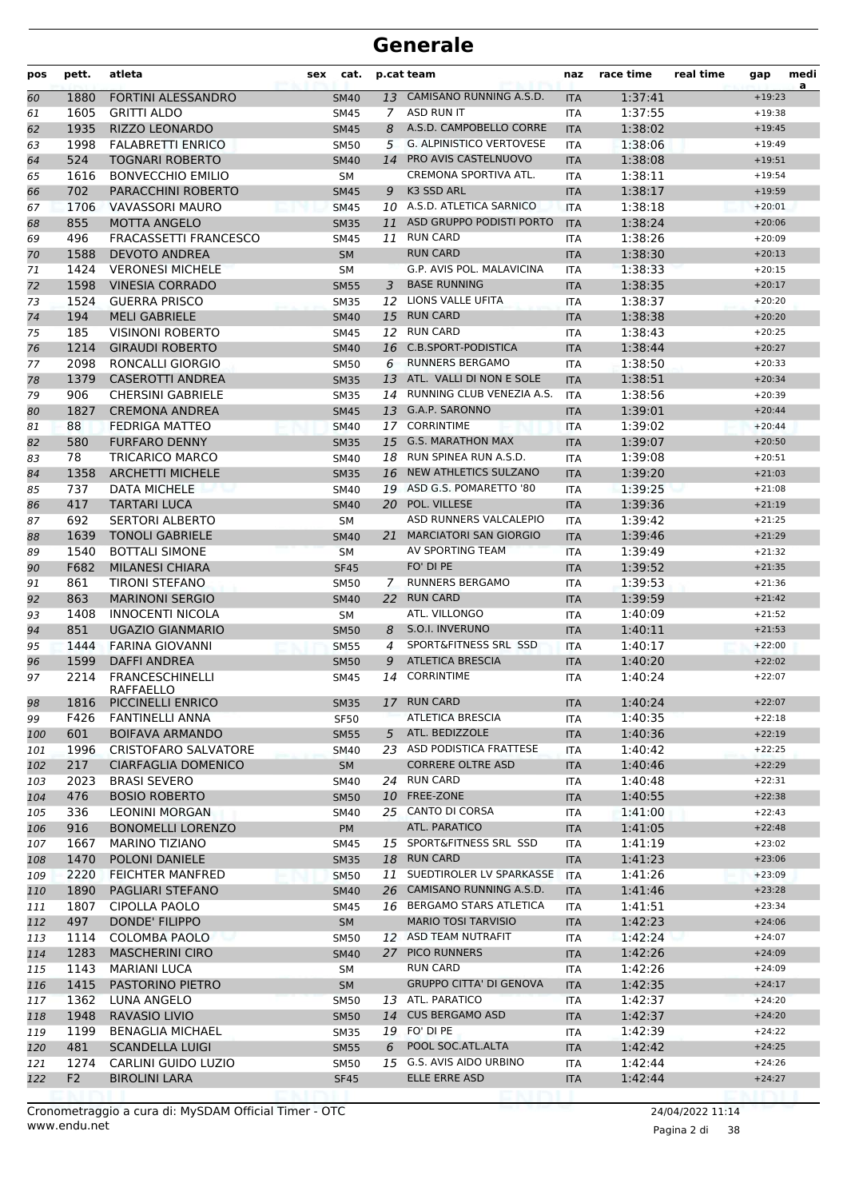# Generale

| pos | pett. | atleta | sex | cat. | p.cat | team | naz | race time | real time | gap | media |
|---|---|---|---|---|---|---|---|---|---|---|---|
| 60 | 1880 | FORTINI ALESSANDRO | | SM40 | 13 | CAMISANO RUNNING A.S.D. | ITA | 1:37:41 | | +19:23 | |
| 61 | 1605 | GRITTI ALDO | | SM45 | 7 | ASD RUN IT | ITA | 1:37:55 | | +19:38 | |
| 62 | 1935 | RIZZO LEONARDO | | SM45 | 8 | A.S.D. CAMPOBELLO CORRE | ITA | 1:38:02 | | +19:45 | |
| 63 | 1998 | FALABRETTI ENRICO | | SM50 | 5 | G. ALPINISTICO VERTOVESE | ITA | 1:38:06 | | +19:49 | |
| 64 | 524 | TOGNARI ROBERTO | | SM40 | 14 | PRO AVIS CASTELNUOVO | ITA | 1:38:08 | | +19:51 | |
| 65 | 1616 | BONVECCHIO EMILIO | | SM | | CREMONA SPORTIVA ATL. | ITA | 1:38:11 | | +19:54 | |
| 66 | 702 | PARACCHINI ROBERTO | | SM45 | 9 | K3 SSD ARL | ITA | 1:38:17 | | +19:59 | |
| 67 | 1706 | VAVASSORI MAURO | | SM45 | 10 | A.S.D. ATLETICA SARNICO | ITA | 1:38:18 | | +20:01 | |
| 68 | 855 | MOTTA ANGELO | | SM35 | 11 | ASD GRUPPO PODISTI PORTO | ITA | 1:38:24 | | +20:06 | |
| 69 | 496 | FRACASSETTI FRANCESCO | | SM45 | 11 | RUN CARD | ITA | 1:38:26 | | +20:09 | |
| 70 | 1588 | DEVOTO ANDREA | | SM | | RUN CARD | ITA | 1:38:30 | | +20:13 | |
| 71 | 1424 | VERONESI MICHELE | | SM | | G.P. AVIS POL. MALAVICINA | ITA | 1:38:33 | | +20:15 | |
| 72 | 1598 | VINESIA CORRADO | | SM55 | 3 | BASE RUNNING | ITA | 1:38:35 | | +20:17 | |
| 73 | 1524 | GUERRA PRISCO | | SM35 | 12 | LIONS VALLE UFITA | ITA | 1:38:37 | | +20:20 | |
| 74 | 194 | MELI GABRIELE | | SM40 | 15 | RUN CARD | ITA | 1:38:38 | | +20:20 | |
| 75 | 185 | VISINONI ROBERTO | | SM45 | 12 | RUN CARD | ITA | 1:38:43 | | +20:25 | |
| 76 | 1214 | GIRAUDI ROBERTO | | SM40 | 16 | C.B.SPORT-PODISTICA | ITA | 1:38:44 | | +20:27 | |
| 77 | 2098 | RONCALLI GIORGIO | | SM50 | 6 | RUNNERS BERGAMO | ITA | 1:38:50 | | +20:33 | |
| 78 | 1379 | CASEROTTI ANDREA | | SM35 | 13 | ATL. VALLI DI NON E SOLE | ITA | 1:38:51 | | +20:34 | |
| 79 | 906 | CHERSINI GABRIELE | | SM35 | 14 | RUNNING CLUB VENEZIA A.S. | ITA | 1:38:56 | | +20:39 | |
| 80 | 1827 | CREMONA ANDREA | | SM45 | 13 | G.A.P. SARONNO | ITA | 1:39:01 | | +20:44 | |
| 81 | 88 | FEDRIGA MATTEO | | SM40 | 17 | CORRINTIME | ITA | 1:39:02 | | +20:44 | |
| 82 | 580 | FURFARO DENNY | | SM35 | 15 | G.S. MARATHON MAX | ITA | 1:39:07 | | +20:50 | |
| 83 | 78 | TRICARICO MARCO | | SM40 | 18 | RUN SPINEA RUN A.S.D. | ITA | 1:39:08 | | +20:51 | |
| 84 | 1358 | ARCHETTI MICHELE | | SM35 | 16 | NEW ATHLETICS SULZANO | ITA | 1:39:20 | | +21:03 | |
| 85 | 737 | DATA MICHELE | | SM40 | 19 | ASD G.S. POMARETTO '80 | ITA | 1:39:25 | | +21:08 | |
| 86 | 417 | TARTARI LUCA | | SM40 | 20 | POL. VILLESE | ITA | 1:39:36 | | +21:19 | |
| 87 | 692 | SERTORI ALBERTO | | SM | | ASD RUNNERS VALCALEPIO | ITA | 1:39:42 | | +21:25 | |
| 88 | 1639 | TONOLI GABRIELE | | SM40 | 21 | MARCIATORI SAN GIORGIO | ITA | 1:39:46 | | +21:29 | |
| 89 | 1540 | BOTTALI SIMONE | | SM | | AV SPORTING TEAM | ITA | 1:39:49 | | +21:32 | |
| 90 | F682 | MILANESI CHIARA | | SF45 | | FO' DI PE | ITA | 1:39:52 | | +21:35 | |
| 91 | 861 | TIRONI STEFANO | | SM50 | 7 | RUNNERS BERGAMO | ITA | 1:39:53 | | +21:36 | |
| 92 | 863 | MARINONI SERGIO | | SM40 | 22 | RUN CARD | ITA | 1:39:59 | | +21:42 | |
| 93 | 1408 | INNOCENTI NICOLA | | SM | | ATL. VILLONGO | ITA | 1:40:09 | | +21:52 | |
| 94 | 851 | UGAZIO GIANMARIO | | SM50 | 8 | S.O.I. INVERUNO | ITA | 1:40:11 | | +21:53 | |
| 95 | 1444 | FARINA GIOVANNI | | SM55 | 4 | SPORT&FITNESS SRL SSD | ITA | 1:40:17 | | +22:00 | |
| 96 | 1599 | DAFFI ANDREA | | SM50 | 9 | ATLETICA BRESCIA | ITA | 1:40:20 | | +22:02 | |
| 97 | 2214 | FRANCESCHINELLI RAFFAELLO | | SM45 | 14 | CORRINTIME | ITA | 1:40:24 | | +22:07 | |
| 98 | 1816 | PICCINELLI ENRICO | | SM35 | 17 | RUN CARD | ITA | 1:40:24 | | +22:07 | |
| 99 | F426 | FANTINELLI ANNA | | SF50 | | ATLETICA BRESCIA | ITA | 1:40:35 | | +22:18 | |
| 100 | 601 | BOIFAVA ARMANDO | | SM55 | 5 | ATL. BEDIZZOLE | ITA | 1:40:36 | | +22:19 | |
| 101 | 1996 | CRISTOFARO SALVATORE | | SM40 | 23 | ASD PODISTICA FRATTESE | ITA | 1:40:42 | | +22:25 | |
| 102 | 217 | CIARFAGLIA DOMENICO | | SM | | CORRERE OLTRE ASD | ITA | 1:40:46 | | +22:29 | |
| 103 | 2023 | BRASI SEVERO | | SM40 | 24 | RUN CARD | ITA | 1:40:48 | | +22:31 | |
| 104 | 476 | BOSIO ROBERTO | | SM50 | 10 | FREE-ZONE | ITA | 1:40:55 | | +22:38 | |
| 105 | 336 | LEONINI MORGAN | | SM40 | 25 | CANTO DI CORSA | ITA | 1:41:00 | | +22:43 | |
| 106 | 916 | BONOMELLI LORENZO | | PM | | ATL. PARATICO | ITA | 1:41:05 | | +22:48 | |
| 107 | 1667 | MARINO TIZIANO | | SM45 | 15 | SPORT&FITNESS SRL SSD | ITA | 1:41:19 | | +23:02 | |
| 108 | 1470 | POLONI DANIELE | | SM35 | 18 | RUN CARD | ITA | 1:41:23 | | +23:06 | |
| 109 | 2220 | FEICHTER MANFRED | | SM50 | 11 | SUEDTIROLER LV SPARKASSE | ITA | 1:41:26 | | +23:09 | |
| 110 | 1890 | PAGLIARI STEFANO | | SM40 | 26 | CAMISANO RUNNING A.S.D. | ITA | 1:41:46 | | +23:28 | |
| 111 | 1807 | CIPOLLA PAOLO | | SM45 | 16 | BERGAMO STARS ATLETICA | ITA | 1:41:51 | | +23:34 | |
| 112 | 497 | DONDE' FILIPPO | | SM | | MARIO TOSI TARVISIO | ITA | 1:42:23 | | +24:06 | |
| 113 | 1114 | COLOMBA PAOLO | | SM50 | 12 | ASD TEAM NUTRAFIT | ITA | 1:42:24 | | +24:07 | |
| 114 | 1283 | MASCHERINI CIRO | | SM40 | 27 | PICO RUNNERS | ITA | 1:42:26 | | +24:09 | |
| 115 | 1143 | MARIANI LUCA | | SM | | RUN CARD | ITA | 1:42:26 | | +24:09 | |
| 116 | 1415 | PASTORINO PIETRO | | SM | | GRUPPO CITTA' DI GENOVA | ITA | 1:42:35 | | +24:17 | |
| 117 | 1362 | LUNA ANGELO | | SM50 | 13 | ATL. PARATICO | ITA | 1:42:37 | | +24:20 | |
| 118 | 1948 | RAVASIO LIVIO | | SM50 | 14 | CUS BERGAMO ASD | ITA | 1:42:37 | | +24:20 | |
| 119 | 1199 | BENAGLIA MICHAEL | | SM35 | 19 | FO' DI PE | ITA | 1:42:39 | | +24:22 | |
| 120 | 481 | SCANDELLA LUIGI | | SM55 | 6 | POOL SOC.ATL.ALTA | ITA | 1:42:42 | | +24:25 | |
| 121 | 1274 | CARLINI GUIDO LUZIO | | SM50 | 15 | G.S. AVIS AIDO URBINO | ITA | 1:42:44 | | +24:26 | |
| 122 | F2 | BIROLINI LARA | | SF45 | | ELLE ERRE ASD | ITA | 1:42:44 | | +24:27 | |

Cronometraggio a cura di: MySDAM Official Timer - OTC
www.endu.net

24/04/2022 11:14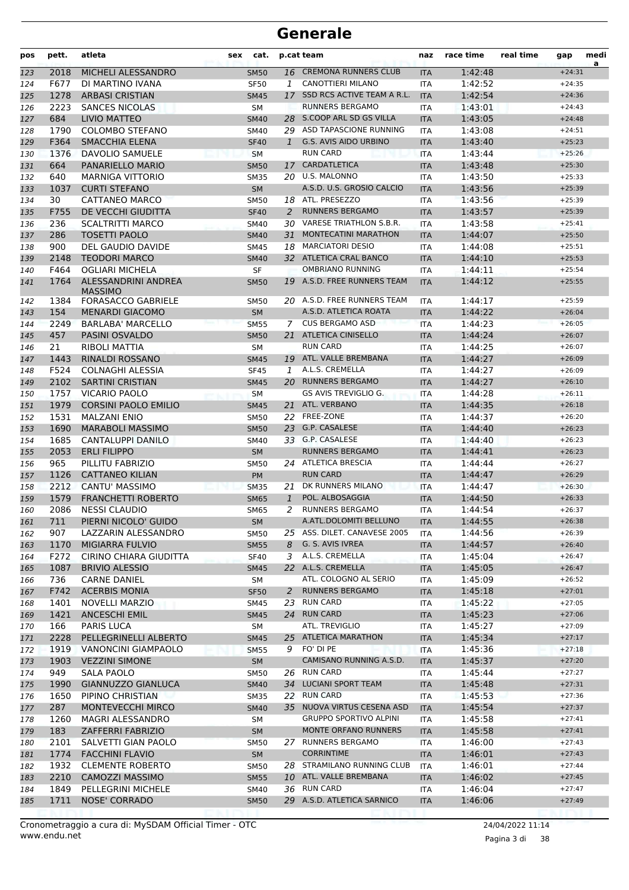# Generale

| pos | pett. | atleta | sex | cat. | p.cat | team | naz | race time | real time | gap | media |
|---|---|---|---|---|---|---|---|---|---|---|---|
| 123 | 2018 | MICHELI ALESSANDRO | | SM50 | 16 | CREMONA RUNNERS CLUB | ITA | 1:42:48 | | +24:31 | |
| 124 | F677 | DI MARTINO IVANA | | SF50 | 1 | CANOTTIERI MILANO | ITA | 1:42:52 | | +24:35 | |
| 125 | 1278 | ARBASI CRISTIAN | | SM45 | 17 | SSD RCS ACTIVE TEAM A R.L. | ITA | 1:42:54 | | +24:36 | |
| 126 | 2223 | SANCES NICOLAS | | SM | | RUNNERS BERGAMO | ITA | 1:43:01 | | +24:43 | |
| 127 | 684 | LIVIO MATTEO | | SM40 | 28 | S.COOP ARL SD GS VILLA | ITA | 1:43:05 | | +24:48 | |
| 128 | 1790 | COLOMBO STEFANO | | SM40 | 29 | ASD TAPASCIONE RUNNING | ITA | 1:43:08 | | +24:51 | |
| 129 | F364 | SMACCHIA ELENA | | SF40 | 1 | G.S. AVIS AIDO URBINO | ITA | 1:43:40 | | +25:23 | |
| 130 | 1376 | DAVOLIO SAMUELE | | SM | | RUN CARD | ITA | 1:43:44 | | +25:26 | |
| 131 | 664 | PANARIELLO MARIO | | SM50 | 17 | CARDATLETICA | ITA | 1:43:48 | | +25:30 | |
| 132 | 640 | MARNIGA VITTORIO | | SM35 | 20 | U.S. MALONNO | ITA | 1:43:50 | | +25:33 | |
| 133 | 1037 | CURTI STEFANO | | SM | | A.S.D. U.S. GROSIO CALCIO | ITA | 1:43:56 | | +25:39 | |
| 134 | 30 | CATTANEO MARCO | | SM50 | 18 | ATL. PRESEZZO | ITA | 1:43:56 | | +25:39 | |
| 135 | F755 | DE VECCHI GIUDITTA | | SF40 | 2 | RUNNERS BERGAMO | ITA | 1:43:57 | | +25:39 | |
| 136 | 236 | SCALTRITTI MARCO | | SM40 | 30 | VARESE TRIATHLON S.B.R. | ITA | 1:43:58 | | +25:41 | |
| 137 | 286 | TOSETTI PAOLO | | SM40 | 31 | MONTECATINI MARATHON | ITA | 1:44:07 | | +25:50 | |
| 138 | 900 | DEL GAUDIO DAVIDE | | SM45 | 18 | MARCIATORI DESIO | ITA | 1:44:08 | | +25:51 | |
| 139 | 2148 | TEODORI MARCO | | SM40 | 32 | ATLETICA CRAL BANCO | ITA | 1:44:10 | | +25:53 | |
| 140 | F464 | OGLIARI MICHELA | | SF | | OMBRIANO RUNNING | ITA | 1:44:11 | | +25:54 | |
| 141 | 1764 | ALESSANDRINI ANDREA MASSIMO | | SM50 | 19 | A.S.D. FREE RUNNERS TEAM | ITA | 1:44:12 | | +25:55 | |
| 142 | 1384 | FORASACCO GABRIELE | | SM50 | 20 | A.S.D. FREE RUNNERS TEAM | ITA | 1:44:17 | | +25:59 | |
| 143 | 154 | MENARDI GIACOMO | | SM | | A.S.D. ATLETICA ROATA | ITA | 1:44:22 | | +26:04 | |
| 144 | 2249 | BARLABA' MARCELLO | | SM55 | 7 | CUS BERGAMO ASD | ITA | 1:44:23 | | +26:05 | |
| 145 | 457 | PASINI OSVALDO | | SM50 | 21 | ATLETICA CINISELLO | ITA | 1:44:24 | | +26:07 | |
| 146 | 21 | RIBOLI MATTIA | | SM | | RUN CARD | ITA | 1:44:25 | | +26:07 | |
| 147 | 1443 | RINALDI ROSSANO | | SM45 | 19 | ATL. VALLE BREMBANA | ITA | 1:44:27 | | +26:09 | |
| 148 | F524 | COLNAGHI ALESSIA | | SF45 | 1 | A.L.S. CREMELLA | ITA | 1:44:27 | | +26:09 | |
| 149 | 2102 | SARTINI CRISTIAN | | SM45 | 20 | RUNNERS BERGAMO | ITA | 1:44:27 | | +26:10 | |
| 150 | 1757 | VICARIO PAOLO | | SM | | GS AVIS TREVIGLIO G. | ITA | 1:44:28 | | +26:11 | |
| 151 | 1979 | CORSINI PAOLO EMILIO | | SM45 | 21 | ATL. VERBANO | ITA | 1:44:35 | | +26:18 | |
| 152 | 1531 | MALZANI ENIO | | SM50 | 22 | FREE-ZONE | ITA | 1:44:37 | | +26:20 | |
| 153 | 1690 | MARABOLI MASSIMO | | SM50 | 23 | G.P. CASALESE | ITA | 1:44:40 | | +26:23 | |
| 154 | 1685 | CANTALUPPI DANILO | | SM40 | 33 | G.P. CASALESE | ITA | 1:44:40 | | +26:23 | |
| 155 | 2053 | ERLI FILIPPO | | SM | | RUNNERS BERGAMO | ITA | 1:44:41 | | +26:23 | |
| 156 | 965 | PILLITU FABRIZIO | | SM50 | 24 | ATLETICA BRESCIA | ITA | 1:44:44 | | +26:27 | |
| 157 | 1126 | CATTANEO KILIAN | | PM | | RUN CARD | ITA | 1:44:47 | | +26:29 | |
| 158 | 2212 | CANTU' MASSIMO | | SM35 | 21 | DK RUNNERS MILANO | ITA | 1:44:47 | | +26:30 | |
| 159 | 1579 | FRANCHETTI ROBERTO | | SM65 | 1 | POL. ALBOSAGGIA | ITA | 1:44:50 | | +26:33 | |
| 160 | 2086 | NESSI CLAUDIO | | SM65 | 2 | RUNNERS BERGAMO | ITA | 1:44:54 | | +26:37 | |
| 161 | 711 | PIERNI NICOLO' GUIDO | | SM | | A.ATL.DOLOMITI BELLUNO | ITA | 1:44:55 | | +26:38 | |
| 162 | 907 | LAZZARIN ALESSANDRO | | SM50 | 25 | ASS. DILET. CANAVESE 2005 | ITA | 1:44:56 | | +26:39 | |
| 163 | 1170 | MIGIARRA FULVIO | | SM55 | 8 | G. S. AVIS IVREA | ITA | 1:44:57 | | +26:40 | |
| 164 | F272 | CIRINO CHIARA GIUDITTA | | SF40 | 3 | A.L.S. CREMELLA | ITA | 1:45:04 | | +26:47 | |
| 165 | 1087 | BRIVIO ALESSIO | | SM45 | 22 | A.L.S. CREMELLA | ITA | 1:45:05 | | +26:47 | |
| 166 | 736 | CARNE DANIEL | | SM | | ATL. COLOGNO AL SERIO | ITA | 1:45:09 | | +26:52 | |
| 167 | F742 | ACERBIS MONIA | | SF50 | 2 | RUNNERS BERGAMO | ITA | 1:45:18 | | +27:01 | |
| 168 | 1401 | NOVELLI MARZIO | | SM45 | 23 | RUN CARD | ITA | 1:45:22 | | +27:05 | |
| 169 | 1421 | ANCESCHI EMIL | | SM45 | 24 | RUN CARD | ITA | 1:45:23 | | +27:06 | |
| 170 | 166 | PARIS LUCA | | SM | | ATL. TREVIGLIO | ITA | 1:45:27 | | +27:09 | |
| 171 | 2228 | PELLEGRINELLI ALBERTO | | SM45 | 25 | ATLETICA MARATHON | ITA | 1:45:34 | | +27:17 | |
| 172 | 1919 | VANONCINI GIAMPAOLO | | SM55 | 9 | FO' DI PE | ITA | 1:45:36 | | +27:18 | |
| 173 | 1903 | VEZZINI SIMONE | | SM | | CAMISANO RUNNING A.S.D. | ITA | 1:45:37 | | +27:20 | |
| 174 | 949 | SALA PAOLO | | SM50 | 26 | RUN CARD | ITA | 1:45:44 | | +27:27 | |
| 175 | 1990 | GIANNUZZO GIANLUCA | | SM40 | 34 | LUCIANI SPORT TEAM | ITA | 1:45:48 | | +27:31 | |
| 176 | 1650 | PIPINO CHRISTIAN | | SM35 | 22 | RUN CARD | ITA | 1:45:53 | | +27:36 | |
| 177 | 287 | MONTEVECCHI MIRCO | | SM40 | 35 | NUOVA VIRTUS CESENA ASD | ITA | 1:45:54 | | +27:37 | |
| 178 | 1260 | MAGRI ALESSANDRO | | SM | | GRUPPO SPORTIVO ALPINI | ITA | 1:45:58 | | +27:41 | |
| 179 | 183 | ZAFFERRI FABRIZIO | | SM | | MONTE ORFANO RUNNERS | ITA | 1:45:58 | | +27:41 | |
| 180 | 2101 | SALVETTI GIAN PAOLO | | SM50 | 27 | RUNNERS BERGAMO | ITA | 1:46:00 | | +27:43 | |
| 181 | 1774 | FACCHIN FLAVIO | | SM | | CORRINTIME | ITA | 1:46:01 | | +27:43 | |
| 182 | 1932 | CLEMENTE ROBERTO | | SM50 | 28 | STRAMILANO RUNNING CLUB | ITA | 1:46:01 | | +27:44 | |
| 183 | 2210 | CAMOZZI MASSIMO | | SM55 | 10 | ATL. VALLE BREMBANA | ITA | 1:46:02 | | +27:45 | |
| 184 | 1849 | PELLEGRINI MICHELE | | SM40 | 36 | RUN CARD | ITA | 1:46:04 | | +27:47 | |
| 185 | 1711 | NOSE' CORRADO | | SM50 | 29 | A.S.D. ATLETICA SARNICO | ITA | 1:46:06 | | +27:49 | |

Cronometraggio a cura di: MySDAM Official Timer - OTC
www.endu.net

24/04/2022 11:14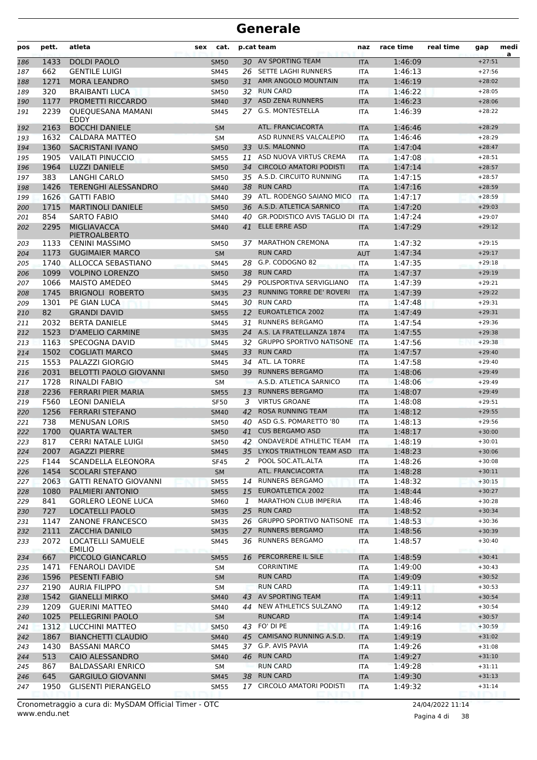# Generale

| pos | pett. | atleta | sex | cat. | p.cat | team | naz | race time | real time | gap | media |
|---|---|---|---|---|---|---|---|---|---|---|---|
| 186 | 1433 | DOLDI PAOLO | | SM50 | 30 | AV SPORTING TEAM | ITA | 1:46:09 | | +27:51 | |
| 187 | 662 | GENTILE LUIGI | | SM45 | 26 | SETTE LAGHI RUNNERS | ITA | 1:46:13 | | +27:56 | |
| 188 | 1271 | MORA LEANDRO | | SM50 | 31 | AMR ANGOLO MOUNTAIN | ITA | 1:46:19 | | +28:02 | |
| 189 | 320 | BRAIBANTI LUCA | | SM50 | 32 | RUN CARD | ITA | 1:46:22 | | +28:05 | |
| 190 | 1177 | PROMETTI RICCARDO | | SM40 | 37 | ASD ZENA RUNNERS | ITA | 1:46:23 | | +28:06 | |
| 191 | 2239 | QUEQUESANA MAMANI EDDY | | SM45 | 27 | G.S. MONTESTELLA | ITA | 1:46:39 | | +28:22 | |
| 192 | 2163 | BOCCHI DANIELE | | SM | | ATL. FRANCIACORTA | ITA | 1:46:46 | | +28:29 | |
| 193 | 1632 | CALDARA MATTEO | | SM | | ASD RUNNERS VALCALEPIO | ITA | 1:46:46 | | +28:29 | |
| 194 | 1360 | SACRISTANI IVANO | | SM50 | 33 | U.S. MALONNO | ITA | 1:47:04 | | +28:47 | |
| 195 | 1905 | VAILATI PINUCCIO | | SM55 | 11 | ASD NUOVA VIRTUS CREMA | ITA | 1:47:08 | | +28:51 | |
| 196 | 1964 | LUZZI DANIELE | | SM50 | 34 | CIRCOLO AMATORI PODISTI | ITA | 1:47:14 | | +28:57 | |
| 197 | 383 | LANGHI CARLO | | SM50 | 35 | A.S.D. CIRCUITO RUNNING | ITA | 1:47:15 | | +28:57 | |
| 198 | 1426 | TERENGHI ALESSANDRO | | SM40 | 38 | RUN CARD | ITA | 1:47:16 | | +28:59 | |
| 199 | 1626 | GATTI FABIO | | SM40 | 39 | ATL. RODENGO SAIANO MICO | ITA | 1:47:17 | | +28:59 | |
| 200 | 1715 | MARTINOLI DANIELE | | SM50 | 36 | A.S.D. ATLETICA SARNICO | ITA | 1:47:20 | | +29:03 | |
| 201 | 854 | SARTO FABIO | | SM40 | 40 | GR.PODISTICO AVIS TAGLIO DI | ITA | 1:47:24 | | +29:07 | |
| 202 | 2295 | MIGLIAVACCA PIETROALBERTO | | SM40 | 41 | ELLE ERRE ASD | ITA | 1:47:29 | | +29:12 | |
| 203 | 1133 | CENINI MASSIMO | | SM50 | 37 | MARATHON CREMONA | ITA | 1:47:32 | | +29:15 | |
| 204 | 1173 | GUGIMAIER MARCO | | SM | | RUN CARD | AUT | 1:47:34 | | +29:17 | |
| 205 | 1740 | ALLOCCA SEBASTIANO | | SM45 | 28 | G.P. CODOGNO 82 | ITA | 1:47:35 | | +29:18 | |
| 206 | 1099 | VOLPINO LORENZO | | SM50 | 38 | RUN CARD | ITA | 1:47:37 | | +29:19 | |
| 207 | 1066 | MAISTO AMEDEO | | SM45 | 29 | POLISPORTIVA SERVIGLIANO | ITA | 1:47:39 | | +29:21 | |
| 208 | 1745 | BRIGNOLI ROBERTO | | SM35 | 23 | RUNNING TORRE DE' ROVERI | ITA | 1:47:39 | | +29:22 | |
| 209 | 1301 | PE GIAN LUCA | | SM45 | 30 | RUN CARD | ITA | 1:47:48 | | +29:31 | |
| 210 | 82 | GRANDI DAVID | | SM55 | 12 | EUROATLETICA 2002 | ITA | 1:47:49 | | +29:31 | |
| 211 | 2032 | BERTA DANIELE | | SM45 | 31 | RUNNERS BERGAMO | ITA | 1:47:54 | | +29:36 | |
| 212 | 1523 | D'AMELIO CARMINE | | SM35 | 24 | A.S. LA FRATELLANZA 1874 | ITA | 1:47:55 | | +29:38 | |
| 213 | 1163 | SPECOGNA DAVID | | SM45 | 32 | GRUPPO SPORTIVO NATISONE | ITA | 1:47:56 | | +29:38 | |
| 214 | 1502 | COGLIATI MARCO | | SM45 | 33 | RUN CARD | ITA | 1:47:57 | | +29:40 | |
| 215 | 1553 | PALAZZI GIORGIO | | SM45 | 34 | ATL. LA TORRE | ITA | 1:47:58 | | +29:40 | |
| 216 | 2031 | BELOTTI PAOLO GIOVANNI | | SM50 | 39 | RUNNERS BERGAMO | ITA | 1:48:06 | | +29:49 | |
| 217 | 1728 | RINALDI FABIO | | SM | | A.S.D. ATLETICA SARNICO | ITA | 1:48:06 | | +29:49 | |
| 218 | 2236 | FERRARI PIER MARIA | | SM55 | 13 | RUNNERS BERGAMO | ITA | 1:48:07 | | +29:49 | |
| 219 | F560 | LEONI DANIELA | | SF50 | 3 | VIRTUS GROANE | ITA | 1:48:08 | | +29:51 | |
| 220 | 1256 | FERRARI STEFANO | | SM40 | 42 | ROSA RUNNING TEAM | ITA | 1:48:12 | | +29:55 | |
| 221 | 738 | MENUSAN LORIS | | SM50 | 40 | ASD G.S. POMARETTO '80 | ITA | 1:48:13 | | +29:56 | |
| 222 | 1700 | QUARTA WALTER | | SM50 | 41 | CUS BERGAMO ASD | ITA | 1:48:17 | | +30:00 | |
| 223 | 817 | CERRI NATALE LUIGI | | SM50 | 42 | ONDAVERDE ATHLETIC TEAM | ITA | 1:48:19 | | +30:01 | |
| 224 | 2007 | AGAZZI PIERRE | | SM45 | 35 | LYKOS TRIATHLON TEAM ASD | ITA | 1:48:23 | | +30:06 | |
| 225 | F144 | SCANDELLA ELEONORA | | SF45 | 2 | POOL SOC.ATL.ALTA | ITA | 1:48:26 | | +30:08 | |
| 226 | 1454 | SCOLARI STEFANO | | SM | | ATL. FRANCIACORTA | ITA | 1:48:28 | | +30:11 | |
| 227 | 2063 | GATTI RENATO GIOVANNI | | SM55 | 14 | RUNNERS BERGAMO | ITA | 1:48:32 | | +30:15 | |
| 228 | 1080 | PALMIERI ANTONIO | | SM55 | 15 | EUROATLETICA 2002 | ITA | 1:48:44 | | +30:27 | |
| 229 | 841 | GORLERO LEONE LUCA | | SM60 | 1 | MARATHON CLUB IMPERIA | ITA | 1:48:46 | | +30:28 | |
| 230 | 727 | LOCATELLI PAOLO | | SM35 | 25 | RUN CARD | ITA | 1:48:52 | | +30:34 | |
| 231 | 1147 | ZANONE FRANCESCO | | SM35 | 26 | GRUPPO SPORTIVO NATISONE | ITA | 1:48:53 | | +30:36 | |
| 232 | 2111 | ZACCHIA DANILO | | SM35 | 27 | RUNNERS BERGAMO | ITA | 1:48:56 | | +30:39 | |
| 233 | 2072 | LOCATELLI SAMUELE EMILIO | | SM45 | 36 | RUNNERS BERGAMO | ITA | 1:48:57 | | +30:40 | |
| 234 | 667 | PICCOLO GIANCARLO | | SM55 | 16 | PERCORRERE IL SILE | ITA | 1:48:59 | | +30:41 | |
| 235 | 1471 | FENAROLI DAVIDE | | SM | | CORRINTIME | ITA | 1:49:00 | | +30:43 | |
| 236 | 1596 | PESENTI FABIO | | SM | | RUN CARD | ITA | 1:49:09 | | +30:52 | |
| 237 | 2190 | AURIA FILIPPO | | SM | | RUN CARD | ITA | 1:49:11 | | +30:53 | |
| 238 | 1542 | GIANELLI MIRKO | | SM40 | 43 | AV SPORTING TEAM | ITA | 1:49:11 | | +30:54 | |
| 239 | 1209 | GUERINI MATTEO | | SM40 | 44 | NEW ATHLETICS SULZANO | ITA | 1:49:12 | | +30:54 | |
| 240 | 1025 | PELLEGRINI PAOLO | | SM | | RUNCARD | ITA | 1:49:14 | | +30:57 | |
| 241 | 1312 | LUCCHINI MATTEO | | SM50 | 43 | FO' DI PE | ITA | 1:49:16 | | +30:59 | |
| 242 | 1867 | BIANCHETTI CLAUDIO | | SM40 | 45 | CAMISANO RUNNING A.S.D. | ITA | 1:49:19 | | +31:02 | |
| 243 | 1430 | BASSANI MARCO | | SM45 | 37 | G.P. AVIS PAVIA | ITA | 1:49:26 | | +31:08 | |
| 244 | 513 | CAIO ALESSANDRO | | SM40 | 46 | RUN CARD | ITA | 1:49:27 | | +31:10 | |
| 245 | 867 | BALDASSARI ENRICO | | SM | | RUN CARD | ITA | 1:49:28 | | +31:11 | |
| 246 | 645 | GARGIULO GIOVANNI | | SM45 | 38 | RUN CARD | ITA | 1:49:30 | | +31:13 | |
| 247 | 1950 | GLISENTI PIERANGELO | | SM55 | 17 | CIRCOLO AMATORI PODISTI | ITA | 1:49:32 | | +31:14 | |

Cronometraggio a cura di: MySDAM Official Timer - OTC
www.endu.net

24/04/2022 11:14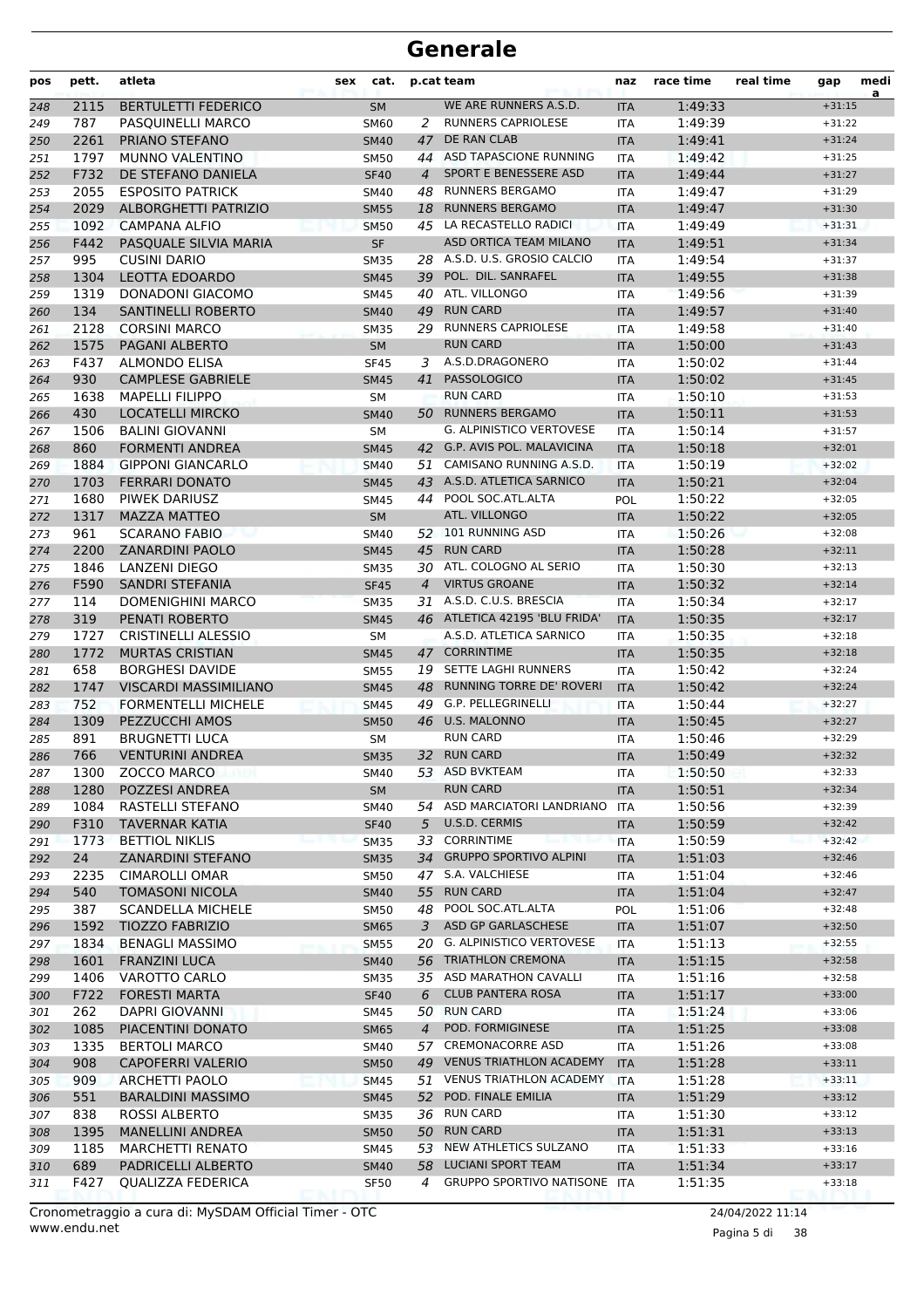# Generale

| pos | pett. | atleta | sex | cat. | p.cat | team | naz | race time | real time | gap | media |
|---|---|---|---|---|---|---|---|---|---|---|---|
| 248 | 2115 | BERTULETTI FEDERICO | | SM | | WE ARE RUNNERS A.S.D. | ITA | 1:49:33 | | +31:15 | |
| 249 | 787 | PASQUINELLI MARCO | | SM60 | 2 | RUNNERS CAPRIOLESE | ITA | 1:49:39 | | +31:22 | |
| 250 | 2261 | PRIANO STEFANO | | SM40 | 47 | DE RAN CLAB | ITA | 1:49:41 | | +31:24 | |
| 251 | 1797 | MUNNO VALENTINO | | SM50 | 44 | ASD TAPASCIONE RUNNING | ITA | 1:49:42 | | +31:25 | |
| 252 | F732 | DE STEFANO DANIELA | | SF40 | 4 | SPORT E BENESSERE ASD | ITA | 1:49:44 | | +31:27 | |
| 253 | 2055 | ESPOSITO PATRICK | | SM40 | 48 | RUNNERS BERGAMO | ITA | 1:49:47 | | +31:29 | |
| 254 | 2029 | ALBORGHETTI PATRIZIO | | SM55 | 18 | RUNNERS BERGAMO | ITA | 1:49:47 | | +31:30 | |
| 255 | 1092 | CAMPANA ALFIO | | SM50 | 45 | LA RECASTELLO RADICI | ITA | 1:49:49 | | +31:31 | |
| 256 | F442 | PASQUALE SILVIA MARIA | | SF | | ASD ORTICA TEAM MILANO | ITA | 1:49:51 | | +31:34 | |
| 257 | 995 | CUSINI DARIO | | SM35 | 28 | A.S.D. U.S. GROSIO CALCIO | ITA | 1:49:54 | | +31:37 | |
| 258 | 1304 | LEOTTA EDOARDO | | SM45 | 39 | POL. DIL. SANRAFEL | ITA | 1:49:55 | | +31:38 | |
| 259 | 1319 | DONADONI GIACOMO | | SM45 | 40 | ATL. VILLONGO | ITA | 1:49:56 | | +31:39 | |
| 260 | 134 | SANTINELLI ROBERTO | | SM40 | 49 | RUN CARD | ITA | 1:49:57 | | +31:40 | |
| 261 | 2128 | CORSINI MARCO | | SM35 | 29 | RUNNERS CAPRIOLESE | ITA | 1:49:58 | | +31:40 | |
| 262 | 1575 | PAGANI ALBERTO | | SM | | RUN CARD | ITA | 1:50:00 | | +31:43 | |
| 263 | F437 | ALMONDO ELISA | | SF45 | 3 | A.S.D.DRAGONERO | ITA | 1:50:02 | | +31:44 | |
| 264 | 930 | CAMPLESE GABRIELE | | SM45 | 41 | PASSOLOGICO | ITA | 1:50:02 | | +31:45 | |
| 265 | 1638 | MAPELLI FILIPPO | | SM | | RUN CARD | ITA | 1:50:10 | | +31:53 | |
| 266 | 430 | LOCATELLI MIRCKO | | SM40 | 50 | RUNNERS BERGAMO | ITA | 1:50:11 | | +31:53 | |
| 267 | 1506 | BALINI GIOVANNI | | SM | | G. ALPINISTICO VERTOVESE | ITA | 1:50:14 | | +31:57 | |
| 268 | 860 | FORMENTI ANDREA | | SM45 | 42 | G.P. AVIS POL. MALAVICINA | ITA | 1:50:18 | | +32:01 | |
| 269 | 1884 | GIPPONI GIANCARLO | | SM40 | 51 | CAMISANO RUNNING A.S.D. | ITA | 1:50:19 | | +32:02 | |
| 270 | 1703 | FERRARI DONATO | | SM45 | 43 | A.S.D. ATLETICA SARNICO | ITA | 1:50:21 | | +32:04 | |
| 271 | 1680 | PIWEK DARIUSZ | | SM45 | 44 | POOL SOC.ATL.ALTA | POL | 1:50:22 | | +32:05 | |
| 272 | 1317 | MAZZA MATTEO | | SM | | ATL. VILLONGO | ITA | 1:50:22 | | +32:05 | |
| 273 | 961 | SCARANO FABIO | | SM40 | 52 | 101 RUNNING ASD | ITA | 1:50:26 | | +32:08 | |
| 274 | 2200 | ZANARDINI PAOLO | | SM45 | 45 | RUN CARD | ITA | 1:50:28 | | +32:11 | |
| 275 | 1846 | LANZENI DIEGO | | SM35 | 30 | ATL. COLOGNO AL SERIO | ITA | 1:50:30 | | +32:13 | |
| 276 | F590 | SANDRI STEFANIA | | SF45 | 4 | VIRTUS GROANE | ITA | 1:50:32 | | +32:14 | |
| 277 | 114 | DOMENIGHINI MARCO | | SM35 | 31 | A.S.D. C.U.S. BRESCIA | ITA | 1:50:34 | | +32:17 | |
| 278 | 319 | PENATI ROBERTO | | SM45 | 46 | ATLETICA 42195 'BLU FRIDA' | ITA | 1:50:35 | | +32:17 | |
| 279 | 1727 | CRISTINELLI ALESSIO | | SM | | A.S.D. ATLETICA SARNICO | ITA | 1:50:35 | | +32:18 | |
| 280 | 1772 | MURTAS CRISTIAN | | SM45 | 47 | CORRINTIME | ITA | 1:50:35 | | +32:18 | |
| 281 | 658 | BORGHESI DAVIDE | | SM55 | 19 | SETTE LAGHI RUNNERS | ITA | 1:50:42 | | +32:24 | |
| 282 | 1747 | VISCARDI MASSIMILIANO | | SM45 | 48 | RUNNING TORRE DE' ROVERI | ITA | 1:50:42 | | +32:24 | |
| 283 | 752 | FORMENTELLI MICHELE | | SM45 | 49 | G.P. PELLEGRINELLI | ITA | 1:50:44 | | +32:27 | |
| 284 | 1309 | PEZZUCCHI AMOS | | SM50 | 46 | U.S. MALONNO | ITA | 1:50:45 | | +32:27 | |
| 285 | 891 | BRUGNETTI LUCA | | SM | | RUN CARD | ITA | 1:50:46 | | +32:29 | |
| 286 | 766 | VENTURINI ANDREA | | SM35 | 32 | RUN CARD | ITA | 1:50:49 | | +32:32 | |
| 287 | 1300 | ZOCCO MARCO | | SM40 | 53 | ASD BVKTEAM | ITA | 1:50:50 | | +32:33 | |
| 288 | 1280 | POZZESI ANDREA | | SM | | RUN CARD | ITA | 1:50:51 | | +32:34 | |
| 289 | 1084 | RASTELLI STEFANO | | SM40 | 54 | ASD MARCIATORI LANDRIANO | ITA | 1:50:56 | | +32:39 | |
| 290 | F310 | TAVERNAR KATIA | | SF40 | 5 | U.S.D. CERMIS | ITA | 1:50:59 | | +32:42 | |
| 291 | 1773 | BETTIOL NIKLIS | | SM35 | 33 | CORRINTIME | ITA | 1:50:59 | | +32:42 | |
| 292 | 24 | ZANARDINI STEFANO | | SM35 | 34 | GRUPPO SPORTIVO ALPINI | ITA | 1:51:03 | | +32:46 | |
| 293 | 2235 | CIMAROLLI OMAR | | SM50 | 47 | S.A. VALCHIESE | ITA | 1:51:04 | | +32:46 | |
| 294 | 540 | TOMASONI NICOLA | | SM40 | 55 | RUN CARD | ITA | 1:51:04 | | +32:47 | |
| 295 | 387 | SCANDELLA MICHELE | | SM50 | 48 | POOL SOC.ATL.ALTA | POL | 1:51:06 | | +32:48 | |
| 296 | 1592 | TIOZZO FABRIZIO | | SM65 | 3 | ASD GP GARLASCHESE | ITA | 1:51:07 | | +32:50 | |
| 297 | 1834 | BENAGLI MASSIMO | | SM55 | 20 | G. ALPINISTICO VERTOVESE | ITA | 1:51:13 | | +32:55 | |
| 298 | 1601 | FRANZINI LUCA | | SM40 | 56 | TRIATHLON CREMONA | ITA | 1:51:15 | | +32:58 | |
| 299 | 1406 | VAROTTO CARLO | | SM35 | 35 | ASD MARATHON CAVALLI | ITA | 1:51:16 | | +32:58 | |
| 300 | F722 | FORESTI MARTA | | SF40 | 6 | CLUB PANTERA ROSA | ITA | 1:51:17 | | +33:00 | |
| 301 | 262 | DAPRI GIOVANNI | | SM45 | 50 | RUN CARD | ITA | 1:51:24 | | +33:06 | |
| 302 | 1085 | PIACENTINI DONATO | | SM65 | 4 | POD. FORMIGINESE | ITA | 1:51:25 | | +33:08 | |
| 303 | 1335 | BERTOLI MARCO | | SM40 | 57 | CREMONACORRE ASD | ITA | 1:51:26 | | +33:08 | |
| 304 | 908 | CAPOFERRI VALERIO | | SM50 | 49 | VENUS TRIATHLON ACADEMY | ITA | 1:51:28 | | +33:11 | |
| 305 | 909 | ARCHETTI PAOLO | | SM45 | 51 | VENUS TRIATHLON ACADEMY | ITA | 1:51:28 | | +33:11 | |
| 306 | 551 | BARALDINI MASSIMO | | SM45 | 52 | POD. FINALE EMILIA | ITA | 1:51:29 | | +33:12 | |
| 307 | 838 | ROSSI ALBERTO | | SM35 | 36 | RUN CARD | ITA | 1:51:30 | | +33:12 | |
| 308 | 1395 | MANELLINI ANDREA | | SM50 | 50 | RUN CARD | ITA | 1:51:31 | | +33:13 | |
| 309 | 1185 | MARCHETTI RENATO | | SM45 | 53 | NEW ATHLETICS SULZANO | ITA | 1:51:33 | | +33:16 | |
| 310 | 689 | PADRICELLI ALBERTO | | SM40 | 58 | LUCIANI SPORT TEAM | ITA | 1:51:34 | | +33:17 | |
| 311 | F427 | QUALIZZA FEDERICA | | SF50 | 4 | GRUPPO SPORTIVO NATISONE | ITA | 1:51:35 | | +33:18 | |

Cronometraggio a cura di: MySDAM Official Timer - OTC
www.endu.net

24/04/2022 11:14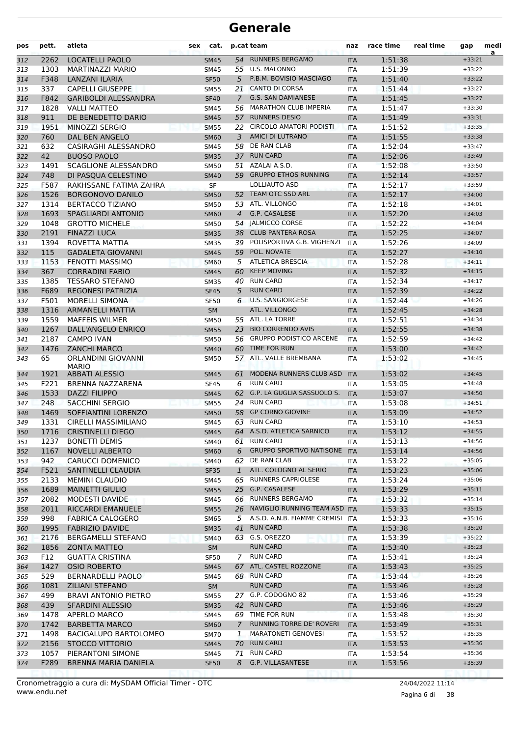# Generale

| pos | pett. | atleta | sex | cat. | p.cat | team | naz | race time | real time | gap | media |
|---|---|---|---|---|---|---|---|---|---|---|---|
| 312 | 2262 | LOCATELLI PAOLO | | SM45 | 54 | RUNNERS BERGAMO | ITA | 1:51:38 | | +33:21 | |
| 313 | 1303 | MARTINAZZI MARIO | | SM45 | 55 | U.S. MALONNO | ITA | 1:51:39 | | +33:22 | |
| 314 | F348 | LANZANI ILARIA | | SF50 | 5 | P.B.M. BOVISIO MASCIAGO | ITA | 1:51:40 | | +33:22 | |
| 315 | 337 | CAPELLI GIUSEPPE | | SM55 | 21 | CANTO DI CORSA | ITA | 1:51:44 | | +33:27 | |
| 316 | F842 | GARIBOLDI ALESSANDRA | | SF40 | 7 | G.S. SAN DAMIANESE | ITA | 1:51:45 | | +33:27 | |
| 317 | 1828 | VALLI MATTEO | | SM45 | 56 | MARATHON CLUB IMPERIA | ITA | 1:51:47 | | +33:30 | |
| 318 | 911 | DE BENEDETTO DARIO | | SM45 | 57 | RUNNERS DESIO | ITA | 1:51:49 | | +33:31 | |
| 319 | 1951 | MINOZZI SERGIO | | SM55 | 22 | CIRCOLO AMATORI PODISTI | ITA | 1:51:52 | | +33:35 | |
| 320 | 760 | DAL BEN ANGELO | | SM60 | 3 | AMICI DI LUTRANO | ITA | 1:51:55 | | +33:38 | |
| 321 | 632 | CASIRAGHI ALESSANDRO | | SM45 | 58 | DE RAN CLAB | ITA | 1:52:04 | | +33:47 | |
| 322 | 42 | BUOSO PAOLO | | SM35 | 37 | RUN CARD | ITA | 1:52:06 | | +33:49 | |
| 323 | 1491 | SCAGLIONE ALESSANDRO | | SM50 | 51 | AZALAI A.S.D. | ITA | 1:52:08 | | +33:50 | |
| 324 | 748 | DI PASQUA CELESTINO | | SM40 | 59 | GRUPPO ETHOS RUNNING | ITA | 1:52:14 | | +33:57 | |
| 325 | F587 | RAKHSSANE FATIMA ZAHRA | | SF | | LOLLIAUTO ASD | ITA | 1:52:17 | | +33:59 | |
| 326 | 1526 | BORGONOVO DANILO | | SM50 | 52 | TEAM OTC SSD ARL | ITA | 1:52:17 | | +34:00 | |
| 327 | 1314 | BERTACCO TIZIANO | | SM50 | 53 | ATL. VILLONGO | ITA | 1:52:18 | | +34:01 | |
| 328 | 1693 | SPAGLIARDI ANTONIO | | SM60 | 4 | G.P. CASALESE | ITA | 1:52:20 | | +34:03 | |
| 329 | 1048 | GROTTO MICHELE | | SM50 | 54 | JALMICCO CORSE | ITA | 1:52:22 | | +34:04 | |
| 330 | 2191 | FINAZZI LUCA | | SM35 | 38 | CLUB PANTERA ROSA | ITA | 1:52:25 | | +34:07 | |
| 331 | 1394 | ROVETTA MATTIA | | SM35 | 39 | POLISPORTIVA G.B. VIGHENZI | ITA | 1:52:26 | | +34:09 | |
| 332 | 115 | GADALETA GIOVANNI | | SM45 | 59 | POL. NOVATE | ITA | 1:52:27 | | +34:10 | |
| 333 | 1153 | FENOTTI MASSIMO | | SM60 | 5 | ATLETICA BRESCIA | ITA | 1:52:28 | | +34:11 | |
| 334 | 367 | CORRADINI FABIO | | SM45 | 60 | KEEP MOVING | ITA | 1:52:32 | | +34:15 | |
| 335 | 1385 | TESSARO STEFANO | | SM35 | 40 | RUN CARD | ITA | 1:52:34 | | +34:17 | |
| 336 | F689 | REGONESI PATRIZIA | | SF45 | 5 | RUN CARD | ITA | 1:52:39 | | +34:22 | |
| 337 | F501 | MORELLI SIMONA | | SF50 | 6 | U.S. SANGIORGESE | ITA | 1:52:44 | | +34:26 | |
| 338 | 1316 | ARMANELLI MATTIA | | SM | | ATL. VILLONGO | ITA | 1:52:45 | | +34:28 | |
| 339 | 1559 | MAFFEIS WILMER | | SM50 | 55 | ATL. LA TORRE | ITA | 1:52:51 | | +34:34 | |
| 340 | 1267 | DALL'ANGELO ENRICO | | SM55 | 23 | BIO CORRENDO AVIS | ITA | 1:52:55 | | +34:38 | |
| 341 | 2187 | CAMPO IVAN | | SM50 | 56 | GRUPPO PODISTICO ARCENE | ITA | 1:52:59 | | +34:42 | |
| 342 | 1476 | ZANCHI MARCO | | SM40 | 60 | TIME FOR RUN | ITA | 1:53:00 | | +34:42 | |
| 343 | 65 | ORLANDINI GIOVANNI MARIO | | SM50 | 57 | ATL. VALLE BREMBANA | ITA | 1:53:02 | | +34:45 | |
| 344 | 1921 | ABBATI ALESSIO | | SM45 | 61 | MODENA RUNNERS CLUB ASD | ITA | 1:53:02 | | +34:45 | |
| 345 | F221 | BRENNA NAZZARENA | | SF45 | 6 | RUN CARD | ITA | 1:53:05 | | +34:48 | |
| 346 | 1533 | DAZZI FILIPPO | | SM45 | 62 | G.P. LA GUGLIA SASSUOLO S. | ITA | 1:53:07 | | +34:50 | |
| 347 | 248 | SACCHINI SERGIO | | SM55 | 24 | RUN CARD | ITA | 1:53:08 | | +34:51 | |
| 348 | 1469 | SOFFIANTINI LORENZO | | SM50 | 58 | GP CORNO GIOVINE | ITA | 1:53:09 | | +34:52 | |
| 349 | 1331 | CIRELLI MASSIMILIANO | | SM45 | 63 | RUN CARD | ITA | 1:53:10 | | +34:53 | |
| 350 | 1716 | CRISTINELLI DIEGO | | SM45 | 64 | A.S.D. ATLETICA SARNICO | ITA | 1:53:12 | | +34:55 | |
| 351 | 1237 | BONETTI DEMIS | | SM40 | 61 | RUN CARD | ITA | 1:53:13 | | +34:56 | |
| 352 | 1167 | NOVELLI ALBERTO | | SM60 | 6 | GRUPPO SPORTIVO NATISONE | ITA | 1:53:14 | | +34:56 | |
| 353 | 942 | CARUCCI DOMENICO | | SM40 | 62 | DE RAN CLAB | ITA | 1:53:22 | | +35:05 | |
| 354 | F521 | SANTINELLI CLAUDIA | | SF35 | 1 | ATL. COLOGNO AL SERIO | ITA | 1:53:23 | | +35:06 | |
| 355 | 2133 | MEMINI CLAUDIO | | SM45 | 65 | RUNNERS CAPRIOLESE | ITA | 1:53:24 | | +35:06 | |
| 356 | 1689 | MAINETTI GIULIO | | SM55 | 25 | G.P. CASALESE | ITA | 1:53:29 | | +35:11 | |
| 357 | 2082 | MODESTI DAVIDE | | SM45 | 66 | RUNNERS BERGAMO | ITA | 1:53:32 | | +35:14 | |
| 358 | 2011 | RICCARDI EMANUELE | | SM55 | 26 | NAVIGLIO RUNNING TEAM ASD | ITA | 1:53:33 | | +35:15 | |
| 359 | 998 | FABRICA CALOGERO | | SM65 | 5 | A.S.D. A.N.B. FIAMME CREMISI | ITA | 1:53:33 | | +35:16 | |
| 360 | 1995 | FABRIZIO DAVIDE | | SM35 | 41 | RUN CARD | ITA | 1:53:38 | | +35:20 | |
| 361 | 2176 | BERGAMELLI STEFANO | | SM40 | 63 | G.S. OREZZO | ITA | 1:53:39 | | +35:22 | |
| 362 | 1856 | ZONTA MATTEO | | SM | | RUN CARD | ITA | 1:53:40 | | +35:23 | |
| 363 | F12 | GUATTA CRISTINA | | SF50 | 7 | RUN CARD | ITA | 1:53:41 | | +35:24 | |
| 364 | 1427 | OSIO ROBERTO | | SM45 | 67 | ATL. CASTEL ROZZONE | ITA | 1:53:43 | | +35:25 | |
| 365 | 529 | BERNARDELLI PAOLO | | SM45 | 68 | RUN CARD | ITA | 1:53:44 | | +35:26 | |
| 366 | 1081 | ZILIANI STEFANO | | SM | | RUN CARD | ITA | 1:53:46 | | +35:28 | |
| 367 | 499 | BRAVI ANTONIO PIETRO | | SM55 | 27 | G.P. CODOGNO 82 | ITA | 1:53:46 | | +35:29 | |
| 368 | 439 | SFARDINI ALESSIO | | SM35 | 42 | RUN CARD | ITA | 1:53:46 | | +35:29 | |
| 369 | 1478 | APERLO MARCO | | SM45 | 69 | TIME FOR RUN | ITA | 1:53:48 | | +35:30 | |
| 370 | 1742 | BARBETTA MARCO | | SM60 | 7 | RUNNING TORRE DE' ROVERI | ITA | 1:53:49 | | +35:31 | |
| 371 | 1498 | BACIGALUPO BARTOLOMEO | | SM70 | 1 | MARATONETI GENOVESI | ITA | 1:53:52 | | +35:35 | |
| 372 | 2156 | STOCCO VITTORIO | | SM45 | 70 | RUN CARD | ITA | 1:53:53 | | +35:36 | |
| 373 | 1057 | PIERANTONI SIMONE | | SM45 | 71 | RUN CARD | ITA | 1:53:54 | | +35:36 | |
| 374 | F289 | BRENNA MARIA DANIELA | | SF50 | 8 | G.P. VILLASANTESE | ITA | 1:53:56 | | +35:39 | |

Cronometraggio a cura di: MySDAM Official Timer - OTC
www.endu.net

24/04/2022 11:14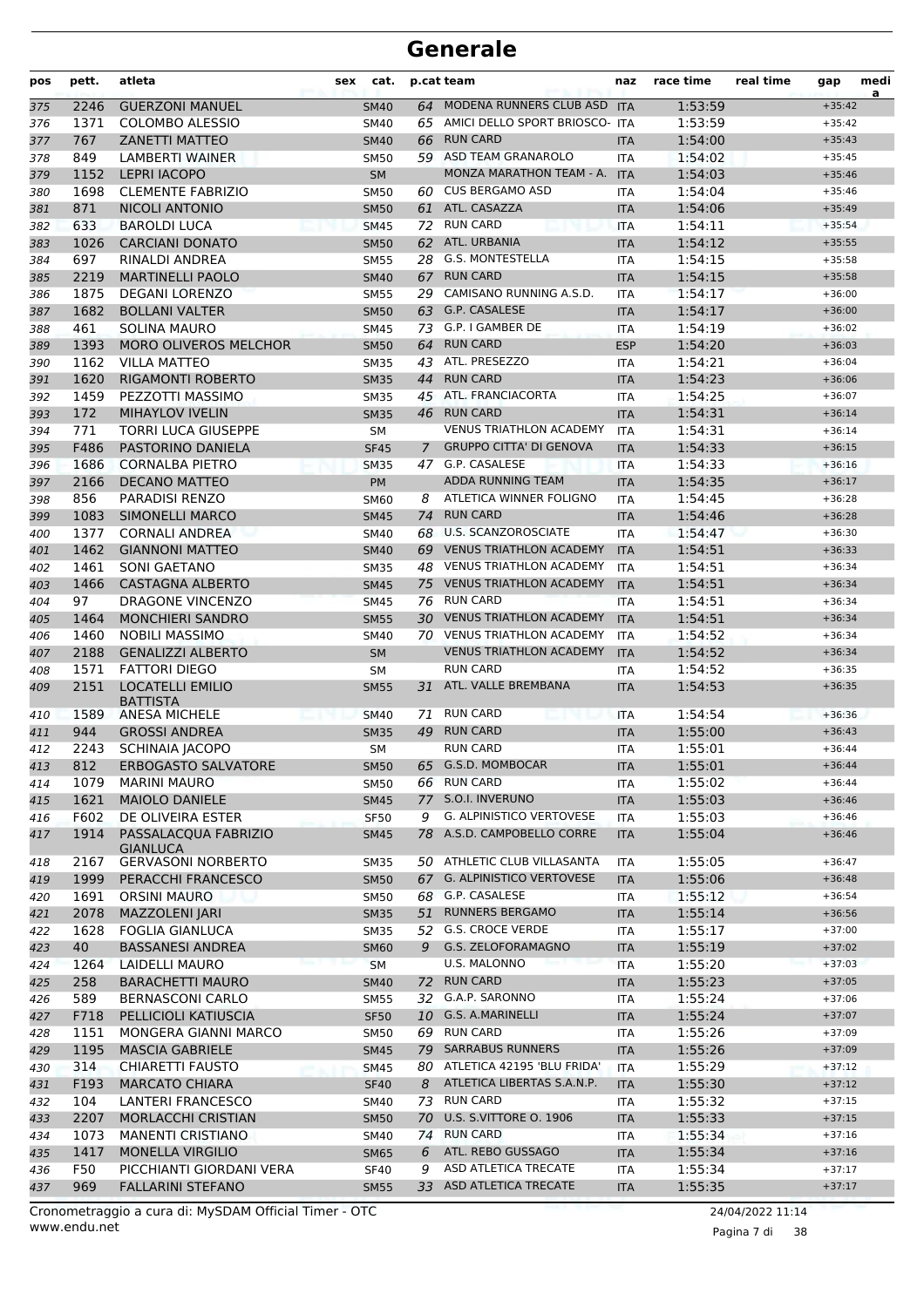# Generale

| pos | pett. | atleta | sex | cat. | p.cat | team | naz | race time | real time | gap | media |
|---|---|---|---|---|---|---|---|---|---|---|---|
| 375 | 2246 | GUERZONI MANUEL | | SM40 | 64 | MODENA RUNNERS CLUB ASD | ITA | 1:53:59 | | +35:42 | |
| 376 | 1371 | COLOMBO ALESSIO | | SM40 | 65 | AMICI DELLO SPORT BRIOSCO- | ITA | 1:53:59 | | +35:42 | |
| 377 | 767 | ZANETTI MATTEO | | SM40 | 66 | RUN CARD | ITA | 1:54:00 | | +35:43 | |
| 378 | 849 | LAMBERTI WAINER | | SM50 | 59 | ASD TEAM GRANAROLO | ITA | 1:54:02 | | +35:45 | |
| 379 | 1152 | LEPRI IACOPO | | SM | | MONZA MARATHON TEAM - A. | ITA | 1:54:03 | | +35:46 | |
| 380 | 1698 | CLEMENTE FABRIZIO | | SM50 | 60 | CUS BERGAMO ASD | ITA | 1:54:04 | | +35:46 | |
| 381 | 871 | NICOLI ANTONIO | | SM50 | 61 | ATL. CASAZZA | ITA | 1:54:06 | | +35:49 | |
| 382 | 633 | BAROLDI LUCA | | SM45 | 72 | RUN CARD | ITA | 1:54:11 | | +35:54 | |
| 383 | 1026 | CARCIANI DONATO | | SM50 | 62 | ATL. URBANIA | ITA | 1:54:12 | | +35:55 | |
| 384 | 697 | RINALDI ANDREA | | SM55 | 28 | G.S. MONTESTELLA | ITA | 1:54:15 | | +35:58 | |
| 385 | 2219 | MARTINELLI PAOLO | | SM40 | 67 | RUN CARD | ITA | 1:54:15 | | +35:58 | |
| 386 | 1875 | DEGANI LORENZO | | SM55 | 29 | CAMISANO RUNNING A.S.D. | ITA | 1:54:17 | | +36:00 | |
| 387 | 1682 | BOLLANI VALTER | | SM50 | 63 | G.P. CASALESE | ITA | 1:54:17 | | +36:00 | |
| 388 | 461 | SOLINA MAURO | | SM45 | 73 | G.P. I GAMBER DE | ITA | 1:54:19 | | +36:02 | |
| 389 | 1393 | MORO OLIVEROS MELCHOR | | SM50 | 64 | RUN CARD | ESP | 1:54:20 | | +36:03 | |
| 390 | 1162 | VILLA MATTEO | | SM35 | 43 | ATL. PRESEZZO | ITA | 1:54:21 | | +36:04 | |
| 391 | 1620 | RIGAMONTI ROBERTO | | SM35 | 44 | RUN CARD | ITA | 1:54:23 | | +36:06 | |
| 392 | 1459 | PEZZOTTI MASSIMO | | SM35 | 45 | ATL. FRANCIACORTA | ITA | 1:54:25 | | +36:07 | |
| 393 | 172 | MIHAYLOV IVELIN | | SM35 | 46 | RUN CARD | ITA | 1:54:31 | | +36:14 | |
| 394 | 771 | TORRI LUCA GIUSEPPE | | SM | | VENUS TRIATHLON ACADEMY | ITA | 1:54:31 | | +36:14 | |
| 395 | F486 | PASTORINO DANIELA | | SF45 | 7 | GRUPPO CITTA' DI GENOVA | ITA | 1:54:33 | | +36:15 | |
| 396 | 1686 | CORNALBA PIETRO | | SM35 | 47 | G.P. CASALESE | ITA | 1:54:33 | | +36:16 | |
| 397 | 2166 | DECANO MATTEO | | PM | | ADDA RUNNING TEAM | ITA | 1:54:35 | | +36:17 | |
| 398 | 856 | PARADISI RENZO | | SM60 | 8 | ATLETICA WINNER FOLIGNO | ITA | 1:54:45 | | +36:28 | |
| 399 | 1083 | SIMONELLI MARCO | | SM45 | 74 | RUN CARD | ITA | 1:54:46 | | +36:28 | |
| 400 | 1377 | CORNALI ANDREA | | SM40 | 68 | U.S. SCANZOROSCIATE | ITA | 1:54:47 | | +36:30 | |
| 401 | 1462 | GIANNONI MATTEO | | SM40 | 69 | VENUS TRIATHLON ACADEMY | ITA | 1:54:51 | | +36:33 | |
| 402 | 1461 | SONI GAETANO | | SM35 | 48 | VENUS TRIATHLON ACADEMY | ITA | 1:54:51 | | +36:34 | |
| 403 | 1466 | CASTAGNA ALBERTO | | SM45 | 75 | VENUS TRIATHLON ACADEMY | ITA | 1:54:51 | | +36:34 | |
| 404 | 97 | DRAGONE VINCENZO | | SM45 | 76 | RUN CARD | ITA | 1:54:51 | | +36:34 | |
| 405 | 1464 | MONCHIERI SANDRO | | SM55 | 30 | VENUS TRIATHLON ACADEMY | ITA | 1:54:51 | | +36:34 | |
| 406 | 1460 | NOBILI MASSIMO | | SM40 | 70 | VENUS TRIATHLON ACADEMY | ITA | 1:54:52 | | +36:34 | |
| 407 | 2188 | GENALIZZI ALBERTO | | SM | | VENUS TRIATHLON ACADEMY | ITA | 1:54:52 | | +36:34 | |
| 408 | 1571 | FATTORI DIEGO | | SM | | RUN CARD | ITA | 1:54:52 | | +36:35 | |
| 409 | 2151 | LOCATELLI EMILIO BATTISTA | | SM55 | 31 | ATL. VALLE BREMBANA | ITA | 1:54:53 | | +36:35 | |
| 410 | 1589 | ANESA MICHELE | | SM40 | 71 | RUN CARD | ITA | 1:54:54 | | +36:36 | |
| 411 | 944 | GROSSI ANDREA | | SM35 | 49 | RUN CARD | ITA | 1:55:00 | | +36:43 | |
| 412 | 2243 | SCHINAIA JACOPO | | SM | | RUN CARD | ITA | 1:55:01 | | +36:44 | |
| 413 | 812 | ERBOGASTO SALVATORE | | SM50 | 65 | G.S.D. MOMBOCAR | ITA | 1:55:01 | | +36:44 | |
| 414 | 1079 | MARINI MAURO | | SM50 | 66 | RUN CARD | ITA | 1:55:02 | | +36:44 | |
| 415 | 1621 | MAIOLO DANIELE | | SM45 | 77 | S.O.I. INVERUNO | ITA | 1:55:03 | | +36:46 | |
| 416 | F602 | DE OLIVEIRA ESTER | | SF50 | 9 | G. ALPINISTICO VERTOVESE | ITA | 1:55:03 | | +36:46 | |
| 417 | 1914 | PASSALACQUA FABRIZIO GIANLUCA | | SM45 | 78 | A.S.D. CAMPOBELLO CORRE | ITA | 1:55:04 | | +36:46 | |
| 418 | 2167 | GERVASONI NORBERTO | | SM35 | 50 | ATHLETIC CLUB VILLASANTA | ITA | 1:55:05 | | +36:47 | |
| 419 | 1999 | PERACCHI FRANCESCO | | SM50 | 67 | G. ALPINISTICO VERTOVESE | ITA | 1:55:06 | | +36:48 | |
| 420 | 1691 | ORSINI MAURO | | SM50 | 68 | G.P. CASALESE | ITA | 1:55:12 | | +36:54 | |
| 421 | 2078 | MAZZOLENI JARI | | SM35 | 51 | RUNNERS BERGAMO | ITA | 1:55:14 | | +36:56 | |
| 422 | 1628 | FOGLIA GIANLUCA | | SM35 | 52 | G.S. CROCE VERDE | ITA | 1:55:17 | | +37:00 | |
| 423 | 40 | BASSANESI ANDREA | | SM60 | 9 | G.S. ZELOFORAMAGNO | ITA | 1:55:19 | | +37:02 | |
| 424 | 1264 | LAIDELLI MAURO | | SM | | U.S. MALONNO | ITA | 1:55:20 | | +37:03 | |
| 425 | 258 | BARACHETTI MAURO | | SM40 | 72 | RUN CARD | ITA | 1:55:23 | | +37:05 | |
| 426 | 589 | BERNASCONI CARLO | | SM55 | 32 | G.A.P. SARONNO | ITA | 1:55:24 | | +37:06 | |
| 427 | F718 | PELLICIOLI KATIUSCIA | | SF50 | 10 | G.S. A.MARINELLI | ITA | 1:55:24 | | +37:07 | |
| 428 | 1151 | MONGERA GIANNI MARCO | | SM50 | 69 | RUN CARD | ITA | 1:55:26 | | +37:09 | |
| 429 | 1195 | MASCIA GABRIELE | | SM45 | 79 | SARRABUS RUNNERS | ITA | 1:55:26 | | +37:09 | |
| 430 | 314 | CHIARETTI FAUSTO | | SM45 | 80 | ATLETICA 42195 'BLU FRIDA' | ITA | 1:55:29 | | +37:12 | |
| 431 | F193 | MARCATO CHIARA | | SF40 | 8 | ATLETICA LIBERTAS S.A.N.P. | ITA | 1:55:30 | | +37:12 | |
| 432 | 104 | LANTERI FRANCESCO | | SM40 | 73 | RUN CARD | ITA | 1:55:32 | | +37:15 | |
| 433 | 2207 | MORLACCHI CRISTIAN | | SM50 | 70 | U.S. S.VITTORE O. 1906 | ITA | 1:55:33 | | +37:15 | |
| 434 | 1073 | MANENTI CRISTIANO | | SM40 | 74 | RUN CARD | ITA | 1:55:34 | | +37:16 | |
| 435 | 1417 | MONELLA VIRGILIO | | SM65 | 6 | ATL. REBO GUSSAGO | ITA | 1:55:34 | | +37:16 | |
| 436 | F50 | PICCHIANTI GIORDANI VERA | | SF40 | 9 | ASD ATLETICA TRECATE | ITA | 1:55:34 | | +37:17 | |
| 437 | 969 | FALLARINI STEFANO | | SM55 | 33 | ASD ATLETICA TRECATE | ITA | 1:55:35 | | +37:17 | |

Cronometraggio a cura di: MySDAM Official Timer - OTC

www.endu.net

24/04/2022 11:14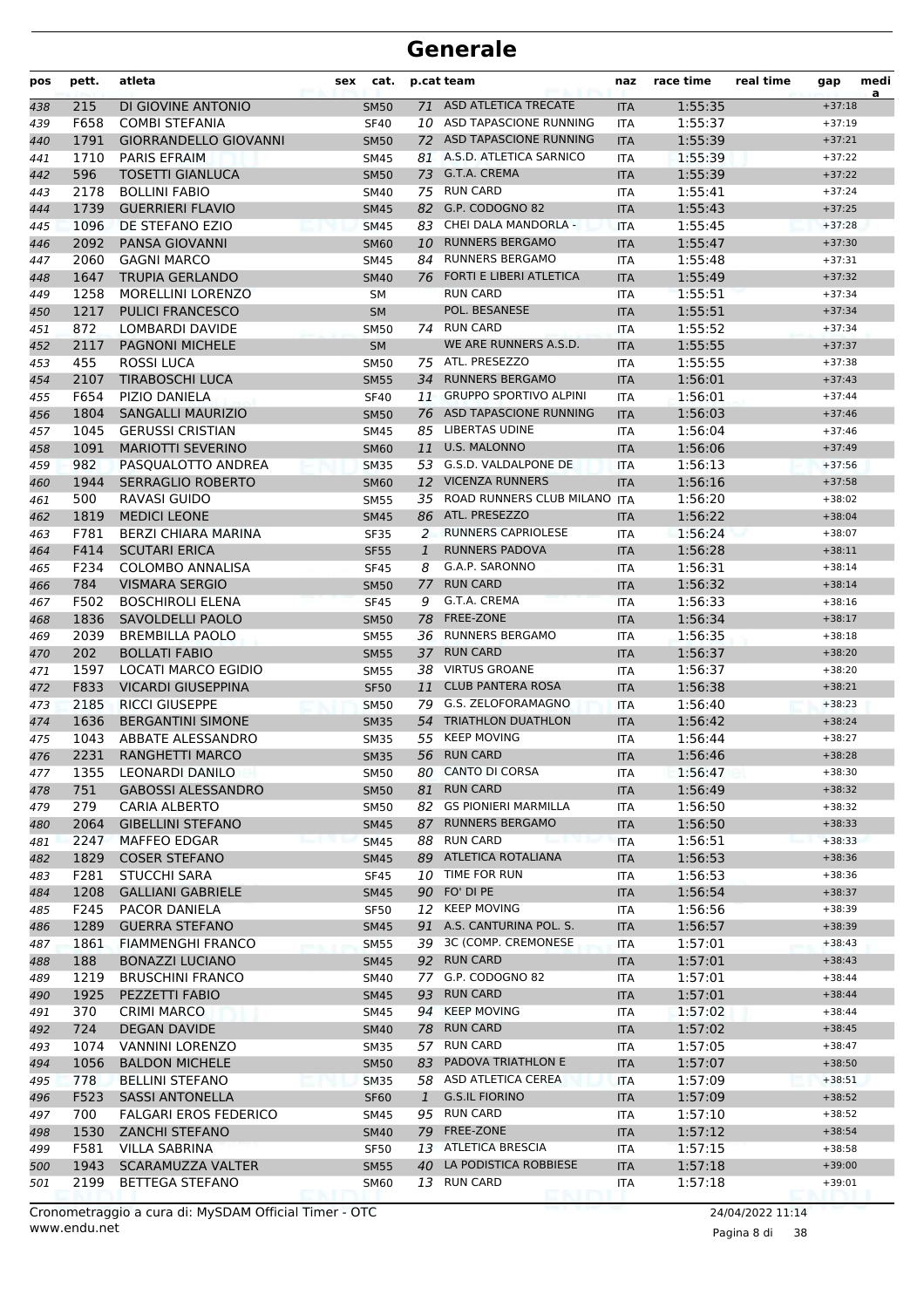# Generale

| pos | pett. | atleta | sex | cat. | p.cat | team | naz | race time | real time | gap | media |
|---|---|---|---|---|---|---|---|---|---|---|---|
| 438 | 215 | DI GIOVINE ANTONIO | | SM50 | 71 | ASD ATLETICA TRECATE | ITA | 1:55:35 | | +37:18 | |
| 439 | F658 | COMBI STEFANIA | | SF40 | 10 | ASD TAPASCIONE RUNNING | ITA | 1:55:37 | | +37:19 | |
| 440 | 1791 | GIORRANDELLO GIOVANNI | | SM50 | 72 | ASD TAPASCIONE RUNNING | ITA | 1:55:39 | | +37:21 | |
| 441 | 1710 | PARIS EFRAIM | | SM45 | 81 | A.S.D. ATLETICA SARNICO | ITA | 1:55:39 | | +37:22 | |
| 442 | 596 | TOSETTI GIANLUCA | | SM50 | 73 | G.T.A. CREMA | ITA | 1:55:39 | | +37:22 | |
| 443 | 2178 | BOLLINI FABIO | | SM40 | 75 | RUN CARD | ITA | 1:55:41 | | +37:24 | |
| 444 | 1739 | GUERRIERI FLAVIO | | SM45 | 82 | G.P. CODOGNO 82 | ITA | 1:55:43 | | +37:25 | |
| 445 | 1096 | DE STEFANO EZIO | | SM45 | 83 | CHEI DALA MANDORLA - | ITA | 1:55:45 | | +37:28 | |
| 446 | 2092 | PANSA GIOVANNI | | SM60 | 10 | RUNNERS BERGAMO | ITA | 1:55:47 | | +37:30 | |
| 447 | 2060 | GAGNI MARCO | | SM45 | 84 | RUNNERS BERGAMO | ITA | 1:55:48 | | +37:31 | |
| 448 | 1647 | TRUPIA GERLANDO | | SM40 | 76 | FORTI E LIBERI ATLETICA | ITA | 1:55:49 | | +37:32 | |
| 449 | 1258 | MORELLINI LORENZO | | SM | | RUN CARD | ITA | 1:55:51 | | +37:34 | |
| 450 | 1217 | PULICI FRANCESCO | | SM | | POL. BESANESE | ITA | 1:55:51 | | +37:34 | |
| 451 | 872 | LOMBARDI DAVIDE | | SM50 | 74 | RUN CARD | ITA | 1:55:52 | | +37:34 | |
| 452 | 2117 | PAGNONI MICHELE | | SM | | WE ARE RUNNERS A.S.D. | ITA | 1:55:55 | | +37:37 | |
| 453 | 455 | ROSSI LUCA | | SM50 | 75 | ATL. PRESEZZO | ITA | 1:55:55 | | +37:38 | |
| 454 | 2107 | TIRABOSCHI LUCA | | SM55 | 34 | RUNNERS BERGAMO | ITA | 1:56:01 | | +37:43 | |
| 455 | F654 | PIZIO DANIELA | | SF40 | 11 | GRUPPO SPORTIVO ALPINI | ITA | 1:56:01 | | +37:44 | |
| 456 | 1804 | SANGALLI MAURIZIO | | SM50 | 76 | ASD TAPASCIONE RUNNING | ITA | 1:56:03 | | +37:46 | |
| 457 | 1045 | GERUSSI CRISTIAN | | SM45 | 85 | LIBERTAS UDINE | ITA | 1:56:04 | | +37:46 | |
| 458 | 1091 | MARIOTTI SEVERINO | | SM60 | 11 | U.S. MALONNO | ITA | 1:56:06 | | +37:49 | |
| 459 | 982 | PASQUALOTTO ANDREA | | SM35 | 53 | G.S.D. VALDALPONE DE | ITA | 1:56:13 | | +37:56 | |
| 460 | 1944 | SERRAGLIO ROBERTO | | SM60 | 12 | VICENZA RUNNERS | ITA | 1:56:16 | | +37:58 | |
| 461 | 500 | RAVASI GUIDO | | SM55 | 35 | ROAD RUNNERS CLUB MILANO | ITA | 1:56:20 | | +38:02 | |
| 462 | 1819 | MEDICI LEONE | | SM45 | 86 | ATL. PRESEZZO | ITA | 1:56:22 | | +38:04 | |
| 463 | F781 | BERZI CHIARA MARINA | | SF35 | 2 | RUNNERS CAPRIOLESE | ITA | 1:56:24 | | +38:07 | |
| 464 | F414 | SCUTARI ERICA | | SF55 | 1 | RUNNERS PADOVA | ITA | 1:56:28 | | +38:11 | |
| 465 | F234 | COLOMBO ANNALISA | | SF45 | 8 | G.A.P. SARONNO | ITA | 1:56:31 | | +38:14 | |
| 466 | 784 | VISMARA SERGIO | | SM50 | 77 | RUN CARD | ITA | 1:56:32 | | +38:14 | |
| 467 | F502 | BOSCHIROLI ELENA | | SF45 | 9 | G.T.A. CREMA | ITA | 1:56:33 | | +38:16 | |
| 468 | 1836 | SAVOLDELLI PAOLO | | SM50 | 78 | FREE-ZONE | ITA | 1:56:34 | | +38:17 | |
| 469 | 2039 | BREMBILLA PAOLO | | SM55 | 36 | RUNNERS BERGAMO | ITA | 1:56:35 | | +38:18 | |
| 470 | 202 | BOLLATI FABIO | | SM55 | 37 | RUN CARD | ITA | 1:56:37 | | +38:20 | |
| 471 | 1597 | LOCATI MARCO EGIDIO | | SM55 | 38 | VIRTUS GROANE | ITA | 1:56:37 | | +38:20 | |
| 472 | F833 | VICARDI GIUSEPPINA | | SF50 | 11 | CLUB PANTERA ROSA | ITA | 1:56:38 | | +38:21 | |
| 473 | 2185 | RICCI GIUSEPPE | | SM50 | 79 | G.S. ZELOFORAMAGNO | ITA | 1:56:40 | | +38:23 | |
| 474 | 1636 | BERGANTINI SIMONE | | SM35 | 54 | TRIATHLON DUATHLON | ITA | 1:56:42 | | +38:24 | |
| 475 | 1043 | ABBATE ALESSANDRO | | SM35 | 55 | KEEP MOVING | ITA | 1:56:44 | | +38:27 | |
| 476 | 2231 | RANGHETTI MARCO | | SM35 | 56 | RUN CARD | ITA | 1:56:46 | | +38:28 | |
| 477 | 1355 | LEONARDI DANILO | | SM50 | 80 | CANTO DI CORSA | ITA | 1:56:47 | | +38:30 | |
| 478 | 751 | GABOSSI ALESSANDRO | | SM50 | 81 | RUN CARD | ITA | 1:56:49 | | +38:32 | |
| 479 | 279 | CARIA ALBERTO | | SM50 | 82 | GS PIONIERI MARMILLA | ITA | 1:56:50 | | +38:32 | |
| 480 | 2064 | GIBELLINI STEFANO | | SM45 | 87 | RUNNERS BERGAMO | ITA | 1:56:50 | | +38:33 | |
| 481 | 2247 | MAFFEO EDGAR | | SM45 | 88 | RUN CARD | ITA | 1:56:51 | | +38:33 | |
| 482 | 1829 | COSER STEFANO | | SM45 | 89 | ATLETICA ROTALIANA | ITA | 1:56:53 | | +38:36 | |
| 483 | F281 | STUCCHI SARA | | SF45 | 10 | TIME FOR RUN | ITA | 1:56:53 | | +38:36 | |
| 484 | 1208 | GALLIANI GABRIELE | | SM45 | 90 | FO' DI PE | ITA | 1:56:54 | | +38:37 | |
| 485 | F245 | PACOR DANIELA | | SF50 | 12 | KEEP MOVING | ITA | 1:56:56 | | +38:39 | |
| 486 | 1289 | GUERRA STEFANO | | SM45 | 91 | A.S. CANTURINA POL. S. | ITA | 1:56:57 | | +38:39 | |
| 487 | 1861 | FIAMMENGHI FRANCO | | SM55 | 39 | 3C (COMP. CREMONESE | ITA | 1:57:01 | | +38:43 | |
| 488 | 188 | BONAZZI LUCIANO | | SM45 | 92 | RUN CARD | ITA | 1:57:01 | | +38:43 | |
| 489 | 1219 | BRUSCHINI FRANCO | | SM40 | 77 | G.P. CODOGNO 82 | ITA | 1:57:01 | | +38:44 | |
| 490 | 1925 | PEZZETTI FABIO | | SM45 | 93 | RUN CARD | ITA | 1:57:01 | | +38:44 | |
| 491 | 370 | CRIMI MARCO | | SM45 | 94 | KEEP MOVING | ITA | 1:57:02 | | +38:44 | |
| 492 | 724 | DEGAN DAVIDE | | SM40 | 78 | RUN CARD | ITA | 1:57:02 | | +38:45 | |
| 493 | 1074 | VANNINI LORENZO | | SM35 | 57 | RUN CARD | ITA | 1:57:05 | | +38:47 | |
| 494 | 1056 | BALDON MICHELE | | SM50 | 83 | PADOVA TRIATHLON E | ITA | 1:57:07 | | +38:50 | |
| 495 | 778 | BELLINI STEFANO | | SM35 | 58 | ASD ATLETICA CEREA | ITA | 1:57:09 | | +38:51 | |
| 496 | F523 | SASSI ANTONELLA | | SF60 | 1 | G.S.IL FIORINO | ITA | 1:57:09 | | +38:52 | |
| 497 | 700 | FALGARI EROS FEDERICO | | SM45 | 95 | RUN CARD | ITA | 1:57:10 | | +38:52 | |
| 498 | 1530 | ZANCHI STEFANO | | SM40 | 79 | FREE-ZONE | ITA | 1:57:12 | | +38:54 | |
| 499 | F581 | VILLA SABRINA | | SF50 | 13 | ATLETICA BRESCIA | ITA | 1:57:15 | | +38:58 | |
| 500 | 1943 | SCARAMUZZA VALTER | | SM55 | 40 | LA PODISTICA ROBBIESE | ITA | 1:57:18 | | +39:00 | |
| 501 | 2199 | BETTEGA STEFANO | | SM60 | 13 | RUN CARD | ITA | 1:57:18 | | +39:01 | |

Cronometraggio a cura di: MySDAM Official Timer - OTC
www.endu.net

24/04/2022 11:14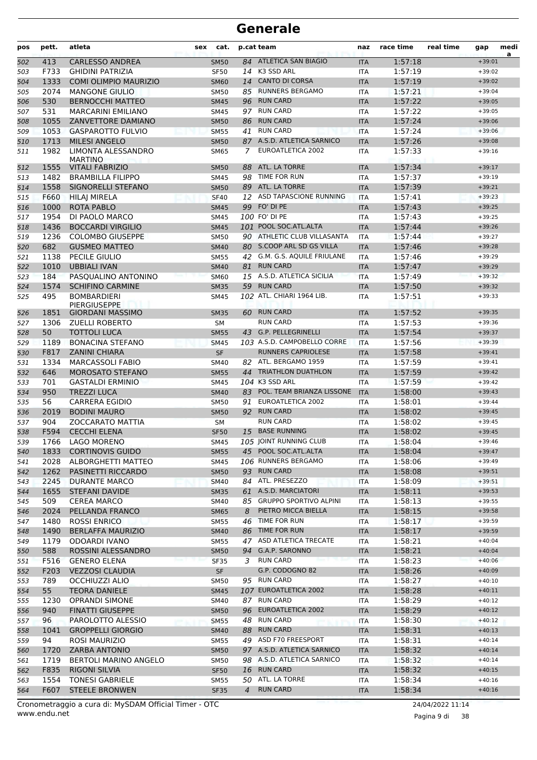# Generale

| pos | pett. | atleta | sex | cat. | p.cat | team | naz | race time | real time | gap | media |
|---|---|---|---|---|---|---|---|---|---|---|---|
| 502 | 413 | CARLESSO ANDREA | | SM50 | 84 | ATLETICA SAN BIAGIO | ITA | 1:57:18 | | +39:01 | |
| 503 | F733 | GHIDINI PATRIZIA | | SF50 | 14 | K3 SSD ARL | ITA | 1:57:19 | | +39:02 | |
| 504 | 1333 | COMI OLIMPIO MAURIZIO | | SM60 | 14 | CANTO DI CORSA | ITA | 1:57:19 | | +39:02 | |
| 505 | 2074 | MANGONE GIULIO | | SM50 | 85 | RUNNERS BERGAMO | ITA | 1:57:21 | | +39:04 | |
| 506 | 530 | BERNOCCHI MATTEO | | SM45 | 96 | RUN CARD | ITA | 1:57:22 | | +39:05 | |
| 507 | 531 | MARCARINI EMILIANO | | SM45 | 97 | RUN CARD | ITA | 1:57:22 | | +39:05 | |
| 508 | 1055 | ZANVETTORE DAMIANO | | SM50 | 86 | RUN CARD | ITA | 1:57:24 | | +39:06 | |
| 509 | 1053 | GASPAROTTO FULVIO | | SM55 | 41 | RUN CARD | ITA | 1:57:24 | | +39:06 | |
| 510 | 1713 | MILESI ANGELO | | SM50 | 87 | A.S.D. ATLETICA SARNICO | ITA | 1:57:26 | | +39:08 | |
| 511 | 1982 | LIMONTA ALESSANDRO MARTINO | | SM65 | 7 | EUROATLETICA 2002 | ITA | 1:57:33 | | +39:16 | |
| 512 | 1555 | VITALI FABRIZIO | | SM50 | 88 | ATL. LA TORRE | ITA | 1:57:34 | | +39:17 | |
| 513 | 1482 | BRAMBILLA FILIPPO | | SM45 | 98 | TIME FOR RUN | ITA | 1:57:37 | | +39:19 | |
| 514 | 1558 | SIGNORELLI STEFANO | | SM50 | 89 | ATL. LA TORRE | ITA | 1:57:39 | | +39:21 | |
| 515 | F660 | HILAJ MIRELA | | SF40 | 12 | ASD TAPASCIONE RUNNING | ITA | 1:57:41 | | +39:23 | |
| 516 | 1000 | ROTA PABLO | | SM45 | 99 | FO' DI PE | ITA | 1:57:43 | | +39:25 | |
| 517 | 1954 | DI PAOLO MARCO | | SM45 | 100 | FO' DI PE | ITA | 1:57:43 | | +39:25 | |
| 518 | 1436 | BOCCARDI VIRGILIO | | SM45 | 101 | POOL SOC.ATL.ALTA | ITA | 1:57:44 | | +39:26 | |
| 519 | 1236 | COLOMBO GIUSEPPE | | SM50 | 90 | ATHLETIC CLUB VILLASANTA | ITA | 1:57:44 | | +39:27 | |
| 520 | 682 | GUSMEO MATTEO | | SM40 | 80 | S.COOP ARL SD GS VILLA | ITA | 1:57:46 | | +39:28 | |
| 521 | 1138 | PECILE GIULIO | | SM55 | 42 | G.M. G.S. AQUILE FRIULANE | ITA | 1:57:46 | | +39:29 | |
| 522 | 1010 | UBBIALI IVAN | | SM40 | 81 | RUN CARD | ITA | 1:57:47 | | +39:29 | |
| 523 | 184 | PASQUALINO ANTONINO | | SM60 | 15 | A.S.D. ATLETICA SICILIA | ITA | 1:57:49 | | +39:32 | |
| 524 | 1574 | SCHIFINO CARMINE | | SM35 | 59 | RUN CARD | ITA | 1:57:50 | | +39:32 | |
| 525 | 495 | BOMBARDIERI PIERGIUSEPPE | | SM45 | 102 | ATL. CHIARI 1964 LIB. | ITA | 1:57:51 | | +39:33 | |
| 526 | 1851 | GIORDANI MASSIMO | | SM35 | 60 | RUN CARD | ITA | 1:57:52 | | +39:35 | |
| 527 | 1306 | ZUELLI ROBERTO | | SM | | RUN CARD | ITA | 1:57:53 | | +39:36 | |
| 528 | 50 | TOTTOLI LUCA | | SM55 | 43 | G.P. PELLEGRINELLI | ITA | 1:57:54 | | +39:37 | |
| 529 | 1189 | BONACINA STEFANO | | SM45 | 103 | A.S.D. CAMPOBELLO CORRE | ITA | 1:57:56 | | +39:39 | |
| 530 | F817 | ZANINI CHIARA | | SF | | RUNNERS CAPRIOLESE | ITA | 1:57:58 | | +39:41 | |
| 531 | 1334 | MARCASSOLI FABIO | | SM40 | 82 | ATL. BERGAMO 1959 | ITA | 1:57:59 | | +39:41 | |
| 532 | 646 | MOROSATO STEFANO | | SM55 | 44 | TRIATHLON DUATHLON | ITA | 1:57:59 | | +39:42 | |
| 533 | 701 | GASTALDI ERMINIO | | SM45 | 104 | K3 SSD ARL | ITA | 1:57:59 | | +39:42 | |
| 534 | 950 | TREZZI LUCA | | SM40 | 83 | POL. TEAM BRIANZA LISSONE | ITA | 1:58:00 | | +39:43 | |
| 535 | 56 | CARRERA EGIDIO | | SM50 | 91 | EUROATLETICA 2002 | ITA | 1:58:01 | | +39:44 | |
| 536 | 2019 | BODINI MAURO | | SM50 | 92 | RUN CARD | ITA | 1:58:02 | | +39:45 | |
| 537 | 904 | ZOCCARATO MATTIA | | SM | | RUN CARD | ITA | 1:58:02 | | +39:45 | |
| 538 | F594 | CECCHI ELENA | | SF50 | 15 | BASE RUNNING | ITA | 1:58:02 | | +39:45 | |
| 539 | 1766 | LAGO MORENO | | SM45 | 105 | JOINT RUNNING CLUB | ITA | 1:58:04 | | +39:46 | |
| 540 | 1833 | CORTINOVIS GUIDO | | SM55 | 45 | POOL SOC.ATL.ALTA | ITA | 1:58:04 | | +39:47 | |
| 541 | 2028 | ALBORGHETTI MATTEO | | SM45 | 106 | RUNNERS BERGAMO | ITA | 1:58:06 | | +39:49 | |
| 542 | 1262 | PASINETTI RICCARDO | | SM50 | 93 | RUN CARD | ITA | 1:58:08 | | +39:51 | |
| 543 | 2245 | DURANTE MARCO | | SM40 | 84 | ATL. PRESEZZO | ITA | 1:58:09 | | +39:51 | |
| 544 | 1655 | STEFANI DAVIDE | | SM35 | 61 | A.S.D. MARCIATORI | ITA | 1:58:11 | | +39:53 | |
| 545 | 509 | CEREA MARCO | | SM40 | 85 | GRUPPO SPORTIVO ALPINI | ITA | 1:58:13 | | +39:55 | |
| 546 | 2024 | PELLANDA FRANCO | | SM65 | 8 | PIETRO MICCA BIELLA | ITA | 1:58:15 | | +39:58 | |
| 547 | 1480 | ROSSI ENRICO | | SM55 | 46 | TIME FOR RUN | ITA | 1:58:17 | | +39:59 | |
| 548 | 1490 | BERLAFFA MAURIZIO | | SM40 | 86 | TIME FOR RUN | ITA | 1:58:17 | | +39:59 | |
| 549 | 1179 | ODOARDI IVANO | | SM55 | 47 | ASD ATLETICA TRECATE | ITA | 1:58:21 | | +40:04 | |
| 550 | 588 | ROSSINI ALESSANDRO | | SM50 | 94 | G.A.P. SARONNO | ITA | 1:58:21 | | +40:04 | |
| 551 | F516 | GENERO ELENA | | SF35 | 3 | RUN CARD | ITA | 1:58:23 | | +40:06 | |
| 552 | F203 | VEZZOSI CLAUDIA | | SF | | G.P. CODOGNO 82 | ITA | 1:58:26 | | +40:09 | |
| 553 | 789 | OCCHIUZZI ALIO | | SM50 | 95 | RUN CARD | ITA | 1:58:27 | | +40:10 | |
| 554 | 55 | TEORA DANIELE | | SM45 | 107 | EUROATLETICA 2002 | ITA | 1:58:28 | | +40:11 | |
| 555 | 1230 | OPRANDI SIMONE | | SM40 | 87 | RUN CARD | ITA | 1:58:29 | | +40:12 | |
| 556 | 940 | FINATTI GIUSEPPE | | SM50 | 96 | EUROATLETICA 2002 | ITA | 1:58:29 | | +40:12 | |
| 557 | 96 | PAROLOTTO ALESSIO | | SM55 | 48 | RUN CARD | ITA | 1:58:30 | | +40:12 | |
| 558 | 1041 | GROPPELLI GIORGIO | | SM40 | 88 | RUN CARD | ITA | 1:58:31 | | +40:13 | |
| 559 | 94 | ROSI MAURIZIO | | SM55 | 49 | ASD F70 FREESPORT | ITA | 1:58:31 | | +40:14 | |
| 560 | 1720 | ZARBA ANTONIO | | SM50 | 97 | A.S.D. ATLETICA SARNICO | ITA | 1:58:32 | | +40:14 | |
| 561 | 1719 | BERTOLI MARINO ANGELO | | SM50 | 98 | A.S.D. ATLETICA SARNICO | ITA | 1:58:32 | | +40:14 | |
| 562 | F835 | RIGONI SILVIA | | SF50 | 16 | RUN CARD | ITA | 1:58:32 | | +40:15 | |
| 563 | 1554 | TONESI GABRIELE | | SM55 | 50 | ATL. LA TORRE | ITA | 1:58:34 | | +40:16 | |
| 564 | F607 | STEELE BRONWEN | | SF35 | 4 | RUN CARD | ITA | 1:58:34 | | +40:16 | |

Cronometraggio a cura di: MySDAM Official Timer - OTC

www.endu.net

24/04/2022 11:14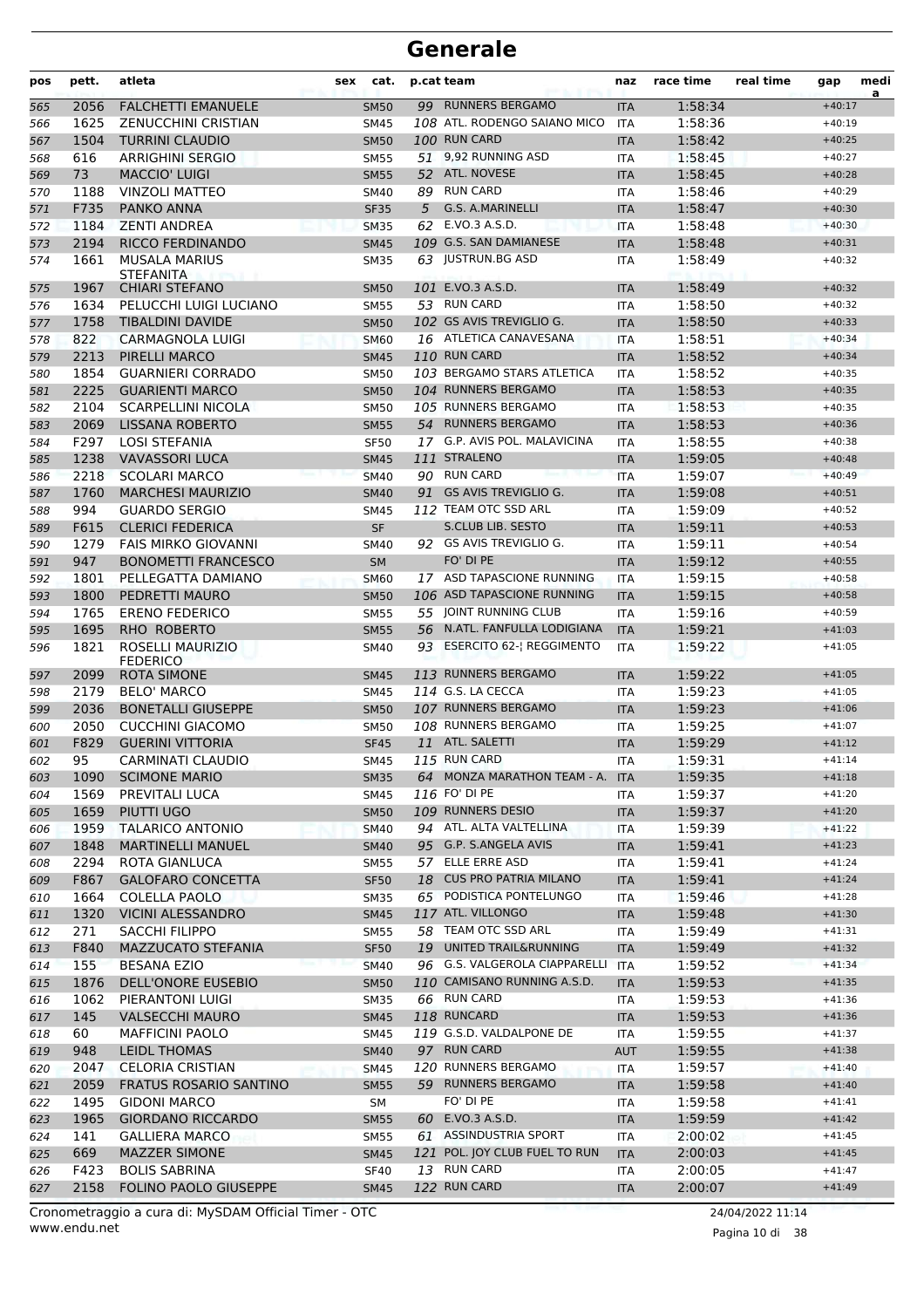# Generale

| pos | pett. | atleta | sex | cat. | p.cat | team | naz | race time | real time | gap | media |
|---|---|---|---|---|---|---|---|---|---|---|---|
| 565 | 2056 | FALCHETTI EMANUELE | | SM50 | 99 | RUNNERS BERGAMO | ITA | 1:58:34 | | +40:17 | |
| 566 | 1625 | ZENUCCHINI CRISTIAN | | SM45 | 108 | ATL. RODENGO SAIANO MICO | ITA | 1:58:36 | | +40:19 | |
| 567 | 1504 | TURRINI CLAUDIO | | SM50 | 100 | RUN CARD | ITA | 1:58:42 | | +40:25 | |
| 568 | 616 | ARRIGHINI SERGIO | | SM55 | 51 | 9,92 RUNNING ASD | ITA | 1:58:45 | | +40:27 | |
| 569 | 73 | MACCIO' LUIGI | | SM55 | 52 | ATL. NOVESE | ITA | 1:58:45 | | +40:28 | |
| 570 | 1188 | VINZOLI MATTEO | | SM40 | 89 | RUN CARD | ITA | 1:58:46 | | +40:29 | |
| 571 | F735 | PANKO ANNA | | SF35 | 5 | G.S. A.MARINELLI | ITA | 1:58:47 | | +40:30 | |
| 572 | 1184 | ZENTI ANDREA | | SM35 | 62 | E.VO.3 A.S.D. | ITA | 1:58:48 | | +40:30 | |
| 573 | 2194 | RICCO FERDINANDO | | SM45 | 109 | G.S. SAN DAMIANESE | ITA | 1:58:48 | | +40:31 | |
| 574 | 1661 | MUSALA MARIUS STEFANITA | | SM35 | 63 | JUSTRUN.BG ASD | ITA | 1:58:49 | | +40:32 | |
| 575 | 1967 | CHIARI STEFANO | | SM50 | 101 | E.VO.3 A.S.D. | ITA | 1:58:49 | | +40:32 | |
| 576 | 1634 | PELUCCHI LUIGI LUCIANO | | SM55 | 53 | RUN CARD | ITA | 1:58:50 | | +40:32 | |
| 577 | 1758 | TIBALDINI DAVIDE | | SM50 | 102 | GS AVIS TREVIGLIO G. | ITA | 1:58:50 | | +40:33 | |
| 578 | 822 | CARMAGNOLA LUIGI | | SM60 | 16 | ATLETICA CANAVESANA | ITA | 1:58:51 | | +40:34 | |
| 579 | 2213 | PIRELLI MARCO | | SM45 | 110 | RUN CARD | ITA | 1:58:52 | | +40:34 | |
| 580 | 1854 | GUARNIERI CORRADO | | SM50 | 103 | BERGAMO STARS ATLETICA | ITA | 1:58:52 | | +40:35 | |
| 581 | 2225 | GUARIENTI MARCO | | SM50 | 104 | RUNNERS BERGAMO | ITA | 1:58:53 | | +40:35 | |
| 582 | 2104 | SCARPELLINI NICOLA | | SM50 | 105 | RUNNERS BERGAMO | ITA | 1:58:53 | | +40:35 | |
| 583 | 2069 | LISSANA ROBERTO | | SM55 | 54 | RUNNERS BERGAMO | ITA | 1:58:53 | | +40:36 | |
| 584 | F297 | LOSI STEFANIA | | SF50 | 17 | G.P. AVIS POL. MALAVICINA | ITA | 1:58:55 | | +40:38 | |
| 585 | 1238 | VAVASSORI LUCA | | SM45 | 111 | STRALENO | ITA | 1:59:05 | | +40:48 | |
| 586 | 2218 | SCOLARI MARCO | | SM40 | 90 | RUN CARD | ITA | 1:59:07 | | +40:49 | |
| 587 | 1760 | MARCHESI MAURIZIO | | SM40 | 91 | GS AVIS TREVIGLIO G. | ITA | 1:59:08 | | +40:51 | |
| 588 | 994 | GUARDO SERGIO | | SM45 | 112 | TEAM OTC SSD ARL | ITA | 1:59:09 | | +40:52 | |
| 589 | F615 | CLERICI FEDERICA | | SF | | S.CLUB LIB. SESTO | ITA | 1:59:11 | | +40:53 | |
| 590 | 1279 | FAIS MIRKO GIOVANNI | | SM40 | 92 | GS AVIS TREVIGLIO G. | ITA | 1:59:11 | | +40:54 | |
| 591 | 947 | BONOMETTI FRANCESCO | | SM | | FO' DI PE | ITA | 1:59:12 | | +40:55 | |
| 592 | 1801 | PELLEGATTA DAMIANO | | SM60 | 17 | ASD TAPASCIONE RUNNING | ITA | 1:59:15 | | +40:58 | |
| 593 | 1800 | PEDRETTI MAURO | | SM50 | 106 | ASD TAPASCIONE RUNNING | ITA | 1:59:15 | | +40:58 | |
| 594 | 1765 | ERENO FEDERICO | | SM55 | 55 | JOINT RUNNING CLUB | ITA | 1:59:16 | | +40:59 | |
| 595 | 1695 | RHO ROBERTO | | SM55 | 56 | N.ATL. FANFULLA LODIGIANA | ITA | 1:59:21 | | +41:03 | |
| 596 | 1821 | ROSELLI MAURIZIO FEDERICO | | SM40 | 93 | ESERCITO 62-¦ REGGIMENTO | ITA | 1:59:22 | | +41:05 | |
| 597 | 2099 | ROTA SIMONE | | SM45 | 113 | RUNNERS BERGAMO | ITA | 1:59:22 | | +41:05 | |
| 598 | 2179 | BELO' MARCO | | SM45 | 114 | G.S. LA CECCA | ITA | 1:59:23 | | +41:05 | |
| 599 | 2036 | BONETALLI GIUSEPPE | | SM50 | 107 | RUNNERS BERGAMO | ITA | 1:59:23 | | +41:06 | |
| 600 | 2050 | CUCCHINI GIACOMO | | SM50 | 108 | RUNNERS BERGAMO | ITA | 1:59:25 | | +41:07 | |
| 601 | F829 | GUERINI VITTORIA | | SF45 | 11 | ATL. SALETTI | ITA | 1:59:29 | | +41:12 | |
| 602 | 95 | CARMINATI CLAUDIO | | SM45 | 115 | RUN CARD | ITA | 1:59:31 | | +41:14 | |
| 603 | 1090 | SCIMONE MARIO | | SM35 | 64 | MONZA MARATHON TEAM - A. | ITA | 1:59:35 | | +41:18 | |
| 604 | 1569 | PREVITALI LUCA | | SM45 | 116 | FO' DI PE | ITA | 1:59:37 | | +41:20 | |
| 605 | 1659 | PIUTTI UGO | | SM50 | 109 | RUNNERS DESIO | ITA | 1:59:37 | | +41:20 | |
| 606 | 1959 | TALARICO ANTONIO | | SM40 | 94 | ATL. ALTA VALTELLINA | ITA | 1:59:39 | | +41:22 | |
| 607 | 1848 | MARTINELLI MANUEL | | SM40 | 95 | G.P. S.ANGELA AVIS | ITA | 1:59:41 | | +41:23 | |
| 608 | 2294 | ROTA GIANLUCA | | SM55 | 57 | ELLE ERRE ASD | ITA | 1:59:41 | | +41:24 | |
| 609 | F867 | GALOFARO CONCETTA | | SF50 | 18 | CUS PRO PATRIA MILANO | ITA | 1:59:41 | | +41:24 | |
| 610 | 1664 | COLELLA PAOLO | | SM35 | 65 | PODISTICA PONTELUNGO | ITA | 1:59:46 | | +41:28 | |
| 611 | 1320 | VICINI ALESSANDRO | | SM45 | 117 | ATL. VILLONGO | ITA | 1:59:48 | | +41:30 | |
| 612 | 271 | SACCHI FILIPPO | | SM55 | 58 | TEAM OTC SSD ARL | ITA | 1:59:49 | | +41:31 | |
| 613 | F840 | MAZZUCATO STEFANIA | | SF50 | 19 | UNITED TRAIL&RUNNING | ITA | 1:59:49 | | +41:32 | |
| 614 | 155 | BESANA EZIO | | SM40 | 96 | G.S. VALGEROLA CIAPPARELLI | ITA | 1:59:52 | | +41:34 | |
| 615 | 1876 | DELL'ONORE EUSEBIO | | SM50 | 110 | CAMISANO RUNNING A.S.D. | ITA | 1:59:53 | | +41:35 | |
| 616 | 1062 | PIERANTONI LUIGI | | SM35 | 66 | RUN CARD | ITA | 1:59:53 | | +41:36 | |
| 617 | 145 | VALSECCHI MAURO | | SM45 | 118 | RUNCARD | ITA | 1:59:53 | | +41:36 | |
| 618 | 60 | MAFFICINI PAOLO | | SM45 | 119 | G.S.D. VALDALPONE DE | ITA | 1:59:55 | | +41:37 | |
| 619 | 948 | LEIDL THOMAS | | SM40 | 97 | RUN CARD | AUT | 1:59:55 | | +41:38 | |
| 620 | 2047 | CELORIA CRISTIAN | | SM45 | 120 | RUNNERS BERGAMO | ITA | 1:59:57 | | +41:40 | |
| 621 | 2059 | FRATUS ROSARIO SANTINO | | SM55 | 59 | RUNNERS BERGAMO | ITA | 1:59:58 | | +41:40 | |
| 622 | 1495 | GIDONI MARCO | | SM | | FO' DI PE | ITA | 1:59:58 | | +41:41 | |
| 623 | 1965 | GIORDANO RICCARDO | | SM55 | 60 | E.VO.3 A.S.D. | ITA | 1:59:59 | | +41:42 | |
| 624 | 141 | GALLIERA MARCO | | SM55 | 61 | ASSINDUSTRIA SPORT | ITA | 2:00:02 | | +41:45 | |
| 625 | 669 | MAZZER SIMONE | | SM45 | 121 | POL. JOY CLUB FUEL TO RUN | ITA | 2:00:03 | | +41:45 | |
| 626 | F423 | BOLIS SABRINA | | SF40 | 13 | RUN CARD | ITA | 2:00:05 | | +41:47 | |
| 627 | 2158 | FOLINO PAOLO GIUSEPPE | | SM45 | 122 | RUN CARD | ITA | 2:00:07 | | +41:49 | |

Cronometraggio a cura di: MySDAM Official Timer - OTC 24/04/2022 11:14
www.endu.net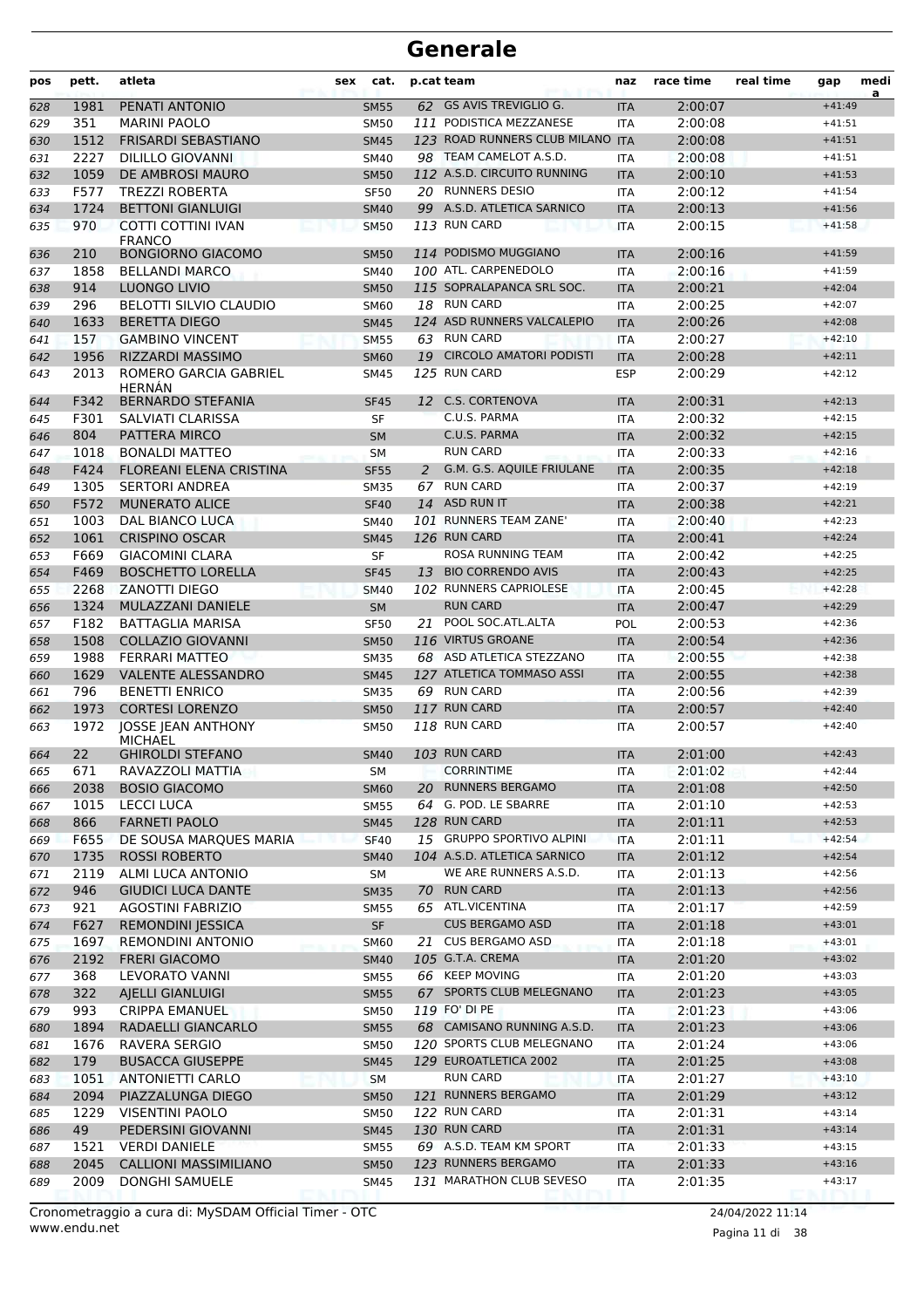# Generale

| pos | pett. | atleta | sex | cat. | p.cat | team | naz | race time | real time | gap | media |
|---|---|---|---|---|---|---|---|---|---|---|---|
| 628 | 1981 | PENATI ANTONIO | | SM55 | 62 | GS AVIS TREVIGLIO G. | ITA | 2:00:07 | | +41:49 | |
| 629 | 351 | MARINI PAOLO | | SM50 | 111 | PODISTICA MEZZANESE | ITA | 2:00:08 | | +41:51 | |
| 630 | 1512 | FRISARDI SEBASTIANO | | SM45 | 123 | ROAD RUNNERS CLUB MILANO | ITA | 2:00:08 | | +41:51 | |
| 631 | 2227 | DILILLO GIOVANNI | | SM40 | 98 | TEAM CAMELOT A.S.D. | ITA | 2:00:08 | | +41:51 | |
| 632 | 1059 | DE AMBROSI MAURO | | SM50 | 112 | A.S.D. CIRCUITO RUNNING | ITA | 2:00:10 | | +41:53 | |
| 633 | F577 | TREZZI ROBERTA | | SF50 | 20 | RUNNERS DESIO | ITA | 2:00:12 | | +41:54 | |
| 634 | 1724 | BETTONI GIANLUIGI | | SM40 | 99 | A.S.D. ATLETICA SARNICO | ITA | 2:00:13 | | +41:56 | |
| 635 | 970 | COTTI COTTINI IVAN FRANCO | | SM50 | 113 | RUN CARD | ITA | 2:00:15 | | +41:58 | |
| 636 | 210 | BONGIORNO GIACOMO | | SM50 | 114 | PODISMO MUGGIANO | ITA | 2:00:16 | | +41:59 | |
| 637 | 1858 | BELLANDI MARCO | | SM40 | 100 | ATL. CARPENEDOLO | ITA | 2:00:16 | | +41:59 | |
| 638 | 914 | LUONGO LIVIO | | SM50 | 115 | SOPRALAPANCA SRL SOC. | ITA | 2:00:21 | | +42:04 | |
| 639 | 296 | BELOTTI SILVIO CLAUDIO | | SM60 | 18 | RUN CARD | ITA | 2:00:25 | | +42:07 | |
| 640 | 1633 | BERETTA DIEGO | | SM45 | 124 | ASD RUNNERS VALCALEPIO | ITA | 2:00:26 | | +42:08 | |
| 641 | 157 | GAMBINO VINCENT | | SM55 | 63 | RUN CARD | ITA | 2:00:27 | | +42:10 | |
| 642 | 1956 | RIZZARDI MASSIMO | | SM60 | 19 | CIRCOLO AMATORI PODISTI | ITA | 2:00:28 | | +42:11 | |
| 643 | 2013 | ROMERO GARCIA GABRIEL HERNÁN | | SM45 | 125 | RUN CARD | ESP | 2:00:29 | | +42:12 | |
| 644 | F342 | BERNARDO STEFANIA | | SF45 | 12 | C.S. CORTENOVA | ITA | 2:00:31 | | +42:13 | |
| 645 | F301 | SALVIATI CLARISSA | | SF | | C.U.S. PARMA | ITA | 2:00:32 | | +42:15 | |
| 646 | 804 | PATTERA MIRCO | | SM | | C.U.S. PARMA | ITA | 2:00:32 | | +42:15 | |
| 647 | 1018 | BONALDI MATTEO | | SM | | RUN CARD | ITA | 2:00:33 | | +42:16 | |
| 648 | F424 | FLOREANI ELENA CRISTINA | | SF55 | 2 | G.M. G.S. AQUILE FRIULANE | ITA | 2:00:35 | | +42:18 | |
| 649 | 1305 | SERTORI ANDREA | | SM35 | 67 | RUN CARD | ITA | 2:00:37 | | +42:19 | |
| 650 | F572 | MUNERATO ALICE | | SF40 | 14 | ASD RUN IT | ITA | 2:00:38 | | +42:21 | |
| 651 | 1003 | DAL BIANCO LUCA | | SM40 | 101 | RUNNERS TEAM ZANE' | ITA | 2:00:40 | | +42:23 | |
| 652 | 1061 | CRISPINO OSCAR | | SM45 | 126 | RUN CARD | ITA | 2:00:41 | | +42:24 | |
| 653 | F669 | GIACOMINI CLARA | | SF | | ROSA RUNNING TEAM | ITA | 2:00:42 | | +42:25 | |
| 654 | F469 | BOSCHETTO LORELLA | | SF45 | 13 | BIO CORRENDO AVIS | ITA | 2:00:43 | | +42:25 | |
| 655 | 2268 | ZANOTTI DIEGO | | SM40 | 102 | RUNNERS CAPRIOLESE | ITA | 2:00:45 | | +42:28 | |
| 656 | 1324 | MULAZZANI DANIELE | | SM | | RUN CARD | ITA | 2:00:47 | | +42:29 | |
| 657 | F182 | BATTAGLIA MARISA | | SF50 | 21 | POOL SOC.ATL.ALTA | POL | 2:00:53 | | +42:36 | |
| 658 | 1508 | COLLAZIO GIOVANNI | | SM50 | 116 | VIRTUS GROANE | ITA | 2:00:54 | | +42:36 | |
| 659 | 1988 | FERRARI MATTEO | | SM35 | 68 | ASD ATLETICA STEZZANO | ITA | 2:00:55 | | +42:38 | |
| 660 | 1629 | VALENTE ALESSANDRO | | SM45 | 127 | ATLETICA TOMMASO ASSI | ITA | 2:00:55 | | +42:38 | |
| 661 | 796 | BENETTI ENRICO | | SM35 | 69 | RUN CARD | ITA | 2:00:56 | | +42:39 | |
| 662 | 1973 | CORTESI LORENZO | | SM50 | 117 | RUN CARD | ITA | 2:00:57 | | +42:40 | |
| 663 | 1972 | JOSSE JEAN ANTHONY MICHAEL | | SM50 | 118 | RUN CARD | ITA | 2:00:57 | | +42:40 | |
| 664 | 22 | GHIROLDI STEFANO | | SM40 | 103 | RUN CARD | ITA | 2:01:00 | | +42:43 | |
| 665 | 671 | RAVAZZOLI MATTIA | | SM | | CORRINTIME | ITA | 2:01:02 | | +42:44 | |
| 666 | 2038 | BOSIO GIACOMO | | SM60 | 20 | RUNNERS BERGAMO | ITA | 2:01:08 | | +42:50 | |
| 667 | 1015 | LECCI LUCA | | SM55 | 64 | G. POD. LE SBARRE | ITA | 2:01:10 | | +42:53 | |
| 668 | 866 | FARNETI PAOLO | | SM45 | 128 | RUN CARD | ITA | 2:01:11 | | +42:53 | |
| 669 | F655 | DE SOUSA MARQUES MARIA | | SF40 | 15 | GRUPPO SPORTIVO ALPINI | ITA | 2:01:11 | | +42:54 | |
| 670 | 1735 | ROSSI ROBERTO | | SM40 | 104 | A.S.D. ATLETICA SARNICO | ITA | 2:01:12 | | +42:54 | |
| 671 | 2119 | ALMI LUCA ANTONIO | | SM | | WE ARE RUNNERS A.S.D. | ITA | 2:01:13 | | +42:56 | |
| 672 | 946 | GIUDICI LUCA DANTE | | SM35 | 70 | RUN CARD | ITA | 2:01:13 | | +42:56 | |
| 673 | 921 | AGOSTINI FABRIZIO | | SM55 | 65 | ATL.VICENTINA | ITA | 2:01:17 | | +42:59 | |
| 674 | F627 | REMONDINI JESSICA | | SF | | CUS BERGAMO ASD | ITA | 2:01:18 | | +43:01 | |
| 675 | 1697 | REMONDINI ANTONIO | | SM60 | 21 | CUS BERGAMO ASD | ITA | 2:01:18 | | +43:01 | |
| 676 | 2192 | FRERI GIACOMO | | SM40 | 105 | G.T.A. CREMA | ITA | 2:01:20 | | +43:02 | |
| 677 | 368 | LEVORATO VANNI | | SM55 | 66 | KEEP MOVING | ITA | 2:01:20 | | +43:03 | |
| 678 | 322 | AJELLI GIANLUIGI | | SM55 | 67 | SPORTS CLUB MELEGNANO | ITA | 2:01:23 | | +43:05 | |
| 679 | 993 | CRIPPA EMANUEL | | SM50 | 119 | FO' DI PE | ITA | 2:01:23 | | +43:06 | |
| 680 | 1894 | RADAELLI GIANCARLO | | SM55 | 68 | CAMISANO RUNNING A.S.D. | ITA | 2:01:23 | | +43:06 | |
| 681 | 1676 | RAVERA SERGIO | | SM50 | 120 | SPORTS CLUB MELEGNANO | ITA | 2:01:24 | | +43:06 | |
| 682 | 179 | BUSACCA GIUSEPPE | | SM45 | 129 | EUROATLETICA 2002 | ITA | 2:01:25 | | +43:08 | |
| 683 | 1051 | ANTONIETTI CARLO | | SM | | RUN CARD | ITA | 2:01:27 | | +43:10 | |
| 684 | 2094 | PIAZZALUNGA DIEGO | | SM50 | 121 | RUNNERS BERGAMO | ITA | 2:01:29 | | +43:12 | |
| 685 | 1229 | VISENTINI PAOLO | | SM50 | 122 | RUN CARD | ITA | 2:01:31 | | +43:14 | |
| 686 | 49 | PEDERSINI GIOVANNI | | SM45 | 130 | RUN CARD | ITA | 2:01:31 | | +43:14 | |
| 687 | 1521 | VERDI DANIELE | | SM55 | 69 | A.S.D. TEAM KM SPORT | ITA | 2:01:33 | | +43:15 | |
| 688 | 2045 | CALLIONI MASSIMILIANO | | SM50 | 123 | RUNNERS BERGAMO | ITA | 2:01:33 | | +43:16 | |
| 689 | 2009 | DONGHI SAMUELE | | SM45 | 131 | MARATHON CLUB SEVESO | ITA | 2:01:35 | | +43:17 | |

Cronometraggio a cura di: MySDAM Official Timer - OTC
www.endu.net

24/04/2022 11:14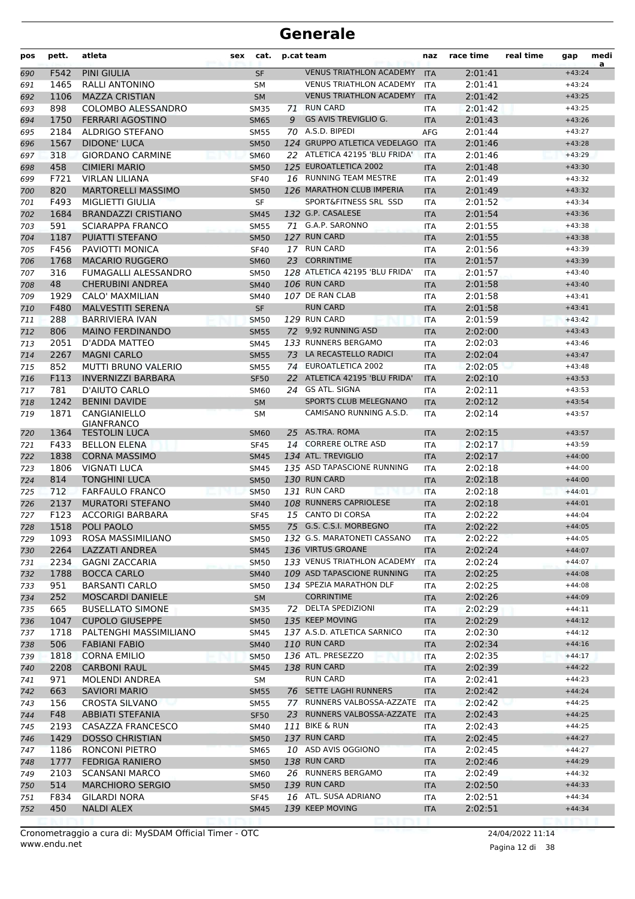# Generale

| pos | pett. | atleta | sex | cat. | p.cat | team | naz | race time | real time | gap | media |
|---|---|---|---|---|---|---|---|---|---|---|---|
| 690 | F542 | PINI GIULIA | | SF | | VENUS TRIATHLON ACADEMY | ITA | 2:01:41 | | +43:24 | |
| 691 | 1465 | RALLI ANTONINO | | SM | | VENUS TRIATHLON ACADEMY | ITA | 2:01:41 | | +43:24 | |
| 692 | 1106 | MAZZA CRISTIAN | | SM | | VENUS TRIATHLON ACADEMY | ITA | 2:01:42 | | +43:25 | |
| 693 | 898 | COLOMBO ALESSANDRO | | SM35 | 71 | RUN CARD | ITA | 2:01:42 | | +43:25 | |
| 694 | 1750 | FERRARI AGOSTINO | | SM65 | 9 | GS AVIS TREVIGLIO G. | ITA | 2:01:43 | | +43:26 | |
| 695 | 2184 | ALDRIGO STEFANO | | SM55 | 70 | A.S.D. BIPEDI | AFG | 2:01:44 | | +43:27 | |
| 696 | 1567 | DIDONE' LUCA | | SM50 | 124 | GRUPPO ATLETICA VEDELAGO | ITA | 2:01:46 | | +43:28 | |
| 697 | 318 | GIORDANO CARMINE | | SM60 | 22 | ATLETICA 42195 'BLU FRIDA' | ITA | 2:01:46 | | +43:29 | |
| 698 | 458 | CIMIERI MARIO | | SM50 | 125 | EUROATLETICA 2002 | ITA | 2:01:48 | | +43:30 | |
| 699 | F721 | VIRLAN LILIANA | | SF40 | 16 | RUNNING TEAM MESTRE | ITA | 2:01:49 | | +43:32 | |
| 700 | 820 | MARTORELLI MASSIMO | | SM50 | 126 | MARATHON CLUB IMPERIA | ITA | 2:01:49 | | +43:32 | |
| 701 | F493 | MIGLIETTI GIULIA | | SF | | SPORT&FITNESS SRL SSD | ITA | 2:01:52 | | +43:34 | |
| 702 | 1684 | BRANDAZZI CRISTIANO | | SM45 | 132 | G.P. CASALESE | ITA | 2:01:54 | | +43:36 | |
| 703 | 591 | SCIARAPPA FRANCO | | SM55 | 71 | G.A.P. SARONNO | ITA | 2:01:55 | | +43:38 | |
| 704 | 1187 | PUIATTI STEFANO | | SM50 | 127 | RUN CARD | ITA | 2:01:55 | | +43:38 | |
| 705 | F456 | PAVIOTTI MONICA | | SF40 | 17 | RUN CARD | ITA | 2:01:56 | | +43:39 | |
| 706 | 1768 | MACARIO RUGGERO | | SM60 | 23 | CORRINTIME | ITA | 2:01:57 | | +43:39 | |
| 707 | 316 | FUMAGALLI ALESSANDRO | | SM50 | 128 | ATLETICA 42195 'BLU FRIDA' | ITA | 2:01:57 | | +43:40 | |
| 708 | 48 | CHERUBINI ANDREA | | SM40 | 106 | RUN CARD | ITA | 2:01:58 | | +43:40 | |
| 709 | 1929 | CALO' MAXMILIAN | | SM40 | 107 | DE RAN CLAB | ITA | 2:01:58 | | +43:41 | |
| 710 | F480 | MALVESTITI SERENA | | SF | | RUN CARD | ITA | 2:01:58 | | +43:41 | |
| 711 | 288 | BARRIVIERA IVAN | | SM50 | 129 | RUN CARD | ITA | 2:01:59 | | +43:42 | |
| 712 | 806 | MAINO FERDINANDO | | SM55 | 72 | 9,92 RUNNING ASD | ITA | 2:02:00 | | +43:43 | |
| 713 | 2051 | D'ADDA MATTEO | | SM45 | 133 | RUNNERS BERGAMO | ITA | 2:02:03 | | +43:46 | |
| 714 | 2267 | MAGNI CARLO | | SM55 | 73 | LA RECASTELLO RADICI | ITA | 2:02:04 | | +43:47 | |
| 715 | 852 | MUTTI BRUNO VALERIO | | SM55 | 74 | EUROATLETICA 2002 | ITA | 2:02:05 | | +43:48 | |
| 716 | F113 | INVERNIZZI BARBARA | | SF50 | 22 | ATLETICA 42195 'BLU FRIDA' | ITA | 2:02:10 | | +43:53 | |
| 717 | 781 | D'AIUTO CARLO | | SM60 | 24 | GS ATL. SIGNA | ITA | 2:02:11 | | +43:53 | |
| 718 | 1242 | BENINI DAVIDE | | SM | | SPORTS CLUB MELEGNANO | ITA | 2:02:12 | | +43:54 | |
| 719 | 1871 | CANGIANIELLO GIANFRANCO | | SM | | CAMISANO RUNNING A.S.D. | ITA | 2:02:14 | | +43:57 | |
| 720 | 1364 | TESTOLIN LUCA | | SM60 | 25 | AS.TRA. ROMA | ITA | 2:02:15 | | +43:57 | |
| 721 | F433 | BELLON ELENA | | SF45 | 14 | CORRERE OLTRE ASD | ITA | 2:02:17 | | +43:59 | |
| 722 | 1838 | CORNA MASSIMO | | SM45 | 134 | ATL. TREVIGLIO | ITA | 2:02:17 | | +44:00 | |
| 723 | 1806 | VIGNATI LUCA | | SM45 | 135 | ASD TAPASCIONE RUNNING | ITA | 2:02:18 | | +44:00 | |
| 724 | 814 | TONGHINI LUCA | | SM50 | 130 | RUN CARD | ITA | 2:02:18 | | +44:00 | |
| 725 | 712 | FARFAULO FRANCO | | SM50 | 131 | RUN CARD | ITA | 2:02:18 | | +44:01 | |
| 726 | 2137 | MURATORI STEFANO | | SM40 | 108 | RUNNERS CAPRIOLESE | ITA | 2:02:18 | | +44:01 | |
| 727 | F123 | ACCORIGI BARBARA | | SF45 | 15 | CANTO DI CORSA | ITA | 2:02:22 | | +44:04 | |
| 728 | 1518 | POLI PAOLO | | SM55 | 75 | G.S. C.S.I. MORBEGNO | ITA | 2:02:22 | | +44:05 | |
| 729 | 1093 | ROSA MASSIMILIANO | | SM50 | 132 | G.S. MARATONETI CASSANO | ITA | 2:02:22 | | +44:05 | |
| 730 | 2264 | LAZZATI ANDREA | | SM45 | 136 | VIRTUS GROANE | ITA | 2:02:24 | | +44:07 | |
| 731 | 2234 | GAGNI ZACCARIA | | SM50 | 133 | VENUS TRIATHLON ACADEMY | ITA | 2:02:24 | | +44:07 | |
| 732 | 1788 | BOCCA CARLO | | SM40 | 109 | ASD TAPASCIONE RUNNING | ITA | 2:02:25 | | +44:08 | |
| 733 | 951 | BARSANTI CARLO | | SM50 | 134 | SPEZIA MARATHON DLF | ITA | 2:02:25 | | +44:08 | |
| 734 | 252 | MOSCARDI DANIELE | | SM | | CORRINTIME | ITA | 2:02:26 | | +44:09 | |
| 735 | 665 | BUSELLATO SIMONE | | SM35 | 72 | DELTA SPEDIZIONI | ITA | 2:02:29 | | +44:11 | |
| 736 | 1047 | CUPOLO GIUSEPPE | | SM50 | 135 | KEEP MOVING | ITA | 2:02:29 | | +44:12 | |
| 737 | 1718 | PALTENGHI MASSIMILIANO | | SM45 | 137 | A.S.D. ATLETICA SARNICO | ITA | 2:02:30 | | +44:12 | |
| 738 | 506 | FABIANI FABIO | | SM40 | 110 | RUN CARD | ITA | 2:02:34 | | +44:16 | |
| 739 | 1818 | CORNA EMILIO | | SM50 | 136 | ATL. PRESEZZO | ITA | 2:02:35 | | +44:17 | |
| 740 | 2208 | CARBONI RAUL | | SM45 | 138 | RUN CARD | ITA | 2:02:39 | | +44:22 | |
| 741 | 971 | MOLENDI ANDREA | | SM | | RUN CARD | ITA | 2:02:41 | | +44:23 | |
| 742 | 663 | SAVIORI MARIO | | SM55 | 76 | SETTE LAGHI RUNNERS | ITA | 2:02:42 | | +44:24 | |
| 743 | 156 | CROSTA SILVANO | | SM55 | 77 | RUNNERS VALBOSSA-AZZATE | ITA | 2:02:42 | | +44:25 | |
| 744 | F48 | ABBIATI STEFANIA | | SF50 | 23 | RUNNERS VALBOSSA-AZZATE | ITA | 2:02:43 | | +44:25 | |
| 745 | 2193 | CASAZZA FRANCESCO | | SM40 | 111 | BIKE & RUN | ITA | 2:02:43 | | +44:25 | |
| 746 | 1429 | DOSSO CHRISTIAN | | SM50 | 137 | RUN CARD | ITA | 2:02:45 | | +44:27 | |
| 747 | 1186 | RONCONI PIETRO | | SM65 | 10 | ASD AVIS OGGIONO | ITA | 2:02:45 | | +44:27 | |
| 748 | 1777 | FEDRIGA RANIERO | | SM50 | 138 | RUN CARD | ITA | 2:02:46 | | +44:29 | |
| 749 | 2103 | SCANSANI MARCO | | SM60 | 26 | RUNNERS BERGAMO | ITA | 2:02:49 | | +44:32 | |
| 750 | 514 | MARCHIORO SERGIO | | SM50 | 139 | RUN CARD | ITA | 2:02:50 | | +44:33 | |
| 751 | F834 | GILARDI NORA | | SF45 | 16 | ATL. SUSA ADRIANO | ITA | 2:02:51 | | +44:34 | |
| 752 | 450 | NALDI ALEX | | SM45 | 139 | KEEP MOVING | ITA | 2:02:51 | | +44:34 | |

Cronometraggio a cura di: MySDAM Official Timer - OTC
www.endu.net

24/04/2022 11:14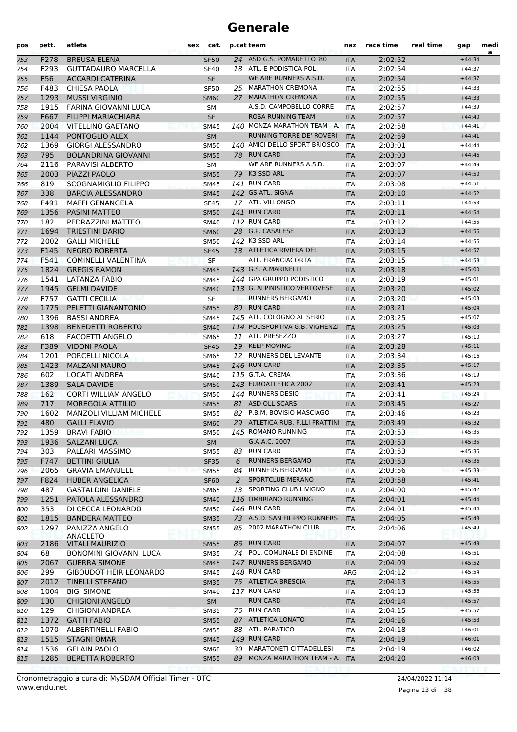# Generale

| pos | pett. | atleta | sex | cat. | p.cat | team | naz | race time | real time | gap | media |
|---|---|---|---|---|---|---|---|---|---|---|---|
| 753 | F278 | BREUSA ELENA | | SF50 | 24 | ASD G.S. POMARETTO '80 | ITA | 2:02:52 | | +44:34 | |
| 754 | F293 | GUTTADAURO MARCELLA | | SF40 | 18 | ATL. E PODISTICA POL. | ITA | 2:02:54 | | +44:37 | |
| 755 | F56 | ACCARDI CATERINA | | SF | | WE ARE RUNNERS A.S.D. | ITA | 2:02:54 | | +44:37 | |
| 756 | F483 | CHIESA PAOLA | | SF50 | 25 | MARATHON CREMONA | ITA | 2:02:55 | | +44:38 | |
| 757 | 1293 | MUSSI VIRGINIO | | SM60 | 27 | MARATHON CREMONA | ITA | 2:02:55 | | +44:38 | |
| 758 | 1915 | FARINA GIOVANNI LUCA | | SM | | A.S.D. CAMPOBELLO CORRE | ITA | 2:02:57 | | +44:39 | |
| 759 | F667 | FILIPPI MARIACHIARA | | SF | | ROSA RUNNING TEAM | ITA | 2:02:57 | | +44:40 | |
| 760 | 2004 | VITELLINO GAETANO | | SM45 | 140 | MONZA MARATHON TEAM - A. | ITA | 2:02:58 | | +44:41 | |
| 761 | 1144 | PONTOGLIO ALEX | | SM | | RUNNING TORRE DE' ROVERI | ITA | 2:02:59 | | +44:41 | |
| 762 | 1369 | GIORGI ALESSANDRO | | SM50 | 140 | AMICI DELLO SPORT BRIOSCO- | ITA | 2:03:01 | | +44:44 | |
| 763 | 795 | BOLANDRINA GIOVANNI | | SM55 | 78 | RUN CARD | ITA | 2:03:03 | | +44:46 | |
| 764 | 2116 | PARAVISI ALBERTO | | SM | | WE ARE RUNNERS A.S.D. | ITA | 2:03:07 | | +44:49 | |
| 765 | 2003 | PIAZZI PAOLO | | SM55 | 79 | K3 SSD ARL | ITA | 2:03:07 | | +44:50 | |
| 766 | 819 | SCOGNAMIGLIO FILIPPO | | SM45 | 141 | RUN CARD | ITA | 2:03:08 | | +44:51 | |
| 767 | 338 | BARCIA ALESSANDRO | | SM45 | 142 | GS ATL. SIGNA | ITA | 2:03:10 | | +44:52 | |
| 768 | F491 | MAFFI GENANGELA | | SF45 | 17 | ATL. VILLONGO | ITA | 2:03:11 | | +44:53 | |
| 769 | 1356 | PASINI MATTEO | | SM50 | 141 | RUN CARD | ITA | 2:03:11 | | +44:54 | |
| 770 | 182 | PEDRAZZINI MATTEO | | SM40 | 112 | RUN CARD | ITA | 2:03:12 | | +44:55 | |
| 771 | 1694 | TRIESTINI DARIO | | SM60 | 28 | G.P. CASALESE | ITA | 2:03:13 | | +44:56 | |
| 772 | 2002 | GALLI MICHELE | | SM50 | 142 | K3 SSD ARL | ITA | 2:03:14 | | +44:56 | |
| 773 | F145 | NEGRO ROBERTA | | SF45 | 18 | ATLETICA RIVIERA DEL | ITA | 2:03:15 | | +44:57 | |
| 774 | F541 | COMINELLI VALENTINA | | SF | | ATL. FRANCIACORTA | ITA | 2:03:15 | | +44:58 | |
| 775 | 1824 | GREGIS RAMON | | SM45 | 143 | G.S. A.MARINELLI | ITA | 2:03:18 | | +45:00 | |
| 776 | 1541 | LATANZA FABIO | | SM45 | 144 | GPA GRUPPO PODISTICO | ITA | 2:03:19 | | +45:01 | |
| 777 | 1945 | GELMI DAVIDE | | SM40 | 113 | G. ALPINISTICO VERTOVESE | ITA | 2:03:20 | | +45:02 | |
| 778 | F757 | GATTI CECILIA | | SF | | RUNNERS BERGAMO | ITA | 2:03:20 | | +45:03 | |
| 779 | 1775 | PELETTI GIANANTONIO | | SM55 | 80 | RUN CARD | ITA | 2:03:21 | | +45:04 | |
| 780 | 1396 | BASSI ANDREA | | SM45 | 145 | ATL. COLOGNO AL SERIO | ITA | 2:03:25 | | +45:07 | |
| 781 | 1398 | BENEDETTI ROBERTO | | SM40 | 114 | POLISPORTIVA G.B. VIGHENZI | ITA | 2:03:25 | | +45:08 | |
| 782 | 618 | FACOETTI ANGELO | | SM65 | 11 | ATL. PRESEZZO | ITA | 2:03:27 | | +45:10 | |
| 783 | F389 | VIDONI PAOLA | | SF45 | 19 | KEEP MOVING | ITA | 2:03:28 | | +45:11 | |
| 784 | 1201 | PORCELLI NICOLA | | SM65 | 12 | RUNNERS DEL LEVANTE | ITA | 2:03:34 | | +45:16 | |
| 785 | 1423 | MALZANI MAURO | | SM45 | 146 | RUN CARD | ITA | 2:03:35 | | +45:17 | |
| 786 | 602 | LOCATI ANDREA | | SM40 | 115 | G.T.A. CREMA | ITA | 2:03:36 | | +45:19 | |
| 787 | 1389 | SALA DAVIDE | | SM50 | 143 | EUROATLETICA 2002 | ITA | 2:03:41 | | +45:23 | |
| 788 | 162 | CORTI WILLIAM ANGELO | | SM50 | 144 | RUNNERS DESIO | ITA | 2:03:41 | | +45:24 | |
| 789 | 717 | MOREGOLA ATTILIO | | SM55 | 81 | ASD OLL SCARS | ITA | 2:03:45 | | +45:27 | |
| 790 | 1602 | MANZOLI VILLIAM MICHELE | | SM55 | 82 | P.B.M. BOVISIO MASCIAGO | ITA | 2:03:46 | | +45:28 | |
| 791 | 480 | GALLI FLAVIO | | SM60 | 29 | ATLETICA RUB. F.LLI FRATTINI | ITA | 2:03:49 | | +45:32 | |
| 792 | 1359 | BRAVI FABIO | | SM50 | 145 | ROMANO RUNNING | ITA | 2:03:53 | | +45:35 | |
| 793 | 1936 | SALZANI LUCA | | SM | | G.A.A.C. 2007 | ITA | 2:03:53 | | +45:35 | |
| 794 | 303 | PALEARI MASSIMO | | SM55 | 83 | RUN CARD | ITA | 2:03:53 | | +45:36 | |
| 795 | F747 | BETTINI GIULIA | | SF35 | 6 | RUNNERS BERGAMO | ITA | 2:03:53 | | +45:36 | |
| 796 | 2065 | GRAVIA EMANUELE | | SM55 | 84 | RUNNERS BERGAMO | ITA | 2:03:56 | | +45:39 | |
| 797 | F824 | HUBER ANGELICA | | SF60 | 2 | SPORTCLUB MERANO | ITA | 2:03:58 | | +45:41 | |
| 798 | 487 | GASTALDINI DANIELE | | SM65 | 13 | SPORTING CLUB LIVIGNO | ITA | 2:04:00 | | +45:42 | |
| 799 | 1251 | PATOLA ALESSANDRO | | SM40 | 116 | OMBRIANO RUNNING | ITA | 2:04:01 | | +45:44 | |
| 800 | 353 | DI CECCA LEONARDO | | SM50 | 146 | RUN CARD | ITA | 2:04:01 | | +45:44 | |
| 801 | 1815 | BANDERA MATTEO | | SM35 | 73 | A.S.D. SAN FILIPPO RUNNERS | ITA | 2:04:05 | | +45:48 | |
| 802 | 1297 | PANIZZA ANGELO ANACLETO | | SM55 | 85 | 2002 MARATHON CLUB | ITA | 2:04:06 | | +45:49 | |
| 803 | 2186 | VITALI MAURIZIO | | SM55 | 86 | RUN CARD | ITA | 2:04:07 | | +45:49 | |
| 804 | 68 | BONOMINI GIOVANNI LUCA | | SM35 | 74 | POL. COMUNALE DI ENDINE | ITA | 2:04:08 | | +45:51 | |
| 805 | 2067 | GUERRA SIMONE | | SM45 | 147 | RUNNERS BERGAMO | ITA | 2:04:09 | | +45:52 | |
| 806 | 299 | GIBOUDOT HEIR LEONARDO | | SM45 | 148 | RUN CARD | ARG | 2:04:12 | | +45:54 | |
| 807 | 2012 | TINELLI STEFANO | | SM35 | 75 | ATLETICA BRESCIA | ITA | 2:04:13 | | +45:55 | |
| 808 | 1004 | BIGI SIMONE | | SM40 | 117 | RUN CARD | ITA | 2:04:13 | | +45:56 | |
| 809 | 130 | CHIGIONI ANGELO | | SM | | RUN CARD | ITA | 2:04:14 | | +45:57 | |
| 810 | 129 | CHIGIONI ANDREA | | SM35 | 76 | RUN CARD | ITA | 2:04:15 | | +45:57 | |
| 811 | 1372 | GATTI FABIO | | SM55 | 87 | ATLETICA LONATO | ITA | 2:04:16 | | +45:58 | |
| 812 | 1070 | ALBERTINELLI FABIO | | SM55 | 88 | ATL. PARATICO | ITA | 2:04:18 | | +46:01 | |
| 813 | 1515 | STAGNI OMAR | | SM45 | 149 | RUN CARD | ITA | 2:04:19 | | +46:01 | |
| 814 | 1536 | GELAIN PAOLO | | SM60 | 30 | MARATONETI CITTADELLESI | ITA | 2:04:19 | | +46:02 | |
| 815 | 1285 | BERETTA ROBERTO | | SM55 | 89 | MONZA MARATHON TEAM - A. | ITA | 2:04:20 | | +46:03 | |

Cronometraggio a cura di: MySDAM Official Timer - OTC
www.endu.net

24/04/2022 11:14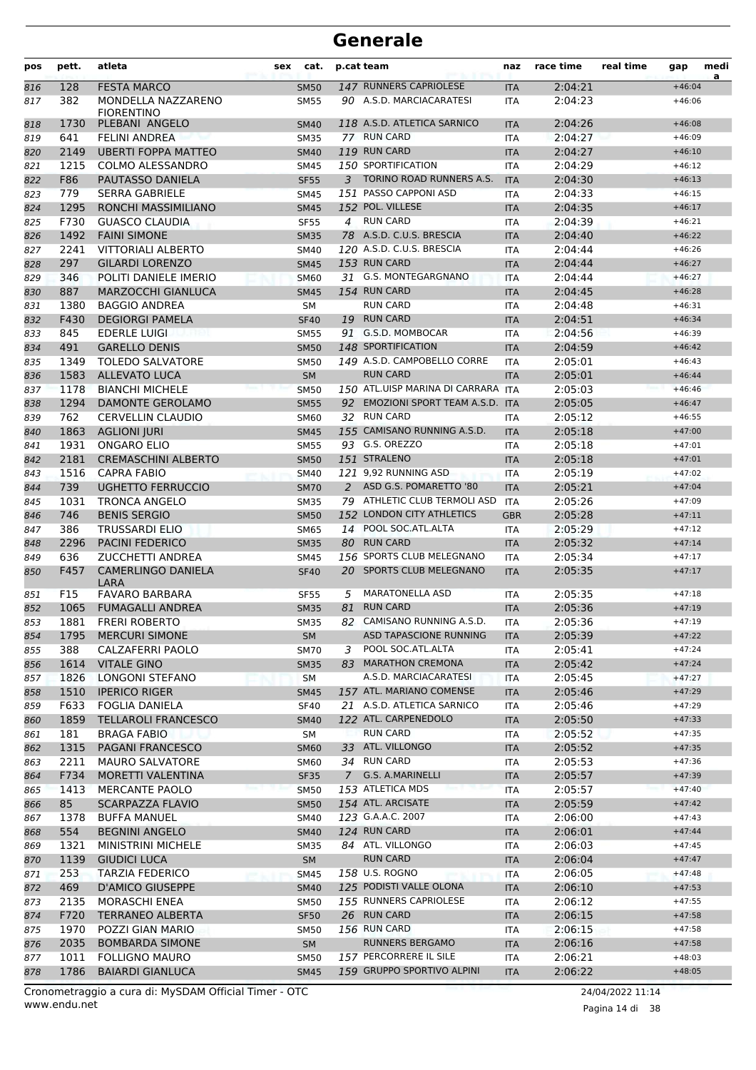# Generale

| pos | pett. | atleta | sex | cat. | p.cat | team | naz | race time | real time | gap | media |
|---|---|---|---|---|---|---|---|---|---|---|---|
| 816 | 128 | FESTA MARCO | | SM50 | 147 | RUNNERS CAPRIOLESE | ITA | 2:04:21 | | +46:04 | |
| 817 | 382 | MONDELLA NAZZARENO FIORENTINO | | SM55 | 90 | A.S.D. MARCIACARATESI | ITA | 2:04:23 | | +46:06 | |
| 818 | 1730 | PLEBANI ANGELO | | SM40 | 118 | A.S.D. ATLETICA SARNICO | ITA | 2:04:26 | | +46:08 | |
| 819 | 641 | FELINI ANDREA | | SM35 | 77 | RUN CARD | ITA | 2:04:27 | | +46:09 | |
| 820 | 2149 | UBERTI FOPPA MATTEO | | SM40 | 119 | RUN CARD | ITA | 2:04:27 | | +46:10 | |
| 821 | 1215 | COLMO ALESSANDRO | | SM45 | 150 | SPORTIFICATION | ITA | 2:04:29 | | +46:12 | |
| 822 | F86 | PAUTASSO DANIELA | | SF55 | 3 | TORINO ROAD RUNNERS A.S. | ITA | 2:04:30 | | +46:13 | |
| 823 | 779 | SERRA GABRIELE | | SM45 | 151 | PASSO CAPPONI ASD | ITA | 2:04:33 | | +46:15 | |
| 824 | 1295 | RONCHI MASSIMILIANO | | SM45 | 152 | POL. VILLESE | ITA | 2:04:35 | | +46:17 | |
| 825 | F730 | GUASCO CLAUDIA | | SF55 | 4 | RUN CARD | ITA | 2:04:39 | | +46:21 | |
| 826 | 1492 | FAINI SIMONE | | SM35 | 78 | A.S.D. C.U.S. BRESCIA | ITA | 2:04:40 | | +46:22 | |
| 827 | 2241 | VITTORIALI ALBERTO | | SM40 | 120 | A.S.D. C.U.S. BRESCIA | ITA | 2:04:44 | | +46:26 | |
| 828 | 297 | GILARDI LORENZO | | SM45 | 153 | RUN CARD | ITA | 2:04:44 | | +46:27 | |
| 829 | 346 | POLITI DANIELE IMERIO | | SM60 | 31 | G.S. MONTEGARGNANO | ITA | 2:04:44 | | +46:27 | |
| 830 | 887 | MARZOCCHI GIANLUCA | | SM45 | 154 | RUN CARD | ITA | 2:04:45 | | +46:28 | |
| 831 | 1380 | BAGGIO ANDREA | | SM | | RUN CARD | ITA | 2:04:48 | | +46:31 | |
| 832 | F430 | DEGIORGI PAMELA | | SF40 | 19 | RUN CARD | ITA | 2:04:51 | | +46:34 | |
| 833 | 845 | EDERLE LUIGI | | SM55 | 91 | G.S.D. MOMBOCAR | ITA | 2:04:56 | | +46:39 | |
| 834 | 491 | GARELLO DENIS | | SM50 | 148 | SPORTIFICATION | ITA | 2:04:59 | | +46:42 | |
| 835 | 1349 | TOLEDO SALVATORE | | SM50 | 149 | A.S.D. CAMPOBELLO CORRE | ITA | 2:05:01 | | +46:43 | |
| 836 | 1583 | ALLEVATO LUCA | | SM | | RUN CARD | ITA | 2:05:01 | | +46:44 | |
| 837 | 1178 | BIANCHI MICHELE | | SM50 | 150 | ATL.UISP MARINA DI CARRARA | ITA | 2:05:03 | | +46:46 | |
| 838 | 1294 | DAMONTE GEROLAMO | | SM55 | 92 | EMOZIONI SPORT TEAM A.S.D. | ITA | 2:05:05 | | +46:47 | |
| 839 | 762 | CERVELLIN CLAUDIO | | SM60 | 32 | RUN CARD | ITA | 2:05:12 | | +46:55 | |
| 840 | 1863 | AGLIONI JURI | | SM45 | 155 | CAMISANO RUNNING A.S.D. | ITA | 2:05:18 | | +47:00 | |
| 841 | 1931 | ONGARO ELIO | | SM55 | 93 | G.S. OREZZO | ITA | 2:05:18 | | +47:01 | |
| 842 | 2181 | CREMASCHINI ALBERTO | | SM50 | 151 | STRALENO | ITA | 2:05:18 | | +47:01 | |
| 843 | 1516 | CAPRA FABIO | | SM40 | 121 | 9,92 RUNNING ASD | ITA | 2:05:19 | | +47:02 | |
| 844 | 739 | UGHETTO FERRUCCIO | | SM70 | 2 | ASD G.S. POMARETTO '80 | ITA | 2:05:21 | | +47:04 | |
| 845 | 1031 | TRONCA ANGELO | | SM35 | 79 | ATHLETIC CLUB TERMOLI ASD | ITA | 2:05:26 | | +47:09 | |
| 846 | 746 | BENIS SERGIO | | SM50 | 152 | LONDON CITY ATHLETICS | GBR | 2:05:28 | | +47:11 | |
| 847 | 386 | TRUSSARDI ELIO | | SM65 | 14 | POOL SOC.ATL.ALTA | ITA | 2:05:29 | | +47:12 | |
| 848 | 2296 | PACINI FEDERICO | | SM35 | 80 | RUN CARD | ITA | 2:05:32 | | +47:14 | |
| 849 | 636 | ZUCCHETTI ANDREA | | SM45 | 156 | SPORTS CLUB MELEGNANO | ITA | 2:05:34 | | +47:17 | |
| 850 | F457 | CAMERLINGO DANIELA LARA | | SF40 | 20 | SPORTS CLUB MELEGNANO | ITA | 2:05:35 | | +47:17 | |
| 851 | F15 | FAVARO BARBARA | | SF55 | 5 | MARATONELLA ASD | ITA | 2:05:35 | | +47:18 | |
| 852 | 1065 | FUMAGALLI ANDREA | | SM35 | 81 | RUN CARD | ITA | 2:05:36 | | +47:19 | |
| 853 | 1881 | FRERI ROBERTO | | SM35 | 82 | CAMISANO RUNNING A.S.D. | ITA | 2:05:36 | | +47:19 | |
| 854 | 1795 | MERCURI SIMONE | | SM | | ASD TAPASCIONE RUNNING | ITA | 2:05:39 | | +47:22 | |
| 855 | 388 | CALZAFERRI PAOLO | | SM70 | 3 | POOL SOC.ATL.ALTA | ITA | 2:05:41 | | +47:24 | |
| 856 | 1614 | VITALE GINO | | SM35 | 83 | MARATHON CREMONA | ITA | 2:05:42 | | +47:24 | |
| 857 | 1826 | LONGONI STEFANO | | SM | | A.S.D. MARCIACARATESI | ITA | 2:05:45 | | +47:27 | |
| 858 | 1510 | IPERICO RIGER | | SM45 | 157 | ATL. MARIANO COMENSE | ITA | 2:05:46 | | +47:29 | |
| 859 | F633 | FOGLIA DANIELA | | SF40 | 21 | A.S.D. ATLETICA SARNICO | ITA | 2:05:46 | | +47:29 | |
| 860 | 1859 | TELLAROLI FRANCESCO | | SM40 | 122 | ATL. CARPENEDOLO | ITA | 2:05:50 | | +47:33 | |
| 861 | 181 | BRAGA FABIO | | SM | | RUN CARD | ITA | 2:05:52 | | +47:35 | |
| 862 | 1315 | PAGANI FRANCESCO | | SM60 | 33 | ATL. VILLONGO | ITA | 2:05:52 | | +47:35 | |
| 863 | 2211 | MAURO SALVATORE | | SM60 | 34 | RUN CARD | ITA | 2:05:53 | | +47:36 | |
| 864 | F734 | MORETTI VALENTINA | | SF35 | 7 | G.S. A.MARINELLI | ITA | 2:05:57 | | +47:39 | |
| 865 | 1413 | MERCANTE PAOLO | | SM50 | 153 | ATLETICA MDS | ITA | 2:05:57 | | +47:40 | |
| 866 | 85 | SCARPAZZA FLAVIO | | SM50 | 154 | ATL. ARCISATE | ITA | 2:05:59 | | +47:42 | |
| 867 | 1378 | BUFFA MANUEL | | SM40 | 123 | G.A.A.C. 2007 | ITA | 2:06:00 | | +47:43 | |
| 868 | 554 | BEGNINI ANGELO | | SM40 | 124 | RUN CARD | ITA | 2:06:01 | | +47:44 | |
| 869 | 1321 | MINISTRINI MICHELE | | SM35 | 84 | ATL. VILLONGO | ITA | 2:06:03 | | +47:45 | |
| 870 | 1139 | GIUDICI LUCA | | SM | | RUN CARD | ITA | 2:06:04 | | +47:47 | |
| 871 | 253 | TARZIA FEDERICO | | SM45 | 158 | U.S. ROGNO | ITA | 2:06:05 | | +47:48 | |
| 872 | 469 | D'AMICO GIUSEPPE | | SM40 | 125 | PODISTI VALLE OLONA | ITA | 2:06:10 | | +47:53 | |
| 873 | 2135 | MORASCHI ENEA | | SM50 | 155 | RUNNERS CAPRIOLESE | ITA | 2:06:12 | | +47:55 | |
| 874 | F720 | TERRANEO ALBERTA | | SF50 | 26 | RUN CARD | ITA | 2:06:15 | | +47:58 | |
| 875 | 1970 | POZZI GIAN MARIO | | SM50 | 156 | RUN CARD | ITA | 2:06:15 | | +47:58 | |
| 876 | 2035 | BOMBARDA SIMONE | | SM | | RUNNERS BERGAMO | ITA | 2:06:16 | | +47:58 | |
| 877 | 1011 | FOLLIGNO MAURO | | SM50 | 157 | PERCORRERE IL SILE | ITA | 2:06:21 | | +48:03 | |
| 878 | 1786 | BAIARDI GIANLUCA | | SM45 | 159 | GRUPPO SPORTIVO ALPINI | ITA | 2:06:22 | | +48:05 | |

Cronometraggio a cura di: MySDAM Official Timer - OTC
www.endu.net

24/04/2022 11:14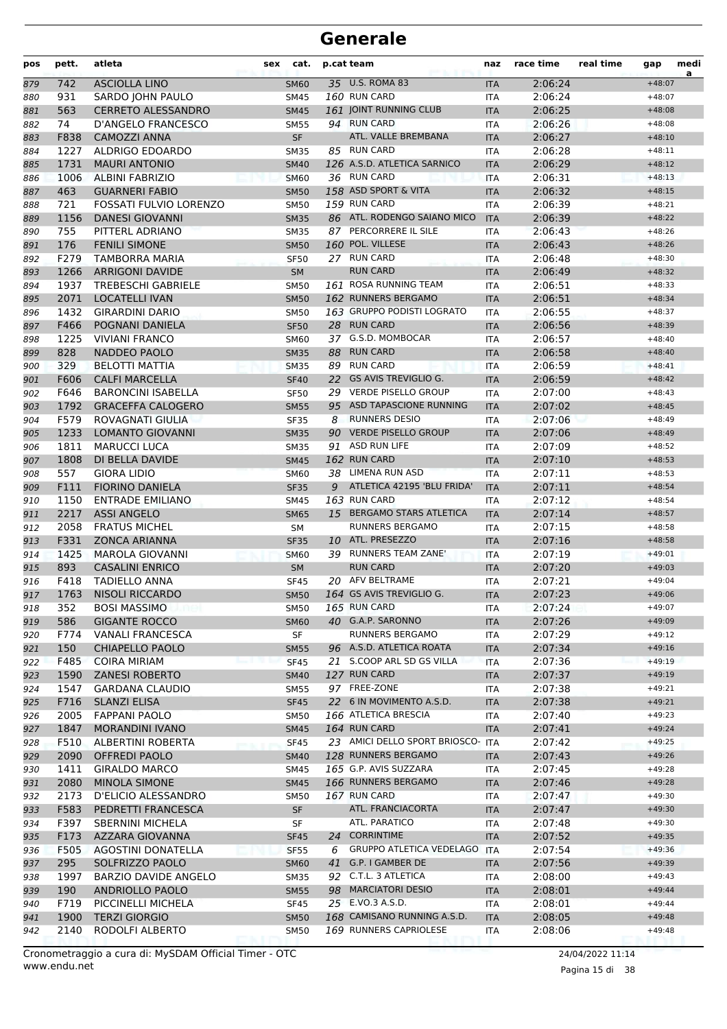# Generale

| pos | pett. | atleta | sex | cat. | p.cat | team | naz | race time | real time | gap | media |
|---|---|---|---|---|---|---|---|---|---|---|---|
| 879 | 742 | ASCIOLLA LINO | | SM60 | 35 | U.S. ROMA 83 | ITA | 2:06:24 | | +48:07 | |
| 880 | 931 | SARDO JOHN PAULO | | SM45 | 160 | RUN CARD | ITA | 2:06:24 | | +48:07 | |
| 881 | 563 | CERRETO ALESSANDRO | | SM45 | 161 | JOINT RUNNING CLUB | ITA | 2:06:25 | | +48:08 | |
| 882 | 74 | D'ANGELO FRANCESCO | | SM55 | 94 | RUN CARD | ITA | 2:06:26 | | +48:08 | |
| 883 | F838 | CAMOZZI ANNA | | SF | | ATL. VALLE BREMBANA | ITA | 2:06:27 | | +48:10 | |
| 884 | 1227 | ALDRIGO EDOARDO | | SM35 | 85 | RUN CARD | ITA | 2:06:28 | | +48:11 | |
| 885 | 1731 | MAURI ANTONIO | | SM40 | 126 | A.S.D. ATLETICA SARNICO | ITA | 2:06:29 | | +48:12 | |
| 886 | 1006 | ALBINI FABRIZIO | | SM60 | 36 | RUN CARD | ITA | 2:06:31 | | +48:13 | |
| 887 | 463 | GUARNERI FABIO | | SM50 | 158 | ASD SPORT & VITA | ITA | 2:06:32 | | +48:15 | |
| 888 | 721 | FOSSATI FULVIO LORENZO | | SM50 | 159 | RUN CARD | ITA | 2:06:39 | | +48:21 | |
| 889 | 1156 | DANESI GIOVANNI | | SM35 | 86 | ATL. RODENGO SAIANO MICO | ITA | 2:06:39 | | +48:22 | |
| 890 | 755 | PITTERL ADRIANO | | SM35 | 87 | PERCORRERE IL SILE | ITA | 2:06:43 | | +48:26 | |
| 891 | 176 | FENILI SIMONE | | SM50 | 160 | POL. VILLESE | ITA | 2:06:43 | | +48:26 | |
| 892 | F279 | TAMBORRA MARIA | | SF50 | 27 | RUN CARD | ITA | 2:06:48 | | +48:30 | |
| 893 | 1266 | ARRIGONI DAVIDE | | SM | | RUN CARD | ITA | 2:06:49 | | +48:32 | |
| 894 | 1937 | TREBESCHI GABRIELE | | SM50 | 161 | ROSA RUNNING TEAM | ITA | 2:06:51 | | +48:33 | |
| 895 | 2071 | LOCATELLI IVAN | | SM50 | 162 | RUNNERS BERGAMO | ITA | 2:06:51 | | +48:34 | |
| 896 | 1432 | GIRARDINI DARIO | | SM50 | 163 | GRUPPO PODISTI LOGRATO | ITA | 2:06:55 | | +48:37 | |
| 897 | F466 | POGNANI DANIELA | | SF50 | 28 | RUN CARD | ITA | 2:06:56 | | +48:39 | |
| 898 | 1225 | VIVIANI FRANCO | | SM60 | 37 | G.S.D. MOMBOCAR | ITA | 2:06:57 | | +48:40 | |
| 899 | 828 | NADDEO PAOLO | | SM35 | 88 | RUN CARD | ITA | 2:06:58 | | +48:40 | |
| 900 | 329 | BELOTTI MATTIA | | SM35 | 89 | RUN CARD | ITA | 2:06:59 | | +48:41 | |
| 901 | F606 | CALFI MARCELLA | | SF40 | 22 | GS AVIS TREVIGLIO G. | ITA | 2:06:59 | | +48:42 | |
| 902 | F646 | BARONCINI ISABELLA | | SF50 | 29 | VERDE PISELLO GROUP | ITA | 2:07:00 | | +48:43 | |
| 903 | 1792 | GRACEFFA CALOGERO | | SM55 | 95 | ASD TAPASCIONE RUNNING | ITA | 2:07:02 | | +48:45 | |
| 904 | F579 | ROVAGNATI GIULIA | | SF35 | 8 | RUNNERS DESIO | ITA | 2:07:06 | | +48:49 | |
| 905 | 1233 | LOMANTO GIOVANNI | | SM35 | 90 | VERDE PISELLO GROUP | ITA | 2:07:06 | | +48:49 | |
| 906 | 1811 | MARUCCI LUCA | | SM35 | 91 | ASD RUN LIFE | ITA | 2:07:09 | | +48:52 | |
| 907 | 1808 | DI BELLA DAVIDE | | SM45 | 162 | RUN CARD | ITA | 2:07:10 | | +48:53 | |
| 908 | 557 | GIORA LIDIO | | SM60 | 38 | LIMENA RUN ASD | ITA | 2:07:11 | | +48:53 | |
| 909 | F111 | FIORINO DANIELA | | SF35 | 9 | ATLETICA 42195 'BLU FRIDA' | ITA | 2:07:11 | | +48:54 | |
| 910 | 1150 | ENTRADE EMILIANO | | SM45 | 163 | RUN CARD | ITA | 2:07:12 | | +48:54 | |
| 911 | 2217 | ASSI ANGELO | | SM65 | 15 | BERGAMO STARS ATLETICA | ITA | 2:07:14 | | +48:57 | |
| 912 | 2058 | FRATUS MICHEL | | SM | | RUNNERS BERGAMO | ITA | 2:07:15 | | +48:58 | |
| 913 | F331 | ZONCA ARIANNA | | SF35 | 10 | ATL. PRESEZZO | ITA | 2:07:16 | | +48:58 | |
| 914 | 1425 | MAROLA GIOVANNI | | SM60 | 39 | RUNNERS TEAM ZANE' | ITA | 2:07:19 | | +49:01 | |
| 915 | 893 | CASALINI ENRICO | | SM | | RUN CARD | ITA | 2:07:20 | | +49:03 | |
| 916 | F418 | TADIELLO ANNA | | SF45 | 20 | AFV BELTRAME | ITA | 2:07:21 | | +49:04 | |
| 917 | 1763 | NISOLI RICCARDO | | SM50 | 164 | GS AVIS TREVIGLIO G. | ITA | 2:07:23 | | +49:06 | |
| 918 | 352 | BOSI MASSIMO | | SM50 | 165 | RUN CARD | ITA | 2:07:24 | | +49:07 | |
| 919 | 586 | GIGANTE ROCCO | | SM60 | 40 | G.A.P. SARONNO | ITA | 2:07:26 | | +49:09 | |
| 920 | F774 | VANALI FRANCESCA | | SF | | RUNNERS BERGAMO | ITA | 2:07:29 | | +49:12 | |
| 921 | 150 | CHIAPELLO PAOLO | | SM55 | 96 | A.S.D. ATLETICA ROATA | ITA | 2:07:34 | | +49:16 | |
| 922 | F485 | COIRA MIRIAM | | SF45 | 21 | S.COOP ARL SD GS VILLA | ITA | 2:07:36 | | +49:19 | |
| 923 | 1590 | ZANESI ROBERTO | | SM40 | 127 | RUN CARD | ITA | 2:07:37 | | +49:19 | |
| 924 | 1547 | GARDANA CLAUDIO | | SM55 | 97 | FREE-ZONE | ITA | 2:07:38 | | +49:21 | |
| 925 | F716 | SLANZI ELISA | | SF45 | 22 | 6 IN MOVIMENTO A.S.D. | ITA | 2:07:38 | | +49:21 | |
| 926 | 2005 | FAPPANI PAOLO | | SM50 | 166 | ATLETICA BRESCIA | ITA | 2:07:40 | | +49:23 | |
| 927 | 1847 | MORANDINI IVANO | | SM45 | 164 | RUN CARD | ITA | 2:07:41 | | +49:24 | |
| 928 | F510 | ALBERTINI ROBERTA | | SF45 | 23 | AMICI DELLO SPORT BRIOSCO- | ITA | 2:07:42 | | +49:25 | |
| 929 | 2090 | OFFREDI PAOLO | | SM40 | 128 | RUNNERS BERGAMO | ITA | 2:07:43 | | +49:26 | |
| 930 | 1411 | GIRALDO MARCO | | SM45 | 165 | G.P. AVIS SUZZARA | ITA | 2:07:45 | | +49:28 | |
| 931 | 2080 | MINOLA SIMONE | | SM45 | 166 | RUNNERS BERGAMO | ITA | 2:07:46 | | +49:28 | |
| 932 | 2173 | D'ELICIO ALESSANDRO | | SM50 | 167 | RUN CARD | ITA | 2:07:47 | | +49:30 | |
| 933 | F583 | PEDRETTI FRANCESCA | | SF | | ATL. FRANCIACORTA | ITA | 2:07:47 | | +49:30 | |
| 934 | F397 | SBERNINI MICHELA | | SF | | ATL. PARATICO | ITA | 2:07:48 | | +49:30 | |
| 935 | F173 | AZZARA GIOVANNA | | SF45 | 24 | CORRINTIME | ITA | 2:07:52 | | +49:35 | |
| 936 | F505 | AGOSTINI DONATELLA | | SF55 | 6 | GRUPPO ATLETICA VEDELAGO | ITA | 2:07:54 | | +49:36 | |
| 937 | 295 | SOLFRIZZO PAOLO | | SM60 | 41 | G.P. I GAMBER DE | ITA | 2:07:56 | | +49:39 | |
| 938 | 1997 | BARZIO DAVIDE ANGELO | | SM35 | 92 | C.T.L. 3 ATLETICA | ITA | 2:08:00 | | +49:43 | |
| 939 | 190 | ANDRIOLLO PAOLO | | SM55 | 98 | MARCIATORI DESIO | ITA | 2:08:01 | | +49:44 | |
| 940 | F719 | PICCINELLI MICHELA | | SF45 | 25 | E.VO.3 A.S.D. | ITA | 2:08:01 | | +49:44 | |
| 941 | 1900 | TERZI GIORGIO | | SM50 | 168 | CAMISANO RUNNING A.S.D. | ITA | 2:08:05 | | +49:48 | |
| 942 | 2140 | RODOLFI ALBERTO | | SM50 | 169 | RUNNERS CAPRIOLESE | ITA | 2:08:06 | | +49:48 | |

Cronometraggio a cura di: MySDAM Official Timer - OTC
www.endu.net

24/04/2022 11:14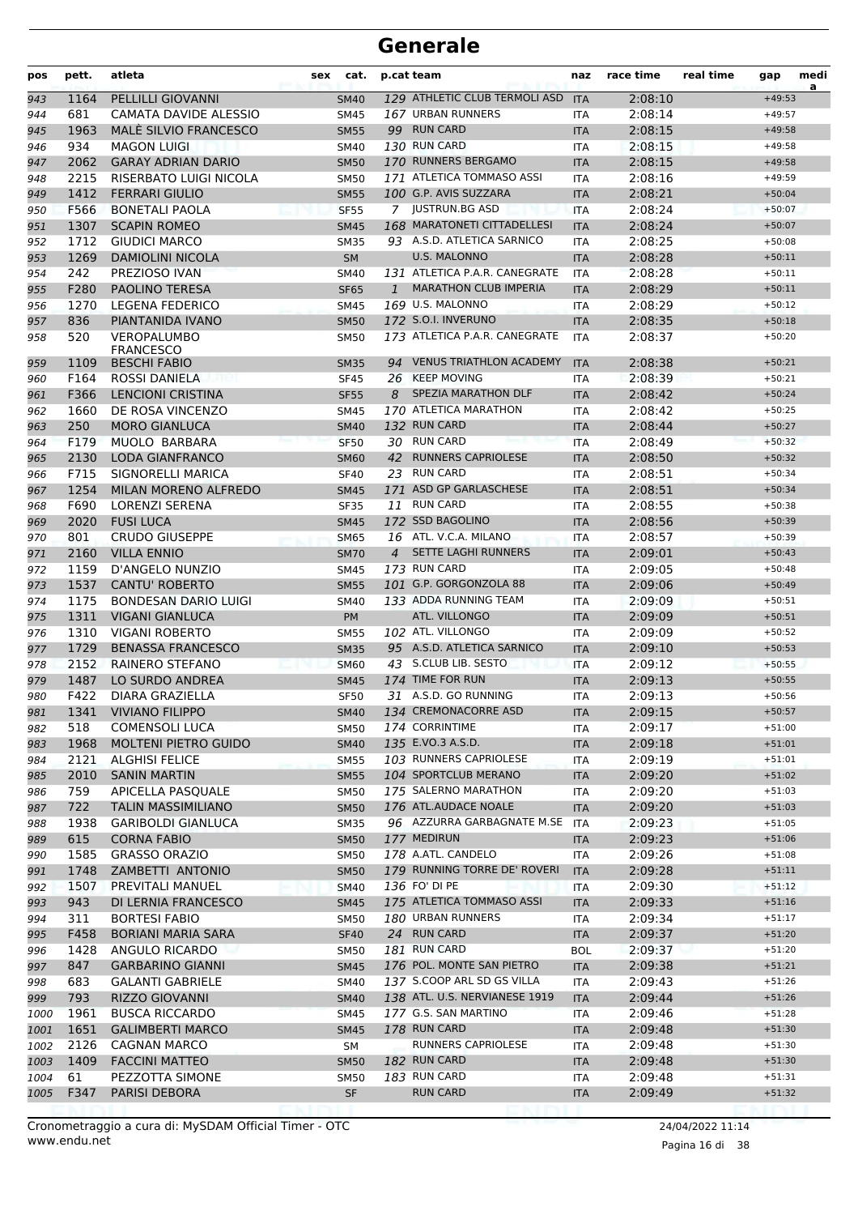# Generale

| pos | pett. | atleta | sex | cat. | p.cat | team | naz | race time | real time | gap | medi a |
|---|---|---|---|---|---|---|---|---|---|---|---|
| 943 | 1164 | PELLILLI GIOVANNI | | SM40 | 129 | ATHLETIC CLUB TERMOLI ASD | ITA | 2:08:10 | | +49:53 | |
| 944 | 681 | CAMATA DAVIDE ALESSIO | | SM45 | 167 | URBAN RUNNERS | ITA | 2:08:14 | | +49:57 | |
| 945 | 1963 | MALÈ SILVIO FRANCESCO | | SM55 | 99 | RUN CARD | ITA | 2:08:15 | | +49:58 | |
| 946 | 934 | MAGON LUIGI | | SM40 | 130 | RUN CARD | ITA | 2:08:15 | | +49:58 | |
| 947 | 2062 | GARAY ADRIAN DARIO | | SM50 | 170 | RUNNERS BERGAMO | ITA | 2:08:15 | | +49:58 | |
| 948 | 2215 | RISERBATO LUIGI NICOLA | | SM50 | 171 | ATLETICA TOMMASO ASSI | ITA | 2:08:16 | | +49:59 | |
| 949 | 1412 | FERRARI GIULIO | | SM55 | 100 | G.P. AVIS SUZZARA | ITA | 2:08:21 | | +50:04 | |
| 950 | F566 | BONETALI PAOLA | | SF55 | 7 | JUSTRUN.BG ASD | ITA | 2:08:24 | | +50:07 | |
| 951 | 1307 | SCAPIN ROMEO | | SM45 | 168 | MARATONETI CITTADELLESI | ITA | 2:08:24 | | +50:07 | |
| 952 | 1712 | GIUDICI MARCO | | SM35 | 93 | A.S.D. ATLETICA SARNICO | ITA | 2:08:25 | | +50:08 | |
| 953 | 1269 | DAMIOLINI NICOLA | | SM | | U.S. MALONNO | ITA | 2:08:28 | | +50:11 | |
| 954 | 242 | PREZIOSO IVAN | | SM40 | 131 | ATLETICA P.A.R. CANEGRATE | ITA | 2:08:28 | | +50:11 | |
| 955 | F280 | PAOLINO TERESA | | SF65 | 1 | MARATHON CLUB IMPERIA | ITA | 2:08:29 | | +50:11 | |
| 956 | 1270 | LEGENA FEDERICO | | SM45 | 169 | U.S. MALONNO | ITA | 2:08:29 | | +50:12 | |
| 957 | 836 | PIANTANIDA IVANO | | SM50 | 172 | S.O.I. INVERUNO | ITA | 2:08:35 | | +50:18 | |
| 958 | 520 | VEROPALUMBO FRANCESCO | | SM50 | 173 | ATLETICA P.A.R. CANEGRATE | ITA | 2:08:37 | | +50:20 | |
| 959 | 1109 | BESCHI FABIO | | SM35 | 94 | VENUS TRIATHLON ACADEMY | ITA | 2:08:38 | | +50:21 | |
| 960 | F164 | ROSSI DANIELA | | SF45 | 26 | KEEP MOVING | ITA | 2:08:39 | | +50:21 | |
| 961 | F366 | LENCIONI CRISTINA | | SF55 | 8 | SPEZIA MARATHON DLF | ITA | 2:08:42 | | +50:24 | |
| 962 | 1660 | DE ROSA VINCENZO | | SM45 | 170 | ATLETICA MARATHON | ITA | 2:08:42 | | +50:25 | |
| 963 | 250 | MORO GIANLUCA | | SM40 | 132 | RUN CARD | ITA | 2:08:44 | | +50:27 | |
| 964 | F179 | MUOLO BARBARA | | SF50 | 30 | RUN CARD | ITA | 2:08:49 | | +50:32 | |
| 965 | 2130 | LODA GIANFRANCO | | SM60 | 42 | RUNNERS CAPRIOLESE | ITA | 2:08:50 | | +50:32 | |
| 966 | F715 | SIGNORELLI MARICA | | SF40 | 23 | RUN CARD | ITA | 2:08:51 | | +50:34 | |
| 967 | 1254 | MILAN MORENO ALFREDO | | SM45 | 171 | ASD GP GARLASCHESE | ITA | 2:08:51 | | +50:34 | |
| 968 | F690 | LORENZI SERENA | | SF35 | 11 | RUN CARD | ITA | 2:08:55 | | +50:38 | |
| 969 | 2020 | FUSI LUCA | | SM45 | 172 | SSD BAGOLINO | ITA | 2:08:56 | | +50:39 | |
| 970 | 801 | CRUDO GIUSEPPE | | SM65 | 16 | ATL. V.C.A. MILANO | ITA | 2:08:57 | | +50:39 | |
| 971 | 2160 | VILLA ENNIO | | SM70 | 4 | SETTE LAGHI RUNNERS | ITA | 2:09:01 | | +50:43 | |
| 972 | 1159 | D'ANGELO NUNZIO | | SM45 | 173 | RUN CARD | ITA | 2:09:05 | | +50:48 | |
| 973 | 1537 | CANTU' ROBERTO | | SM55 | 101 | G.P. GORGONZOLA 88 | ITA | 2:09:06 | | +50:49 | |
| 974 | 1175 | BONDESAN DARIO LUIGI | | SM40 | 133 | ADDA RUNNING TEAM | ITA | 2:09:09 | | +50:51 | |
| 975 | 1311 | VIGANI GIANLUCA | | PM | | ATL. VILLONGO | ITA | 2:09:09 | | +50:51 | |
| 976 | 1310 | VIGANI ROBERTO | | SM55 | 102 | ATL. VILLONGO | ITA | 2:09:09 | | +50:52 | |
| 977 | 1729 | BENASSA FRANCESCO | | SM35 | 95 | A.S.D. ATLETICA SARNICO | ITA | 2:09:10 | | +50:53 | |
| 978 | 2152 | RAINERO STEFANO | | SM60 | 43 | S.CLUB LIB. SESTO | ITA | 2:09:12 | | +50:55 | |
| 979 | 1487 | LO SURDO ANDREA | | SM45 | 174 | TIME FOR RUN | ITA | 2:09:13 | | +50:55 | |
| 980 | F422 | DIARA GRAZIELLA | | SF50 | 31 | A.S.D. GO RUNNING | ITA | 2:09:13 | | +50:56 | |
| 981 | 1341 | VIVIANO FILIPPO | | SM40 | 134 | CREMONACORRE ASD | ITA | 2:09:15 | | +50:57 | |
| 982 | 518 | COMENSOLI LUCA | | SM50 | 174 | CORRINTIME | ITA | 2:09:17 | | +51:00 | |
| 983 | 1968 | MOLTENI PIETRO GUIDO | | SM40 | 135 | E.VO.3 A.S.D. | ITA | 2:09:18 | | +51:01 | |
| 984 | 2121 | ALGHISI FELICE | | SM55 | 103 | RUNNERS CAPRIOLESE | ITA | 2:09:19 | | +51:01 | |
| 985 | 2010 | SANIN MARTIN | | SM55 | 104 | SPORTCLUB MERANO | ITA | 2:09:20 | | +51:02 | |
| 986 | 759 | APICELLA PASQUALE | | SM50 | 175 | SALERNO MARATHON | ITA | 2:09:20 | | +51:03 | |
| 987 | 722 | TALIN MASSIMILIANO | | SM50 | 176 | ATL.AUDACE NOALE | ITA | 2:09:20 | | +51:03 | |
| 988 | 1938 | GARIBOLDI GIANLUCA | | SM35 | 96 | AZZURRA GARBAGNATE M.SE | ITA | 2:09:23 | | +51:05 | |
| 989 | 615 | CORNA FABIO | | SM50 | 177 | MEDIRUN | ITA | 2:09:23 | | +51:06 | |
| 990 | 1585 | GRASSO ORAZIO | | SM50 | 178 | A.ATL. CANDELO | ITA | 2:09:26 | | +51:08 | |
| 991 | 1748 | ZAMBETTI ANTONIO | | SM50 | 179 | RUNNING TORRE DE' ROVERI | ITA | 2:09:28 | | +51:11 | |
| 992 | 1507 | PREVITALI MANUEL | | SM40 | 136 | FO' DI PE | ITA | 2:09:30 | | +51:12 | |
| 993 | 943 | DI LERNIA FRANCESCO | | SM45 | 175 | ATLETICA TOMMASO ASSI | ITA | 2:09:33 | | +51:16 | |
| 994 | 311 | BORTESI FABIO | | SM50 | 180 | URBAN RUNNERS | ITA | 2:09:34 | | +51:17 | |
| 995 | F458 | BORIANI MARIA SARA | | SF40 | 24 | RUN CARD | ITA | 2:09:37 | | +51:20 | |
| 996 | 1428 | ANGULO RICARDO | | SM50 | 181 | RUN CARD | BOL | 2:09:37 | | +51:20 | |
| 997 | 847 | GARBARINO GIANNI | | SM45 | 176 | POL. MONTE SAN PIETRO | ITA | 2:09:38 | | +51:21 | |
| 998 | 683 | GALANTI GABRIELE | | SM40 | 137 | S.COOP ARL SD GS VILLA | ITA | 2:09:43 | | +51:26 | |
| 999 | 793 | RIZZO GIOVANNI | | SM40 | 138 | ATL. U.S. NERVIANESE 1919 | ITA | 2:09:44 | | +51:26 | |
| 1000 | 1961 | BUSCA RICCARDO | | SM45 | 177 | G.S. SAN MARTINO | ITA | 2:09:46 | | +51:28 | |
| 1001 | 1651 | GALIMBERTI MARCO | | SM45 | 178 | RUN CARD | ITA | 2:09:48 | | +51:30 | |
| 1002 | 2126 | CAGNAN MARCO | | SM | | RUNNERS CAPRIOLESE | ITA | 2:09:48 | | +51:30 | |
| 1003 | 1409 | FACCINI MATTEO | | SM50 | 182 | RUN CARD | ITA | 2:09:48 | | +51:30 | |
| 1004 | 61 | PEZZOTTA SIMONE | | SM50 | 183 | RUN CARD | ITA | 2:09:48 | | +51:31 | |
| 1005 | F347 | PARISI DEBORA | | SF | | RUN CARD | ITA | 2:09:49 | | +51:32 | |

Cronometraggio a cura di: MySDAM Official Timer - OTC
www.endu.net

24/04/2022 11:14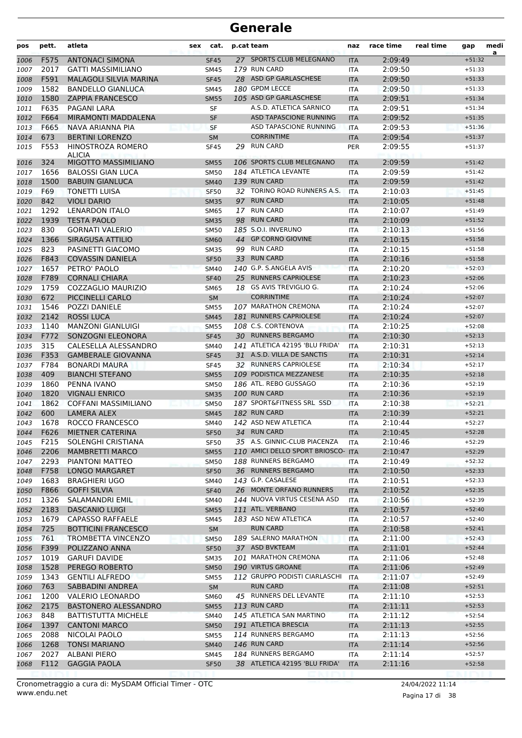# Generale

| pos | pett. | atleta | sex | cat. | p.cat | team | naz | race time | real time | gap | media |
|---|---|---|---|---|---|---|---|---|---|---|---|
| 1006 | F575 | ANTONACI SIMONA | | SF45 | 27 | SPORTS CLUB MELEGNANO | ITA | 2:09:49 | | +51:32 | |
| 1007 | 2017 | GATTI MASSIMILIANO | | SM45 | 179 | RUN CARD | ITA | 2:09:50 | | +51:33 | |
| 1008 | F591 | MALAGOLI SILVIA MARINA | | SF45 | 28 | ASD GP GARLASCHESE | ITA | 2:09:50 | | +51:33 | |
| 1009 | 1582 | BANDELLO GIANLUCA | | SM45 | 180 | GPDM LECCE | ITA | 2:09:50 | | +51:33 | |
| 1010 | 1580 | ZAPPIA FRANCESCO | | SM55 | 105 | ASD GP GARLASCHESE | ITA | 2:09:51 | | +51:34 | |
| 1011 | F635 | PAGANI LARA | | SF | | A.S.D. ATLETICA SARNICO | ITA | 2:09:51 | | +51:34 | |
| 1012 | F664 | MIRAMONTI MADDALENA | | SF | | ASD TAPASCIONE RUNNING | ITA | 2:09:52 | | +51:35 | |
| 1013 | F665 | NAVA ARIANNA PIA | | SF | | ASD TAPASCIONE RUNNING | ITA | 2:09:53 | | +51:36 | |
| 1014 | 673 | BERTINI LORENZO | | SM | | CORRINTIME | ITA | 2:09:54 | | +51:37 | |
| 1015 | F553 | HINOSTROZA ROMERO ALICIA | | SF45 | 29 | RUN CARD | PER | 2:09:55 | | +51:37 | |
| 1016 | 324 | MIGOTTO MASSIMILIANO | | SM55 | 106 | SPORTS CLUB MELEGNANO | ITA | 2:09:59 | | +51:42 | |
| 1017 | 1656 | BALOSSI GIAN LUCA | | SM50 | 184 | ATLETICA LEVANTE | ITA | 2:09:59 | | +51:42 | |
| 1018 | 1500 | BABUIN GIANLUCA | | SM40 | 139 | RUN CARD | ITA | 2:09:59 | | +51:42 | |
| 1019 | F69 | TONETTI LUISA | | SF50 | 32 | TORINO ROAD RUNNERS A.S. | ITA | 2:10:03 | | +51:45 | |
| 1020 | 842 | VIOLI DARIO | | SM35 | 97 | RUN CARD | ITA | 2:10:05 | | +51:48 | |
| 1021 | 1292 | LENARDON ITALO | | SM65 | 17 | RUN CARD | ITA | 2:10:07 | | +51:49 | |
| 1022 | 1939 | TESTA PAOLO | | SM35 | 98 | RUN CARD | ITA | 2:10:09 | | +51:52 | |
| 1023 | 830 | GORNATI VALERIO | | SM50 | 185 | S.O.I. INVERUNO | ITA | 2:10:13 | | +51:56 | |
| 1024 | 1366 | SIRAGUSA ATTILIO | | SM60 | 44 | GP CORNO GIOVINE | ITA | 2:10:15 | | +51:58 | |
| 1025 | 823 | PASINETTI GIACOMO | | SM35 | 99 | RUN CARD | ITA | 2:10:15 | | +51:58 | |
| 1026 | F843 | COVASSIN DANIELA | | SF50 | 33 | RUN CARD | ITA | 2:10:16 | | +51:58 | |
| 1027 | 1657 | PETRO' PAOLO | | SM40 | 140 | G.P. S.ANGELA AVIS | ITA | 2:10:20 | | +52:03 | |
| 1028 | F789 | CORNALI CHIARA | | SF40 | 25 | RUNNERS CAPRIOLESE | ITA | 2:10:23 | | +52:06 | |
| 1029 | 1759 | COZZAGLIO MAURIZIO | | SM65 | 18 | GS AVIS TREVIGLIO G. | ITA | 2:10:24 | | +52:06 | |
| 1030 | 672 | PICCINELLI CARLO | | SM | | CORRINTIME | ITA | 2:10:24 | | +52:07 | |
| 1031 | 1546 | POZZI DANIELE | | SM55 | 107 | MARATHON CREMONA | ITA | 2:10:24 | | +52:07 | |
| 1032 | 2142 | ROSSI LUCA | | SM45 | 181 | RUNNERS CAPRIOLESE | ITA | 2:10:24 | | +52:07 | |
| 1033 | 1140 | MANZONI GIANLUIGI | | SM55 | 108 | C.S. CORTENOVA | ITA | 2:10:25 | | +52:08 | |
| 1034 | F772 | SONZOGNI ELEONORA | | SF45 | 30 | RUNNERS BERGAMO | ITA | 2:10:30 | | +52:13 | |
| 1035 | 315 | CALESELLA ALESSANDRO | | SM40 | 141 | ATLETICA 42195 'BLU FRIDA' | ITA | 2:10:31 | | +52:13 | |
| 1036 | F353 | GAMBERALE GIOVANNA | | SF45 | 31 | A.S.D. VILLA DE SANCTIS | ITA | 2:10:31 | | +52:14 | |
| 1037 | F784 | BONARDI MAURA | | SF45 | 32 | RUNNERS CAPRIOLESE | ITA | 2:10:34 | | +52:17 | |
| 1038 | 409 | BIANCHI STEFANO | | SM55 | 109 | PODISTICA MEZZANESE | ITA | 2:10:35 | | +52:18 | |
| 1039 | 1860 | PENNA IVANO | | SM50 | 186 | ATL. REBO GUSSAGO | ITA | 2:10:36 | | +52:19 | |
| 1040 | 1820 | VIGNALI ENRICO | | SM35 | 100 | RUN CARD | ITA | 2:10:36 | | +52:19 | |
| 1041 | 1862 | COFFANI MASSIMILIANO | | SM50 | 187 | SPORT&FITNESS SRL SSD | ITA | 2:10:38 | | +52:21 | |
| 1042 | 600 | LAMERA ALEX | | SM45 | 182 | RUN CARD | ITA | 2:10:39 | | +52:21 | |
| 1043 | 1678 | ROCCO FRANCESCO | | SM40 | 142 | ASD NEW ATLETICA | ITA | 2:10:44 | | +52:27 | |
| 1044 | F626 | MIETNER CATERINA | | SF50 | 34 | RUN CARD | ITA | 2:10:45 | | +52:28 | |
| 1045 | F215 | SOLENGHI CRISTIANA | | SF50 | 35 | A.S. GINNIC-CLUB PIACENZA | ITA | 2:10:46 | | +52:29 | |
| 1046 | 2206 | MAMBRETTI MARCO | | SM55 | 110 | AMICI DELLO SPORT BRIOSCO- | ITA | 2:10:47 | | +52:29 | |
| 1047 | 2293 | PIANTONI MATTEO | | SM50 | 188 | RUNNERS BERGAMO | ITA | 2:10:49 | | +52:32 | |
| 1048 | F758 | LONGO MARGARET | | SF50 | 36 | RUNNERS BERGAMO | ITA | 2:10:50 | | +52:33 | |
| 1049 | 1683 | BRAGHIERI UGO | | SM40 | 143 | G.P. CASALESE | ITA | 2:10:51 | | +52:33 | |
| 1050 | F866 | GOFFI SILVIA | | SF40 | 26 | MONTE ORFANO RUNNERS | ITA | 2:10:52 | | +52:35 | |
| 1051 | 1326 | SALAMANDRI EMIL | | SM40 | 144 | NUOVA VIRTUS CESENA ASD | ITA | 2:10:56 | | +52:39 | |
| 1052 | 2183 | DASCANIO LUIGI | | SM55 | 111 | ATL. VERBANO | ITA | 2:10:57 | | +52:40 | |
| 1053 | 1679 | CAPASSO RAFFAELE | | SM45 | 183 | ASD NEW ATLETICA | ITA | 2:10:57 | | +52:40 | |
| 1054 | 725 | BOTTICINI FRANCESCO | | SM | | RUN CARD | ITA | 2:10:58 | | +52:41 | |
| 1055 | 761 | TROMBETTA VINCENZO | | SM50 | 189 | SALERNO MARATHON | ITA | 2:11:00 | | +52:43 | |
| 1056 | F399 | POLIZZANO ANNA | | SF50 | 37 | ASD BVKTEAM | ITA | 2:11:01 | | +52:44 | |
| 1057 | 1019 | GARUFI DAVIDE | | SM35 | 101 | MARATHON CREMONA | ITA | 2:11:06 | | +52:48 | |
| 1058 | 1528 | PEREGO ROBERTO | | SM50 | 190 | VIRTUS GROANE | ITA | 2:11:06 | | +52:49 | |
| 1059 | 1343 | GENTILI ALFREDO | | SM55 | 112 | GRUPPO PODISTI CIARLASCHI | ITA | 2:11:07 | | +52:49 | |
| 1060 | 763 | SABBADINI ANDREA | | SM | | RUN CARD | ITA | 2:11:08 | | +52:51 | |
| 1061 | 1200 | VALERIO LEONARDO | | SM60 | 45 | RUNNERS DEL LEVANTE | ITA | 2:11:10 | | +52:53 | |
| 1062 | 2175 | BASTONERO ALESSANDRO | | SM55 | 113 | RUN CARD | ITA | 2:11:11 | | +52:53 | |
| 1063 | 848 | BATTISTUTTA MICHELE | | SM40 | 145 | ATLETICA SAN MARTINO | ITA | 2:11:12 | | +52:54 | |
| 1064 | 1397 | CANTONI MARCO | | SM50 | 191 | ATLETICA BRESCIA | ITA | 2:11:13 | | +52:55 | |
| 1065 | 2088 | NICOLAI PAOLO | | SM55 | 114 | RUNNERS BERGAMO | ITA | 2:11:13 | | +52:56 | |
| 1066 | 1268 | TONSI MARIANO | | SM40 | 146 | RUN CARD | ITA | 2:11:14 | | +52:56 | |
| 1067 | 2027 | ALBANI PIERO | | SM45 | 184 | RUNNERS BERGAMO | ITA | 2:11:14 | | +52:57 | |
| 1068 | F112 | GAGGIA PAOLA | | SF50 | 38 | ATLETICA 42195 'BLU FRIDA' | ITA | 2:11:16 | | +52:58 | |

Cronometraggio a cura di: MySDAM Official Timer - OTC
www.endu.net

24/04/2022 11:14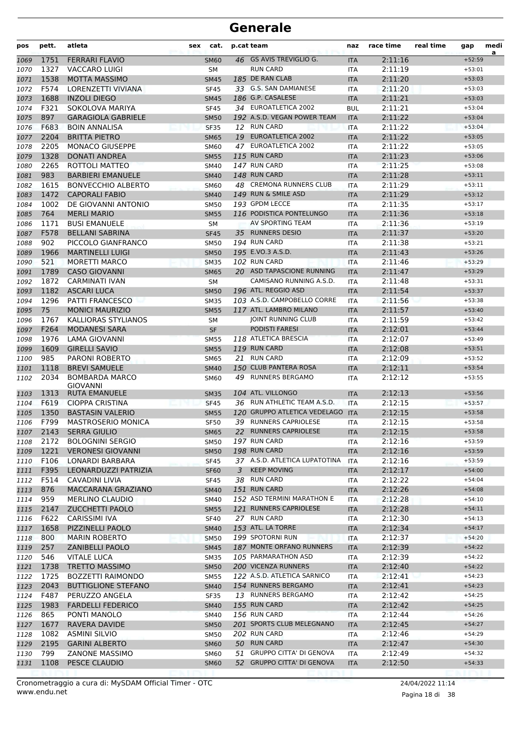# Generale

| pos | pett. | atleta | sex | cat. | p.cat | team | naz | race time | real time | gap | medi a |
|---|---|---|---|---|---|---|---|---|---|---|---|
| 1069 | 1751 | FERRARI FLAVIO | | SM60 | 46 | GS AVIS TREVIGLIO G. | ITA | 2:11:16 | | +52:59 | |
| 1070 | 1327 | VACCARO LUIGI | | SM | | RUN CARD | ITA | 2:11:19 | | +53:01 | |
| 1071 | 1538 | MOTTA MASSIMO | | SM45 | 185 | DE RAN CLAB | ITA | 2:11:20 | | +53:03 | |
| 1072 | F574 | LORENZETTI VIVIANA | | SF45 | 33 | G.S. SAN DAMIANESE | ITA | 2:11:20 | | +53:03 | |
| 1073 | 1688 | INZOLI DIEGO | | SM45 | 186 | G.P. CASALESE | ITA | 2:11:21 | | +53:03 | |
| 1074 | F321 | SOKOLOVA MARIYA | | SF45 | 34 | EUROATLETICA 2002 | BUL | 2:11:21 | | +53:04 | |
| 1075 | 897 | GARAGIOLA GABRIELE | | SM50 | 192 | A.S.D. VEGAN POWER TEAM | ITA | 2:11:22 | | +53:04 | |
| 1076 | F683 | BOIN ANNALISA | | SF35 | 12 | RUN CARD | ITA | 2:11:22 | | +53:04 | |
| 1077 | 2204 | BRITTA PIETRO | | SM65 | 19 | EUROATLETICA 2002 | ITA | 2:11:22 | | +53:05 | |
| 1078 | 2205 | MONACO GIUSEPPE | | SM60 | 47 | EUROATLETICA 2002 | ITA | 2:11:22 | | +53:05 | |
| 1079 | 1328 | DONATI ANDREA | | SM55 | 115 | RUN CARD | ITA | 2:11:23 | | +53:06 | |
| 1080 | 2265 | ROTTOLI MATTEO | | SM40 | 147 | RUN CARD | ITA | 2:11:25 | | +53:08 | |
| 1081 | 983 | BARBIERI EMANUELE | | SM40 | 148 | RUN CARD | ITA | 2:11:28 | | +53:11 | |
| 1082 | 1615 | BONVECCHIO ALBERTO | | SM60 | 48 | CREMONA RUNNERS CLUB | ITA | 2:11:29 | | +53:11 | |
| 1083 | 1472 | CAPORALI FABIO | | SM40 | 149 | RUN & SMILE ASD | ITA | 2:11:29 | | +53:12 | |
| 1084 | 1002 | DE GIOVANNI ANTONIO | | SM50 | 193 | GPDM LECCE | ITA | 2:11:35 | | +53:17 | |
| 1085 | 764 | MERLI MARIO | | SM55 | 116 | PODISTICA PONTELUNGO | ITA | 2:11:36 | | +53:18 | |
| 1086 | 1171 | BUSI EMANUELE | | SM | | AV SPORTING TEAM | ITA | 2:11:36 | | +53:19 | |
| 1087 | F578 | BELLANI SABRINA | | SF45 | 35 | RUNNERS DESIO | ITA | 2:11:37 | | +53:20 | |
| 1088 | 902 | PICCOLO GIANFRANCO | | SM50 | 194 | RUN CARD | ITA | 2:11:38 | | +53:21 | |
| 1089 | 1966 | MARTINELLI LUIGI | | SM50 | 195 | E.VO.3 A.S.D. | ITA | 2:11:43 | | +53:26 | |
| 1090 | 521 | MORETTI MARCO | | SM35 | 102 | RUN CARD | ITA | 2:11:46 | | +53:29 | |
| 1091 | 1789 | CASO GIOVANNI | | SM65 | 20 | ASD TAPASCIONE RUNNING | ITA | 2:11:47 | | +53:29 | |
| 1092 | 1872 | CARMINATI IVAN | | SM | | CAMISANO RUNNING A.S.D. | ITA | 2:11:48 | | +53:31 | |
| 1093 | 1182 | ASCARI LUCA | | SM50 | 196 | ATL. REGGIO ASD | ITA | 2:11:54 | | +53:37 | |
| 1094 | 1296 | PATTI FRANCESCO | | SM35 | 103 | A.S.D. CAMPOBELLO CORRE | ITA | 2:11:56 | | +53:38 | |
| 1095 | 75 | MONICI MAURIZIO | | SM55 | 117 | ATL. LAMBRO MILANO | ITA | 2:11:57 | | +53:40 | |
| 1096 | 1767 | KALLIORAS STYLIANOS | | SM | | JOINT RUNNING CLUB | ITA | 2:11:59 | | +53:42 | |
| 1097 | F264 | MODANESI SARA | | SF | | PODISTI FARESI | ITA | 2:12:01 | | +53:44 | |
| 1098 | 1976 | LAMA GIOVANNI | | SM55 | 118 | ATLETICA BRESCIA | ITA | 2:12:07 | | +53:49 | |
| 1099 | 1609 | GIRELLI SAVIO | | SM55 | 119 | RUN CARD | ITA | 2:12:08 | | +53:51 | |
| 1100 | 985 | PARONI ROBERTO | | SM65 | 21 | RUN CARD | ITA | 2:12:09 | | +53:52 | |
| 1101 | 1118 | BREVI SAMUELE | | SM40 | 150 | CLUB PANTERA ROSA | ITA | 2:12:11 | | +53:54 | |
| 1102 | 2034 | BOMBARDA MARCO GIOVANNI | | SM60 | 49 | RUNNERS BERGAMO | ITA | 2:12:12 | | +53:55 | |
| 1103 | 1313 | RUTA EMANUELE | | SM35 | 104 | ATL. VILLONGO | ITA | 2:12:13 | | +53:56 | |
| 1104 | F619 | CIOPPA CRISTINA | | SF45 | 36 | RUN ATHLETIC TEAM A.S.D. | ITA | 2:12:15 | | +53:57 | |
| 1105 | 1350 | BASTASIN VALERIO | | SM55 | 120 | GRUPPO ATLETICA VEDELAGO | ITA | 2:12:15 | | +53:58 | |
| 1106 | F799 | MASTROSERIO MONICA | | SF50 | 39 | RUNNERS CAPRIOLESE | ITA | 2:12:15 | | +53:58 | |
| 1107 | 2143 | SERRA GIULIO | | SM65 | 22 | RUNNERS CAPRIOLESE | ITA | 2:12:15 | | +53:58 | |
| 1108 | 2172 | BOLOGNINI SERGIO | | SM50 | 197 | RUN CARD | ITA | 2:12:16 | | +53:59 | |
| 1109 | 1221 | VERONESI GIOVANNI | | SM50 | 198 | RUN CARD | ITA | 2:12:16 | | +53:59 | |
| 1110 | F106 | LONARDI BARBARA | | SF45 | 37 | A.S.D. ATLETICA LUPATOTINA | ITA | 2:12:16 | | +53:59 | |
| 1111 | F395 | LEONARDUZZI PATRIZIA | | SF60 | 3 | KEEP MOVING | ITA | 2:12:17 | | +54:00 | |
| 1112 | F514 | CAVADINI LIVIA | | SF45 | 38 | RUN CARD | ITA | 2:12:22 | | +54:04 | |
| 1113 | 876 | MACCARANA GRAZIANO | | SM40 | 151 | RUN CARD | ITA | 2:12:26 | | +54:08 | |
| 1114 | 959 | MERLINO CLAUDIO | | SM40 | 152 | ASD TERMINI MARATHON E | ITA | 2:12:28 | | +54:10 | |
| 1115 | 2147 | ZUCCHETTI PAOLO | | SM55 | 121 | RUNNERS CAPRIOLESE | ITA | 2:12:28 | | +54:11 | |
| 1116 | F622 | CARISSIMI IVA | | SF40 | 27 | RUN CARD | ITA | 2:12:30 | | +54:13 | |
| 1117 | 1658 | PIZZINELLI PAOLO | | SM40 | 153 | ATL. LA TORRE | ITA | 2:12:34 | | +54:17 | |
| 1118 | 800 | MARIN ROBERTO | | SM50 | 199 | SPOTORNI RUN | ITA | 2:12:37 | | +54:20 | |
| 1119 | 257 | ZANIBELLI PAOLO | | SM45 | 187 | MONTE ORFANO RUNNERS | ITA | 2:12:39 | | +54:22 | |
| 1120 | 546 | VITALE LUCA | | SM35 | 105 | PARMARATHON ASD | ITA | 2:12:39 | | +54:22 | |
| 1121 | 1738 | TRETTO MASSIMO | | SM50 | 200 | VICENZA RUNNERS | ITA | 2:12:40 | | +54:22 | |
| 1122 | 1725 | BOZZETTI RAIMONDO | | SM55 | 122 | A.S.D. ATLETICA SARNICO | ITA | 2:12:41 | | +54:23 | |
| 1123 | 2043 | BUTTIGLIONE STEFANO | | SM40 | 154 | RUNNERS BERGAMO | ITA | 2:12:41 | | +54:23 | |
| 1124 | F487 | PERUZZO ANGELA | | SF35 | 13 | RUNNERS BERGAMO | ITA | 2:12:42 | | +54:25 | |
| 1125 | 1983 | FARDELLI FEDERICO | | SM40 | 155 | RUN CARD | ITA | 2:12:42 | | +54:25 | |
| 1126 | 865 | PONTI MANOLO | | SM40 | 156 | RUN CARD | ITA | 2:12:44 | | +54:26 | |
| 1127 | 1677 | RAVERA DAVIDE | | SM50 | 201 | SPORTS CLUB MELEGNANO | ITA | 2:12:45 | | +54:27 | |
| 1128 | 1082 | ASMINI SILVIO | | SM50 | 202 | RUN CARD | ITA | 2:12:46 | | +54:29 | |
| 1129 | 2195 | GARINI ALBERTO | | SM60 | 50 | RUN CARD | ITA | 2:12:47 | | +54:30 | |
| 1130 | 799 | ZANONE MASSIMO | | SM60 | 51 | GRUPPO CITTA' DI GENOVA | ITA | 2:12:49 | | +54:32 | |
| 1131 | 1108 | PESCE CLAUDIO | | SM60 | 52 | GRUPPO CITTA' DI GENOVA | ITA | 2:12:50 | | +54:33 | |

Cronometraggio a cura di: MySDAM Official Timer - OTC
www.endu.net

24/04/2022 11:14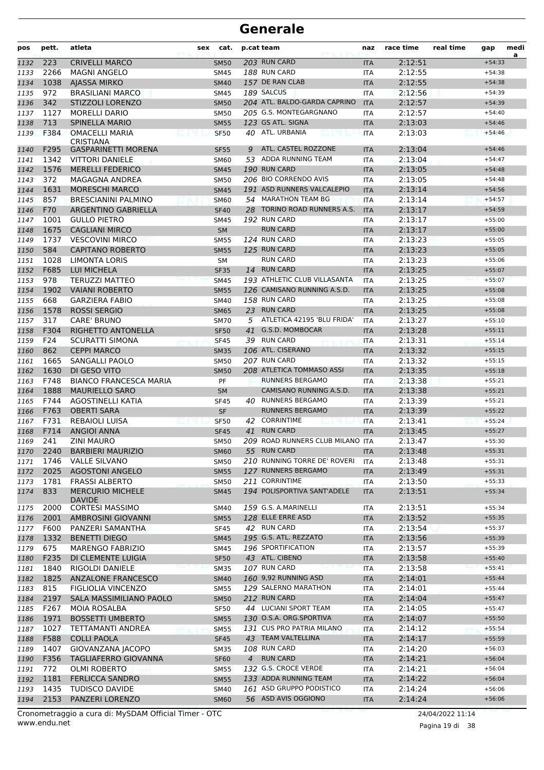# Generale

| pos | pett. | atleta | sex | cat. | p.cat | team | naz | race time | real time | gap | medi a |
|---|---|---|---|---|---|---|---|---|---|---|---|
| 1132 | 223 | CRIVELLI MARCO | | SM50 | 203 | RUN CARD | ITA | 2:12:51 | | +54:33 | |
| 1133 | 2266 | MAGNI ANGELO | | SM45 | 188 | RUN CARD | ITA | 2:12:55 | | +54:38 | |
| 1134 | 1038 | AJASSA MIRKO | | SM40 | 157 | DE RAN CLAB | ITA | 2:12:55 | | +54:38 | |
| 1135 | 972 | BRASILIANI MARCO | | SM45 | 189 | SALCUS | ITA | 2:12:56 | | +54:39 | |
| 1136 | 342 | STIZZOLI LORENZO | | SM50 | 204 | ATL. BALDO-GARDA CAPRINO | ITA | 2:12:57 | | +54:39 | |
| 1137 | 1127 | MORELLI DARIO | | SM50 | 205 | G.S. MONTEGARGNANO | ITA | 2:12:57 | | +54:40 | |
| 1138 | 713 | SPINELLA MARIO | | SM55 | 123 | GS ATL. SIGNA | ITA | 2:13:03 | | +54:46 | |
| 1139 | F384 | OMACELLI MARIA CRISTIANA | | SF50 | 40 | ATL. URBANIA | ITA | 2:13:03 | | +54:46 | |
| 1140 | F295 | GASPARINETTI MORENA | | SF55 | 9 | ATL. CASTEL ROZZONE | ITA | 2:13:04 | | +54:46 | |
| 1141 | 1342 | VITTORI DANIELE | | SM60 | 53 | ADDA RUNNING TEAM | ITA | 2:13:04 | | +54:47 | |
| 1142 | 1576 | MERELLI FEDERICO | | SM45 | 190 | RUN CARD | ITA | 2:13:05 | | +54:48 | |
| 1143 | 372 | MAGAGNA ANDREA | | SM50 | 206 | BIO CORRENDO AVIS | ITA | 2:13:05 | | +54:48 | |
| 1144 | 1631 | MORESCHI MARCO | | SM45 | 191 | ASD RUNNERS VALCALEPIO | ITA | 2:13:14 | | +54:56 | |
| 1145 | 857 | BRESCIANINI PALMINO | | SM60 | 54 | MARATHON TEAM BG | ITA | 2:13:14 | | +54:57 | |
| 1146 | F70 | ARGENTINO GABRIELLA | | SF40 | 28 | TORINO ROAD RUNNERS A.S. | ITA | 2:13:17 | | +54:59 | |
| 1147 | 1001 | GULLO PIETRO | | SM45 | 192 | RUN CARD | ITA | 2:13:17 | | +55:00 | |
| 1148 | 1675 | CAGLIANI MIRCO | | SM | | RUN CARD | ITA | 2:13:17 | | +55:00 | |
| 1149 | 1737 | VESCOVINI MIRCO | | SM55 | 124 | RUN CARD | ITA | 2:13:23 | | +55:05 | |
| 1150 | 584 | CAPITANO ROBERTO | | SM55 | 125 | RUN CARD | ITA | 2:13:23 | | +55:05 | |
| 1151 | 1028 | LIMONTA LORIS | | SM | | RUN CARD | ITA | 2:13:23 | | +55:06 | |
| 1152 | F685 | LUI MICHELA | | SF35 | 14 | RUN CARD | ITA | 2:13:25 | | +55:07 | |
| 1153 | 978 | TERUZZI MATTEO | | SM45 | 193 | ATHLETIC CLUB VILLASANTA | ITA | 2:13:25 | | +55:07 | |
| 1154 | 1902 | VAIANI ROBERTO | | SM55 | 126 | CAMISANO RUNNING A.S.D. | ITA | 2:13:25 | | +55:08 | |
| 1155 | 668 | GARZIERA FABIO | | SM40 | 158 | RUN CARD | ITA | 2:13:25 | | +55:08 | |
| 1156 | 1578 | ROSSI SERGIO | | SM65 | 23 | RUN CARD | ITA | 2:13:25 | | +55:08 | |
| 1157 | 317 | CARE' BRUNO | | SM70 | 5 | ATLETICA 42195 'BLU FRIDA' | ITA | 2:13:27 | | +55:10 | |
| 1158 | F304 | RIGHETTO ANTONELLA | | SF50 | 41 | G.S.D. MOMBOCAR | ITA | 2:13:28 | | +55:11 | |
| 1159 | F24 | SCURATTI SIMONA | | SF45 | 39 | RUN CARD | ITA | 2:13:31 | | +55:14 | |
| 1160 | 862 | CEPPI MARCO | | SM35 | 106 | ATL. CISERANO | ITA | 2:13:32 | | +55:15 | |
| 1161 | 1665 | SANGALLI PAOLO | | SM50 | 207 | RUN CARD | ITA | 2:13:32 | | +55:15 | |
| 1162 | 1630 | DI GESO VITO | | SM50 | 208 | ATLETICA TOMMASO ASSI | ITA | 2:13:35 | | +55:18 | |
| 1163 | F748 | BIANCO FRANCESCA MARIA | | PF | | RUNNERS BERGAMO | ITA | 2:13:38 | | +55:21 | |
| 1164 | 1888 | MAURIELLO SARO | | SM | | CAMISANO RUNNING A.S.D. | ITA | 2:13:38 | | +55:21 | |
| 1165 | F744 | AGOSTINELLI KATIA | | SF45 | 40 | RUNNERS BERGAMO | ITA | 2:13:39 | | +55:21 | |
| 1166 | F763 | OBERTI SARA | | SF | | RUNNERS BERGAMO | ITA | 2:13:39 | | +55:22 | |
| 1167 | F731 | REBAIOLI LUISA | | SF50 | 42 | CORRINTIME | ITA | 2:13:41 | | +55:24 | |
| 1168 | F714 | ANGIOI ANNA | | SF45 | 41 | RUN CARD | ITA | 2:13:45 | | +55:27 | |
| 1169 | 241 | ZINI MAURO | | SM50 | 209 | ROAD RUNNERS CLUB MILANO | ITA | 2:13:47 | | +55:30 | |
| 1170 | 2240 | BARBIERI MAURIZIO | | SM60 | 55 | RUN CARD | ITA | 2:13:48 | | +55:31 | |
| 1171 | 1746 | VALLE SILVANO | | SM50 | 210 | RUNNING TORRE DE' ROVERI | ITA | 2:13:48 | | +55:31 | |
| 1172 | 2025 | AGOSTONI ANGELO | | SM55 | 127 | RUNNERS BERGAMO | ITA | 2:13:49 | | +55:31 | |
| 1173 | 1781 | FRASSI ALBERTO | | SM50 | 211 | CORRINTIME | ITA | 2:13:50 | | +55:33 | |
| 1174 | 833 | MERCURIO MICHELE DAVIDE | | SM45 | 194 | POLISPORTIVA SANT'ADELE | ITA | 2:13:51 | | +55:34 | |
| 1175 | 2000 | CORTESI MASSIMO | | SM40 | 159 | G.S. A.MARINELLI | ITA | 2:13:51 | | +55:34 | |
| 1176 | 2001 | AMBROSINI GIOVANNI | | SM55 | 128 | ELLE ERRE ASD | ITA | 2:13:52 | | +55:35 | |
| 1177 | F600 | PANZERI SAMANTHA | | SF45 | 42 | RUN CARD | ITA | 2:13:54 | | +55:37 | |
| 1178 | 1332 | BENETTI DIEGO | | SM45 | 195 | G.S. ATL. REZZATO | ITA | 2:13:56 | | +55:39 | |
| 1179 | 675 | MARENGO FABRIZIO | | SM45 | 196 | SPORTIFICATION | ITA | 2:13:57 | | +55:39 | |
| 1180 | F235 | DI CLEMENTE LUIGIA | | SF50 | 43 | ATL. CIBENO | ITA | 2:13:58 | | +55:40 | |
| 1181 | 1840 | RIGOLDI DANIELE | | SM35 | 107 | RUN CARD | ITA | 2:13:58 | | +55:41 | |
| 1182 | 1825 | ANZALONE FRANCESCO | | SM40 | 160 | 9,92 RUNNING ASD | ITA | 2:14:01 | | +55:44 | |
| 1183 | 815 | FIGLIOLIA VINCENZO | | SM55 | 129 | SALERNO MARATHON | ITA | 2:14:01 | | +55:44 | |
| 1184 | 2197 | SALA MASSIMILIANO PAOLO | | SM50 | 212 | RUN CARD | ITA | 2:14:04 | | +55:47 | |
| 1185 | F267 | MOIA ROSALBA | | SF50 | 44 | LUCIANI SPORT TEAM | ITA | 2:14:05 | | +55:47 | |
| 1186 | 1971 | BOSSETTI UMBERTO | | SM55 | 130 | O.S.A. ORG.SPORTIVA | ITA | 2:14:07 | | +55:50 | |
| 1187 | 1027 | TETTAMANTI ANDREA | | SM55 | 131 | CUS PRO PATRIA MILANO | ITA | 2:14:12 | | +55:54 | |
| 1188 | F588 | COLLI PAOLA | | SF45 | 43 | TEAM VALTELLINA | ITA | 2:14:17 | | +55:59 | |
| 1189 | 1407 | GIOVANZANA JACOPO | | SM35 | 108 | RUN CARD | ITA | 2:14:20 | | +56:03 | |
| 1190 | F356 | TAGLIAFERRO GIOVANNA | | SF60 | 4 | RUN CARD | ITA | 2:14:21 | | +56:04 | |
| 1191 | 772 | OLMI ROBERTO | | SM55 | 132 | G.S. CROCE VERDE | ITA | 2:14:21 | | +56:04 | |
| 1192 | 1181 | FERLICCA SANDRO | | SM55 | 133 | ADDA RUNNING TEAM | ITA | 2:14:22 | | +56:04 | |
| 1193 | 1435 | TUDISCO DAVIDE | | SM40 | 161 | ASD GRUPPO PODISTICO | ITA | 2:14:24 | | +56:06 | |
| 1194 | 2153 | PANZERI LORENZO | | SM60 | 56 | ASD AVIS OGGIONO | ITA | 2:14:24 | | +56:06 | |

Cronometraggio a cura di: MySDAM Official Timer - OTC
www.endu.net

24/04/2022 11:14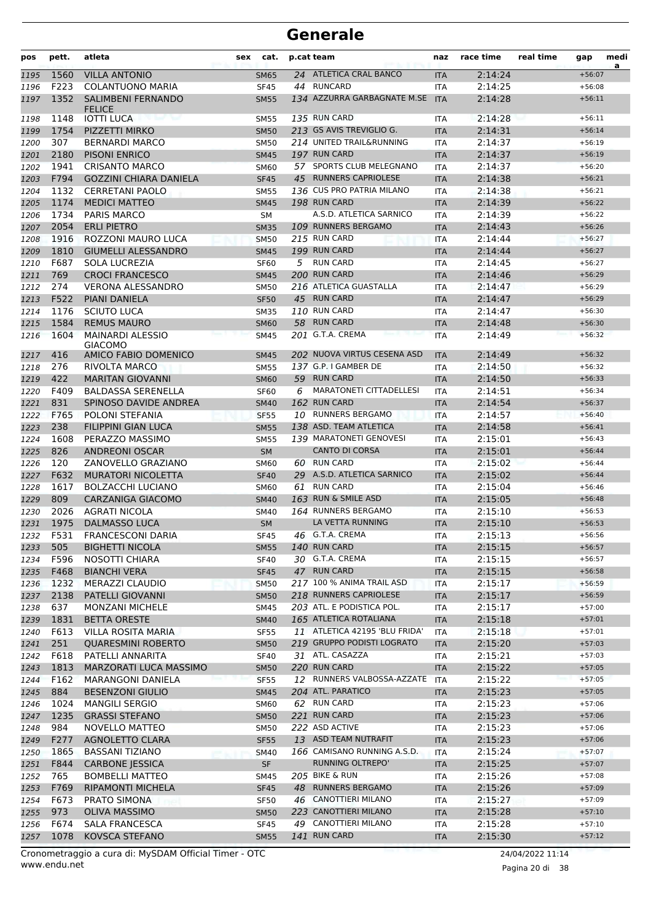# Generale

| pos | pett. | atleta | sex | cat. | p.cat | team | naz | race time | real time | gap | media |
|---|---|---|---|---|---|---|---|---|---|---|---|
| 1195 | 1560 | VILLA ANTONIO | | SM65 | 24 | ATLETICA CRAL BANCO | ITA | 2:14:24 | | +56:07 | |
| 1196 | F223 | COLANTUONO MARIA | | SF45 | 44 | RUNCARD | ITA | 2:14:25 | | +56:08 | |
| 1197 | 1352 | SALIMBENI FERNANDO FELICE | | SM55 | 134 | AZZURRA GARBAGNATE M.SE | ITA | 2:14:28 | | +56:11 | |
| 1198 | 1148 | IOTTI LUCA | | SM55 | 135 | RUN CARD | ITA | 2:14:28 | | +56:11 | |
| 1199 | 1754 | PIZZETTI MIRKO | | SM50 | 213 | GS AVIS TREVIGLIO G. | ITA | 2:14:31 | | +56:14 | |
| 1200 | 307 | BERNARDI MARCO | | SM50 | 214 | UNITED TRAIL&RUNNING | ITA | 2:14:37 | | +56:19 | |
| 1201 | 2180 | PISONI ENRICO | | SM45 | 197 | RUN CARD | ITA | 2:14:37 | | +56:19 | |
| 1202 | 1941 | CRISANTO MARCO | | SM60 | 57 | SPORTS CLUB MELEGNANO | ITA | 2:14:37 | | +56:20 | |
| 1203 | F794 | GOZZINI CHIARA DANIELA | | SF45 | 45 | RUNNERS CAPRIOLESE | ITA | 2:14:38 | | +56:21 | |
| 1204 | 1132 | CERRETANI PAOLO | | SM55 | 136 | CUS PRO PATRIA MILANO | ITA | 2:14:38 | | +56:21 | |
| 1205 | 1174 | MEDICI MATTEO | | SM45 | 198 | RUN CARD | ITA | 2:14:39 | | +56:22 | |
| 1206 | 1734 | PARIS MARCO | | SM | | A.S.D. ATLETICA SARNICO | ITA | 2:14:39 | | +56:22 | |
| 1207 | 2054 | ERLI PIETRO | | SM35 | 109 | RUNNERS BERGAMO | ITA | 2:14:43 | | +56:26 | |
| 1208 | 1916 | ROZZONI MAURO LUCA | | SM50 | 215 | RUN CARD | ITA | 2:14:44 | | +56:27 | |
| 1209 | 1810 | GIUMELLI ALESSANDRO | | SM45 | 199 | RUN CARD | ITA | 2:14:44 | | +56:27 | |
| 1210 | F687 | SOLA LUCREZIA | | SF60 | 5 | RUN CARD | ITA | 2:14:45 | | +56:27 | |
| 1211 | 769 | CROCI FRANCESCO | | SM45 | 200 | RUN CARD | ITA | 2:14:46 | | +56:29 | |
| 1212 | 274 | VERONA ALESSANDRO | | SM50 | 216 | ATLETICA GUASTALLA | ITA | 2:14:47 | | +56:29 | |
| 1213 | F522 | PIANI DANIELA | | SF50 | 45 | RUN CARD | ITA | 2:14:47 | | +56:29 | |
| 1214 | 1176 | SCIUTO LUCA | | SM35 | 110 | RUN CARD | ITA | 2:14:47 | | +56:30 | |
| 1215 | 1584 | REMUS MAURO | | SM60 | 58 | RUN CARD | ITA | 2:14:48 | | +56:30 | |
| 1216 | 1604 | MAINARDI ALESSIO GIACOMO | | SM45 | 201 | G.T.A. CREMA | ITA | 2:14:49 | | +56:32 | |
| 1217 | 416 | AMICO FABIO DOMENICO | | SM45 | 202 | NUOVA VIRTUS CESENA ASD | ITA | 2:14:49 | | +56:32 | |
| 1218 | 276 | RIVOLTA MARCO | | SM55 | 137 | G.P. I GAMBER DE | ITA | 2:14:50 | | +56:32 | |
| 1219 | 422 | MARITAN GIOVANNI | | SM60 | 59 | RUN CARD | ITA | 2:14:50 | | +56:33 | |
| 1220 | F409 | BALDASSA SERENELLA | | SF60 | 6 | MARATONETI CITTADELLESI | ITA | 2:14:51 | | +56:34 | |
| 1221 | 831 | SPINOSO DAVIDE ANDREA | | SM40 | 162 | RUN CARD | ITA | 2:14:54 | | +56:37 | |
| 1222 | F765 | POLONI STEFANIA | | SF55 | 10 | RUNNERS BERGAMO | ITA | 2:14:57 | | +56:40 | |
| 1223 | 238 | FILIPPINI GIAN LUCA | | SM55 | 138 | ASD. TEAM ATLETICA | ITA | 2:14:58 | | +56:41 | |
| 1224 | 1608 | PERAZZO MASSIMO | | SM55 | 139 | MARATONETI GENOVESI | ITA | 2:15:01 | | +56:43 | |
| 1225 | 826 | ANDREONI OSCAR | | SM | | CANTO DI CORSA | ITA | 2:15:01 | | +56:44 | |
| 1226 | 120 | ZANOVELLO GRAZIANO | | SM60 | 60 | RUN CARD | ITA | 2:15:02 | | +56:44 | |
| 1227 | F632 | MURATORI NICOLETTA | | SF40 | 29 | A.S.D. ATLETICA SARNICO | ITA | 2:15:02 | | +56:44 | |
| 1228 | 1617 | BOLZACCHI LUCIANO | | SM60 | 61 | RUN CARD | ITA | 2:15:04 | | +56:46 | |
| 1229 | 809 | CARZANIGA GIACOMO | | SM40 | 163 | RUN & SMILE ASD | ITA | 2:15:05 | | +56:48 | |
| 1230 | 2026 | AGRATI NICOLA | | SM40 | 164 | RUNNERS BERGAMO | ITA | 2:15:10 | | +56:53 | |
| 1231 | 1975 | DALMASSO LUCA | | SM | | LA VETTA RUNNING | ITA | 2:15:10 | | +56:53 | |
| 1232 | F531 | FRANCESCONI DARIA | | SF45 | 46 | G.T.A. CREMA | ITA | 2:15:13 | | +56:56 | |
| 1233 | 505 | BIGHETTI NICOLA | | SM55 | 140 | RUN CARD | ITA | 2:15:15 | | +56:57 | |
| 1234 | F596 | NOSOTTI CHIARA | | SF40 | 30 | G.T.A. CREMA | ITA | 2:15:15 | | +56:57 | |
| 1235 | F468 | BIANCHI VERA | | SF45 | 47 | RUN CARD | ITA | 2:15:15 | | +56:58 | |
| 1236 | 1232 | MERAZZI CLAUDIO | | SM50 | 217 | 100 % ANIMA TRAIL ASD | ITA | 2:15:17 | | +56:59 | |
| 1237 | 2138 | PATELLI GIOVANNI | | SM50 | 218 | RUNNERS CAPRIOLESE | ITA | 2:15:17 | | +56:59 | |
| 1238 | 637 | MONZANI MICHELE | | SM45 | 203 | ATL. E PODISTICA POL. | ITA | 2:15:17 | | +57:00 | |
| 1239 | 1831 | BETTA ORESTE | | SM40 | 165 | ATLETICA ROTALIANA | ITA | 2:15:18 | | +57:01 | |
| 1240 | F613 | VILLA ROSITA MARIA | | SF55 | 11 | ATLETICA 42195 'BLU FRIDA' | ITA | 2:15:18 | | +57:01 | |
| 1241 | 251 | QUARESMINI ROBERTO | | SM50 | 219 | GRUPPO PODISTI LOGRATO | ITA | 2:15:20 | | +57:03 | |
| 1242 | F618 | PATELLI ANNARITA | | SF40 | 31 | ATL. CASAZZA | ITA | 2:15:21 | | +57:03 | |
| 1243 | 1813 | MARZORATI LUCA MASSIMO | | SM50 | 220 | RUN CARD | ITA | 2:15:22 | | +57:05 | |
| 1244 | F162 | MARANGONI DANIELA | | SF55 | 12 | RUNNERS VALBOSSA-AZZATE | ITA | 2:15:22 | | +57:05 | |
| 1245 | 884 | BESENZONI GIULIO | | SM45 | 204 | ATL. PARATICO | ITA | 2:15:23 | | +57:05 | |
| 1246 | 1024 | MANGILI SERGIO | | SM60 | 62 | RUN CARD | ITA | 2:15:23 | | +57:06 | |
| 1247 | 1235 | GRASSI STEFANO | | SM50 | 221 | RUN CARD | ITA | 2:15:23 | | +57:06 | |
| 1248 | 984 | NOVELLO MATTEO | | SM50 | 222 | ASD ACTIVE | ITA | 2:15:23 | | +57:06 | |
| 1249 | F277 | AGNOLETTO CLARA | | SF55 | 13 | ASD TEAM NUTRAFIT | ITA | 2:15:23 | | +57:06 | |
| 1250 | 1865 | BASSANI TIZIANO | | SM40 | 166 | CAMISANO RUNNING A.S.D. | ITA | 2:15:24 | | +57:07 | |
| 1251 | F844 | CARBONE JESSICA | | SF | | RUNNING OLTREPO' | ITA | 2:15:25 | | +57:07 | |
| 1252 | 765 | BOMBELLI MATTEO | | SM45 | 205 | BIKE & RUN | ITA | 2:15:26 | | +57:08 | |
| 1253 | F769 | RIPAMONTI MICHELA | | SF45 | 48 | RUNNERS BERGAMO | ITA | 2:15:26 | | +57:09 | |
| 1254 | F673 | PRATO SIMONA | | SF50 | 46 | CANOTTIERI MILANO | ITA | 2:15:27 | | +57:09 | |
| 1255 | 973 | OLIVA MASSIMO | | SM50 | 223 | CANOTTIERI MILANO | ITA | 2:15:28 | | +57:10 | |
| 1256 | F674 | SALA FRANCESCA | | SF45 | 49 | CANOTTIERI MILANO | ITA | 2:15:28 | | +57:10 | |
| 1257 | 1078 | KOVSCA STEFANO | | SM55 | 141 | RUN CARD | ITA | 2:15:30 | | +57:12 | |

Cronometraggio a cura di: MySDAM Official Timer - OTC
www.endu.net
24/04/2022 11:14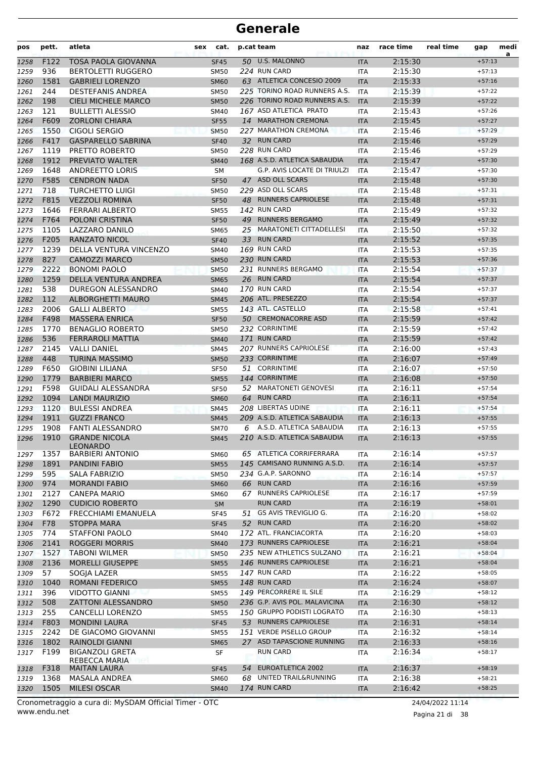# Generale

| pos | pett. | atleta | sex | cat. | p.cat | team | naz | race time | real time | gap | medi a |
|---|---|---|---|---|---|---|---|---|---|---|---|
| 1258 | F122 | TOSA PAOLA GIOVANNA | | SF45 | 50 | U.S. MALONNO | ITA | 2:15:30 | | +57:13 | |
| 1259 | 936 | BERTOLETTI RUGGERO | | SM50 | 224 | RUN CARD | ITA | 2:15:30 | | +57:13 | |
| 1260 | 1581 | GABRIELI LORENZO | | SM60 | 63 | ATLETICA CONCESIO 2009 | ITA | 2:15:33 | | +57:16 | |
| 1261 | 244 | DESTEFANIS ANDREA | | SM50 | 225 | TORINO ROAD RUNNERS A.S. | ITA | 2:15:39 | | +57:22 | |
| 1262 | 198 | CIELI MICHELE MARCO | | SM50 | 226 | TORINO ROAD RUNNERS A.S. | ITA | 2:15:39 | | +57:22 | |
| 1263 | 121 | BULLETTI ALESSIO | | SM40 | 167 | ASD ATLETICA PRATO | ITA | 2:15:43 | | +57:26 | |
| 1264 | F609 | ZORLONI CHIARA | | SF55 | 14 | MARATHON CREMONA | ITA | 2:15:45 | | +57:27 | |
| 1265 | 1550 | CIGOLI SERGIO | | SM50 | 227 | MARATHON CREMONA | ITA | 2:15:46 | | +57:29 | |
| 1266 | F417 | GASPARELLO SABRINA | | SF40 | 32 | RUN CARD | ITA | 2:15:46 | | +57:29 | |
| 1267 | 1119 | PRETTO ROBERTO | | SM50 | 228 | RUN CARD | ITA | 2:15:46 | | +57:29 | |
| 1268 | 1912 | PREVIATO WALTER | | SM40 | 168 | A.S.D. ATLETICA SABAUDIA | ITA | 2:15:47 | | +57:30 | |
| 1269 | 1648 | ANDREETTO LORIS | | SM | | G.P. AVIS LOCATE DI TRIULZI | ITA | 2:15:47 | | +57:30 | |
| 1270 | F585 | CENDRON NADA | | SF50 | 47 | ASD OLL SCARS | ITA | 2:15:48 | | +57:30 | |
| 1271 | 718 | TURCHETTO LUIGI | | SM50 | 229 | ASD OLL SCARS | ITA | 2:15:48 | | +57:31 | |
| 1272 | F815 | VEZZOLI ROMINA | | SF50 | 48 | RUNNERS CAPRIOLESE | ITA | 2:15:48 | | +57:31 | |
| 1273 | 1646 | FERRARI ALBERTO | | SM55 | 142 | RUN CARD | ITA | 2:15:49 | | +57:32 | |
| 1274 | F764 | POLONI CRISTINA | | SF50 | 49 | RUNNERS BERGAMO | ITA | 2:15:49 | | +57:32 | |
| 1275 | 1105 | LAZZARO DANILO | | SM65 | 25 | MARATONETI CITTADELLESI | ITA | 2:15:50 | | +57:32 | |
| 1276 | F205 | RANZATO NICOL | | SF40 | 33 | RUN CARD | ITA | 2:15:52 | | +57:35 | |
| 1277 | 1239 | DELLA VENTURA VINCENZO | | SM40 | 169 | RUN CARD | ITA | 2:15:53 | | +57:35 | |
| 1278 | 827 | CAMOZZI MARCO | | SM50 | 230 | RUN CARD | ITA | 2:15:53 | | +57:36 | |
| 1279 | 2222 | BONOMI PAOLO | | SM50 | 231 | RUNNERS BERGAMO | ITA | 2:15:54 | | +57:37 | |
| 1280 | 1259 | DELLA VENTURA ANDREA | | SM65 | 26 | RUN CARD | ITA | 2:15:54 | | +57:37 | |
| 1281 | 538 | DUREGON ALESSANDRO | | SM40 | 170 | RUN CARD | ITA | 2:15:54 | | +57:37 | |
| 1282 | 112 | ALBORGHETTI MAURO | | SM45 | 206 | ATL. PRESEZZO | ITA | 2:15:54 | | +57:37 | |
| 1283 | 2006 | GALLI ALBERTO | | SM55 | 143 | ATL. CASTELLO | ITA | 2:15:58 | | +57:41 | |
| 1284 | F498 | MASSERA ENRICA | | SF50 | 50 | CREMONACORRE ASD | ITA | 2:15:59 | | +57:42 | |
| 1285 | 1770 | BENAGLIO ROBERTO | | SM50 | 232 | CORRINTIME | ITA | 2:15:59 | | +57:42 | |
| 1286 | 536 | FERRAROLI MATTIA | | SM40 | 171 | RUN CARD | ITA | 2:15:59 | | +57:42 | |
| 1287 | 2145 | VALLI DANIEL | | SM45 | 207 | RUNNERS CAPRIOLESE | ITA | 2:16:00 | | +57:43 | |
| 1288 | 448 | TURINA MASSIMO | | SM50 | 233 | CORRINTIME | ITA | 2:16:07 | | +57:49 | |
| 1289 | F650 | GIOBINI LILIANA | | SF50 | 51 | CORRINTIME | ITA | 2:16:07 | | +57:50 | |
| 1290 | 1779 | BARBIERI MARCO | | SM55 | 144 | CORRINTIME | ITA | 2:16:08 | | +57:50 | |
| 1291 | F598 | GUIDALI ALESSANDRA | | SF50 | 52 | MARATONETI GENOVESI | ITA | 2:16:11 | | +57:54 | |
| 1292 | 1094 | LANDI MAURIZIO | | SM60 | 64 | RUN CARD | ITA | 2:16:11 | | +57:54 | |
| 1293 | 1120 | BULESSI ANDREA | | SM45 | 208 | LIBERTAS UDINE | ITA | 2:16:11 | | +57:54 | |
| 1294 | 1911 | GUZZI FRANCO | | SM45 | 209 | A.S.D. ATLETICA SABAUDIA | ITA | 2:16:13 | | +57:55 | |
| 1295 | 1908 | FANTI ALESSANDRO | | SM70 | 6 | A.S.D. ATLETICA SABAUDIA | ITA | 2:16:13 | | +57:55 | |
| 1296 | 1910 | GRANDE NICOLA LEONARDO | | SM45 | 210 | A.S.D. ATLETICA SABAUDIA | ITA | 2:16:13 | | +57:55 | |
| 1297 | 1357 | BARBIERI ANTONIO | | SM60 | 65 | ATLETICA CORRIFERRARA | ITA | 2:16:14 | | +57:57 | |
| 1298 | 1891 | PANDINI FABIO | | SM55 | 145 | CAMISANO RUNNING A.S.D. | ITA | 2:16:14 | | +57:57 | |
| 1299 | 595 | SALA FABRIZIO | | SM50 | 234 | G.A.P. SARONNO | ITA | 2:16:14 | | +57:57 | |
| 1300 | 974 | MORANDI FABIO | | SM60 | 66 | RUN CARD | ITA | 2:16:16 | | +57:59 | |
| 1301 | 2127 | CANEPA MARIO | | SM60 | 67 | RUNNERS CAPRIOLESE | ITA | 2:16:17 | | +57:59 | |
| 1302 | 1290 | CUDICIO ROBERTO | | SM | | RUN CARD | ITA | 2:16:19 | | +58:01 | |
| 1303 | F672 | FRECCHIAMI EMANUELA | | SF45 | 51 | GS AVIS TREVIGLIO G. | ITA | 2:16:20 | | +58:02 | |
| 1304 | F78 | STOPPA MARA | | SF45 | 52 | RUN CARD | ITA | 2:16:20 | | +58:02 | |
| 1305 | 774 | STAFFONI PAOLO | | SM40 | 172 | ATL. FRANCIACORTA | ITA | 2:16:20 | | +58:03 | |
| 1306 | 2141 | ROGGERI MORRIS | | SM40 | 173 | RUNNERS CAPRIOLESE | ITA | 2:16:21 | | +58:04 | |
| 1307 | 1527 | TABONI WILMER | | SM50 | 235 | NEW ATHLETICS SULZANO | ITA | 2:16:21 | | +58:04 | |
| 1308 | 2136 | MORELLI GIUSEPPE | | SM55 | 146 | RUNNERS CAPRIOLESE | ITA | 2:16:21 | | +58:04 | |
| 1309 | 57 | SOGJA LAZER | | SM55 | 147 | RUN CARD | ITA | 2:16:22 | | +58:05 | |
| 1310 | 1040 | ROMANI FEDERICO | | SM55 | 148 | RUN CARD | ITA | 2:16:24 | | +58:07 | |
| 1311 | 396 | VIDOTTO GIANNI | | SM55 | 149 | PERCORRERE IL SILE | ITA | 2:16:29 | | +58:12 | |
| 1312 | 508 | ZATTONI ALESSANDRO | | SM50 | 236 | G.P. AVIS POL. MALAVICINA | ITA | 2:16:30 | | +58:12 | |
| 1313 | 255 | CANCELLI LORENZO | | SM55 | 150 | GRUPPO PODISTI LOGRATO | ITA | 2:16:30 | | +58:13 | |
| 1314 | F803 | MONDINI LAURA | | SF45 | 53 | RUNNERS CAPRIOLESE | ITA | 2:16:31 | | +58:14 | |
| 1315 | 2242 | DE GIACOMO GIOVANNI | | SM55 | 151 | VERDE PISELLO GROUP | ITA | 2:16:32 | | +58:14 | |
| 1316 | 1802 | RAINOLDI GIANNI | | SM65 | 27 | ASD TAPASCIONE RUNNING | ITA | 2:16:33 | | +58:16 | |
| 1317 | F199 | BIGANZOLI GRETA REBECCA MARIA | | SF | | RUN CARD | ITA | 2:16:34 | | +58:17 | |
| 1318 | F318 | MAITAN LAURA | | SF45 | 54 | EUROATLETICA 2002 | ITA | 2:16:37 | | +58:19 | |
| 1319 | 1368 | MASALA ANDREA | | SM60 | 68 | UNITED TRAIL&RUNNING | ITA | 2:16:38 | | +58:21 | |
| 1320 | 1505 | MILESI OSCAR | | SM40 | 174 | RUN CARD | ITA | 2:16:42 | | +58:25 | |

Cronometraggio a cura di: MySDAM Official Timer - OTC
www.endu.net

24/04/2022 11:14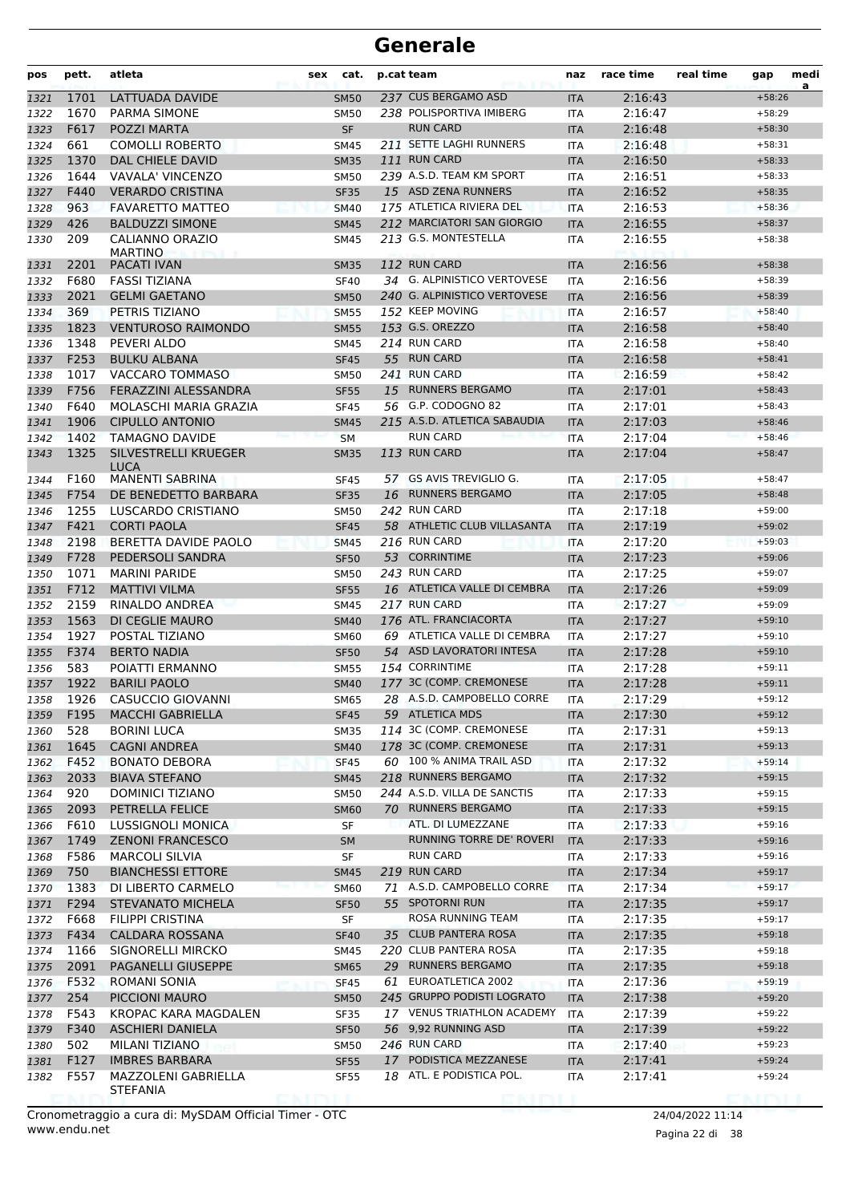# Generale

| pos | pett. | atleta | sex | cat. | p.cat | team | naz | race time | real time | gap | medi a |
|---|---|---|---|---|---|---|---|---|---|---|---|
| 1321 | 1701 | LATTUADA DAVIDE | | SM50 | 237 | CUS BERGAMO ASD | ITA | 2:16:43 | | +58:26 | |
| 1322 | 1670 | PARMA SIMONE | | SM50 | 238 | POLISPORTIVA IMIBERG | ITA | 2:16:47 | | +58:29 | |
| 1323 | F617 | POZZI MARTA | | SF | | RUN CARD | ITA | 2:16:48 | | +58:30 | |
| 1324 | 661 | COMOLLI ROBERTO | | SM45 | 211 | SETTE LAGHI RUNNERS | ITA | 2:16:48 | | +58:31 | |
| 1325 | 1370 | DAL CHIELE DAVID | | SM35 | 111 | RUN CARD | ITA | 2:16:50 | | +58:33 | |
| 1326 | 1644 | VAVALA' VINCENZO | | SM50 | 239 | A.S.D. TEAM KM SPORT | ITA | 2:16:51 | | +58:33 | |
| 1327 | F440 | VERARDO CRISTINA | | SF35 | 15 | ASD ZENA RUNNERS | ITA | 2:16:52 | | +58:35 | |
| 1328 | 963 | FAVARETTO MATTEO | | SM40 | 175 | ATLETICA RIVIERA DEL | ITA | 2:16:53 | | +58:36 | |
| 1329 | 426 | BALDUZZI SIMONE | | SM45 | 212 | MARCIATORI SAN GIORGIO | ITA | 2:16:55 | | +58:37 | |
| 1330 | 209 | CALIANNO ORAZIO MARTINO | | SM45 | 213 | G.S. MONTESTELLA | ITA | 2:16:55 | | +58:38 | |
| 1331 | 2201 | PACATI IVAN | | SM35 | 112 | RUN CARD | ITA | 2:16:56 | | +58:38 | |
| 1332 | F680 | FASSI TIZIANA | | SF40 | 34 | G. ALPINISTICO VERTOVESE | ITA | 2:16:56 | | +58:39 | |
| 1333 | 2021 | GELMI GAETANO | | SM50 | 240 | G. ALPINISTICO VERTOVESE | ITA | 2:16:56 | | +58:39 | |
| 1334 | 369 | PETRIS TIZIANO | | SM55 | 152 | KEEP MOVING | ITA | 2:16:57 | | +58:40 | |
| 1335 | 1823 | VENTUROSO RAIMONDO | | SM55 | 153 | G.S. OREZZO | ITA | 2:16:58 | | +58:40 | |
| 1336 | 1348 | PEVERI ALDO | | SM45 | 214 | RUN CARD | ITA | 2:16:58 | | +58:40 | |
| 1337 | F253 | BULKU ALBANA | | SF45 | 55 | RUN CARD | ITA | 2:16:58 | | +58:41 | |
| 1338 | 1017 | VACCARO TOMMASO | | SM50 | 241 | RUN CARD | ITA | 2:16:59 | | +58:42 | |
| 1339 | F756 | FERAZZINI ALESSANDRA | | SF55 | 15 | RUNNERS BERGAMO | ITA | 2:17:01 | | +58:43 | |
| 1340 | F640 | MOLASCHI MARIA GRAZIA | | SF45 | 56 | G.P. CODOGNO 82 | ITA | 2:17:01 | | +58:43 | |
| 1341 | 1906 | CIPULLO ANTONIO | | SM45 | 215 | A.S.D. ATLETICA SABAUDIA | ITA | 2:17:03 | | +58:46 | |
| 1342 | 1402 | TAMAGNO DAVIDE | | SM | | RUN CARD | ITA | 2:17:04 | | +58:46 | |
| 1343 | 1325 | SILVESTRELLI KRUEGER LUCA | | SM35 | 113 | RUN CARD | ITA | 2:17:04 | | +58:47 | |
| 1344 | F160 | MANENTI SABRINA | | SF45 | 57 | GS AVIS TREVIGLIO G. | ITA | 2:17:05 | | +58:47 | |
| 1345 | F754 | DE BENEDETTO BARBARA | | SF35 | 16 | RUNNERS BERGAMO | ITA | 2:17:05 | | +58:48 | |
| 1346 | 1255 | LUSCARDO CRISTIANO | | SM50 | 242 | RUN CARD | ITA | 2:17:18 | | +59:00 | |
| 1347 | F421 | CORTI PAOLA | | SF45 | 58 | ATHLETIC CLUB VILLASANTA | ITA | 2:17:19 | | +59:02 | |
| 1348 | 2198 | BERETTA DAVIDE PAOLO | | SM45 | 216 | RUN CARD | ITA | 2:17:20 | | +59:03 | |
| 1349 | F728 | PEDERSOLI SANDRA | | SF50 | 53 | CORRINTIME | ITA | 2:17:23 | | +59:06 | |
| 1350 | 1071 | MARINI PARIDE | | SM50 | 243 | RUN CARD | ITA | 2:17:25 | | +59:07 | |
| 1351 | F712 | MATTIVI VILMA | | SF55 | 16 | ATLETICA VALLE DI CEMBRA | ITA | 2:17:26 | | +59:09 | |
| 1352 | 2159 | RINALDO ANDREA | | SM45 | 217 | RUN CARD | ITA | 2:17:27 | | +59:09 | |
| 1353 | 1563 | DI CEGLIE MAURO | | SM40 | 176 | ATL. FRANCIACORTA | ITA | 2:17:27 | | +59:10 | |
| 1354 | 1927 | POSTAL TIZIANO | | SM60 | 69 | ATLETICA VALLE DI CEMBRA | ITA | 2:17:27 | | +59:10 | |
| 1355 | F374 | BERTO NADIA | | SF50 | 54 | ASD LAVORATORI INTESA | ITA | 2:17:28 | | +59:10 | |
| 1356 | 583 | POIATTI ERMANNO | | SM55 | 154 | CORRINTIME | ITA | 2:17:28 | | +59:11 | |
| 1357 | 1922 | BARILI PAOLO | | SM40 | 177 | 3C (COMP. CREMONESE | ITA | 2:17:28 | | +59:11 | |
| 1358 | 1926 | CASUCCIO GIOVANNI | | SM65 | 28 | A.S.D. CAMPOBELLO CORRE | ITA | 2:17:29 | | +59:12 | |
| 1359 | F195 | MACCHI GABRIELLA | | SF45 | 59 | ATLETICA MDS | ITA | 2:17:30 | | +59:12 | |
| 1360 | 528 | BORINI LUCA | | SM35 | 114 | 3C (COMP. CREMONESE | ITA | 2:17:31 | | +59:13 | |
| 1361 | 1645 | CAGNI ANDREA | | SM40 | 178 | 3C (COMP. CREMONESE | ITA | 2:17:31 | | +59:13 | |
| 1362 | F452 | BONATO DEBORA | | SF45 | 60 | 100 % ANIMA TRAIL ASD | ITA | 2:17:32 | | +59:14 | |
| 1363 | 2033 | BIAVA STEFANO | | SM45 | 218 | RUNNERS BERGAMO | ITA | 2:17:32 | | +59:15 | |
| 1364 | 920 | DOMINICI TIZIANO | | SM50 | 244 | A.S.D. VILLA DE SANCTIS | ITA | 2:17:33 | | +59:15 | |
| 1365 | 2093 | PETRELLA FELICE | | SM60 | 70 | RUNNERS BERGAMO | ITA | 2:17:33 | | +59:15 | |
| 1366 | F610 | LUSSIGNOLI MONICA | | SF | | ATL. DI LUMEZZANE | ITA | 2:17:33 | | +59:16 | |
| 1367 | 1749 | ZENONI FRANCESCO | | SM | | RUNNING TORRE DE' ROVERI | ITA | 2:17:33 | | +59:16 | |
| 1368 | F586 | MARCOLI SILVIA | | SF | | RUN CARD | ITA | 2:17:33 | | +59:16 | |
| 1369 | 750 | BIANCHESSI ETTORE | | SM45 | 219 | RUN CARD | ITA | 2:17:34 | | +59:17 | |
| 1370 | 1383 | DI LIBERTO CARMELO | | SM60 | 71 | A.S.D. CAMPOBELLO CORRE | ITA | 2:17:34 | | +59:17 | |
| 1371 | F294 | STEVANATO MICHELA | | SF50 | 55 | SPOTORNI RUN | ITA | 2:17:35 | | +59:17 | |
| 1372 | F668 | FILIPPI CRISTINA | | SF | | ROSA RUNNING TEAM | ITA | 2:17:35 | | +59:17 | |
| 1373 | F434 | CALDARA ROSSANA | | SF40 | 35 | CLUB PANTERA ROSA | ITA | 2:17:35 | | +59:18 | |
| 1374 | 1166 | SIGNORELLI MIRCKO | | SM45 | 220 | CLUB PANTERA ROSA | ITA | 2:17:35 | | +59:18 | |
| 1375 | 2091 | PAGANELLI GIUSEPPE | | SM65 | 29 | RUNNERS BERGAMO | ITA | 2:17:35 | | +59:18 | |
| 1376 | F532 | ROMANI SONIA | | SF45 | 61 | EUROATLETICA 2002 | ITA | 2:17:36 | | +59:19 | |
| 1377 | 254 | PICCIONI MAURO | | SM50 | 245 | GRUPPO PODISTI LOGRATO | ITA | 2:17:38 | | +59:20 | |
| 1378 | F543 | KROPAC KARA MAGDALEN | | SF35 | 17 | VENUS TRIATHLON ACADEMY | ITA | 2:17:39 | | +59:22 | |
| 1379 | F340 | ASCHIERI DANIELA | | SF50 | 56 | 9,92 RUNNING ASD | ITA | 2:17:39 | | +59:22 | |
| 1380 | 502 | MILANI TIZIANO | | SM50 | 246 | RUN CARD | ITA | 2:17:40 | | +59:23 | |
| 1381 | F127 | IMBRES BARBARA | | SF55 | 17 | PODISTICA MEZZANESE | ITA | 2:17:41 | | +59:24 | |
| 1382 | F557 | MAZZOLENI GABRIELLA STEFANIA | | SF55 | 18 | ATL. E PODISTICA POL. | ITA | 2:17:41 | | +59:24 | |

Cronometraggio a cura di: MySDAM Official Timer - OTC
www.endu.net

24/04/2022 11:14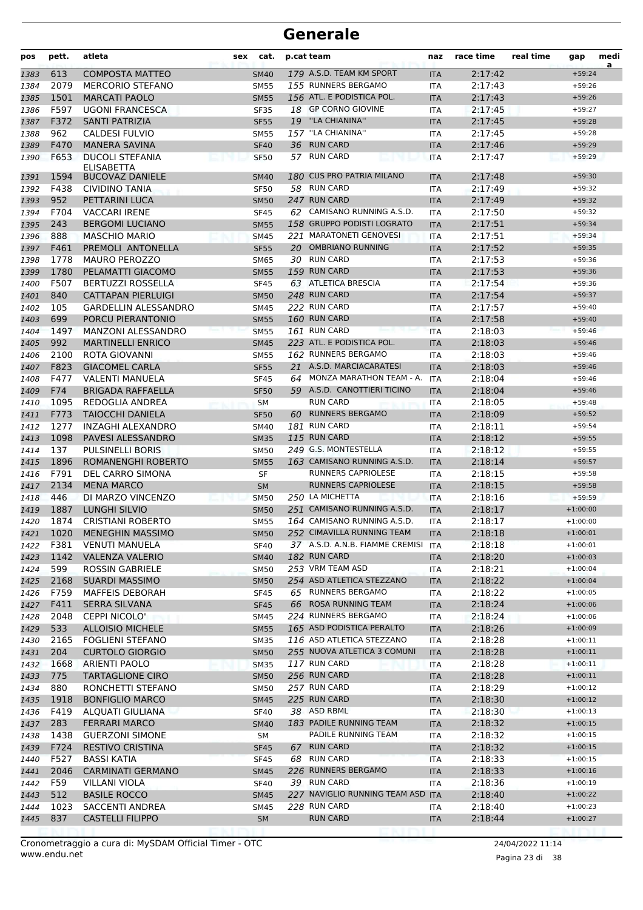# Generale

| pos | pett. | atleta | sex | cat. | p.cat | team | naz | race time | real time | gap | media |
|---|---|---|---|---|---|---|---|---|---|---|---|
| 1383 | 613 | COMPOSTA MATTEO | | SM40 | 179 | A.S.D. TEAM KM SPORT | ITA | 2:17:42 | | +59:24 | |
| 1384 | 2079 | MERCORIO STEFANO | | SM55 | 155 | RUNNERS BERGAMO | ITA | 2:17:43 | | +59:26 | |
| 1385 | 1501 | MARCATI PAOLO | | SM55 | 156 | ATL. E PODISTICA POL. | ITA | 2:17:43 | | +59:26 | |
| 1386 | F597 | UGONI FRANCESCA | | SF35 | 18 | GP CORNO GIOVINE | ITA | 2:17:45 | | +59:27 | |
| 1387 | F372 | SANTI PATRIZIA | | SF55 | 19 | ''LA CHIANINA'' | ITA | 2:17:45 | | +59:28 | |
| 1388 | 962 | CALDESI FULVIO | | SM55 | 157 | ''LA CHIANINA'' | ITA | 2:17:45 | | +59:28 | |
| 1389 | F470 | MANERA SAVINA | | SF40 | 36 | RUN CARD | ITA | 2:17:46 | | +59:29 | |
| 1390 | F653 | DUCOLI STEFANIA ELISABETTA | | SF50 | 57 | RUN CARD | ITA | 2:17:47 | | +59:29 | |
| 1391 | 1594 | BUCOVAZ DANIELE | | SM40 | 180 | CUS PRO PATRIA MILANO | ITA | 2:17:48 | | +59:30 | |
| 1392 | F438 | CIVIDINO TANIA | | SF50 | 58 | RUN CARD | ITA | 2:17:49 | | +59:32 | |
| 1393 | 952 | PETTARINI LUCA | | SM50 | 247 | RUN CARD | ITA | 2:17:49 | | +59:32 | |
| 1394 | F704 | VACCARI IRENE | | SF45 | 62 | CAMISANO RUNNING A.S.D. | ITA | 2:17:50 | | +59:32 | |
| 1395 | 243 | BERGOMI LUCIANO | | SM55 | 158 | GRUPPO PODISTI LOGRATO | ITA | 2:17:51 | | +59:34 | |
| 1396 | 888 | MASCHIO MARIO | | SM45 | 221 | MARATONETI GENOVESI | ITA | 2:17:51 | | +59:34 | |
| 1397 | F461 | PREMOLI ANTONELLA | | SF55 | 20 | OMBRIANO RUNNING | ITA | 2:17:52 | | +59:35 | |
| 1398 | 1778 | MAURO PEROZZO | | SM65 | 30 | RUN CARD | ITA | 2:17:53 | | +59:36 | |
| 1399 | 1780 | PELAMATTI GIACOMO | | SM55 | 159 | RUN CARD | ITA | 2:17:53 | | +59:36 | |
| 1400 | F507 | BERTUZZI ROSSELLA | | SF45 | 63 | ATLETICA BRESCIA | ITA | 2:17:54 | | +59:36 | |
| 1401 | 840 | CATTAPAN PIERLUIGI | | SM50 | 248 | RUN CARD | ITA | 2:17:54 | | +59:37 | |
| 1402 | 105 | GARDELLIN ALESSANDRO | | SM45 | 222 | RUN CARD | ITA | 2:17:57 | | +59:40 | |
| 1403 | 699 | PORCU PIERANTONIO | | SM55 | 160 | RUN CARD | ITA | 2:17:58 | | +59:40 | |
| 1404 | 1497 | MANZONI ALESSANDRO | | SM55 | 161 | RUN CARD | ITA | 2:18:03 | | +59:46 | |
| 1405 | 992 | MARTINELLI ENRICO | | SM45 | 223 | ATL. E PODISTICA POL. | ITA | 2:18:03 | | +59:46 | |
| 1406 | 2100 | ROTA GIOVANNI | | SM55 | 162 | RUNNERS BERGAMO | ITA | 2:18:03 | | +59:46 | |
| 1407 | F823 | GIACOMEL CARLA | | SF55 | 21 | A.S.D. MARCIACARATESI | ITA | 2:18:03 | | +59:46 | |
| 1408 | F477 | VALENTI MANUELA | | SF45 | 64 | MONZA MARATHON TEAM - A. | ITA | 2:18:04 | | +59:46 | |
| 1409 | F74 | BRIGADA RAFFAELLA | | SF50 | 59 | A.S.D. CANOTTIERI TICINO | ITA | 2:18:04 | | +59:46 | |
| 1410 | 1095 | REDOGLIA ANDREA | | SM | | RUN CARD | ITA | 2:18:05 | | +59:48 | |
| 1411 | F773 | TAIOCCHI DANIELA | | SF50 | 60 | RUNNERS BERGAMO | ITA | 2:18:09 | | +59:52 | |
| 1412 | 1277 | INZAGHI ALEXANDRO | | SM40 | 181 | RUN CARD | ITA | 2:18:11 | | +59:54 | |
| 1413 | 1098 | PAVESI ALESSANDRO | | SM35 | 115 | RUN CARD | ITA | 2:18:12 | | +59:55 | |
| 1414 | 137 | PULSINELLI BORIS | | SM50 | 249 | G.S. MONTESTELLA | ITA | 2:18:12 | | +59:55 | |
| 1415 | 1896 | ROMANENGHI ROBERTO | | SM55 | 163 | CAMISANO RUNNING A.S.D. | ITA | 2:18:14 | | +59:57 | |
| 1416 | F791 | DEL CARRO SIMONA | | SF | | RUNNERS CAPRIOLESE | ITA | 2:18:15 | | +59:58 | |
| 1417 | 2134 | MENA MARCO | | SM | | RUNNERS CAPRIOLESE | ITA | 2:18:15 | | +59:58 | |
| 1418 | 446 | DI MARZO VINCENZO | | SM50 | 250 | LA MICHETTA | ITA | 2:18:16 | | +59:59 | |
| 1419 | 1887 | LUNGHI SILVIO | | SM50 | 251 | CAMISANO RUNNING A.S.D. | ITA | 2:18:17 | | +1:00:00 | |
| 1420 | 1874 | CRISTIANI ROBERTO | | SM55 | 164 | CAMISANO RUNNING A.S.D. | ITA | 2:18:17 | | +1:00:00 | |
| 1421 | 1020 | MENEGHIN MASSIMO | | SM50 | 252 | CIMAVILLA RUNNING TEAM | ITA | 2:18:18 | | +1:00:01 | |
| 1422 | F381 | VENUTI MANUELA | | SF40 | 37 | A.S.D. A.N.B. FIAMME CREMISI | ITA | 2:18:18 | | +1:00:01 | |
| 1423 | 1142 | VALENZA VALERIO | | SM40 | 182 | RUN CARD | ITA | 2:18:20 | | +1:00:03 | |
| 1424 | 599 | ROSSIN GABRIELE | | SM50 | 253 | VRM TEAM ASD | ITA | 2:18:21 | | +1:00:04 | |
| 1425 | 2168 | SUARDI MASSIMO | | SM50 | 254 | ASD ATLETICA STEZZANO | ITA | 2:18:22 | | +1:00:04 | |
| 1426 | F759 | MAFFEIS DEBORAH | | SF45 | 65 | RUNNERS BERGAMO | ITA | 2:18:22 | | +1:00:05 | |
| 1427 | F411 | SERRA SILVANA | | SF45 | 66 | ROSA RUNNING TEAM | ITA | 2:18:24 | | +1:00:06 | |
| 1428 | 2048 | CEPPI NICOLO' | | SM45 | 224 | RUNNERS BERGAMO | ITA | 2:18:24 | | +1:00:06 | |
| 1429 | 533 | ALLOISIO MICHELE | | SM55 | 165 | ASD PODISTICA PERALTO | ITA | 2:18:26 | | +1:00:09 | |
| 1430 | 2165 | FOGLIENI STEFANO | | SM35 | 116 | ASD ATLETICA STEZZANO | ITA | 2:18:28 | | +1:00:11 | |
| 1431 | 204 | CURTOLO GIORGIO | | SM50 | 255 | NUOVA ATLETICA 3 COMUNI | ITA | 2:18:28 | | +1:00:11 | |
| 1432 | 1668 | ARIENTI PAOLO | | SM35 | 117 | RUN CARD | ITA | 2:18:28 | | +1:00:11 | |
| 1433 | 775 | TARTAGLIONE CIRO | | SM50 | 256 | RUN CARD | ITA | 2:18:28 | | +1:00:11 | |
| 1434 | 880 | RONCHETTI STEFANO | | SM50 | 257 | RUN CARD | ITA | 2:18:29 | | +1:00:12 | |
| 1435 | 1918 | BONFIGLIO MARCO | | SM45 | 225 | RUN CARD | ITA | 2:18:30 | | +1:00:12 | |
| 1436 | F419 | ALQUATI GIULIANA | | SF40 | 38 | ASD RBML | ITA | 2:18:30 | | +1:00:13 | |
| 1437 | 283 | FERRARI MARCO | | SM40 | 183 | PADILE RUNNING TEAM | ITA | 2:18:32 | | +1:00:15 | |
| 1438 | 1438 | GUERZONI SIMONE | | SM | | PADILE RUNNING TEAM | ITA | 2:18:32 | | +1:00:15 | |
| 1439 | F724 | RESTIVO CRISTINA | | SF45 | 67 | RUN CARD | ITA | 2:18:32 | | +1:00:15 | |
| 1440 | F527 | BASSI KATIA | | SF45 | 68 | RUN CARD | ITA | 2:18:33 | | +1:00:15 | |
| 1441 | 2046 | CARMINATI GERMANO | | SM45 | 226 | RUNNERS BERGAMO | ITA | 2:18:33 | | +1:00:16 | |
| 1442 | F59 | VILLANI VIOLA | | SF40 | 39 | RUN CARD | ITA | 2:18:36 | | +1:00:19 | |
| 1443 | 512 | BASILE ROCCO | | SM45 | 227 | NAVIGLIO RUNNING TEAM ASD | ITA | 2:18:40 | | +1:00:22 | |
| 1444 | 1023 | SACCENTI ANDREA | | SM45 | 228 | RUN CARD | ITA | 2:18:40 | | +1:00:23 | |
| 1445 | 837 | CASTELLI FILIPPO | | SM | | RUN CARD | ITA | 2:18:44 | | +1:00:27 | |

Cronometraggio a cura di: MySDAM Official Timer - OTC
www.endu.net

24/04/2022 11:14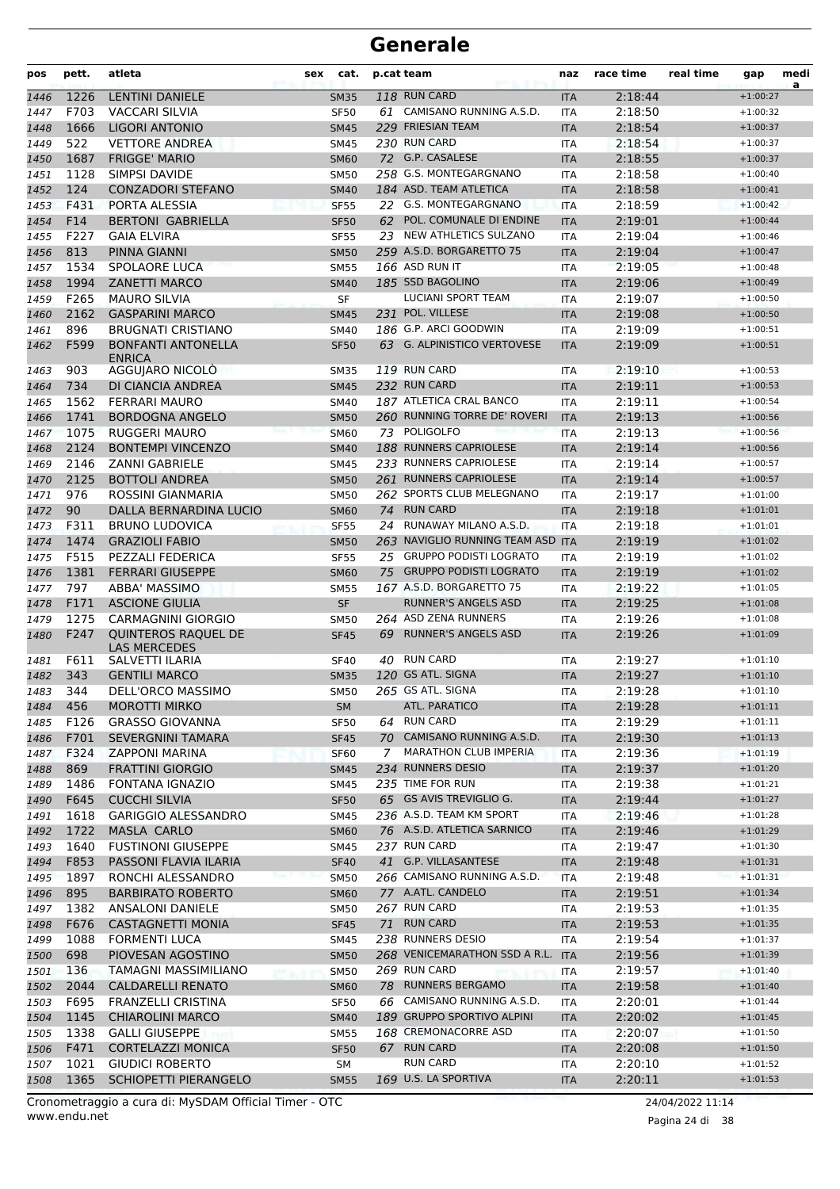# Generale

| pos | pett. | atleta | sex | cat. | p.cat | team | naz | race time | real time | gap | media |
|---|---|---|---|---|---|---|---|---|---|---|---|
| 1446 | 1226 | LENTINI DANIELE | | SM35 | 118 | RUN CARD | ITA | 2:18:44 | | +1:00:27 | |
| 1447 | F703 | VACCARI SILVIA | | SF50 | 61 | CAMISANO RUNNING A.S.D. | ITA | 2:18:50 | | +1:00:32 | |
| 1448 | 1666 | LIGORI ANTONIO | | SM45 | 229 | FRIESIAN TEAM | ITA | 2:18:54 | | +1:00:37 | |
| 1449 | 522 | VETTORE ANDREA | | SM45 | 230 | RUN CARD | ITA | 2:18:54 | | +1:00:37 | |
| 1450 | 1687 | FRIGGE' MARIO | | SM60 | 72 | G.P. CASALESE | ITA | 2:18:55 | | +1:00:37 | |
| 1451 | 1128 | SIMPSI DAVIDE | | SM50 | 258 | G.S. MONTEGARGNANO | ITA | 2:18:58 | | +1:00:40 | |
| 1452 | 124 | CONZADORI STEFANO | | SM40 | 184 | ASD. TEAM ATLETICA | ITA | 2:18:58 | | +1:00:41 | |
| 1453 | F431 | PORTA ALESSIA | | SF55 | 22 | G.S. MONTEGARGNANO | ITA | 2:18:59 | | +1:00:42 | |
| 1454 | F14 | BERTONI GABRIELLA | | SF50 | 62 | POL. COMUNALE DI ENDINE | ITA | 2:19:01 | | +1:00:44 | |
| 1455 | F227 | GAIA ELVIRA | | SF55 | 23 | NEW ATHLETICS SULZANO | ITA | 2:19:04 | | +1:00:46 | |
| 1456 | 813 | PINNA GIANNI | | SM50 | 259 | A.S.D. BORGARETTO 75 | ITA | 2:19:04 | | +1:00:47 | |
| 1457 | 1534 | SPOLAORE LUCA | | SM55 | 166 | ASD RUN IT | ITA | 2:19:05 | | +1:00:48 | |
| 1458 | 1994 | ZANETTI MARCO | | SM40 | 185 | SSD BAGOLINO | ITA | 2:19:06 | | +1:00:49 | |
| 1459 | F265 | MAURO SILVIA | | SF | | LUCIANI SPORT TEAM | ITA | 2:19:07 | | +1:00:50 | |
| 1460 | 2162 | GASPARINI MARCO | | SM45 | 231 | POL. VILLESE | ITA | 2:19:08 | | +1:00:50 | |
| 1461 | 896 | BRUGNATI CRISTIANO | | SM40 | 186 | G.P. ARCI GOODWIN | ITA | 2:19:09 | | +1:00:51 | |
| 1462 | F599 | BONFANTI ANTONELLA ENRICA | | SF50 | 63 | G. ALPINISTICO VERTOVESE | ITA | 2:19:09 | | +1:00:51 | |
| 1463 | 903 | AGGUJARO NICOLÒ | | SM35 | 119 | RUN CARD | ITA | 2:19:10 | | +1:00:53 | |
| 1464 | 734 | DI CIANCIA ANDREA | | SM45 | 232 | RUN CARD | ITA | 2:19:11 | | +1:00:53 | |
| 1465 | 1562 | FERRARI MAURO | | SM40 | 187 | ATLETICA CRAL BANCO | ITA | 2:19:11 | | +1:00:54 | |
| 1466 | 1741 | BORDOGNA ANGELO | | SM50 | 260 | RUNNING TORRE DE' ROVERI | ITA | 2:19:13 | | +1:00:56 | |
| 1467 | 1075 | RUGGERI MAURO | | SM60 | 73 | POLIGOLFO | ITA | 2:19:13 | | +1:00:56 | |
| 1468 | 2124 | BONTEMPI VINCENZO | | SM40 | 188 | RUNNERS CAPRIOLESE | ITA | 2:19:14 | | +1:00:56 | |
| 1469 | 2146 | ZANNI GABRIELE | | SM45 | 233 | RUNNERS CAPRIOLESE | ITA | 2:19:14 | | +1:00:57 | |
| 1470 | 2125 | BOTTOLI ANDREA | | SM50 | 261 | RUNNERS CAPRIOLESE | ITA | 2:19:14 | | +1:00:57 | |
| 1471 | 976 | ROSSINI GIANMARIA | | SM50 | 262 | SPORTS CLUB MELEGNANO | ITA | 2:19:17 | | +1:01:00 | |
| 1472 | 90 | DALLA BERNARDINA LUCIO | | SM60 | 74 | RUN CARD | ITA | 2:19:18 | | +1:01:01 | |
| 1473 | F311 | BRUNO LUDOVICA | | SF55 | 24 | RUNAWAY MILANO A.S.D. | ITA | 2:19:18 | | +1:01:01 | |
| 1474 | 1474 | GRAZIOLI FABIO | | SM50 | 263 | NAVIGLIO RUNNING TEAM ASD | ITA | 2:19:19 | | +1:01:02 | |
| 1475 | F515 | PEZZALI FEDERICA | | SF55 | 25 | GRUPPO PODISTI LOGRATO | ITA | 2:19:19 | | +1:01:02 | |
| 1476 | 1381 | FERRARI GIUSEPPE | | SM60 | 75 | GRUPPO PODISTI LOGRATO | ITA | 2:19:19 | | +1:01:02 | |
| 1477 | 797 | ABBA' MASSIMO | | SM55 | 167 | A.S.D. BORGARETTO 75 | ITA | 2:19:22 | | +1:01:05 | |
| 1478 | F171 | ASCIONE GIULIA | | SF | | RUNNER'S ANGELS ASD | ITA | 2:19:25 | | +1:01:08 | |
| 1479 | 1275 | CARMAGNINI GIORGIO | | SM50 | 264 | ASD ZENA RUNNERS | ITA | 2:19:26 | | +1:01:08 | |
| 1480 | F247 | QUINTEROS RAQUEL DE LAS MERCEDES | | SF45 | 69 | RUNNER'S ANGELS ASD | ITA | 2:19:26 | | +1:01:09 | |
| 1481 | F611 | SALVETTI ILARIA | | SF40 | 40 | RUN CARD | ITA | 2:19:27 | | +1:01:10 | |
| 1482 | 343 | GENTILI MARCO | | SM35 | 120 | GS ATL. SIGNA | ITA | 2:19:27 | | +1:01:10 | |
| 1483 | 344 | DELL'ORCO MASSIMO | | SM50 | 265 | GS ATL. SIGNA | ITA | 2:19:28 | | +1:01:10 | |
| 1484 | 456 | MOROTTI MIRKO | | SM | | ATL. PARATICO | ITA | 2:19:28 | | +1:01:11 | |
| 1485 | F126 | GRASSO GIOVANNA | | SF50 | 64 | RUN CARD | ITA | 2:19:29 | | +1:01:11 | |
| 1486 | F701 | SEVERGNINI TAMARA | | SF45 | 70 | CAMISANO RUNNING A.S.D. | ITA | 2:19:30 | | +1:01:13 | |
| 1487 | F324 | ZAPPONI MARINA | | SF60 | 7 | MARATHON CLUB IMPERIA | ITA | 2:19:36 | | +1:01:19 | |
| 1488 | 869 | FRATTINI GIORGIO | | SM45 | 234 | RUNNERS DESIO | ITA | 2:19:37 | | +1:01:20 | |
| 1489 | 1486 | FONTANA IGNAZIO | | SM45 | 235 | TIME FOR RUN | ITA | 2:19:38 | | +1:01:21 | |
| 1490 | F645 | CUCCHI SILVIA | | SF50 | 65 | GS AVIS TREVIGLIO G. | ITA | 2:19:44 | | +1:01:27 | |
| 1491 | 1618 | GARIGGIO ALESSANDRO | | SM45 | 236 | A.S.D. TEAM KM SPORT | ITA | 2:19:46 | | +1:01:28 | |
| 1492 | 1722 | MASLA CARLO | | SM60 | 76 | A.S.D. ATLETICA SARNICO | ITA | 2:19:46 | | +1:01:29 | |
| 1493 | 1640 | FUSTINONI GIUSEPPE | | SM45 | 237 | RUN CARD | ITA | 2:19:47 | | +1:01:30 | |
| 1494 | F853 | PASSONI FLAVIA ILARIA | | SF40 | 41 | G.P. VILLASANTESE | ITA | 2:19:48 | | +1:01:31 | |
| 1495 | 1897 | RONCHI ALESSANDRO | | SM50 | 266 | CAMISANO RUNNING A.S.D. | ITA | 2:19:48 | | +1:01:31 | |
| 1496 | 895 | BARBIRATO ROBERTO | | SM60 | 77 | A.ATL. CANDELO | ITA | 2:19:51 | | +1:01:34 | |
| 1497 | 1382 | ANSALONI DANIELE | | SM50 | 267 | RUN CARD | ITA | 2:19:53 | | +1:01:35 | |
| 1498 | F676 | CASTAGNETTI MONIA | | SF45 | 71 | RUN CARD | ITA | 2:19:53 | | +1:01:35 | |
| 1499 | 1088 | FORMENTI LUCA | | SM45 | 238 | RUNNERS DESIO | ITA | 2:19:54 | | +1:01:37 | |
| 1500 | 698 | PIOVESAN AGOSTINO | | SM50 | 268 | VENICEMARATHON SSD A R.L. | ITA | 2:19:56 | | +1:01:39 | |
| 1501 | 136 | TAMAGNI MASSIMILIANO | | SM50 | 269 | RUN CARD | ITA | 2:19:57 | | +1:01:40 | |
| 1502 | 2044 | CALDARELLI RENATO | | SM60 | 78 | RUNNERS BERGAMO | ITA | 2:19:58 | | +1:01:40 | |
| 1503 | F695 | FRANZELLI CRISTINA | | SF50 | 66 | CAMISANO RUNNING A.S.D. | ITA | 2:20:01 | | +1:01:44 | |
| 1504 | 1145 | CHIAROLINI MARCO | | SM40 | 189 | GRUPPO SPORTIVO ALPINI | ITA | 2:20:02 | | +1:01:45 | |
| 1505 | 1338 | GALLI GIUSEPPE | | SM55 | 168 | CREMONACORRE ASD | ITA | 2:20:07 | | +1:01:50 | |
| 1506 | F471 | CORTELAZZI MONICA | | SF50 | 67 | RUN CARD | ITA | 2:20:08 | | +1:01:50 | |
| 1507 | 1021 | GIUDICI ROBERTO | | SM | | RUN CARD | ITA | 2:20:10 | | +1:01:52 | |
| 1508 | 1365 | SCHIOPETTI PIERANGELO | | SM55 | 169 | U.S. LA SPORTIVA | ITA | 2:20:11 | | +1:01:53 | |

Cronometraggio a cura di: MySDAM Official Timer - OTC
www.endu.net

24/04/2022 11:14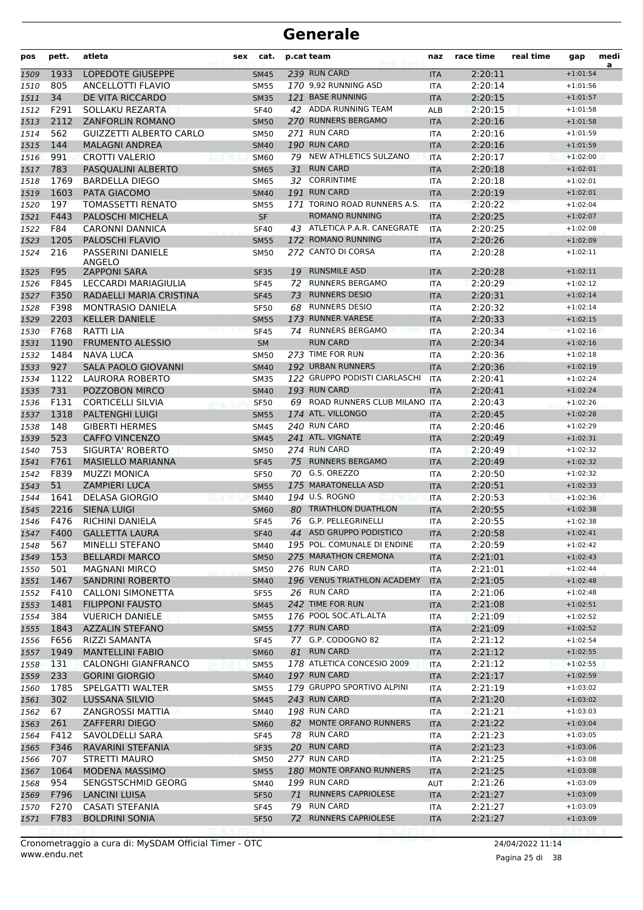# Generale

| pos | pett. | atleta | sex | cat. | p.cat | team | naz | race time | real time | gap | medi a |
|---|---|---|---|---|---|---|---|---|---|---|---|
| 1509 | 1933 | LOPEDOTE GIUSEPPE | | SM45 | 239 | RUN CARD | ITA | 2:20:11 | | +1:01:54 | |
| 1510 | 805 | ANCELLOTTI FLAVIO | | SM55 | 170 | 9,92 RUNNING ASD | ITA | 2:20:14 | | +1:01:56 | |
| 1511 | 34 | DE VITA RICCARDO | | SM35 | 121 | BASE RUNNING | ITA | 2:20:15 | | +1:01:57 | |
| 1512 | F291 | SOLLAKU REZARTA | | SF40 | 42 | ADDA RUNNING TEAM | ALB | 2:20:15 | | +1:01:58 | |
| 1513 | 2112 | ZANFORLIN ROMANO | | SM50 | 270 | RUNNERS BERGAMO | ITA | 2:20:16 | | +1:01:58 | |
| 1514 | 562 | GUIZZETTI ALBERTO CARLO | | SM50 | 271 | RUN CARD | ITA | 2:20:16 | | +1:01:59 | |
| 1515 | 144 | MALAGNI ANDREA | | SM40 | 190 | RUN CARD | ITA | 2:20:16 | | +1:01:59 | |
| 1516 | 991 | CROTTI VALERIO | | SM60 | 79 | NEW ATHLETICS SULZANO | ITA | 2:20:17 | | +1:02:00 | |
| 1517 | 783 | PASQUALINI ALBERTO | | SM65 | 31 | RUN CARD | ITA | 2:20:18 | | +1:02:01 | |
| 1518 | 1769 | BARDELLA DIEGO | | SM65 | 32 | CORRINTIME | ITA | 2:20:18 | | +1:02:01 | |
| 1519 | 1603 | PATA GIACOMO | | SM40 | 191 | RUN CARD | ITA | 2:20:19 | | +1:02:01 | |
| 1520 | 197 | TOMASSETTI RENATO | | SM55 | 171 | TORINO ROAD RUNNERS A.S. | ITA | 2:20:22 | | +1:02:04 | |
| 1521 | F443 | PALOSCHI MICHELA | | SF | | ROMANO RUNNING | ITA | 2:20:25 | | +1:02:07 | |
| 1522 | F84 | CARONNI DANNICA | | SF40 | 43 | ATLETICA P.A.R. CANEGRATE | ITA | 2:20:25 | | +1:02:08 | |
| 1523 | 1205 | PALOSCHI FLAVIO | | SM55 | 172 | ROMANO RUNNING | ITA | 2:20:26 | | +1:02:09 | |
| 1524 | 216 | PASSERINI DANIELE ANGELO | | SM50 | 272 | CANTO DI CORSA | ITA | 2:20:28 | | +1:02:11 | |
| 1525 | F95 | ZAPPONI SARA | | SF35 | 19 | RUNSMILE ASD | ITA | 2:20:28 | | +1:02:11 | |
| 1526 | F845 | LECCARDI MARIAGIULIA | | SF45 | 72 | RUNNERS BERGAMO | ITA | 2:20:29 | | +1:02:12 | |
| 1527 | F350 | RADAELLI MARIA CRISTINA | | SF45 | 73 | RUNNERS DESIO | ITA | 2:20:31 | | +1:02:14 | |
| 1528 | F398 | MONTRASIO DANIELA | | SF50 | 68 | RUNNERS DESIO | ITA | 2:20:32 | | +1:02:14 | |
| 1529 | 2203 | KELLER DANIELE | | SM55 | 173 | RUNNER VARESE | ITA | 2:20:33 | | +1:02:15 | |
| 1530 | F768 | RATTI LIA | | SF45 | 74 | RUNNERS BERGAMO | ITA | 2:20:34 | | +1:02:16 | |
| 1531 | 1190 | FRUMENTO ALESSIO | | SM | | RUN CARD | ITA | 2:20:34 | | +1:02:16 | |
| 1532 | 1484 | NAVA LUCA | | SM50 | 273 | TIME FOR RUN | ITA | 2:20:36 | | +1:02:18 | |
| 1533 | 927 | SALA PAOLO GIOVANNI | | SM40 | 192 | URBAN RUNNERS | ITA | 2:20:36 | | +1:02:19 | |
| 1534 | 1122 | LAURORA ROBERTO | | SM35 | 122 | GRUPPO PODISTI CIARLASCHI | ITA | 2:20:41 | | +1:02:24 | |
| 1535 | 731 | POZZOBON MIRCO | | SM40 | 193 | RUN CARD | ITA | 2:20:41 | | +1:02:24 | |
| 1536 | F131 | CORTICELLI SILVIA | | SF50 | 69 | ROAD RUNNERS CLUB MILANO | ITA | 2:20:43 | | +1:02:26 | |
| 1537 | 1318 | PALTENGHI LUIGI | | SM55 | 174 | ATL. VILLONGO | ITA | 2:20:45 | | +1:02:28 | |
| 1538 | 148 | GIBERTI HERMES | | SM45 | 240 | RUN CARD | ITA | 2:20:46 | | +1:02:29 | |
| 1539 | 523 | CAFFO VINCENZO | | SM45 | 241 | ATL. VIGNATE | ITA | 2:20:49 | | +1:02:31 | |
| 1540 | 753 | SIGURTA' ROBERTO | | SM50 | 274 | RUN CARD | ITA | 2:20:49 | | +1:02:32 | |
| 1541 | F761 | MASIELLO MARIANNA | | SF45 | 75 | RUNNERS BERGAMO | ITA | 2:20:49 | | +1:02:32 | |
| 1542 | F839 | MUZZI MONICA | | SF50 | 70 | G.S. OREZZO | ITA | 2:20:50 | | +1:02:32 | |
| 1543 | 51 | ZAMPIERI LUCA | | SM55 | 175 | MARATONELLA ASD | ITA | 2:20:51 | | +1:02:33 | |
| 1544 | 1641 | DELASA GIORGIO | | SM40 | 194 | U.S. ROGNO | ITA | 2:20:53 | | +1:02:36 | |
| 1545 | 2216 | SIENA LUIGI | | SM60 | 80 | TRIATHLON DUATHLON | ITA | 2:20:55 | | +1:02:38 | |
| 1546 | F476 | RICHINI DANIELA | | SF45 | 76 | G.P. PELLEGRINELLI | ITA | 2:20:55 | | +1:02:38 | |
| 1547 | F400 | GALLETTA LAURA | | SF40 | 44 | ASD GRUPPO PODISTICO | ITA | 2:20:58 | | +1:02:41 | |
| 1548 | 567 | MINELLI STEFANO | | SM40 | 195 | POL. COMUNALE DI ENDINE | ITA | 2:20:59 | | +1:02:42 | |
| 1549 | 153 | BELLARDI MARCO | | SM50 | 275 | MARATHON CREMONA | ITA | 2:21:01 | | +1:02:43 | |
| 1550 | 501 | MAGNANI MIRCO | | SM50 | 276 | RUN CARD | ITA | 2:21:01 | | +1:02:44 | |
| 1551 | 1467 | SANDRINI ROBERTO | | SM40 | 196 | VENUS TRIATHLON ACADEMY | ITA | 2:21:05 | | +1:02:48 | |
| 1552 | F410 | CALLONI SIMONETTA | | SF55 | 26 | RUN CARD | ITA | 2:21:06 | | +1:02:48 | |
| 1553 | 1481 | FILIPPONI FAUSTO | | SM45 | 242 | TIME FOR RUN | ITA | 2:21:08 | | +1:02:51 | |
| 1554 | 384 | VUERICH DANIELE | | SM55 | 176 | POOL SOC.ATL.ALTA | ITA | 2:21:09 | | +1:02:52 | |
| 1555 | 1843 | AZZALIN STEFANO | | SM55 | 177 | RUN CARD | ITA | 2:21:09 | | +1:02:52 | |
| 1556 | F656 | RIZZI SAMANTA | | SF45 | 77 | G.P. CODOGNO 82 | ITA | 2:21:12 | | +1:02:54 | |
| 1557 | 1949 | MANTELLINI FABIO | | SM60 | 81 | RUN CARD | ITA | 2:21:12 | | +1:02:55 | |
| 1558 | 131 | CALONGHI GIANFRANCO | | SM55 | 178 | ATLETICA CONCESIO 2009 | ITA | 2:21:12 | | +1:02:55 | |
| 1559 | 233 | GORINI GIORGIO | | SM40 | 197 | RUN CARD | ITA | 2:21:17 | | +1:02:59 | |
| 1560 | 1785 | SPELGATTI WALTER | | SM55 | 179 | GRUPPO SPORTIVO ALPINI | ITA | 2:21:19 | | +1:03:02 | |
| 1561 | 302 | LUSSANA SILVIO | | SM45 | 243 | RUN CARD | ITA | 2:21:20 | | +1:03:02 | |
| 1562 | 67 | ZANGROSSI MATTIA | | SM40 | 198 | RUN CARD | ITA | 2:21:21 | | +1:03:03 | |
| 1563 | 261 | ZAFFERRI DIEGO | | SM60 | 82 | MONTE ORFANO RUNNERS | ITA | 2:21:22 | | +1:03:04 | |
| 1564 | F412 | SAVOLDELLI SARA | | SF45 | 78 | RUN CARD | ITA | 2:21:23 | | +1:03:05 | |
| 1565 | F346 | RAVARINI STEFANIA | | SF35 | 20 | RUN CARD | ITA | 2:21:23 | | +1:03:06 | |
| 1566 | 707 | STRETTI MAURO | | SM50 | 277 | RUN CARD | ITA | 2:21:25 | | +1:03:08 | |
| 1567 | 1064 | MODENA MASSIMO | | SM55 | 180 | MONTE ORFANO RUNNERS | ITA | 2:21:25 | | +1:03:08 | |
| 1568 | 954 | SENGSTSCHMID GEORG | | SM40 | 199 | RUN CARD | AUT | 2:21:26 | | +1:03:09 | |
| 1569 | F796 | LANCINI LUISA | | SF50 | 71 | RUNNERS CAPRIOLESE | ITA | 2:21:27 | | +1:03:09 | |
| 1570 | F270 | CASATI STEFANIA | | SF45 | 79 | RUN CARD | ITA | 2:21:27 | | +1:03:09 | |
| 1571 | F783 | BOLDRINI SONIA | | SF50 | 72 | RUNNERS CAPRIOLESE | ITA | 2:21:27 | | +1:03:09 | |

Cronometraggio a cura di: MySDAM Official Timer - OTC
www.endu.net

24/04/2022 11:14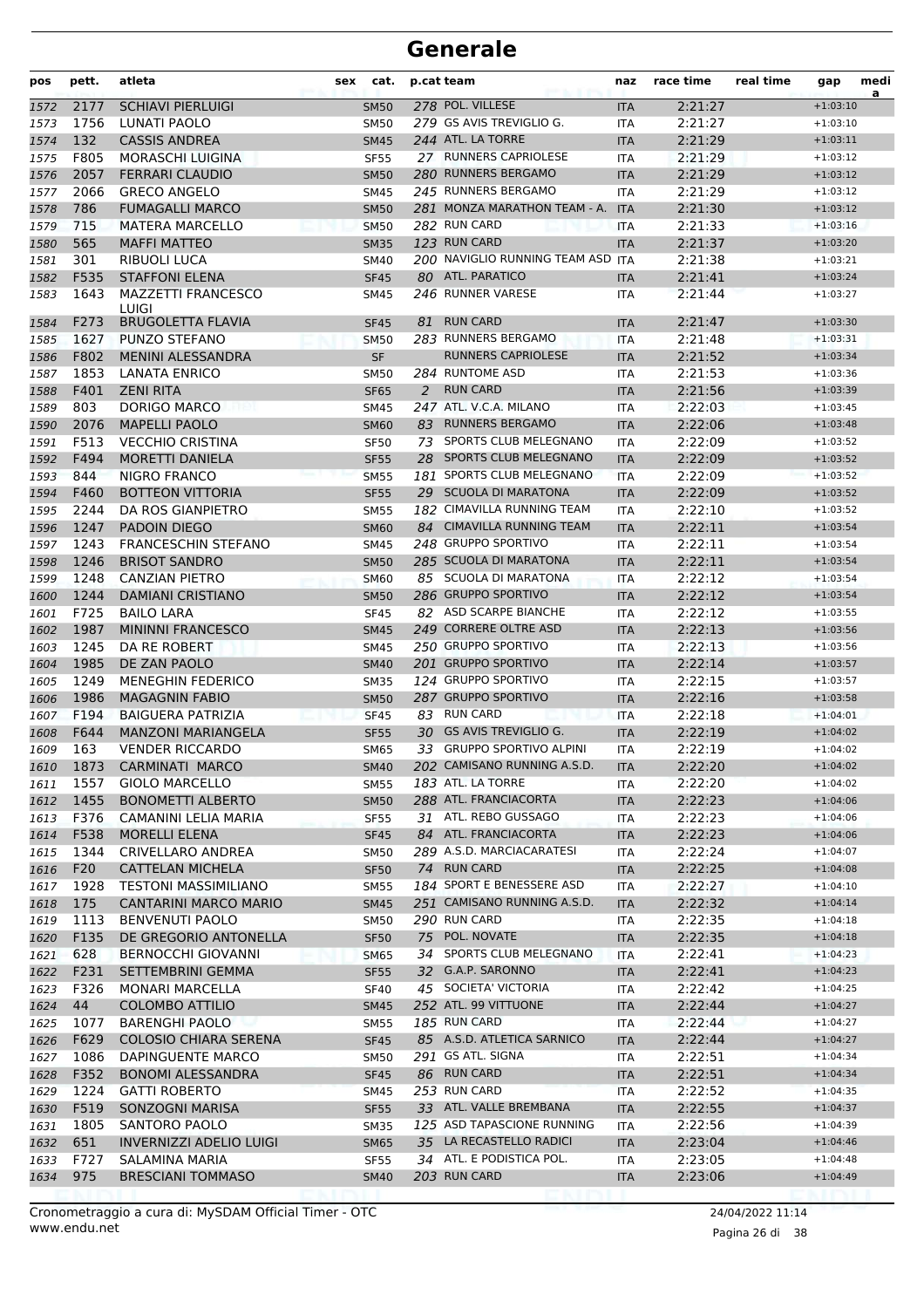# Generale

| pos | pett. | atleta | sex | cat. | p.cat | team | naz | race time | real time | gap | medi a |
|---|---|---|---|---|---|---|---|---|---|---|---|
| 1572 | 2177 | SCHIAVI PIERLUIGI | | SM50 | 278 | POL. VILLESE | ITA | 2:21:27 | | +1:03:10 | |
| 1573 | 1756 | LUNATI PAOLO | | SM50 | 279 | GS AVIS TREVIGLIO G. | ITA | 2:21:27 | | +1:03:10 | |
| 1574 | 132 | CASSIS ANDREA | | SM45 | 244 | ATL. LA TORRE | ITA | 2:21:29 | | +1:03:11 | |
| 1575 | F805 | MORASCHI LUIGINA | | SF55 | 27 | RUNNERS CAPRIOLESE | ITA | 2:21:29 | | +1:03:12 | |
| 1576 | 2057 | FERRARI CLAUDIO | | SM50 | 280 | RUNNERS BERGAMO | ITA | 2:21:29 | | +1:03:12 | |
| 1577 | 2066 | GRECO ANGELO | | SM45 | 245 | RUNNERS BERGAMO | ITA | 2:21:29 | | +1:03:12 | |
| 1578 | 786 | FUMAGALLI MARCO | | SM50 | 281 | MONZA MARATHON TEAM - A. | ITA | 2:21:30 | | +1:03:12 | |
| 1579 | 715 | MATERA MARCELLO | | SM50 | 282 | RUN CARD | ITA | 2:21:33 | | +1:03:16 | |
| 1580 | 565 | MAFFI MATTEO | | SM35 | 123 | RUN CARD | ITA | 2:21:37 | | +1:03:20 | |
| 1581 | 301 | RIBUOLI LUCA | | SM40 | 200 | NAVIGLIO RUNNING TEAM ASD | ITA | 2:21:38 | | +1:03:21 | |
| 1582 | F535 | STAFFONI ELENA | | SF45 | 80 | ATL. PARATICO | ITA | 2:21:41 | | +1:03:24 | |
| 1583 | 1643 | MAZZETTI FRANCESCO LUIGI | | SM45 | 246 | RUNNER VARESE | ITA | 2:21:44 | | +1:03:27 | |
| 1584 | F273 | BRUGOLETTA FLAVIA | | SF45 | 81 | RUN CARD | ITA | 2:21:47 | | +1:03:30 | |
| 1585 | 1627 | PUNZO STEFANO | | SM50 | 283 | RUNNERS BERGAMO | ITA | 2:21:48 | | +1:03:31 | |
| 1586 | F802 | MENINI ALESSANDRA | | SF | | RUNNERS CAPRIOLESE | ITA | 2:21:52 | | +1:03:34 | |
| 1587 | 1853 | LANATA ENRICO | | SM50 | 284 | RUNTOME ASD | ITA | 2:21:53 | | +1:03:36 | |
| 1588 | F401 | ZENI RITA | | SF65 | 2 | RUN CARD | ITA | 2:21:56 | | +1:03:39 | |
| 1589 | 803 | DORIGO MARCO | | SM45 | 247 | ATL. V.C.A. MILANO | ITA | 2:22:03 | | +1:03:45 | |
| 1590 | 2076 | MAPELLI PAOLO | | SM60 | 83 | RUNNERS BERGAMO | ITA | 2:22:06 | | +1:03:48 | |
| 1591 | F513 | VECCHIO CRISTINA | | SF50 | 73 | SPORTS CLUB MELEGNANO | ITA | 2:22:09 | | +1:03:52 | |
| 1592 | F494 | MORETTI DANIELA | | SF55 | 28 | SPORTS CLUB MELEGNANO | ITA | 2:22:09 | | +1:03:52 | |
| 1593 | 844 | NIGRO FRANCO | | SM55 | 181 | SPORTS CLUB MELEGNANO | ITA | 2:22:09 | | +1:03:52 | |
| 1594 | F460 | BOTTEON VITTORIA | | SF55 | 29 | SCUOLA DI MARATONA | ITA | 2:22:09 | | +1:03:52 | |
| 1595 | 2244 | DA ROS GIANPIETRO | | SM55 | 182 | CIMAVILLA RUNNING TEAM | ITA | 2:22:10 | | +1:03:52 | |
| 1596 | 1247 | PADOIN DIEGO | | SM60 | 84 | CIMAVILLA RUNNING TEAM | ITA | 2:22:11 | | +1:03:54 | |
| 1597 | 1243 | FRANCESCHIN STEFANO | | SM45 | 248 | GRUPPO SPORTIVO | ITA | 2:22:11 | | +1:03:54 | |
| 1598 | 1246 | BRISOT SANDRO | | SM50 | 285 | SCUOLA DI MARATONA | ITA | 2:22:11 | | +1:03:54 | |
| 1599 | 1248 | CANZIAN PIETRO | | SM60 | 85 | SCUOLA DI MARATONA | ITA | 2:22:12 | | +1:03:54 | |
| 1600 | 1244 | DAMIANI CRISTIANO | | SM50 | 286 | GRUPPO SPORTIVO | ITA | 2:22:12 | | +1:03:54 | |
| 1601 | F725 | BAILO LARA | | SF45 | 82 | ASD SCARPE BIANCHE | ITA | 2:22:12 | | +1:03:55 | |
| 1602 | 1987 | MININNI FRANCESCO | | SM45 | 249 | CORRERE OLTRE ASD | ITA | 2:22:13 | | +1:03:56 | |
| 1603 | 1245 | DA RE ROBERT | | SM45 | 250 | GRUPPO SPORTIVO | ITA | 2:22:13 | | +1:03:56 | |
| 1604 | 1985 | DE ZAN PAOLO | | SM40 | 201 | GRUPPO SPORTIVO | ITA | 2:22:14 | | +1:03:57 | |
| 1605 | 1249 | MENEGHIN FEDERICO | | SM35 | 124 | GRUPPO SPORTIVO | ITA | 2:22:15 | | +1:03:57 | |
| 1606 | 1986 | MAGAGNIN FABIO | | SM50 | 287 | GRUPPO SPORTIVO | ITA | 2:22:16 | | +1:03:58 | |
| 1607 | F194 | BAIGUERA PATRIZIA | | SF45 | 83 | RUN CARD | ITA | 2:22:18 | | +1:04:01 | |
| 1608 | F644 | MANZONI MARIANGELA | | SF55 | 30 | GS AVIS TREVIGLIO G. | ITA | 2:22:19 | | +1:04:02 | |
| 1609 | 163 | VENDER RICCARDO | | SM65 | 33 | GRUPPO SPORTIVO ALPINI | ITA | 2:22:19 | | +1:04:02 | |
| 1610 | 1873 | CARMINATI MARCO | | SM40 | 202 | CAMISANO RUNNING A.S.D. | ITA | 2:22:20 | | +1:04:02 | |
| 1611 | 1557 | GIOLO MARCELLO | | SM55 | 183 | ATL. LA TORRE | ITA | 2:22:20 | | +1:04:02 | |
| 1612 | 1455 | BONOMETTI ALBERTO | | SM50 | 288 | ATL. FRANCIACORTA | ITA | 2:22:23 | | +1:04:06 | |
| 1613 | F376 | CAMANINI LELIA MARIA | | SF55 | 31 | ATL. REBO GUSSAGO | ITA | 2:22:23 | | +1:04:06 | |
| 1614 | F538 | MORELLI ELENA | | SF45 | 84 | ATL. FRANCIACORTA | ITA | 2:22:23 | | +1:04:06 | |
| 1615 | 1344 | CRIVELLARO ANDREA | | SM50 | 289 | A.S.D. MARCIACARATESI | ITA | 2:22:24 | | +1:04:07 | |
| 1616 | F20 | CATTELAN MICHELA | | SF50 | 74 | RUN CARD | ITA | 2:22:25 | | +1:04:08 | |
| 1617 | 1928 | TESTONI MASSIMILIANO | | SM55 | 184 | SPORT E BENESSERE ASD | ITA | 2:22:27 | | +1:04:10 | |
| 1618 | 175 | CANTARINI MARCO MARIO | | SM45 | 251 | CAMISANO RUNNING A.S.D. | ITA | 2:22:32 | | +1:04:14 | |
| 1619 | 1113 | BENVENUTI PAOLO | | SM50 | 290 | RUN CARD | ITA | 2:22:35 | | +1:04:18 | |
| 1620 | F135 | DE GREGORIO ANTONELLA | | SF50 | 75 | POL. NOVATE | ITA | 2:22:35 | | +1:04:18 | |
| 1621 | 628 | BERNOCCHI GIOVANNI | | SM65 | 34 | SPORTS CLUB MELEGNANO | ITA | 2:22:41 | | +1:04:23 | |
| 1622 | F231 | SETTEMBRINI GEMMA | | SF55 | 32 | G.A.P. SARONNO | ITA | 2:22:41 | | +1:04:23 | |
| 1623 | F326 | MONARI MARCELLA | | SF40 | 45 | SOCIETA' VICTORIA | ITA | 2:22:42 | | +1:04:25 | |
| 1624 | 44 | COLOMBO ATTILIO | | SM45 | 252 | ATL. 99 VITTUONE | ITA | 2:22:44 | | +1:04:27 | |
| 1625 | 1077 | BARENGHI PAOLO | | SM55 | 185 | RUN CARD | ITA | 2:22:44 | | +1:04:27 | |
| 1626 | F629 | COLOSIO CHIARA SERENA | | SF45 | 85 | A.S.D. ATLETICA SARNICO | ITA | 2:22:44 | | +1:04:27 | |
| 1627 | 1086 | DAPINGUENTE MARCO | | SM50 | 291 | GS ATL. SIGNA | ITA | 2:22:51 | | +1:04:34 | |
| 1628 | F352 | BONOMI ALESSANDRA | | SF45 | 86 | RUN CARD | ITA | 2:22:51 | | +1:04:34 | |
| 1629 | 1224 | GATTI ROBERTO | | SM45 | 253 | RUN CARD | ITA | 2:22:52 | | +1:04:35 | |
| 1630 | F519 | SONZOGNI MARISA | | SF55 | 33 | ATL. VALLE BREMBANA | ITA | 2:22:55 | | +1:04:37 | |
| 1631 | 1805 | SANTORO PAOLO | | SM35 | 125 | ASD TAPASCIONE RUNNING | ITA | 2:22:56 | | +1:04:39 | |
| 1632 | 651 | INVERNIZZI ADELIO LUIGI | | SM65 | 35 | LA RECASTELLO RADICI | ITA | 2:23:04 | | +1:04:46 | |
| 1633 | F727 | SALAMINA MARIA | | SF55 | 34 | ATL. E PODISTICA POL. | ITA | 2:23:05 | | +1:04:48 | |
| 1634 | 975 | BRESCIANI TOMMASO | | SM40 | 203 | RUN CARD | ITA | 2:23:06 | | +1:04:49 | |

Cronometraggio a cura di: MySDAM Official Timer - OTC
www.endu.net

24/04/2022 11:14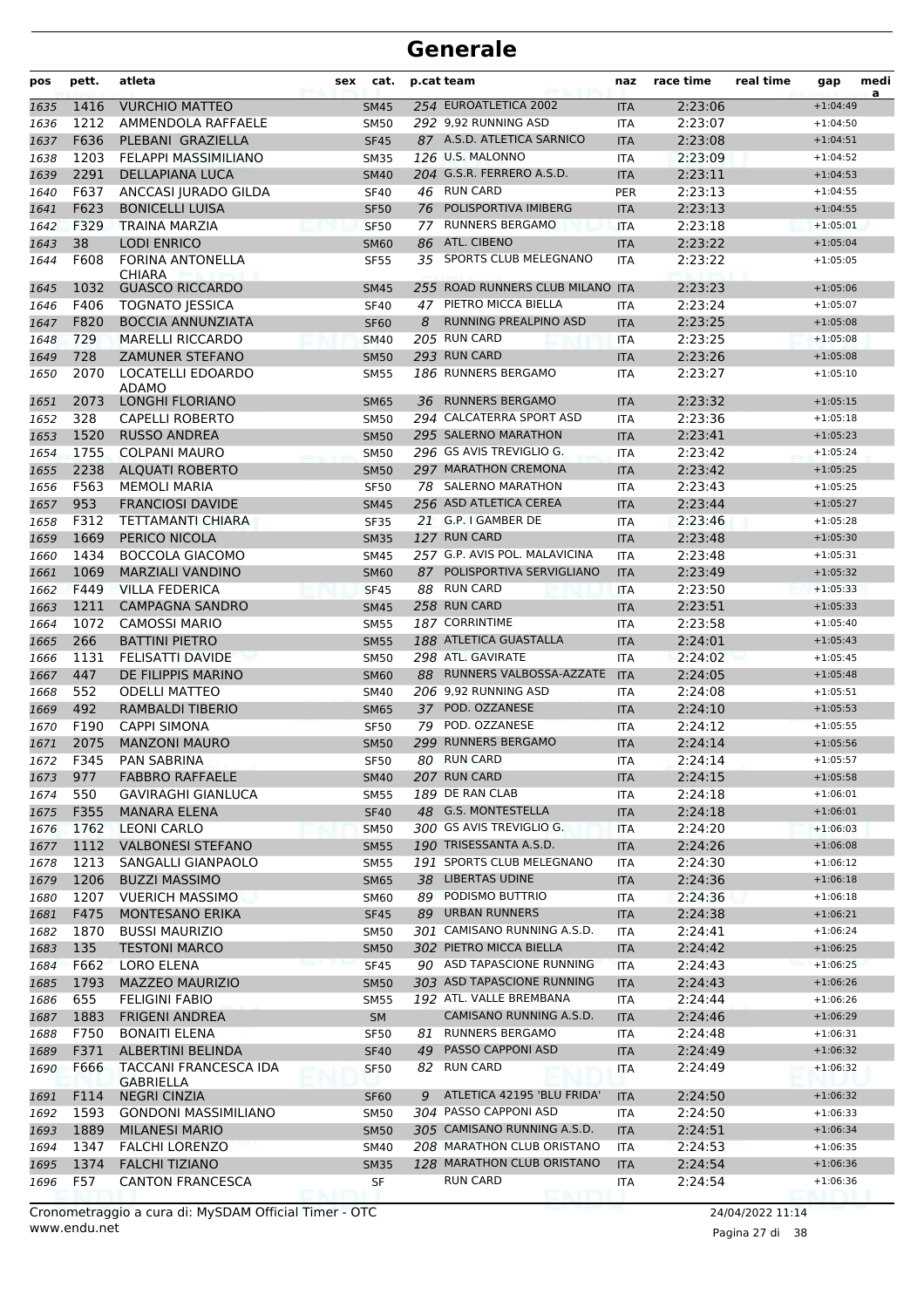# Generale

| pos | pett. | atleta | sex | cat. | p.cat | team | naz | race time | real time | gap | medi a |
|---|---|---|---|---|---|---|---|---|---|---|---|
| 1635 | 1416 | VURCHIO MATTEO | | SM45 | 254 | EUROATLETICA 2002 | ITA | 2:23:06 | | +1:04:49 | |
| 1636 | 1212 | AMMENDOLA RAFFAELE | | SM50 | 292 | 9,92 RUNNING ASD | ITA | 2:23:07 | | +1:04:50 | |
| 1637 | F636 | PLEBANI GRAZIELLA | | SF45 | 87 | A.S.D. ATLETICA SARNICO | ITA | 2:23:08 | | +1:04:51 | |
| 1638 | 1203 | FELAPPI MASSIMILIANO | | SM35 | 126 | U.S. MALONNO | ITA | 2:23:09 | | +1:04:52 | |
| 1639 | 2291 | DELLAPIANA LUCA | | SM40 | 204 | G.S.R. FERRERO A.S.D. | ITA | 2:23:11 | | +1:04:53 | |
| 1640 | F637 | ANCCASI JURADO GILDA | | SF40 | 46 | RUN CARD | PER | 2:23:13 | | +1:04:55 | |
| 1641 | F623 | BONICELLI LUISA | | SF50 | 76 | POLISPORTIVA IMIBERG | ITA | 2:23:13 | | +1:04:55 | |
| 1642 | F329 | TRAINA MARZIA | | SF50 | 77 | RUNNERS BERGAMO | ITA | 2:23:18 | | +1:05:01 | |
| 1643 | 38 | LODI ENRICO | | SM60 | 86 | ATL. CIBENO | ITA | 2:23:22 | | +1:05:04 | |
| 1644 | F608 | FORINA ANTONELLA CHIARA | | SF55 | 35 | SPORTS CLUB MELEGNANO | ITA | 2:23:22 | | +1:05:05 | |
| 1645 | 1032 | GUASCO RICCARDO | | SM45 | 255 | ROAD RUNNERS CLUB MILANO | ITA | 2:23:23 | | +1:05:06 | |
| 1646 | F406 | TOGNATO JESSICA | | SF40 | 47 | PIETRO MICCA BIELLA | ITA | 2:23:24 | | +1:05:07 | |
| 1647 | F820 | BOCCIA ANNUNZIATA | | SF60 | 8 | RUNNING PREALPINO ASD | ITA | 2:23:25 | | +1:05:08 | |
| 1648 | 729 | MARELLI RICCARDO | | SM40 | 205 | RUN CARD | ITA | 2:23:25 | | +1:05:08 | |
| 1649 | 728 | ZAMUNER STEFANO | | SM50 | 293 | RUN CARD | ITA | 2:23:26 | | +1:05:08 | |
| 1650 | 2070 | LOCATELLI EDOARDO ADAMO | | SM55 | 186 | RUNNERS BERGAMO | ITA | 2:23:27 | | +1:05:10 | |
| 1651 | 2073 | LONGHI FLORIANO | | SM65 | 36 | RUNNERS BERGAMO | ITA | 2:23:32 | | +1:05:15 | |
| 1652 | 328 | CAPELLI ROBERTO | | SM50 | 294 | CALCATERRA SPORT ASD | ITA | 2:23:36 | | +1:05:18 | |
| 1653 | 1520 | RUSSO ANDREA | | SM50 | 295 | SALERNO MARATHON | ITA | 2:23:41 | | +1:05:23 | |
| 1654 | 1755 | COLPANI MAURO | | SM50 | 296 | GS AVIS TREVIGLIO G. | ITA | 2:23:42 | | +1:05:24 | |
| 1655 | 2238 | ALQUATI ROBERTO | | SM50 | 297 | MARATHON CREMONA | ITA | 2:23:42 | | +1:05:25 | |
| 1656 | F563 | MEMOLI MARIA | | SF50 | 78 | SALERNO MARATHON | ITA | 2:23:43 | | +1:05:25 | |
| 1657 | 953 | FRANCIOSI DAVIDE | | SM45 | 256 | ASD ATLETICA CEREA | ITA | 2:23:44 | | +1:05:27 | |
| 1658 | F312 | TETTAMANTI CHIARA | | SF35 | 21 | G.P. I GAMBER DE | ITA | 2:23:46 | | +1:05:28 | |
| 1659 | 1669 | PERICO NICOLA | | SM35 | 127 | RUN CARD | ITA | 2:23:48 | | +1:05:30 | |
| 1660 | 1434 | BOCCOLA GIACOMO | | SM45 | 257 | G.P. AVIS POL. MALAVICINA | ITA | 2:23:48 | | +1:05:31 | |
| 1661 | 1069 | MARZIALI VANDINO | | SM60 | 87 | POLISPORTIVA SERVIGLIANO | ITA | 2:23:49 | | +1:05:32 | |
| 1662 | F449 | VILLA FEDERICA | | SF45 | 88 | RUN CARD | ITA | 2:23:50 | | +1:05:33 | |
| 1663 | 1211 | CAMPAGNA SANDRO | | SM45 | 258 | RUN CARD | ITA | 2:23:51 | | +1:05:33 | |
| 1664 | 1072 | CAMOSSI MARIO | | SM55 | 187 | CORRINTIME | ITA | 2:23:58 | | +1:05:40 | |
| 1665 | 266 | BATTINI PIETRO | | SM55 | 188 | ATLETICA GUASTALLA | ITA | 2:24:01 | | +1:05:43 | |
| 1666 | 1131 | FELISATTI DAVIDE | | SM50 | 298 | ATL. GAVIRATE | ITA | 2:24:02 | | +1:05:45 | |
| 1667 | 447 | DE FILIPPIS MARINO | | SM60 | 88 | RUNNERS VALBOSSA-AZZATE | ITA | 2:24:05 | | +1:05:48 | |
| 1668 | 552 | ODELLI MATTEO | | SM40 | 206 | 9,92 RUNNING ASD | ITA | 2:24:08 | | +1:05:51 | |
| 1669 | 492 | RAMBALDI TIBERIO | | SM65 | 37 | POD. OZZANESE | ITA | 2:24:10 | | +1:05:53 | |
| 1670 | F190 | CAPPI SIMONA | | SF50 | 79 | POD. OZZANESE | ITA | 2:24:12 | | +1:05:55 | |
| 1671 | 2075 | MANZONI MAURO | | SM50 | 299 | RUNNERS BERGAMO | ITA | 2:24:14 | | +1:05:56 | |
| 1672 | F345 | PAN SABRINA | | SF50 | 80 | RUN CARD | ITA | 2:24:14 | | +1:05:57 | |
| 1673 | 977 | FABBRO RAFFAELE | | SM40 | 207 | RUN CARD | ITA | 2:24:15 | | +1:05:58 | |
| 1674 | 550 | GAVIRAGHI GIANLUCA | | SM55 | 189 | DE RAN CLAB | ITA | 2:24:18 | | +1:06:01 | |
| 1675 | F355 | MANARA ELENA | | SF40 | 48 | G.S. MONTESTELLA | ITA | 2:24:18 | | +1:06:01 | |
| 1676 | 1762 | LEONI CARLO | | SM50 | 300 | GS AVIS TREVIGLIO G. | ITA | 2:24:20 | | +1:06:03 | |
| 1677 | 1112 | VALBONESI STEFANO | | SM55 | 190 | TRISESSANTA A.S.D. | ITA | 2:24:26 | | +1:06:08 | |
| 1678 | 1213 | SANGALLI GIANPAOLO | | SM55 | 191 | SPORTS CLUB MELEGNANO | ITA | 2:24:30 | | +1:06:12 | |
| 1679 | 1206 | BUZZI MASSIMO | | SM65 | 38 | LIBERTAS UDINE | ITA | 2:24:36 | | +1:06:18 | |
| 1680 | 1207 | VUERICH MASSIMO | | SM60 | 89 | PODISMO BUTTRIO | ITA | 2:24:36 | | +1:06:18 | |
| 1681 | F475 | MONTESANO ERIKA | | SF45 | 89 | URBAN RUNNERS | ITA | 2:24:38 | | +1:06:21 | |
| 1682 | 1870 | BUSSI MAURIZIO | | SM50 | 301 | CAMISANO RUNNING A.S.D. | ITA | 2:24:41 | | +1:06:24 | |
| 1683 | 135 | TESTONI MARCO | | SM50 | 302 | PIETRO MICCA BIELLA | ITA | 2:24:42 | | +1:06:25 | |
| 1684 | F662 | LORO ELENA | | SF45 | 90 | ASD TAPASCIONE RUNNING | ITA | 2:24:43 | | +1:06:25 | |
| 1685 | 1793 | MAZZEO MAURIZIO | | SM50 | 303 | ASD TAPASCIONE RUNNING | ITA | 2:24:43 | | +1:06:26 | |
| 1686 | 655 | FELIGINI FABIO | | SM55 | 192 | ATL. VALLE BREMBANA | ITA | 2:24:44 | | +1:06:26 | |
| 1687 | 1883 | FRIGENI ANDREA | | SM | | CAMISANO RUNNING A.S.D. | ITA | 2:24:46 | | +1:06:29 | |
| 1688 | F750 | BONAITI ELENA | | SF50 | 81 | RUNNERS BERGAMO | ITA | 2:24:48 | | +1:06:31 | |
| 1689 | F371 | ALBERTINI BELINDA | | SF40 | 49 | PASSO CAPPONI ASD | ITA | 2:24:49 | | +1:06:32 | |
| 1690 | F666 | TACCANI FRANCESCA IDA GABRIELLA | | SF50 | 82 | RUN CARD | ITA | 2:24:49 | | +1:06:32 | |
| 1691 | F114 | NEGRI CINZIA | | SF60 | 9 | ATLETICA 42195 'BLU FRIDA' | ITA | 2:24:50 | | +1:06:32 | |
| 1692 | 1593 | GONDONI MASSIMILIANO | | SM50 | 304 | PASSO CAPPONI ASD | ITA | 2:24:50 | | +1:06:33 | |
| 1693 | 1889 | MILANESI MARIO | | SM50 | 305 | CAMISANO RUNNING A.S.D. | ITA | 2:24:51 | | +1:06:34 | |
| 1694 | 1347 | FALCHI LORENZO | | SM40 | 208 | MARATHON CLUB ORISTANO | ITA | 2:24:53 | | +1:06:35 | |
| 1695 | 1374 | FALCHI TIZIANO | | SM35 | 128 | MARATHON CLUB ORISTANO | ITA | 2:24:54 | | +1:06:36 | |
| 1696 | F57 | CANTON FRANCESCA | | SF | | RUN CARD | ITA | 2:24:54 | | +1:06:36 | |

Cronometraggio a cura di: MySDAM Official Timer - OTC
www.endu.net

24/04/2022 11:14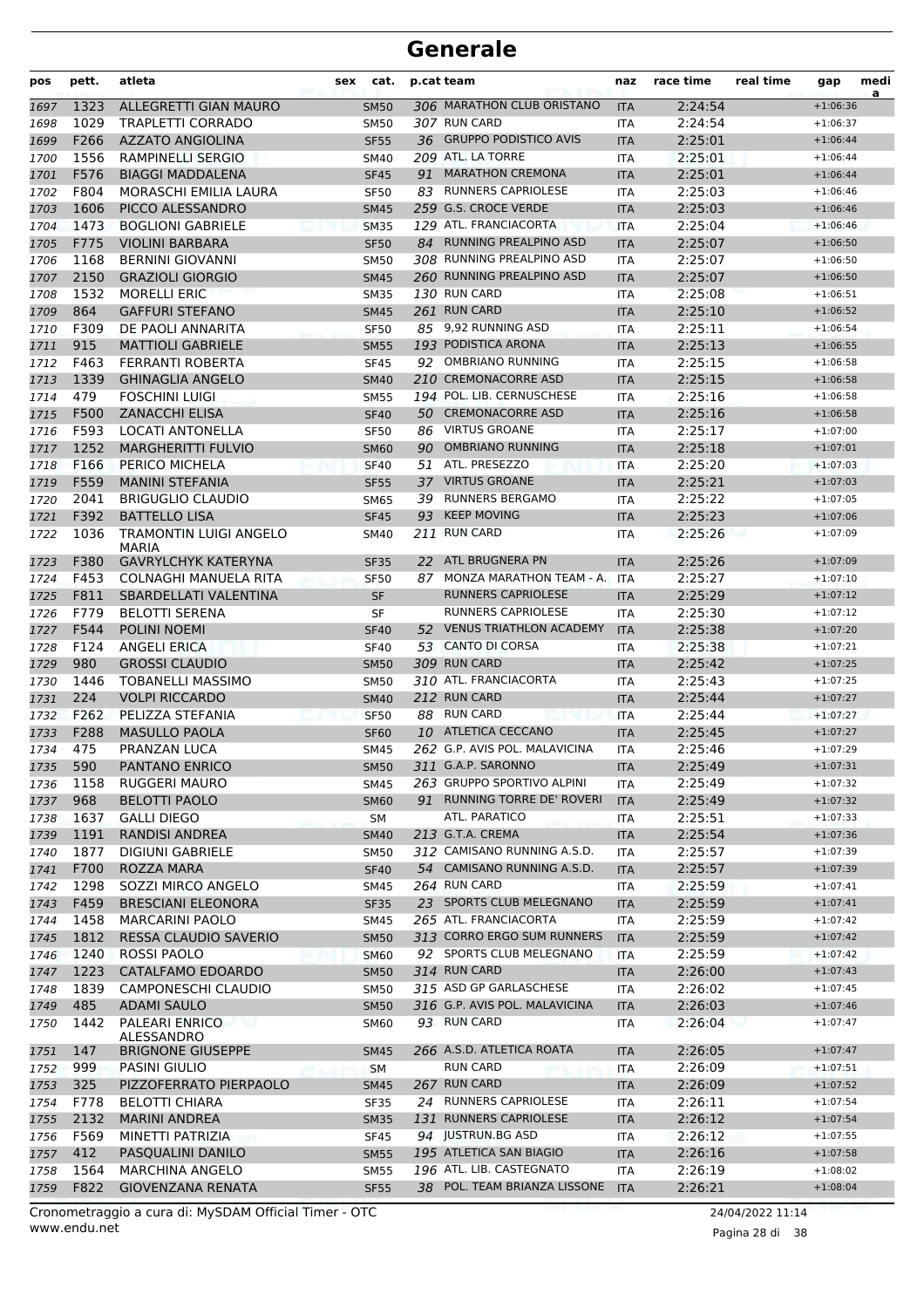# Generale

| pos | pett. | atleta | sex | cat. | p.cat | team | naz | race time | real time | gap | medi a |
|---|---|---|---|---|---|---|---|---|---|---|---|
| 1697 | 1323 | ALLEGRETTI GIAN MAURO | | SM50 | 306 | MARATHON CLUB ORISTANO | ITA | 2:24:54 | | +1:06:36 | |
| 1698 | 1029 | TRAPLETTI CORRADO | | SM50 | 307 | RUN CARD | ITA | 2:24:54 | | +1:06:37 | |
| 1699 | F266 | AZZATO ANGIOLINA | | SF55 | 36 | GRUPPO PODISTICO AVIS | ITA | 2:25:01 | | +1:06:44 | |
| 1700 | 1556 | RAMPINELLI SERGIO | | SM40 | 209 | ATL. LA TORRE | ITA | 2:25:01 | | +1:06:44 | |
| 1701 | F576 | BIAGGI MADDALENA | | SF45 | 91 | MARATHON CREMONA | ITA | 2:25:01 | | +1:06:44 | |
| 1702 | F804 | MORASCHI EMILIA LAURA | | SF50 | 83 | RUNNERS CAPRIOLESE | ITA | 2:25:03 | | +1:06:46 | |
| 1703 | 1606 | PICCO ALESSANDRO | | SM45 | 259 | G.S. CROCE VERDE | ITA | 2:25:03 | | +1:06:46 | |
| 1704 | 1473 | BOGLIONI GABRIELE | | SM35 | 129 | ATL. FRANCIACORTA | ITA | 2:25:04 | | +1:06:46 | |
| 1705 | F775 | VIOLINI BARBARA | | SF50 | 84 | RUNNING PREALPINO ASD | ITA | 2:25:07 | | +1:06:50 | |
| 1706 | 1168 | BERNINI GIOVANNI | | SM50 | 308 | RUNNING PREALPINO ASD | ITA | 2:25:07 | | +1:06:50 | |
| 1707 | 2150 | GRAZIOLI GIORGIO | | SM45 | 260 | RUNNING PREALPINO ASD | ITA | 2:25:07 | | +1:06:50 | |
| 1708 | 1532 | MORELLI ERIC | | SM35 | 130 | RUN CARD | ITA | 2:25:08 | | +1:06:51 | |
| 1709 | 864 | GAFFURI STEFANO | | SM45 | 261 | RUN CARD | ITA | 2:25:10 | | +1:06:52 | |
| 1710 | F309 | DE PAOLI ANNARITA | | SF50 | 85 | 9,92 RUNNING ASD | ITA | 2:25:11 | | +1:06:54 | |
| 1711 | 915 | MATTIOLI GABRIELE | | SM55 | 193 | PODISTICA ARONA | ITA | 2:25:13 | | +1:06:55 | |
| 1712 | F463 | FERRANTI ROBERTA | | SF45 | 92 | OMBRIANO RUNNING | ITA | 2:25:15 | | +1:06:58 | |
| 1713 | 1339 | GHINAGLIA ANGELO | | SM40 | 210 | CREMONACORRE ASD | ITA | 2:25:15 | | +1:06:58 | |
| 1714 | 479 | FOSCHINI LUIGI | | SM55 | 194 | POL. LIB. CERNUSCHESE | ITA | 2:25:16 | | +1:06:58 | |
| 1715 | F500 | ZANACCHI ELISA | | SF40 | 50 | CREMONACORRE ASD | ITA | 2:25:16 | | +1:06:58 | |
| 1716 | F593 | LOCATI ANTONELLA | | SF50 | 86 | VIRTUS GROANE | ITA | 2:25:17 | | +1:07:00 | |
| 1717 | 1252 | MARGHERITTI FULVIO | | SM60 | 90 | OMBRIANO RUNNING | ITA | 2:25:18 | | +1:07:01 | |
| 1718 | F166 | PERICO MICHELA | | SF40 | 51 | ATL. PRESEZZO | ITA | 2:25:20 | | +1:07:03 | |
| 1719 | F559 | MANINI STEFANIA | | SF55 | 37 | VIRTUS GROANE | ITA | 2:25:21 | | +1:07:03 | |
| 1720 | 2041 | BRIGUGLIO CLAUDIO | | SM65 | 39 | RUNNERS BERGAMO | ITA | 2:25:22 | | +1:07:05 | |
| 1721 | F392 | BATTELLO LISA | | SF45 | 93 | KEEP MOVING | ITA | 2:25:23 | | +1:07:06 | |
| 1722 | 1036 | TRAMONTIN LUIGI ANGELO MARIA | | SM40 | 211 | RUN CARD | ITA | 2:25:26 | | +1:07:09 | |
| 1723 | F380 | GAVRYLCHYK KATERYNA | | SF35 | 22 | ATL BRUGNERA PN | ITA | 2:25:26 | | +1:07:09 | |
| 1724 | F453 | COLNAGHI MANUELA RITA | | SF50 | 87 | MONZA MARATHON TEAM - A. | ITA | 2:25:27 | | +1:07:10 | |
| 1725 | F811 | SBARDELLATI VALENTINA | | SF | | RUNNERS CAPRIOLESE | ITA | 2:25:29 | | +1:07:12 | |
| 1726 | F779 | BELOTTI SERENA | | SF | | RUNNERS CAPRIOLESE | ITA | 2:25:30 | | +1:07:12 | |
| 1727 | F544 | POLINI NOEMI | | SF40 | 52 | VENUS TRIATHLON ACADEMY | ITA | 2:25:38 | | +1:07:20 | |
| 1728 | F124 | ANGELI ERICA | | SF40 | 53 | CANTO DI CORSA | ITA | 2:25:38 | | +1:07:21 | |
| 1729 | 980 | GROSSI CLAUDIO | | SM50 | 309 | RUN CARD | ITA | 2:25:42 | | +1:07:25 | |
| 1730 | 1446 | TOBANELLI MASSIMO | | SM50 | 310 | ATL. FRANCIACORTA | ITA | 2:25:43 | | +1:07:25 | |
| 1731 | 224 | VOLPI RICCARDO | | SM40 | 212 | RUN CARD | ITA | 2:25:44 | | +1:07:27 | |
| 1732 | F262 | PELIZZA STEFANIA | | SF50 | 88 | RUN CARD | ITA | 2:25:44 | | +1:07:27 | |
| 1733 | F288 | MASULLO PAOLA | | SF60 | 10 | ATLETICA CECCANO | ITA | 2:25:45 | | +1:07:27 | |
| 1734 | 475 | PRANZAN LUCA | | SM45 | 262 | G.P. AVIS POL. MALAVICINA | ITA | 2:25:46 | | +1:07:29 | |
| 1735 | 590 | PANTANO ENRICO | | SM50 | 311 | G.A.P. SARONNO | ITA | 2:25:49 | | +1:07:31 | |
| 1736 | 1158 | RUGGERI MAURO | | SM45 | 263 | GRUPPO SPORTIVO ALPINI | ITA | 2:25:49 | | +1:07:32 | |
| 1737 | 968 | BELOTTI PAOLO | | SM60 | 91 | RUNNING TORRE DE' ROVERI | ITA | 2:25:49 | | +1:07:32 | |
| 1738 | 1637 | GALLI DIEGO | | SM | | ATL. PARATICO | ITA | 2:25:51 | | +1:07:33 | |
| 1739 | 1191 | RANDISI ANDREA | | SM40 | 213 | G.T.A. CREMA | ITA | 2:25:54 | | +1:07:36 | |
| 1740 | 1877 | DIGIUNI GABRIELE | | SM50 | 312 | CAMISANO RUNNING A.S.D. | ITA | 2:25:57 | | +1:07:39 | |
| 1741 | F700 | ROZZA MARA | | SF40 | 54 | CAMISANO RUNNING A.S.D. | ITA | 2:25:57 | | +1:07:39 | |
| 1742 | 1298 | SOZZI MIRCO ANGELO | | SM45 | 264 | RUN CARD | ITA | 2:25:59 | | +1:07:41 | |
| 1743 | F459 | BRESCIANI ELEONORA | | SF35 | 23 | SPORTS CLUB MELEGNANO | ITA | 2:25:59 | | +1:07:41 | |
| 1744 | 1458 | MARCARINI PAOLO | | SM45 | 265 | ATL. FRANCIACORTA | ITA | 2:25:59 | | +1:07:42 | |
| 1745 | 1812 | RESSA CLAUDIO SAVERIO | | SM50 | 313 | CORRO ERGO SUM RUNNERS | ITA | 2:25:59 | | +1:07:42 | |
| 1746 | 1240 | ROSSI PAOLO | | SM60 | 92 | SPORTS CLUB MELEGNANO | ITA | 2:25:59 | | +1:07:42 | |
| 1747 | 1223 | CATALFAMO EDOARDO | | SM50 | 314 | RUN CARD | ITA | 2:26:00 | | +1:07:43 | |
| 1748 | 1839 | CAMPONESCHI CLAUDIO | | SM50 | 315 | ASD GP GARLASCHESE | ITA | 2:26:02 | | +1:07:45 | |
| 1749 | 485 | ADAMI SAULO | | SM50 | 316 | G.P. AVIS POL. MALAVICINA | ITA | 2:26:03 | | +1:07:46 | |
| 1750 | 1442 | PALEARI ENRICO ALESSANDRO | | SM60 | 93 | RUN CARD | ITA | 2:26:04 | | +1:07:47 | |
| 1751 | 147 | BRIGNONE GIUSEPPE | | SM45 | 266 | A.S.D. ATLETICA ROATA | ITA | 2:26:05 | | +1:07:47 | |
| 1752 | 999 | PASINI GIULIO | | SM | | RUN CARD | ITA | 2:26:09 | | +1:07:51 | |
| 1753 | 325 | PIZZOFERRATO PIERPAOLO | | SM45 | 267 | RUN CARD | ITA | 2:26:09 | | +1:07:52 | |
| 1754 | F778 | BELOTTI CHIARA | | SF35 | 24 | RUNNERS CAPRIOLESE | ITA | 2:26:11 | | +1:07:54 | |
| 1755 | 2132 | MARINI ANDREA | | SM35 | 131 | RUNNERS CAPRIOLESE | ITA | 2:26:12 | | +1:07:54 | |
| 1756 | F569 | MINETTI PATRIZIA | | SF45 | 94 | JUSTRUN.BG ASD | ITA | 2:26:12 | | +1:07:55 | |
| 1757 | 412 | PASQUALINI DANILO | | SM55 | 195 | ATLETICA SAN BIAGIO | ITA | 2:26:16 | | +1:07:58 | |
| 1758 | 1564 | MARCHINA ANGELO | | SM55 | 196 | ATL. LIB. CASTEGNATO | ITA | 2:26:19 | | +1:08:02 | |
| 1759 | F822 | GIOVENZANA RENATA | | SF55 | 38 | POL. TEAM BRIANZA LISSONE | ITA | 2:26:21 | | +1:08:04 | |

Cronometraggio a cura di: MySDAM Official Timer - OTC
www.endu.net

24/04/2022 11:14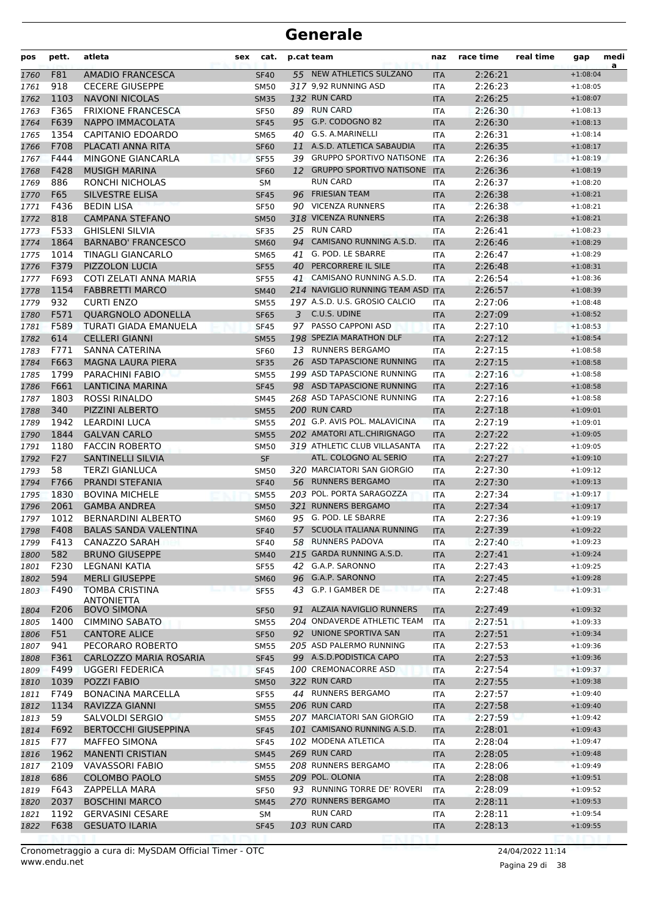# Generale

| pos | pett. | atleta | sex | cat. | p.cat | team | naz | race time | real time | gap | media |
|---|---|---|---|---|---|---|---|---|---|---|---|
| 1760 | F81 | AMADIO FRANCESCA | | SF40 | 55 | NEW ATHLETICS SULZANO | ITA | 2:26:21 | | +1:08:04 | |
| 1761 | 918 | CECERE GIUSEPPE | | SM50 | 317 | 9,92 RUNNING ASD | ITA | 2:26:23 | | +1:08:05 | |
| 1762 | 1103 | NAVONI NICOLAS | | SM35 | 132 | RUN CARD | ITA | 2:26:25 | | +1:08:07 | |
| 1763 | F365 | FRIXIONE FRANCESCA | | SF50 | 89 | RUN CARD | ITA | 2:26:30 | | +1:08:13 | |
| 1764 | F639 | NAPPO IMMACOLATA | | SF45 | 95 | G.P. CODOGNO 82 | ITA | 2:26:30 | | +1:08:13 | |
| 1765 | 1354 | CAPITANIO EDOARDO | | SM65 | 40 | G.S. A.MARINELLI | ITA | 2:26:31 | | +1:08:14 | |
| 1766 | F708 | PLACATI ANNA RITA | | SF60 | 11 | A.S.D. ATLETICA SABAUDIA | ITA | 2:26:35 | | +1:08:17 | |
| 1767 | F444 | MINGONE GIANCARLA | | SF55 | 39 | GRUPPO SPORTIVO NATISONE | ITA | 2:26:36 | | +1:08:19 | |
| 1768 | F428 | MUSIGH MARINA | | SF60 | 12 | GRUPPO SPORTIVO NATISONE | ITA | 2:26:36 | | +1:08:19 | |
| 1769 | 886 | RONCHI NICHOLAS | | SM | | RUN CARD | ITA | 2:26:37 | | +1:08:20 | |
| 1770 | F65 | SILVESTRE ELISA | | SF45 | 96 | FRIESIAN TEAM | ITA | 2:26:38 | | +1:08:21 | |
| 1771 | F436 | BEDIN LISA | | SF50 | 90 | VICENZA RUNNERS | ITA | 2:26:38 | | +1:08:21 | |
| 1772 | 818 | CAMPANA STEFANO | | SM50 | 318 | VICENZA RUNNERS | ITA | 2:26:38 | | +1:08:21 | |
| 1773 | F533 | GHISLENI SILVIA | | SF35 | 25 | RUN CARD | ITA | 2:26:41 | | +1:08:23 | |
| 1774 | 1864 | BARNABO' FRANCESCO | | SM60 | 94 | CAMISANO RUNNING A.S.D. | ITA | 2:26:46 | | +1:08:29 | |
| 1775 | 1014 | TINAGLI GIANCARLO | | SM65 | 41 | G. POD. LE SBARRE | ITA | 2:26:47 | | +1:08:29 | |
| 1776 | F379 | PIZZOLON LUCIA | | SF55 | 40 | PERCORRERE IL SILE | ITA | 2:26:48 | | +1:08:31 | |
| 1777 | F693 | COTI ZELATI ANNA MARIA | | SF55 | 41 | CAMISANO RUNNING A.S.D. | ITA | 2:26:54 | | +1:08:36 | |
| 1778 | 1154 | FABBRETTI MARCO | | SM40 | 214 | NAVIGLIO RUNNING TEAM ASD | ITA | 2:26:57 | | +1:08:39 | |
| 1779 | 932 | CURTI ENZO | | SM55 | 197 | A.S.D. U.S. GROSIO CALCIO | ITA | 2:27:06 | | +1:08:48 | |
| 1780 | F571 | QUARGNOLO ADONELLA | | SF65 | 3 | C.U.S. UDINE | ITA | 2:27:09 | | +1:08:52 | |
| 1781 | F589 | TURATI GIADA EMANUELA | | SF45 | 97 | PASSO CAPPONI ASD | ITA | 2:27:10 | | +1:08:53 | |
| 1782 | 614 | CELLERI GIANNI | | SM55 | 198 | SPEZIA MARATHON DLF | ITA | 2:27:12 | | +1:08:54 | |
| 1783 | F771 | SANNA CATERINA | | SF60 | 13 | RUNNERS BERGAMO | ITA | 2:27:15 | | +1:08:58 | |
| 1784 | F663 | MAGNA LAURA PIERA | | SF35 | 26 | ASD TAPASCIONE RUNNING | ITA | 2:27:15 | | +1:08:58 | |
| 1785 | 1799 | PARACHINI FABIO | | SM55 | 199 | ASD TAPASCIONE RUNNING | ITA | 2:27:16 | | +1:08:58 | |
| 1786 | F661 | LANTICINA MARINA | | SF45 | 98 | ASD TAPASCIONE RUNNING | ITA | 2:27:16 | | +1:08:58 | |
| 1787 | 1803 | ROSSI RINALDO | | SM45 | 268 | ASD TAPASCIONE RUNNING | ITA | 2:27:16 | | +1:08:58 | |
| 1788 | 340 | PIZZINI ALBERTO | | SM55 | 200 | RUN CARD | ITA | 2:27:18 | | +1:09:01 | |
| 1789 | 1942 | LEARDINI LUCA | | SM55 | 201 | G.P. AVIS POL. MALAVICINA | ITA | 2:27:19 | | +1:09:01 | |
| 1790 | 1844 | GALVAN CARLO | | SM55 | 202 | AMATORI ATL.CHIRIGNAGO | ITA | 2:27:22 | | +1:09:05 | |
| 1791 | 1180 | FACCIN ROBERTO | | SM50 | 319 | ATHLETIC CLUB VILLASANTA | ITA | 2:27:22 | | +1:09:05 | |
| 1792 | F27 | SANTINELLI SILVIA | | SF | | ATL. COLOGNO AL SERIO | ITA | 2:27:27 | | +1:09:10 | |
| 1793 | 58 | TERZI GIANLUCA | | SM50 | 320 | MARCIATORI SAN GIORGIO | ITA | 2:27:30 | | +1:09:12 | |
| 1794 | F766 | PRANDI STEFANIA | | SF40 | 56 | RUNNERS BERGAMO | ITA | 2:27:30 | | +1:09:13 | |
| 1795 | 1830 | BOVINA MICHELE | | SM55 | 203 | POL. PORTA SARAGOZZA | ITA | 2:27:34 | | +1:09:17 | |
| 1796 | 2061 | GAMBA ANDREA | | SM50 | 321 | RUNNERS BERGAMO | ITA | 2:27:34 | | +1:09:17 | |
| 1797 | 1012 | BERNARDINI ALBERTO | | SM60 | 95 | G. POD. LE SBARRE | ITA | 2:27:36 | | +1:09:19 | |
| 1798 | F408 | BALAS SANDA VALENTINA | | SF40 | 57 | SCUOLA ITALIANA RUNNING | ITA | 2:27:39 | | +1:09:22 | |
| 1799 | F413 | CANAZZO SARAH | | SF40 | 58 | RUNNERS PADOVA | ITA | 2:27:40 | | +1:09:23 | |
| 1800 | 582 | BRUNO GIUSEPPE | | SM40 | 215 | GARDA RUNNING A.S.D. | ITA | 2:27:41 | | +1:09:24 | |
| 1801 | F230 | LEGNANI KATIA | | SF55 | 42 | G.A.P. SARONNO | ITA | 2:27:43 | | +1:09:25 | |
| 1802 | 594 | MERLI GIUSEPPE | | SM60 | 96 | G.A.P. SARONNO | ITA | 2:27:45 | | +1:09:28 | |
| 1803 | F490 | TOMBA CRISTINA ANTONIETTA | | SF55 | 43 | G.P. I GAMBER DE | ITA | 2:27:48 | | +1:09:31 | |
| 1804 | F206 | BOVO SIMONA | | SF50 | 91 | ALZAIA NAVIGLIO RUNNERS | ITA | 2:27:49 | | +1:09:32 | |
| 1805 | 1400 | CIMMINO SABATO | | SM55 | 204 | ONDAVERDE ATHLETIC TEAM | ITA | 2:27:51 | | +1:09:33 | |
| 1806 | F51 | CANTORE ALICE | | SF50 | 92 | UNIONE SPORTIVA SAN | ITA | 2:27:51 | | +1:09:34 | |
| 1807 | 941 | PECORARO ROBERTO | | SM55 | 205 | ASD PALERMO RUNNING | ITA | 2:27:53 | | +1:09:36 | |
| 1808 | F361 | CARLOZZO MARIA ROSARIA | | SF45 | 99 | A.S.D.PODISTICA CAPO | ITA | 2:27:53 | | +1:09:36 | |
| 1809 | F499 | UGGERI FEDERICA | | SF45 | 100 | CREMONACORRE ASD | ITA | 2:27:54 | | +1:09:37 | |
| 1810 | 1039 | POZZI FABIO | | SM50 | 322 | RUN CARD | ITA | 2:27:55 | | +1:09:38 | |
| 1811 | F749 | BONACINA MARCELLA | | SF55 | 44 | RUNNERS BERGAMO | ITA | 2:27:57 | | +1:09:40 | |
| 1812 | 1134 | RAVIZZA GIANNI | | SM55 | 206 | RUN CARD | ITA | 2:27:58 | | +1:09:40 | |
| 1813 | 59 | SALVOLDI SERGIO | | SM55 | 207 | MARCIATORI SAN GIORGIO | ITA | 2:27:59 | | +1:09:42 | |
| 1814 | F692 | BERTOCCHI GIUSEPPINA | | SF45 | 101 | CAMISANO RUNNING A.S.D. | ITA | 2:28:01 | | +1:09:43 | |
| 1815 | F77 | MAFFEO SIMONA | | SF45 | 102 | MODENA ATLETICA | ITA | 2:28:04 | | +1:09:47 | |
| 1816 | 1962 | MANENTI CRISTIAN | | SM45 | 269 | RUN CARD | ITA | 2:28:05 | | +1:09:48 | |
| 1817 | 2109 | VAVASSORI FABIO | | SM55 | 208 | RUNNERS BERGAMO | ITA | 2:28:06 | | +1:09:49 | |
| 1818 | 686 | COLOMBO PAOLO | | SM55 | 209 | POL. OLONIA | ITA | 2:28:08 | | +1:09:51 | |
| 1819 | F643 | ZAPPELLA MARA | | SF50 | 93 | RUNNING TORRE DE' ROVERI | ITA | 2:28:09 | | +1:09:52 | |
| 1820 | 2037 | BOSCHINI MARCO | | SM45 | 270 | RUNNERS BERGAMO | ITA | 2:28:11 | | +1:09:53 | |
| 1821 | 1192 | GERVASINI CESARE | | SM | | RUN CARD | ITA | 2:28:11 | | +1:09:54 | |
| 1822 | F638 | GESUATO ILARIA | | SF45 | 103 | RUN CARD | ITA | 2:28:13 | | +1:09:55 | |

Cronometraggio a cura di: MySDAM Official Timer - OTC
www.endu.net

24/04/2022 11:14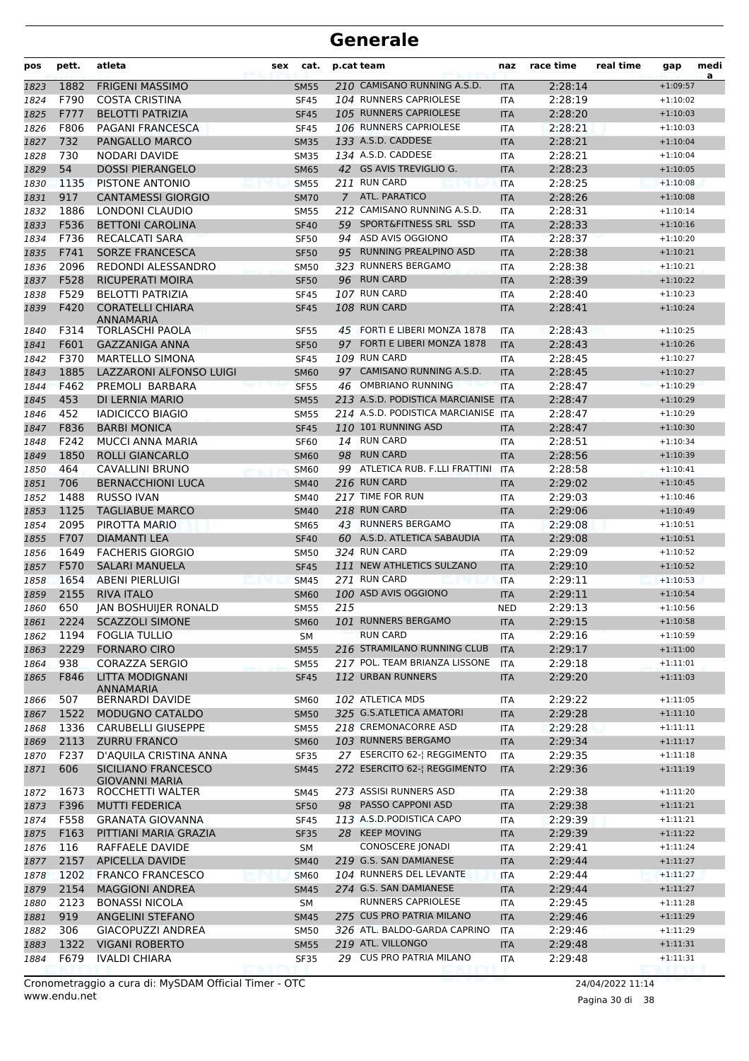# Generale

| pos | pett. | atleta | sex | cat. | p.cat | team | naz | race time | real time | gap | medi a |
|---|---|---|---|---|---|---|---|---|---|---|---|
| 1823 | 1882 | FRIGENI MASSIMO | | SM55 | 210 | CAMISANO RUNNING A.S.D. | ITA | 2:28:14 | | +1:09:57 | |
| 1824 | F790 | COSTA CRISTINA | | SF45 | 104 | RUNNERS CAPRIOLESE | ITA | 2:28:19 | | +1:10:02 | |
| 1825 | F777 | BELOTTI PATRIZIA | | SF45 | 105 | RUNNERS CAPRIOLESE | ITA | 2:28:20 | | +1:10:03 | |
| 1826 | F806 | PAGANI FRANCESCA | | SF45 | 106 | RUNNERS CAPRIOLESE | ITA | 2:28:21 | | +1:10:03 | |
| 1827 | 732 | PANGALLO MARCO | | SM35 | 133 | A.S.D. CADDESE | ITA | 2:28:21 | | +1:10:04 | |
| 1828 | 730 | NODARI DAVIDE | | SM35 | 134 | A.S.D. CADDESE | ITA | 2:28:21 | | +1:10:04 | |
| 1829 | 54 | DOSSI PIERANGELO | | SM65 | 42 | GS AVIS TREVIGLIO G. | ITA | 2:28:23 | | +1:10:05 | |
| 1830 | 1135 | PISTONE ANTONIO | | SM55 | 211 | RUN CARD | ITA | 2:28:25 | | +1:10:08 | |
| 1831 | 917 | CANTAMESSI GIORGIO | | SM70 | 7 | ATL. PARATICO | ITA | 2:28:26 | | +1:10:08 | |
| 1832 | 1886 | LONDONI CLAUDIO | | SM55 | 212 | CAMISANO RUNNING A.S.D. | ITA | 2:28:31 | | +1:10:14 | |
| 1833 | F536 | BETTONI CAROLINA | | SF40 | 59 | SPORT&FITNESS SRL SSD | ITA | 2:28:33 | | +1:10:16 | |
| 1834 | F736 | RECALCATI SARA | | SF50 | 94 | ASD AVIS OGGIONO | ITA | 2:28:37 | | +1:10:20 | |
| 1835 | F741 | SORZE FRANCESCA | | SF50 | 95 | RUNNING PREALPINO ASD | ITA | 2:28:38 | | +1:10:21 | |
| 1836 | 2096 | REDONDI ALESSANDRO | | SM50 | 323 | RUNNERS BERGAMO | ITA | 2:28:38 | | +1:10:21 | |
| 1837 | F528 | RICUPERATI MOIRA | | SF50 | 96 | RUN CARD | ITA | 2:28:39 | | +1:10:22 | |
| 1838 | F529 | BELOTTI PATRIZIA | | SF45 | 107 | RUN CARD | ITA | 2:28:40 | | +1:10:23 | |
| 1839 | F420 | CORATELLI CHIARA ANNAMARIA | | SF45 | 108 | RUN CARD | ITA | 2:28:41 | | +1:10:24 | |
| 1840 | F314 | TORLASCHI PAOLA | | SF55 | 45 | FORTI E LIBERI MONZA 1878 | ITA | 2:28:43 | | +1:10:25 | |
| 1841 | F601 | GAZZANIGA ANNA | | SF50 | 97 | FORTI E LIBERI MONZA 1878 | ITA | 2:28:43 | | +1:10:26 | |
| 1842 | F370 | MARTELLO SIMONA | | SF45 | 109 | RUN CARD | ITA | 2:28:45 | | +1:10:27 | |
| 1843 | 1885 | LAZZARONI ALFONSO LUIGI | | SM60 | 97 | CAMISANO RUNNING A.S.D. | ITA | 2:28:45 | | +1:10:27 | |
| 1844 | F462 | PREMOLI BARBARA | | SF55 | 46 | OMBRIANO RUNNING | ITA | 2:28:47 | | +1:10:29 | |
| 1845 | 453 | DI LERNIA MARIO | | SM55 | 213 | A.S.D. PODISTICA MARCIANISE | ITA | 2:28:47 | | +1:10:29 | |
| 1846 | 452 | IADICICCO BIAGIO | | SM55 | 214 | A.S.D. PODISTICA MARCIANISE | ITA | 2:28:47 | | +1:10:29 | |
| 1847 | F836 | BARBI MONICA | | SF45 | 110 | 101 RUNNING ASD | ITA | 2:28:47 | | +1:10:30 | |
| 1848 | F242 | MUCCI ANNA MARIA | | SF60 | 14 | RUN CARD | ITA | 2:28:51 | | +1:10:34 | |
| 1849 | 1850 | ROLLI GIANCARLO | | SM60 | 98 | RUN CARD | ITA | 2:28:56 | | +1:10:39 | |
| 1850 | 464 | CAVALLINI BRUNO | | SM60 | 99 | ATLETICA RUB. F.LLI FRATTINI | ITA | 2:28:58 | | +1:10:41 | |
| 1851 | 706 | BERNACCHIONI LUCA | | SM40 | 216 | RUN CARD | ITA | 2:29:02 | | +1:10:45 | |
| 1852 | 1488 | RUSSO IVAN | | SM40 | 217 | TIME FOR RUN | ITA | 2:29:03 | | +1:10:46 | |
| 1853 | 1125 | TAGLIABUE MARCO | | SM40 | 218 | RUN CARD | ITA | 2:29:06 | | +1:10:49 | |
| 1854 | 2095 | PIROTTA MARIO | | SM65 | 43 | RUNNERS BERGAMO | ITA | 2:29:08 | | +1:10:51 | |
| 1855 | F707 | DIAMANTI LEA | | SF40 | 60 | A.S.D. ATLETICA SABAUDIA | ITA | 2:29:08 | | +1:10:51 | |
| 1856 | 1649 | FACHERIS GIORGIO | | SM50 | 324 | RUN CARD | ITA | 2:29:09 | | +1:10:52 | |
| 1857 | F570 | SALARI MANUELA | | SF45 | 111 | NEW ATHLETICS SULZANO | ITA | 2:29:10 | | +1:10:52 | |
| 1858 | 1654 | ABENI PIERLUIGI | | SM45 | 271 | RUN CARD | ITA | 2:29:11 | | +1:10:53 | |
| 1859 | 2155 | RIVA ITALO | | SM60 | 100 | ASD AVIS OGGIONO | ITA | 2:29:11 | | +1:10:54 | |
| 1860 | 650 | JAN BOSHUIJER RONALD | | SM55 | 215 | | NED | 2:29:13 | | +1:10:56 | |
| 1861 | 2224 | SCAZZOLI SIMONE | | SM60 | 101 | RUNNERS BERGAMO | ITA | 2:29:15 | | +1:10:58 | |
| 1862 | 1194 | FOGLIA TULLIO | | SM | | RUN CARD | ITA | 2:29:16 | | +1:10:59 | |
| 1863 | 2229 | FORNARO CIRO | | SM55 | 216 | STRAMILANO RUNNING CLUB | ITA | 2:29:17 | | +1:11:00 | |
| 1864 | 938 | CORAZZA SERGIO | | SM55 | 217 | POL. TEAM BRIANZA LISSONE | ITA | 2:29:18 | | +1:11:01 | |
| 1865 | F846 | LITTA MODIGNANI ANNAMARIA | | SF45 | 112 | URBAN RUNNERS | ITA | 2:29:20 | | +1:11:03 | |
| 1866 | 507 | BERNARDI DAVIDE | | SM60 | 102 | ATLETICA MDS | ITA | 2:29:22 | | +1:11:05 | |
| 1867 | 1522 | MODUGNO CATALDO | | SM50 | 325 | G.S.ATLETICA AMATORI | ITA | 2:29:28 | | +1:11:10 | |
| 1868 | 1336 | CARUBELLI GIUSEPPE | | SM55 | 218 | CREMONACORRE ASD | ITA | 2:29:28 | | +1:11:11 | |
| 1869 | 2113 | ZURRU FRANCO | | SM60 | 103 | RUNNERS BERGAMO | ITA | 2:29:34 | | +1:11:17 | |
| 1870 | F237 | D'AQUILA CRISTINA ANNA | | SF35 | 27 | ESERCITO 62-¦ REGGIMENTO | ITA | 2:29:35 | | +1:11:18 | |
| 1871 | 606 | SICILIANO FRANCESCO GIOVANNI MARIA | | SM45 | 272 | ESERCITO 62-¦ REGGIMENTO | ITA | 2:29:36 | | +1:11:19 | |
| 1872 | 1673 | ROCCHETTI WALTER | | SM45 | 273 | ASSISI RUNNERS ASD | ITA | 2:29:38 | | +1:11:20 | |
| 1873 | F396 | MUTTI FEDERICA | | SF50 | 98 | PASSO CAPPONI ASD | ITA | 2:29:38 | | +1:11:21 | |
| 1874 | F558 | GRANATA GIOVANNA | | SF45 | 113 | A.S.D.PODISTICA CAPO | ITA | 2:29:39 | | +1:11:21 | |
| 1875 | F163 | PITTIANI MARIA GRAZIA | | SF35 | 28 | KEEP MOVING | ITA | 2:29:39 | | +1:11:22 | |
| 1876 | 116 | RAFFAELE DAVIDE | | SM | | CONOSCERE JONADI | ITA | 2:29:41 | | +1:11:24 | |
| 1877 | 2157 | APICELLA DAVIDE | | SM40 | 219 | G.S. SAN DAMIANESE | ITA | 2:29:44 | | +1:11:27 | |
| 1878 | 1202 | FRANCO FRANCESCO | | SM60 | 104 | RUNNERS DEL LEVANTE | ITA | 2:29:44 | | +1:11:27 | |
| 1879 | 2154 | MAGGIONI ANDREA | | SM45 | 274 | G.S. SAN DAMIANESE | ITA | 2:29:44 | | +1:11:27 | |
| 1880 | 2123 | BONASSI NICOLA | | SM | | RUNNERS CAPRIOLESE | ITA | 2:29:45 | | +1:11:28 | |
| 1881 | 919 | ANGELINI STEFANO | | SM45 | 275 | CUS PRO PATRIA MILANO | ITA | 2:29:46 | | +1:11:29 | |
| 1882 | 306 | GIACOPUZZI ANDREA | | SM50 | 326 | ATL. BALDO-GARDA CAPRINO | ITA | 2:29:46 | | +1:11:29 | |
| 1883 | 1322 | VIGANI ROBERTO | | SM55 | 219 | ATL. VILLONGO | ITA | 2:29:48 | | +1:11:31 | |
| 1884 | F679 | IVALDI CHIARA | | SF35 | 29 | CUS PRO PATRIA MILANO | ITA | 2:29:48 | | +1:11:31 | |

Cronometraggio a cura di: MySDAM Official Timer - OTC
www.endu.net

24/04/2022 11:14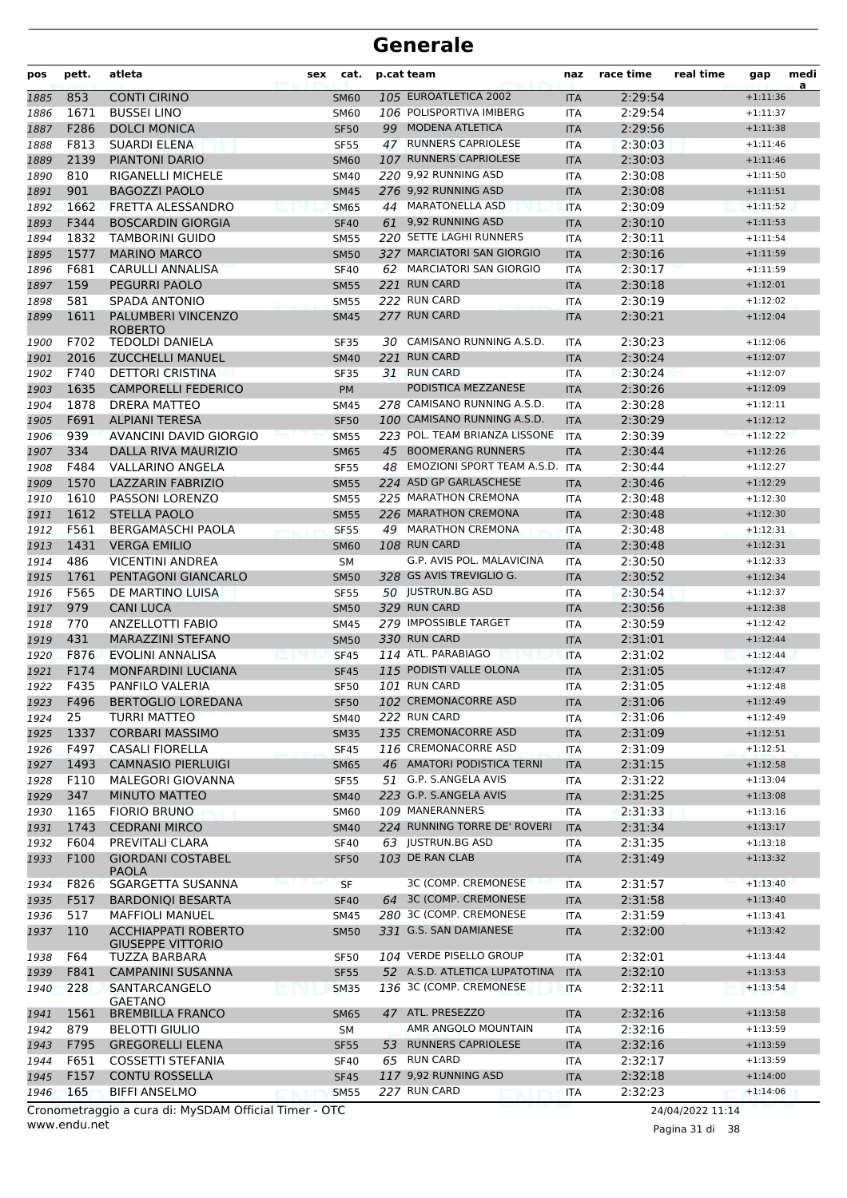# Generale

| pos | pett. | atleta | sex | cat. | p.cat | team | naz | race time | real time | gap | media |
|---|---|---|---|---|---|---|---|---|---|---|---|
| 1885 | 853 | CONTI CIRINO | | SM60 | 105 | EUROATLETICA 2002 | ITA | 2:29:54 | | +1:11:36 | |
| 1886 | 1671 | BUSSEI LINO | | SM60 | 106 | POLISPORTIVA IMIBERG | ITA | 2:29:54 | | +1:11:37 | |
| 1887 | F286 | DOLCI MONICA | | SF50 | 99 | MODENA ATLETICA | ITA | 2:29:56 | | +1:11:38 | |
| 1888 | F813 | SUARDI ELENA | | SF55 | 47 | RUNNERS CAPRIOLESE | ITA | 2:30:03 | | +1:11:46 | |
| 1889 | 2139 | PIANTONI DARIO | | SM60 | 107 | RUNNERS CAPRIOLESE | ITA | 2:30:03 | | +1:11:46 | |
| 1890 | 810 | RIGANELLI MICHELE | | SM40 | 220 | 9,92 RUNNING ASD | ITA | 2:30:08 | | +1:11:50 | |
| 1891 | 901 | BAGOZZI PAOLO | | SM45 | 276 | 9,92 RUNNING ASD | ITA | 2:30:08 | | +1:11:51 | |
| 1892 | 1662 | FRETTA ALESSANDRO | | SM65 | 44 | MARATONELLA ASD | ITA | 2:30:09 | | +1:11:52 | |
| 1893 | F344 | BOSCARDIN GIORGIA | | SF40 | 61 | 9,92 RUNNING ASD | ITA | 2:30:10 | | +1:11:53 | |
| 1894 | 1832 | TAMBORINI GUIDO | | SM55 | 220 | SETTE LAGHI RUNNERS | ITA | 2:30:11 | | +1:11:54 | |
| 1895 | 1577 | MARINO MARCO | | SM50 | 327 | MARCIATORI SAN GIORGIO | ITA | 2:30:16 | | +1:11:59 | |
| 1896 | F681 | CARULLI ANNALISA | | SF40 | 62 | MARCIATORI SAN GIORGIO | ITA | 2:30:17 | | +1:11:59 | |
| 1897 | 159 | PEGURRI PAOLO | | SM55 | 221 | RUN CARD | ITA | 2:30:18 | | +1:12:01 | |
| 1898 | 581 | SPADA ANTONIO | | SM55 | 222 | RUN CARD | ITA | 2:30:19 | | +1:12:02 | |
| 1899 | 1611 | PALUMBERI VINCENZO ROBERTO | | SM45 | 277 | RUN CARD | ITA | 2:30:21 | | +1:12:04 | |
| 1900 | F702 | TEDOLDI DANIELA | | SF35 | 30 | CAMISANO RUNNING A.S.D. | ITA | 2:30:23 | | +1:12:06 | |
| 1901 | 2016 | ZUCCHELLI MANUEL | | SM40 | 221 | RUN CARD | ITA | 2:30:24 | | +1:12:07 | |
| 1902 | F740 | DETTORI CRISTINA | | SF35 | 31 | RUN CARD | ITA | 2:30:24 | | +1:12:07 | |
| 1903 | 1635 | CAMPORELLI FEDERICO | | PM | | PODISTICA MEZZANESE | ITA | 2:30:26 | | +1:12:09 | |
| 1904 | 1878 | DRERA MATTEO | | SM45 | 278 | CAMISANO RUNNING A.S.D. | ITA | 2:30:28 | | +1:12:11 | |
| 1905 | F691 | ALPIANI TERESA | | SF50 | 100 | CAMISANO RUNNING A.S.D. | ITA | 2:30:29 | | +1:12:12 | |
| 1906 | 939 | AVANCINI DAVID GIORGIO | | SM55 | 223 | POL. TEAM BRIANZA LISSONE | ITA | 2:30:39 | | +1:12:22 | |
| 1907 | 334 | DALLA RIVA MAURIZIO | | SM65 | 45 | BOOMERANG RUNNERS | ITA | 2:30:44 | | +1:12:26 | |
| 1908 | F484 | VALLARINO ANGELA | | SF55 | 48 | EMOZIONI SPORT TEAM A.S.D. | ITA | 2:30:44 | | +1:12:27 | |
| 1909 | 1570 | LAZZARIN FABRIZIO | | SM55 | 224 | ASD GP GARLASCHESE | ITA | 2:30:46 | | +1:12:29 | |
| 1910 | 1610 | PASSONI LORENZO | | SM55 | 225 | MARATHON CREMONA | ITA | 2:30:48 | | +1:12:30 | |
| 1911 | 1612 | STELLA PAOLO | | SM55 | 226 | MARATHON CREMONA | ITA | 2:30:48 | | +1:12:30 | |
| 1912 | F561 | BERGAMASCHI PAOLA | | SF55 | 49 | MARATHON CREMONA | ITA | 2:30:48 | | +1:12:31 | |
| 1913 | 1431 | VERGA EMILIO | | SM60 | 108 | RUN CARD | ITA | 2:30:48 | | +1:12:31 | |
| 1914 | 486 | VICENTINI ANDREA | | SM | | G.P. AVIS POL. MALAVICINA | ITA | 2:30:50 | | +1:12:33 | |
| 1915 | 1761 | PENTAGONI GIANCARLO | | SM50 | 328 | GS AVIS TREVIGLIO G. | ITA | 2:30:52 | | +1:12:34 | |
| 1916 | F565 | DE MARTINO LUISA | | SF55 | 50 | JUSTRUN.BG ASD | ITA | 2:30:54 | | +1:12:37 | |
| 1917 | 979 | CANI LUCA | | SM50 | 329 | RUN CARD | ITA | 2:30:56 | | +1:12:38 | |
| 1918 | 770 | ANZELLOTTI FABIO | | SM45 | 279 | IMPOSSIBLE TARGET | ITA | 2:30:59 | | +1:12:42 | |
| 1919 | 431 | MARAZZINI STEFANO | | SM50 | 330 | RUN CARD | ITA | 2:31:01 | | +1:12:44 | |
| 1920 | F876 | EVOLINI ANNALISA | | SF45 | 114 | ATL. PARABIAGO | ITA | 2:31:02 | | +1:12:44 | |
| 1921 | F174 | MONFARDINI LUCIANA | | SF45 | 115 | PODISTI VALLE OLONA | ITA | 2:31:05 | | +1:12:47 | |
| 1922 | F435 | PANFILO VALERIA | | SF50 | 101 | RUN CARD | ITA | 2:31:05 | | +1:12:48 | |
| 1923 | F496 | BERTOGLIO LOREDANA | | SF50 | 102 | CREMONACORRE ASD | ITA | 2:31:06 | | +1:12:49 | |
| 1924 | 25 | TURRI MATTEO | | SM40 | 222 | RUN CARD | ITA | 2:31:06 | | +1:12:49 | |
| 1925 | 1337 | CORBARI MASSIMO | | SM35 | 135 | CREMONACORRE ASD | ITA | 2:31:09 | | +1:12:51 | |
| 1926 | F497 | CASALI FIORELLA | | SF45 | 116 | CREMONACORRE ASD | ITA | 2:31:09 | | +1:12:51 | |
| 1927 | 1493 | CAMNASIO PIERLUIGI | | SM65 | 46 | AMATORI PODISTICA TERNI | ITA | 2:31:15 | | +1:12:58 | |
| 1928 | F110 | MALEGORI GIOVANNA | | SF55 | 51 | G.P. S.ANGELA AVIS | ITA | 2:31:22 | | +1:13:04 | |
| 1929 | 347 | MINUTO MATTEO | | SM40 | 223 | G.P. S.ANGELA AVIS | ITA | 2:31:25 | | +1:13:08 | |
| 1930 | 1165 | FIORIO BRUNO | | SM60 | 109 | MANERANNERS | ITA | 2:31:33 | | +1:13:16 | |
| 1931 | 1743 | CEDRANI MIRCO | | SM40 | 224 | RUNNING TORRE DE' ROVERI | ITA | 2:31:34 | | +1:13:17 | |
| 1932 | F604 | PREVITALI CLARA | | SF40 | 63 | JUSTRUN.BG ASD | ITA | 2:31:35 | | +1:13:18 | |
| 1933 | F100 | GIORDANI COSTABEL PAOLA | | SF50 | 103 | DE RAN CLAB | ITA | 2:31:49 | | +1:13:32 | |
| 1934 | F826 | SGARGETTA SUSANNA | | SF | | 3C (COMP. CREMONESE | ITA | 2:31:57 | | +1:13:40 | |
| 1935 | F587 | BARDONIQI BESARTA | | SF40 | 64 | 3C (COMP. CREMONESE | ITA | 2:31:58 | | +1:13:40 | |
| 1936 | 517 | MAFFIOLI MANUEL | | SM45 | 280 | 3C (COMP. CREMONESE | ITA | 2:31:59 | | +1:13:41 | |
| 1937 | 110 | ACCHIAPPATI ROBERTO GIUSEPPE VITTORIO | | SM50 | 331 | G.S. SAN DAMIANESE | ITA | 2:32:00 | | +1:13:42 | |
| 1938 | F64 | TUZZA BARBARA | | SF50 | 104 | VERDE PISELLO GROUP | ITA | 2:32:01 | | +1:13:44 | |
| 1939 | F841 | CAMPANINI SUSANNA | | SF55 | 52 | A.S.D. ATLETICA LUPATOTINA | ITA | 2:32:10 | | +1:13:53 | |
| 1940 | 228 | SANTARCANGELO GAETANO | | SM35 | 136 | 3C (COMP. CREMONESE | ITA | 2:32:11 | | +1:13:54 | |
| 1941 | 1561 | BREMBILLA FRANCO | | SM65 | 47 | ATL. PRESEZZO | ITA | 2:32:16 | | +1:13:58 | |
| 1942 | 879 | BELOTTI GIULIO | | SM | | AMR ANGOLO MOUNTAIN | ITA | 2:32:16 | | +1:13:59 | |
| 1943 | F795 | GREGORELLI ELENA | | SF55 | 53 | RUNNERS CAPRIOLESE | ITA | 2:32:16 | | +1:13:59 | |
| 1944 | F651 | COSSETTI STEFANIA | | SF40 | 65 | RUN CARD | ITA | 2:32:17 | | +1:13:59 | |
| 1945 | F157 | CONTU ROSSELLA | | SF45 | 117 | 9,92 RUNNING ASD | ITA | 2:32:18 | | +1:14:00 | |
| 1946 | 165 | BIFFI ANSELMO | | SM55 | 227 | RUN CARD | ITA | 2:32:23 | | +1:14:06 | |

Cronometraggio a cura di: MySDAM Official Timer - OTC    24/04/2022 11:14

www.endu.net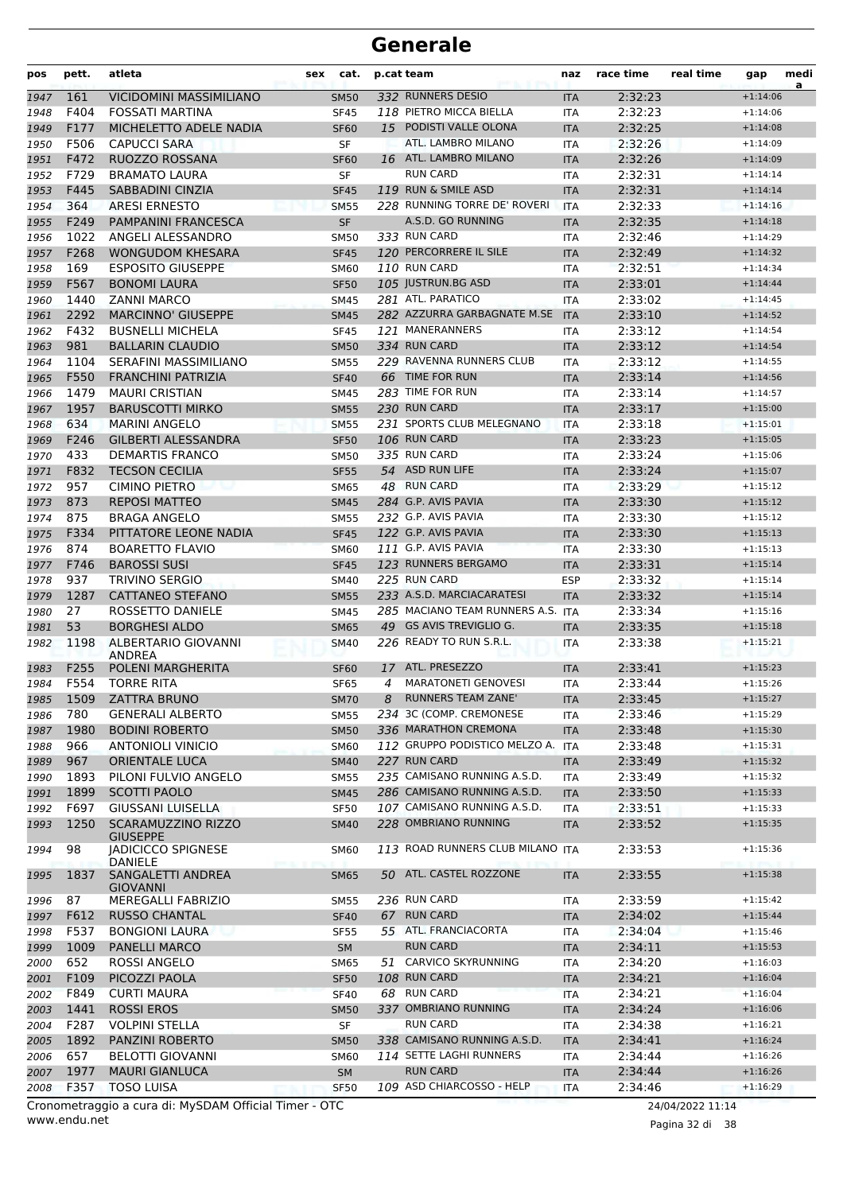# Generale

| pos | pett. | atleta | sex | cat. | p.cat | team | naz | race time | real time | gap | medi a |
|---|---|---|---|---|---|---|---|---|---|---|---|
| 1947 | 161 | VICIDOMINI MASSIMILIANO | | SM50 | 332 | RUNNERS DESIO | ITA | 2:32:23 | | +1:14:06 | |
| 1948 | F404 | FOSSATI MARTINA | | SF45 | 118 | PIETRO MICCA BIELLA | ITA | 2:32:23 | | +1:14:06 | |
| 1949 | F177 | MICHELETTO ADELE NADIA | | SF60 | 15 | PODISTI VALLE OLONA | ITA | 2:32:25 | | +1:14:08 | |
| 1950 | F506 | CAPUCCI SARA | | SF | | ATL. LAMBRO MILANO | ITA | 2:32:26 | | +1:14:09 | |
| 1951 | F472 | RUOZZO ROSSANA | | SF60 | 16 | ATL. LAMBRO MILANO | ITA | 2:32:26 | | +1:14:09 | |
| 1952 | F729 | BRAMATO LAURA | | SF | | RUN CARD | ITA | 2:32:31 | | +1:14:14 | |
| 1953 | F445 | SABBADINI CINZIA | | SF45 | 119 | RUN & SMILE ASD | ITA | 2:32:31 | | +1:14:14 | |
| 1954 | 364 | ARESI ERNESTO | | SM55 | 228 | RUNNING TORRE DE' ROVERI | ITA | 2:32:33 | | +1:14:16 | |
| 1955 | F249 | PAMPANINI FRANCESCA | | SF | | A.S.D. GO RUNNING | ITA | 2:32:35 | | +1:14:18 | |
| 1956 | 1022 | ANGELI ALESSANDRO | | SM50 | 333 | RUN CARD | ITA | 2:32:46 | | +1:14:29 | |
| 1957 | F268 | WONGUDOM KHESARA | | SF45 | 120 | PERCORRERE IL SILE | ITA | 2:32:49 | | +1:14:32 | |
| 1958 | 169 | ESPOSITO GIUSEPPE | | SM60 | 110 | RUN CARD | ITA | 2:32:51 | | +1:14:34 | |
| 1959 | F567 | BONOMI LAURA | | SF50 | 105 | JUSTRUN.BG ASD | ITA | 2:33:01 | | +1:14:44 | |
| 1960 | 1440 | ZANNI MARCO | | SM45 | 281 | ATL. PARATICO | ITA | 2:33:02 | | +1:14:45 | |
| 1961 | 2292 | MARCINNO' GIUSEPPE | | SM45 | 282 | AZZURRA GARBAGNATE M.SE | ITA | 2:33:10 | | +1:14:52 | |
| 1962 | F432 | BUSNELLI MICHELA | | SF45 | 121 | MANERANNERS | ITA | 2:33:12 | | +1:14:54 | |
| 1963 | 981 | BALLARIN CLAUDIO | | SM50 | 334 | RUN CARD | ITA | 2:33:12 | | +1:14:54 | |
| 1964 | 1104 | SERAFINI MASSIMILIANO | | SM55 | 229 | RAVENNA RUNNERS CLUB | ITA | 2:33:12 | | +1:14:55 | |
| 1965 | F550 | FRANCHINI PATRIZIA | | SF40 | 66 | TIME FOR RUN | ITA | 2:33:14 | | +1:14:56 | |
| 1966 | 1479 | MAURI CRISTIAN | | SM45 | 283 | TIME FOR RUN | ITA | 2:33:14 | | +1:14:57 | |
| 1967 | 1957 | BARUSCOTTI MIRKO | | SM55 | 230 | RUN CARD | ITA | 2:33:17 | | +1:15:00 | |
| 1968 | 634 | MARINI ANGELO | | SM55 | 231 | SPORTS CLUB MELEGNANO | ITA | 2:33:18 | | +1:15:01 | |
| 1969 | F246 | GILBERTI ALESSANDRA | | SF50 | 106 | RUN CARD | ITA | 2:33:23 | | +1:15:05 | |
| 1970 | 433 | DEMARTIS FRANCO | | SM50 | 335 | RUN CARD | ITA | 2:33:24 | | +1:15:06 | |
| 1971 | F832 | TECSON CECILIA | | SF55 | 54 | ASD RUN LIFE | ITA | 2:33:24 | | +1:15:07 | |
| 1972 | 957 | CIMINO PIETRO | | SM65 | 48 | RUN CARD | ITA | 2:33:29 | | +1:15:12 | |
| 1973 | 873 | REPOSI MATTEO | | SM45 | 284 | G.P. AVIS PAVIA | ITA | 2:33:30 | | +1:15:12 | |
| 1974 | 875 | BRAGA ANGELO | | SM55 | 232 | G.P. AVIS PAVIA | ITA | 2:33:30 | | +1:15:12 | |
| 1975 | F334 | PITTATORE LEONE NADIA | | SF45 | 122 | G.P. AVIS PAVIA | ITA | 2:33:30 | | +1:15:13 | |
| 1976 | 874 | BOARETTO FLAVIO | | SM60 | 111 | G.P. AVIS PAVIA | ITA | 2:33:30 | | +1:15:13 | |
| 1977 | F746 | BAROSSI SUSI | | SF45 | 123 | RUNNERS BERGAMO | ITA | 2:33:31 | | +1:15:14 | |
| 1978 | 937 | TRIVINO SERGIO | | SM40 | 225 | RUN CARD | ESP | 2:33:32 | | +1:15:14 | |
| 1979 | 1287 | CATTANEO STEFANO | | SM55 | 233 | A.S.D. MARCIACARATESI | ITA | 2:33:32 | | +1:15:14 | |
| 1980 | 27 | ROSSETTO DANIELE | | SM45 | 285 | MACIANO TEAM RUNNERS A.S. | ITA | 2:33:34 | | +1:15:16 | |
| 1981 | 53 | BORGHESI ALDO | | SM65 | 49 | GS AVIS TREVIGLIO G. | ITA | 2:33:35 | | +1:15:18 | |
| 1982 | 1198 | ALBERTARIO GIOVANNI ANDREA | | SM40 | 226 | READY TO RUN S.R.L. | ITA | 2:33:38 | | +1:15:21 | |
| 1983 | F255 | POLENI MARGHERITA | | SF60 | 17 | ATL. PRESEZZO | ITA | 2:33:41 | | +1:15:23 | |
| 1984 | F554 | TORRE RITA | | SF65 | 4 | MARATONETI GENOVESI | ITA | 2:33:44 | | +1:15:26 | |
| 1985 | 1509 | ZATTRA BRUNO | | SM70 | 8 | RUNNERS TEAM ZANE' | ITA | 2:33:45 | | +1:15:27 | |
| 1986 | 780 | GENERALI ALBERTO | | SM55 | 234 | 3C (COMP. CREMONESE | ITA | 2:33:46 | | +1:15:29 | |
| 1987 | 1980 | BODINI ROBERTO | | SM50 | 336 | MARATHON CREMONA | ITA | 2:33:48 | | +1:15:30 | |
| 1988 | 966 | ANTONIOLI VINICIO | | SM60 | 112 | GRUPPO PODISTICO MELZO A. | ITA | 2:33:48 | | +1:15:31 | |
| 1989 | 967 | ORIENTALE LUCA | | SM40 | 227 | RUN CARD | ITA | 2:33:49 | | +1:15:32 | |
| 1990 | 1893 | PILONI FULVIO ANGELO | | SM55 | 235 | CAMISANO RUNNING A.S.D. | ITA | 2:33:49 | | +1:15:32 | |
| 1991 | 1899 | SCOTTI PAOLO | | SM45 | 286 | CAMISANO RUNNING A.S.D. | ITA | 2:33:50 | | +1:15:33 | |
| 1992 | F697 | GIUSSANI LUISELLA | | SF50 | 107 | CAMISANO RUNNING A.S.D. | ITA | 2:33:51 | | +1:15:33 | |
| 1993 | 1250 | SCARAMUZZINO RIZZO GIUSEPPE | | SM40 | 228 | OMBRIANO RUNNING | ITA | 2:33:52 | | +1:15:35 | |
| 1994 | 98 | JADICICCO SPIGNESE DANIELE | | SM60 | 113 | ROAD RUNNERS CLUB MILANO | ITA | 2:33:53 | | +1:15:36 | |
| 1995 | 1837 | SANGALETTI ANDREA GIOVANNI | | SM65 | 50 | ATL. CASTEL ROZZONE | ITA | 2:33:55 | | +1:15:38 | |
| 1996 | 87 | MEREGALLI FABRIZIO | | SM55 | 236 | RUN CARD | ITA | 2:33:59 | | +1:15:42 | |
| 1997 | F612 | RUSSO CHANTAL | | SF40 | 67 | RUN CARD | ITA | 2:34:02 | | +1:15:44 | |
| 1998 | F537 | BONGIONI LAURA | | SF55 | 55 | ATL. FRANCIACORTA | ITA | 2:34:04 | | +1:15:46 | |
| 1999 | 1009 | PANELLI MARCO | | SM | | RUN CARD | ITA | 2:34:11 | | +1:15:53 | |
| 2000 | 652 | ROSSI ANGELO | | SM65 | 51 | CARVICO SKYRUNNING | ITA | 2:34:20 | | +1:16:03 | |
| 2001 | F109 | PICOZZI PAOLA | | SF50 | 108 | RUN CARD | ITA | 2:34:21 | | +1:16:04 | |
| 2002 | F849 | CURTI MAURA | | SF40 | 68 | RUN CARD | ITA | 2:34:21 | | +1:16:04 | |
| 2003 | 1441 | ROSSI EROS | | SM50 | 337 | OMBRIANO RUNNING | ITA | 2:34:24 | | +1:16:06 | |
| 2004 | F287 | VOLPINI STELLA | | SF | | RUN CARD | ITA | 2:34:38 | | +1:16:21 | |
| 2005 | 1892 | PANZINI ROBERTO | | SM50 | 338 | CAMISANO RUNNING A.S.D. | ITA | 2:34:41 | | +1:16:24 | |
| 2006 | 657 | BELOTTI GIOVANNI | | SM60 | 114 | SETTE LAGHI RUNNERS | ITA | 2:34:44 | | +1:16:26 | |
| 2007 | 1977 | MAURI GIANLUCA | | SM | | RUN CARD | ITA | 2:34:44 | | +1:16:26 | |
| 2008 | F357 | TOSO LUISA | | SF50 | 109 | ASD CHIARCOSSO - HELP | ITA | 2:34:46 | | +1:16:29 | |

Cronometraggio a cura di: MySDAM Official Timer - OTC

www.endu.net

24/04/2022 11:14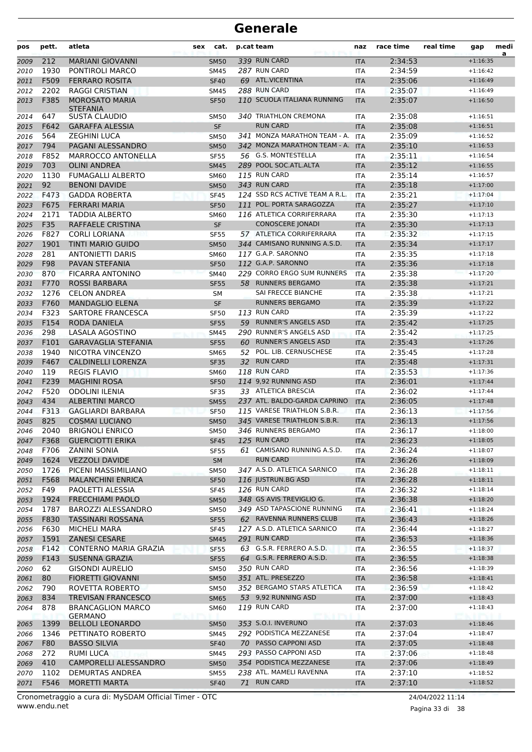# Generale

| pos | pett. | atleta | sex | cat. | p.cat | team | naz | race time | real time | gap | medi a |
|---|---|---|---|---|---|---|---|---|---|---|---|
| 2009 | 212 | MARIANI GIOVANNI | | SM50 | 339 | RUN CARD | ITA | 2:34:53 | | +1:16:35 | |
| 2010 | 1930 | PONTIROLI MARCO | | SM45 | 287 | RUN CARD | ITA | 2:34:59 | | +1:16:42 | |
| 2011 | F509 | FERRARO ROSITA | | SF40 | 69 | ATL.VICENTINA | ITA | 2:35:06 | | +1:16:49 | |
| 2012 | 2202 | RAGGI CRISTIAN | | SM45 | 288 | RUN CARD | ITA | 2:35:07 | | +1:16:49 | |
| 2013 | F385 | MOROSATO MARIA STEFANIA | | SF50 | 110 | SCUOLA ITALIANA RUNNING | ITA | 2:35:07 | | +1:16:50 | |
| 2014 | 647 | SUSTA CLAUDIO | | SM50 | 340 | TRIATHLON CREMONA | ITA | 2:35:08 | | +1:16:51 | |
| 2015 | F642 | GARAFFA ALESSIA | | SF | | RUN CARD | ITA | 2:35:08 | | +1:16:51 | |
| 2016 | 564 | ZEGHINI LUCA | | SM50 | 341 | MONZA MARATHON TEAM - A. | ITA | 2:35:09 | | +1:16:52 | |
| 2017 | 794 | PAGANI ALESSANDRO | | SM50 | 342 | MONZA MARATHON TEAM - A. | ITA | 2:35:10 | | +1:16:53 | |
| 2018 | F852 | MARROCCO ANTONELLA | | SF55 | 56 | G.S. MONTESTELLA | ITA | 2:35:11 | | +1:16:54 | |
| 2019 | 703 | OLINI ANDREA | | SM45 | 289 | POOL SOC.ATL.ALTA | ITA | 2:35:12 | | +1:16:55 | |
| 2020 | 1130 | FUMAGALLI ALBERTO | | SM60 | 115 | RUN CARD | ITA | 2:35:14 | | +1:16:57 | |
| 2021 | 92 | BENONI DAVIDE | | SM50 | 343 | RUN CARD | ITA | 2:35:18 | | +1:17:00 | |
| 2022 | F473 | GADDA ROBERTA | | SF45 | 124 | SSD RCS ACTIVE TEAM A R.L. | ITA | 2:35:21 | | +1:17:04 | |
| 2023 | F675 | FERRARI MARIA | | SF50 | 111 | POL. PORTA SARAGOZZA | ITA | 2:35:27 | | +1:17:10 | |
| 2024 | 2171 | TADDIA ALBERTO | | SM60 | 116 | ATLETICA CORRIFERRARA | ITA | 2:35:30 | | +1:17:13 | |
| 2025 | F35 | RAFFAELE CRISTINA | | SF | | CONOSCERE JONADI | ITA | 2:35:30 | | +1:17:13 | |
| 2026 | F827 | CORLI LORIANA | | SF55 | 57 | ATLETICA CORRIFERRARA | ITA | 2:35:32 | | +1:17:15 | |
| 2027 | 1901 | TINTI MARIO GUIDO | | SM50 | 344 | CAMISANO RUNNING A.S.D. | ITA | 2:35:34 | | +1:17:17 | |
| 2028 | 281 | ANTONIETTI DARIS | | SM60 | 117 | G.A.P. SARONNO | ITA | 2:35:35 | | +1:17:18 | |
| 2029 | F98 | PAVAN STEFANIA | | SF50 | 112 | G.A.P. SARONNO | ITA | 2:35:36 | | +1:17:18 | |
| 2030 | 870 | FICARRA ANTONINO | | SM40 | 229 | CORRO ERGO SUM RUNNERS | ITA | 2:35:38 | | +1:17:20 | |
| 2031 | F770 | ROSSI BARBARA | | SF55 | 58 | RUNNERS BERGAMO | ITA | 2:35:38 | | +1:17:21 | |
| 2032 | 1276 | CELON ANDREA | | SM | | SAI FRECCE BIANCHE | ITA | 2:35:38 | | +1:17:21 | |
| 2033 | F760 | MANDAGLIO ELENA | | SF | | RUNNERS BERGAMO | ITA | 2:35:39 | | +1:17:22 | |
| 2034 | F323 | SARTORE FRANCESCA | | SF50 | 113 | RUN CARD | ITA | 2:35:39 | | +1:17:22 | |
| 2035 | F154 | RODA DANIELA | | SF55 | 59 | RUNNER'S ANGELS ASD | ITA | 2:35:42 | | +1:17:25 | |
| 2036 | 298 | LASALA AGOSTINO | | SM45 | 290 | RUNNER'S ANGELS ASD | ITA | 2:35:42 | | +1:17:25 | |
| 2037 | F101 | GARAVAGLIA STEFANIA | | SF55 | 60 | RUNNER'S ANGELS ASD | ITA | 2:35:43 | | +1:17:26 | |
| 2038 | 1940 | NICOTRA VINCENZO | | SM65 | 52 | POL. LIB. CERNUSCHESE | ITA | 2:35:45 | | +1:17:28 | |
| 2039 | F467 | CALDINELLI LORENZA | | SF35 | 32 | RUN CARD | ITA | 2:35:48 | | +1:17:31 | |
| 2040 | 119 | REGIS FLAVIO | | SM60 | 118 | RUN CARD | ITA | 2:35:53 | | +1:17:36 | |
| 2041 | F239 | MAGHINI ROSA | | SF50 | 114 | 9,92 RUNNING ASD | ITA | 2:36:01 | | +1:17:44 | |
| 2042 | F520 | ODOLINI ILENIA | | SF35 | 33 | ATLETICA BRESCIA | ITA | 2:36:02 | | +1:17:44 | |
| 2043 | 434 | ALBERTINI MARCO | | SM55 | 237 | ATL. BALDO-GARDA CAPRINO | ITA | 2:36:05 | | +1:17:48 | |
| 2044 | F313 | GAGLIARDI BARBARA | | SF50 | 115 | VARESE TRIATHLON S.B.R. | ITA | 2:36:13 | | +1:17:56 | |
| 2045 | 825 | COSMAI LUCIANO | | SM50 | 345 | VARESE TRIATHLON S.B.R. | ITA | 2:36:13 | | +1:17:56 | |
| 2046 | 2040 | BRIGNOLI ENRICO | | SM50 | 346 | RUNNERS BERGAMO | ITA | 2:36:17 | | +1:18:00 | |
| 2047 | F368 | GUERCIOTTI ERIKA | | SF45 | 125 | RUN CARD | ITA | 2:36:23 | | +1:18:05 | |
| 2048 | F706 | ZANINI SONIA | | SF55 | 61 | CAMISANO RUNNING A.S.D. | ITA | 2:36:24 | | +1:18:07 | |
| 2049 | 1624 | VEZZOLI DAVIDE | | SM | | RUN CARD | ITA | 2:36:26 | | +1:18:09 | |
| 2050 | 1726 | PICENI MASSIMILIANO | | SM50 | 347 | A.S.D. ATLETICA SARNICO | ITA | 2:36:28 | | +1:18:11 | |
| 2051 | F568 | MALANCHINI ENRICA | | SF50 | 116 | JUSTRUN.BG ASD | ITA | 2:36:28 | | +1:18:11 | |
| 2052 | F49 | PAOLETTI ALESSIA | | SF45 | 126 | RUN CARD | ITA | 2:36:32 | | +1:18:14 | |
| 2053 | 1924 | FRECCHIAMI PAOLO | | SM50 | 348 | GS AVIS TREVIGLIO G. | ITA | 2:36:38 | | +1:18:20 | |
| 2054 | 1787 | BAROZZI ALESSANDRO | | SM50 | 349 | ASD TAPASCIONE RUNNING | ITA | 2:36:41 | | +1:18:24 | |
| 2055 | F830 | TASSINARI ROSSANA | | SF55 | 62 | RAVENNA RUNNERS CLUB | ITA | 2:36:43 | | +1:18:26 | |
| 2056 | F630 | MICHELI MARA | | SF45 | 127 | A.S.D. ATLETICA SARNICO | ITA | 2:36:44 | | +1:18:27 | |
| 2057 | 1591 | ZANESI CESARE | | SM45 | 291 | RUN CARD | ITA | 2:36:53 | | +1:18:36 | |
| 2058 | F142 | CONTERNO MARIA GRAZIA | | SF55 | 63 | G.S.R. FERRERO A.S.D. | ITA | 2:36:55 | | +1:18:37 | |
| 2059 | F143 | SUSENNA GRAZIA | | SF55 | 64 | G.S.R. FERRERO A.S.D. | ITA | 2:36:55 | | +1:18:38 | |
| 2060 | 62 | GISONDI AURELIO | | SM50 | 350 | RUN CARD | ITA | 2:36:56 | | +1:18:39 | |
| 2061 | 80 | FIORETTI GIOVANNI | | SM50 | 351 | ATL. PRESEZZO | ITA | 2:36:58 | | +1:18:41 | |
| 2062 | 790 | ROVETTA ROBERTO | | SM50 | 352 | BERGAMO STARS ATLETICA | ITA | 2:36:59 | | +1:18:42 | |
| 2063 | 834 | TREVISAN FRANCESCO | | SM65 | 53 | 9,92 RUNNING ASD | ITA | 2:37:00 | | +1:18:43 | |
| 2064 | 878 | BRANCAGLION MARCO GERMANO | | SM60 | 119 | RUN CARD | ITA | 2:37:00 | | +1:18:43 | |
| 2065 | 1399 | BELLOLI LEONARDO | | SM50 | 353 | S.O.I. INVERUNO | ITA | 2:37:03 | | +1:18:46 | |
| 2066 | 1346 | PETTINATO ROBERTO | | SM45 | 292 | PODISTICA MEZZANESE | ITA | 2:37:04 | | +1:18:47 | |
| 2067 | F80 | BASSO SILVIA | | SF40 | 70 | PASSO CAPPONI ASD | ITA | 2:37:05 | | +1:18:48 | |
| 2068 | 272 | RUMI LUCA | | SM45 | 293 | PASSO CAPPONI ASD | ITA | 2:37:06 | | +1:18:48 | |
| 2069 | 410 | CAMPORELLI ALESSANDRO | | SM50 | 354 | PODISTICA MEZZANESE | ITA | 2:37:06 | | +1:18:49 | |
| 2070 | 1102 | DEMURTAS ANDREA | | SM55 | 238 | ATL. MAMELI RAVENNA | ITA | 2:37:10 | | +1:18:52 | |
| 2071 | F546 | MORETTI MARTA | | SF40 | 71 | RUN CARD | ITA | 2:37:10 | | +1:18:52 | |

Cronometraggio a cura di: MySDAM Official Timer - OTC
www.endu.net
24/04/2022 11:14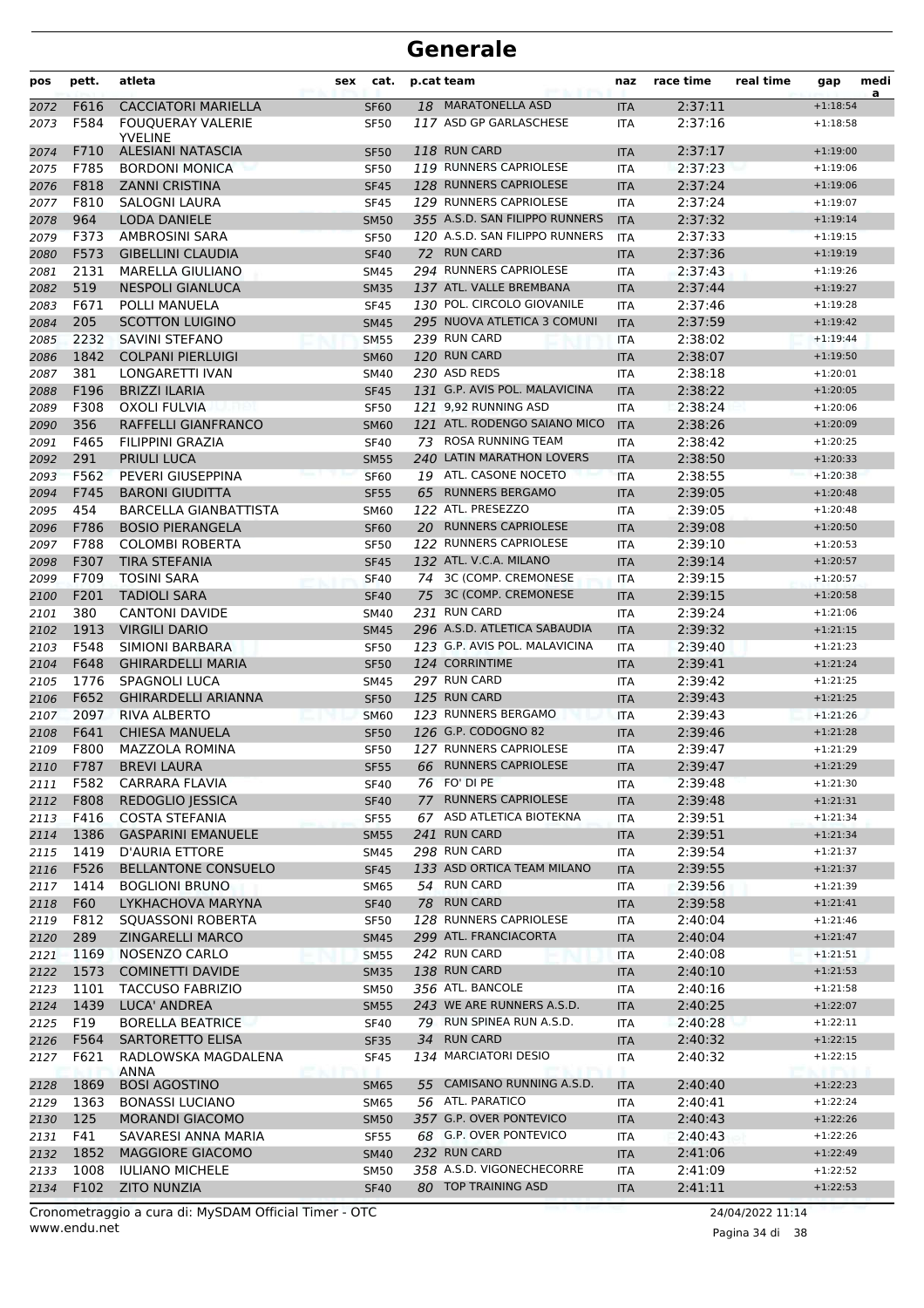# Generale

| pos | pett. | atleta | sex | cat. | p.cat | team | naz | race time | real time | gap | media |
|---|---|---|---|---|---|---|---|---|---|---|---|
| 2072 | F616 | CACCIATORI MARIELLA | | SF60 | 18 | MARATONELLA ASD | ITA | 2:37:11 | | +1:18:54 | |
| 2073 | F584 | FOUQUERAY VALERIE YVELINE | | SF50 | 117 | ASD GP GARLASCHESE | ITA | 2:37:16 | | +1:18:58 | |
| 2074 | F710 | ALESIANI NATASCIA | | SF50 | 118 | RUN CARD | ITA | 2:37:17 | | +1:19:00 | |
| 2075 | F785 | BORDONI MONICA | | SF50 | 119 | RUNNERS CAPRIOLESE | ITA | 2:37:23 | | +1:19:06 | |
| 2076 | F818 | ZANNI CRISTINA | | SF45 | 128 | RUNNERS CAPRIOLESE | ITA | 2:37:24 | | +1:19:06 | |
| 2077 | F810 | SALOGNI LAURA | | SF45 | 129 | RUNNERS CAPRIOLESE | ITA | 2:37:24 | | +1:19:07 | |
| 2078 | 964 | LODA DANIELE | | SM50 | 355 | A.S.D. SAN FILIPPO RUNNERS | ITA | 2:37:32 | | +1:19:14 | |
| 2079 | F373 | AMBROSINI SARA | | SF50 | 120 | A.S.D. SAN FILIPPO RUNNERS | ITA | 2:37:33 | | +1:19:15 | |
| 2080 | F573 | GIBELLINI CLAUDIA | | SF40 | 72 | RUN CARD | ITA | 2:37:36 | | +1:19:19 | |
| 2081 | 2131 | MARELLA GIULIANO | | SM45 | 294 | RUNNERS CAPRIOLESE | ITA | 2:37:43 | | +1:19:26 | |
| 2082 | 519 | NESPOLI GIANLUCA | | SM35 | 137 | ATL. VALLE BREMBANA | ITA | 2:37:44 | | +1:19:27 | |
| 2083 | F671 | POLLI MANUELA | | SF45 | 130 | POL. CIRCOLO GIOVANILE | ITA | 2:37:46 | | +1:19:28 | |
| 2084 | 205 | SCOTTON LUIGINO | | SM45 | 295 | NUOVA ATLETICA 3 COMUNI | ITA | 2:37:59 | | +1:19:42 | |
| 2085 | 2232 | SAVINI STEFANO | | SM55 | 239 | RUN CARD | ITA | 2:38:02 | | +1:19:44 | |
| 2086 | 1842 | COLPANI PIERLUIGI | | SM60 | 120 | RUN CARD | ITA | 2:38:07 | | +1:19:50 | |
| 2087 | 381 | LONGARETTI IVAN | | SM40 | 230 | ASD REDS | ITA | 2:38:18 | | +1:20:01 | |
| 2088 | F196 | BRIZZI ILARIA | | SF45 | 131 | G.P. AVIS POL. MALAVICINA | ITA | 2:38:22 | | +1:20:05 | |
| 2089 | F308 | OXOLI FULVIA | | SF50 | 121 | 9,92 RUNNING ASD | ITA | 2:38:24 | | +1:20:06 | |
| 2090 | 356 | RAFFELLI GIANFRANCO | | SM60 | 121 | ATL. RODENGO SAIANO MICO | ITA | 2:38:26 | | +1:20:09 | |
| 2091 | F465 | FILIPPINI GRAZIA | | SF40 | 73 | ROSA RUNNING TEAM | ITA | 2:38:42 | | +1:20:25 | |
| 2092 | 291 | PRIULI LUCA | | SM55 | 240 | LATIN MARATHON LOVERS | ITA | 2:38:50 | | +1:20:33 | |
| 2093 | F562 | PEVERI GIUSEPPINA | | SF60 | 19 | ATL. CASONE NOCETO | ITA | 2:38:55 | | +1:20:38 | |
| 2094 | F745 | BARONI GIUDITTA | | SF55 | 65 | RUNNERS BERGAMO | ITA | 2:39:05 | | +1:20:48 | |
| 2095 | 454 | BARCELLA GIANBATTISTA | | SM60 | 122 | ATL. PRESEZZO | ITA | 2:39:05 | | +1:20:48 | |
| 2096 | F786 | BOSIO PIERANGELA | | SF60 | 20 | RUNNERS CAPRIOLESE | ITA | 2:39:08 | | +1:20:50 | |
| 2097 | F788 | COLOMBI ROBERTA | | SF50 | 122 | RUNNERS CAPRIOLESE | ITA | 2:39:10 | | +1:20:53 | |
| 2098 | F307 | TIRA STEFANIA | | SF45 | 132 | ATL. V.C.A. MILANO | ITA | 2:39:14 | | +1:20:57 | |
| 2099 | F709 | TOSINI SARA | | SF40 | 74 | 3C (COMP. CREMONESE | ITA | 2:39:15 | | +1:20:57 | |
| 2100 | F201 | TADIOLI SARA | | SF40 | 75 | 3C (COMP. CREMONESE | ITA | 2:39:15 | | +1:20:58 | |
| 2101 | 380 | CANTONI DAVIDE | | SM40 | 231 | RUN CARD | ITA | 2:39:24 | | +1:21:06 | |
| 2102 | 1913 | VIRGILI DARIO | | SM45 | 296 | A.S.D. ATLETICA SABAUDIA | ITA | 2:39:32 | | +1:21:15 | |
| 2103 | F548 | SIMIONI BARBARA | | SF50 | 123 | G.P. AVIS POL. MALAVICINA | ITA | 2:39:40 | | +1:21:23 | |
| 2104 | F648 | GHIRARDELLI MARIA | | SF50 | 124 | CORRINTIME | ITA | 2:39:41 | | +1:21:24 | |
| 2105 | 1776 | SPAGNOLI LUCA | | SM45 | 297 | RUN CARD | ITA | 2:39:42 | | +1:21:25 | |
| 2106 | F652 | GHIRARDELLI ARIANNA | | SF50 | 125 | RUN CARD | ITA | 2:39:43 | | +1:21:25 | |
| 2107 | 2097 | RIVA ALBERTO | | SM60 | 123 | RUNNERS BERGAMO | ITA | 2:39:43 | | +1:21:26 | |
| 2108 | F641 | CHIESA MANUELA | | SF50 | 126 | G.P. CODOGNO 82 | ITA | 2:39:46 | | +1:21:28 | |
| 2109 | F800 | MAZZOLA ROMINA | | SF50 | 127 | RUNNERS CAPRIOLESE | ITA | 2:39:47 | | +1:21:29 | |
| 2110 | F787 | BREVI LAURA | | SF55 | 66 | RUNNERS CAPRIOLESE | ITA | 2:39:47 | | +1:21:29 | |
| 2111 | F582 | CARRARA FLAVIA | | SF40 | 76 | FO' DI PE | ITA | 2:39:48 | | +1:21:30 | |
| 2112 | F808 | REDOGLIO JESSICA | | SF40 | 77 | RUNNERS CAPRIOLESE | ITA | 2:39:48 | | +1:21:31 | |
| 2113 | F416 | COSTA STEFANIA | | SF55 | 67 | ASD ATLETICA BIOTEKNA | ITA | 2:39:51 | | +1:21:34 | |
| 2114 | 1386 | GASPARINI EMANUELE | | SM55 | 241 | RUN CARD | ITA | 2:39:51 | | +1:21:34 | |
| 2115 | 1419 | D'AURIA ETTORE | | SM45 | 298 | RUN CARD | ITA | 2:39:54 | | +1:21:37 | |
| 2116 | F526 | BELLANTONE CONSUELO | | SF45 | 133 | ASD ORTICA TEAM MILANO | ITA | 2:39:55 | | +1:21:37 | |
| 2117 | 1414 | BOGLIONI BRUNO | | SM65 | 54 | RUN CARD | ITA | 2:39:56 | | +1:21:39 | |
| 2118 | F60 | LYKHACHOVA MARYNA | | SF40 | 78 | RUN CARD | ITA | 2:39:58 | | +1:21:41 | |
| 2119 | F812 | SQUASSONI ROBERTA | | SF50 | 128 | RUNNERS CAPRIOLESE | ITA | 2:40:04 | | +1:21:46 | |
| 2120 | 289 | ZINGARELLI MARCO | | SM45 | 299 | ATL. FRANCIACORTA | ITA | 2:40:04 | | +1:21:47 | |
| 2121 | 1169 | NOSENZO CARLO | | SM55 | 242 | RUN CARD | ITA | 2:40:08 | | +1:21:51 | |
| 2122 | 1573 | COMINETTI DAVIDE | | SM35 | 138 | RUN CARD | ITA | 2:40:10 | | +1:21:53 | |
| 2123 | 1101 | TACCUSO FABRIZIO | | SM50 | 356 | ATL. BANCOLE | ITA | 2:40:16 | | +1:21:58 | |
| 2124 | 1439 | LUCA' ANDREA | | SM55 | 243 | WE ARE RUNNERS A.S.D. | ITA | 2:40:25 | | +1:22:07 | |
| 2125 | F19 | BORELLA BEATRICE | | SF40 | 79 | RUN SPINEA RUN A.S.D. | ITA | 2:40:28 | | +1:22:11 | |
| 2126 | F564 | SARTORETTO ELISA | | SF35 | 34 | RUN CARD | ITA | 2:40:32 | | +1:22:15 | |
| 2127 | F621 | RADLOWSKA MAGDALENA ANNA | | SF45 | 134 | MARCIATORI DESIO | ITA | 2:40:32 | | +1:22:15 | |
| 2128 | 1869 | BOSI AGOSTINO | | SM65 | 55 | CAMISANO RUNNING A.S.D. | ITA | 2:40:40 | | +1:22:23 | |
| 2129 | 1363 | BONASSI LUCIANO | | SM65 | 56 | ATL. PARATICO | ITA | 2:40:41 | | +1:22:24 | |
| 2130 | 125 | MORANDI GIACOMO | | SM50 | 357 | G.P. OVER PONTEVICO | ITA | 2:40:43 | | +1:22:26 | |
| 2131 | F41 | SAVARESI ANNA MARIA | | SF55 | 68 | G.P. OVER PONTEVICO | ITA | 2:40:43 | | +1:22:26 | |
| 2132 | 1852 | MAGGIORE GIACOMO | | SM40 | 232 | RUN CARD | ITA | 2:41:06 | | +1:22:49 | |
| 2133 | 1008 | IULIANO MICHELE | | SM50 | 358 | A.S.D. VIGONECHECORRE | ITA | 2:41:09 | | +1:22:52 | |
| 2134 | F102 | ZITO NUNZIA | | SF40 | 80 | TOP TRAINING ASD | ITA | 2:41:11 | | +1:22:53 | |

Cronometraggio a cura di: MySDAM Official Timer - OTC
www.endu.net

24/04/2022 11:14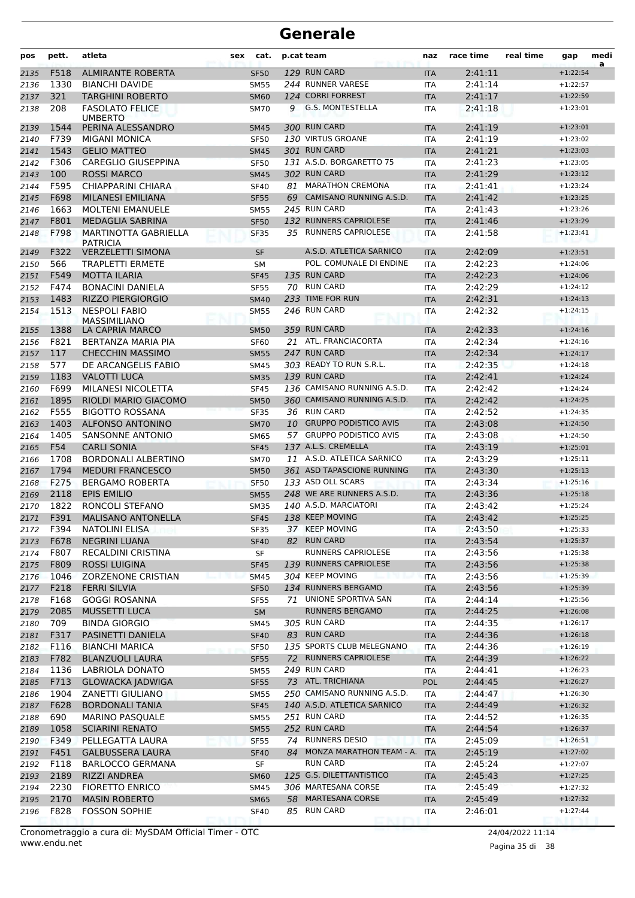# Generale

| pos | pett. | atleta | sex | cat. | p.cat | team | naz | race time | real time | gap | medi a |
|---|---|---|---|---|---|---|---|---|---|---|---|
| 2135 | F518 | ALMIRANTE ROBERTA | | SF50 | 129 | RUN CARD | ITA | 2:41:11 | | +1:22:54 | |
| 2136 | 1330 | BIANCHI DAVIDE | | SM55 | 244 | RUNNER VARESE | ITA | 2:41:14 | | +1:22:57 | |
| 2137 | 321 | TARGHINI ROBERTO | | SM60 | 124 | CORRI FORREST | ITA | 2:41:17 | | +1:22:59 | |
| 2138 | 208 | FASOLATO FELICE UMBERTO | | SM70 | 9 | G.S. MONTESTELLA | ITA | 2:41:18 | | +1:23:01 | |
| 2139 | 1544 | PERINA ALESSANDRO | | SM45 | 300 | RUN CARD | ITA | 2:41:19 | | +1:23:01 | |
| 2140 | F739 | MIGANI MONICA | | SF50 | 130 | VIRTUS GROANE | ITA | 2:41:19 | | +1:23:02 | |
| 2141 | 1543 | GELIO MATTEO | | SM45 | 301 | RUN CARD | ITA | 2:41:21 | | +1:23:03 | |
| 2142 | F306 | CAREGLIO GIUSEPPINA | | SF50 | 131 | A.S.D. BORGARETTO 75 | ITA | 2:41:23 | | +1:23:05 | |
| 2143 | 100 | ROSSI MARCO | | SM45 | 302 | RUN CARD | ITA | 2:41:29 | | +1:23:12 | |
| 2144 | F595 | CHIAPPARINI CHIARA | | SF40 | 81 | MARATHON CREMONA | ITA | 2:41:41 | | +1:23:24 | |
| 2145 | F698 | MILANESI EMILIANA | | SF55 | 69 | CAMISANO RUNNING A.S.D. | ITA | 2:41:42 | | +1:23:25 | |
| 2146 | 1663 | MOLTENI EMANUELE | | SM55 | 245 | RUN CARD | ITA | 2:41:43 | | +1:23:26 | |
| 2147 | F801 | MEDAGLIA SABRINA | | SF50 | 132 | RUNNERS CAPRIOLESE | ITA | 2:41:46 | | +1:23:29 | |
| 2148 | F798 | MARTINOTTA GABRIELLA PATRICIA | | SF35 | 35 | RUNNERS CAPRIOLESE | ITA | 2:41:58 | | +1:23:41 | |
| 2149 | F322 | VERZELETTI SIMONA | | SF | | A.S.D. ATLETICA SARNICO | ITA | 2:42:09 | | +1:23:51 | |
| 2150 | 566 | TRAPLETTI ERMETE | | SM | | POL. COMUNALE DI ENDINE | ITA | 2:42:23 | | +1:24:06 | |
| 2151 | F549 | MOTTA ILARIA | | SF45 | 135 | RUN CARD | ITA | 2:42:23 | | +1:24:06 | |
| 2152 | F474 | BONACINI DANIELA | | SF55 | 70 | RUN CARD | ITA | 2:42:29 | | +1:24:12 | |
| 2153 | 1483 | RIZZO PIERGIORGIO | | SM40 | 233 | TIME FOR RUN | ITA | 2:42:31 | | +1:24:13 | |
| 2154 | 1513 | NESPOLI FABIO MASSIMILIANO | | SM55 | 246 | RUN CARD | ITA | 2:42:32 | | +1:24:15 | |
| 2155 | 1388 | LA CAPRIA MARCO | | SM50 | 359 | RUN CARD | ITA | 2:42:33 | | +1:24:16 | |
| 2156 | F821 | BERTANZA MARIA PIA | | SF60 | 21 | ATL. FRANCIACORTA | ITA | 2:42:34 | | +1:24:16 | |
| 2157 | 117 | CHECCHIN MASSIMO | | SM55 | 247 | RUN CARD | ITA | 2:42:34 | | +1:24:17 | |
| 2158 | 577 | DE ARCANGELIS FABIO | | SM45 | 303 | READY TO RUN S.R.L. | ITA | 2:42:35 | | +1:24:18 | |
| 2159 | 1183 | VALOTTI LUCA | | SM35 | 139 | RUN CARD | ITA | 2:42:41 | | +1:24:24 | |
| 2160 | F699 | MILANESI NICOLETTA | | SF45 | 136 | CAMISANO RUNNING A.S.D. | ITA | 2:42:42 | | +1:24:24 | |
| 2161 | 1895 | RIOLDI MARIO GIACOMO | | SM50 | 360 | CAMISANO RUNNING A.S.D. | ITA | 2:42:42 | | +1:24:25 | |
| 2162 | F555 | BIGOTTO ROSSANA | | SF35 | 36 | RUN CARD | ITA | 2:42:52 | | +1:24:35 | |
| 2163 | 1403 | ALFONSO ANTONINO | | SM70 | 10 | GRUPPO PODISTICO AVIS | ITA | 2:43:08 | | +1:24:50 | |
| 2164 | 1405 | SANSONNE ANTONIO | | SM65 | 57 | GRUPPO PODISTICO AVIS | ITA | 2:43:08 | | +1:24:50 | |
| 2165 | F54 | CARLI SONIA | | SF45 | 137 | A.L.S. CREMELLA | ITA | 2:43:19 | | +1:25:01 | |
| 2166 | 1708 | BORDONALI ALBERTINO | | SM70 | 11 | A.S.D. ATLETICA SARNICO | ITA | 2:43:29 | | +1:25:11 | |
| 2167 | 1794 | MEDURI FRANCESCO | | SM50 | 361 | ASD TAPASCIONE RUNNING | ITA | 2:43:30 | | +1:25:13 | |
| 2168 | F275 | BERGAMO ROBERTA | | SF50 | 133 | ASD OLL SCARS | ITA | 2:43:34 | | +1:25:16 | |
| 2169 | 2118 | EPIS EMILIO | | SM55 | 248 | WE ARE RUNNERS A.S.D. | ITA | 2:43:36 | | +1:25:18 | |
| 2170 | 1822 | RONCOLI STEFANO | | SM35 | 140 | A.S.D. MARCIATORI | ITA | 2:43:42 | | +1:25:24 | |
| 2171 | F391 | MALISANO ANTONELLA | | SF45 | 138 | KEEP MOVING | ITA | 2:43:42 | | +1:25:25 | |
| 2172 | F394 | NATOLINI ELISA | | SF35 | 37 | KEEP MOVING | ITA | 2:43:50 | | +1:25:33 | |
| 2173 | F678 | NEGRINI LUANA | | SF40 | 82 | RUN CARD | ITA | 2:43:54 | | +1:25:37 | |
| 2174 | F807 | RECALDINI CRISTINA | | SF | | RUNNERS CAPRIOLESE | ITA | 2:43:56 | | +1:25:38 | |
| 2175 | F809 | ROSSI LUIGINA | | SF45 | 139 | RUNNERS CAPRIOLESE | ITA | 2:43:56 | | +1:25:38 | |
| 2176 | 1046 | ZORZENONE CRISTIAN | | SM45 | 304 | KEEP MOVING | ITA | 2:43:56 | | +1:25:39 | |
| 2177 | F218 | FERRI SILVIA | | SF50 | 134 | RUNNERS BERGAMO | ITA | 2:43:56 | | +1:25:39 | |
| 2178 | F168 | GOGGI ROSANNA | | SF55 | 71 | UNIONE SPORTIVA SAN | ITA | 2:44:14 | | +1:25:56 | |
| 2179 | 2085 | MUSSETTI LUCA | | SM | | RUNNERS BERGAMO | ITA | 2:44:25 | | +1:26:08 | |
| 2180 | 709 | BINDA GIORGIO | | SM45 | 305 | RUN CARD | ITA | 2:44:35 | | +1:26:17 | |
| 2181 | F317 | PASINETTI DANIELA | | SF40 | 83 | RUN CARD | ITA | 2:44:36 | | +1:26:18 | |
| 2182 | F116 | BIANCHI MARICA | | SF50 | 135 | SPORTS CLUB MELEGNANO | ITA | 2:44:36 | | +1:26:19 | |
| 2183 | F782 | BLANZUOLI LAURA | | SF55 | 72 | RUNNERS CAPRIOLESE | ITA | 2:44:39 | | +1:26:22 | |
| 2184 | 1136 | LABRIOLA DONATO | | SM55 | 249 | RUN CARD | ITA | 2:44:41 | | +1:26:23 | |
| 2185 | F713 | GLOWACKA JADWIGA | | SF55 | 73 | ATL. TRICHIANA | POL | 2:44:45 | | +1:26:27 | |
| 2186 | 1904 | ZANETTI GIULIANO | | SM55 | 250 | CAMISANO RUNNING A.S.D. | ITA | 2:44:47 | | +1:26:30 | |
| 2187 | F628 | BORDONALI TANIA | | SF45 | 140 | A.S.D. ATLETICA SARNICO | ITA | 2:44:49 | | +1:26:32 | |
| 2188 | 690 | MARINO PASQUALE | | SM55 | 251 | RUN CARD | ITA | 2:44:52 | | +1:26:35 | |
| 2189 | 1058 | SCIARINI RENATO | | SM55 | 252 | RUN CARD | ITA | 2:44:54 | | +1:26:37 | |
| 2190 | F349 | PELLEGATTA LAURA | | SF55 | 74 | RUNNERS DESIO | ITA | 2:45:09 | | +1:26:51 | |
| 2191 | F451 | GALBUSSERA LAURA | | SF40 | 84 | MONZA MARATHON TEAM - A. | ITA | 2:45:19 | | +1:27:02 | |
| 2192 | F118 | BARLOCCO GERMANA | | SF | | RUN CARD | ITA | 2:45:24 | | +1:27:07 | |
| 2193 | 2189 | RIZZI ANDREA | | SM60 | 125 | G.S. DILETTANTISTICO | ITA | 2:45:43 | | +1:27:25 | |
| 2194 | 2230 | FIORETTO ENRICO | | SM45 | 306 | MARTESANA CORSE | ITA | 2:45:49 | | +1:27:32 | |
| 2195 | 2170 | MASIN ROBERTO | | SM65 | 58 | MARTESANA CORSE | ITA | 2:45:49 | | +1:27:32 | |
| 2196 | F828 | FOSSON SOPHIE | | SF40 | 85 | RUN CARD | ITA | 2:46:01 | | +1:27:44 | |

Cronometraggio a cura di: MySDAM Official Timer - OTC
www.endu.net

24/04/2022 11:14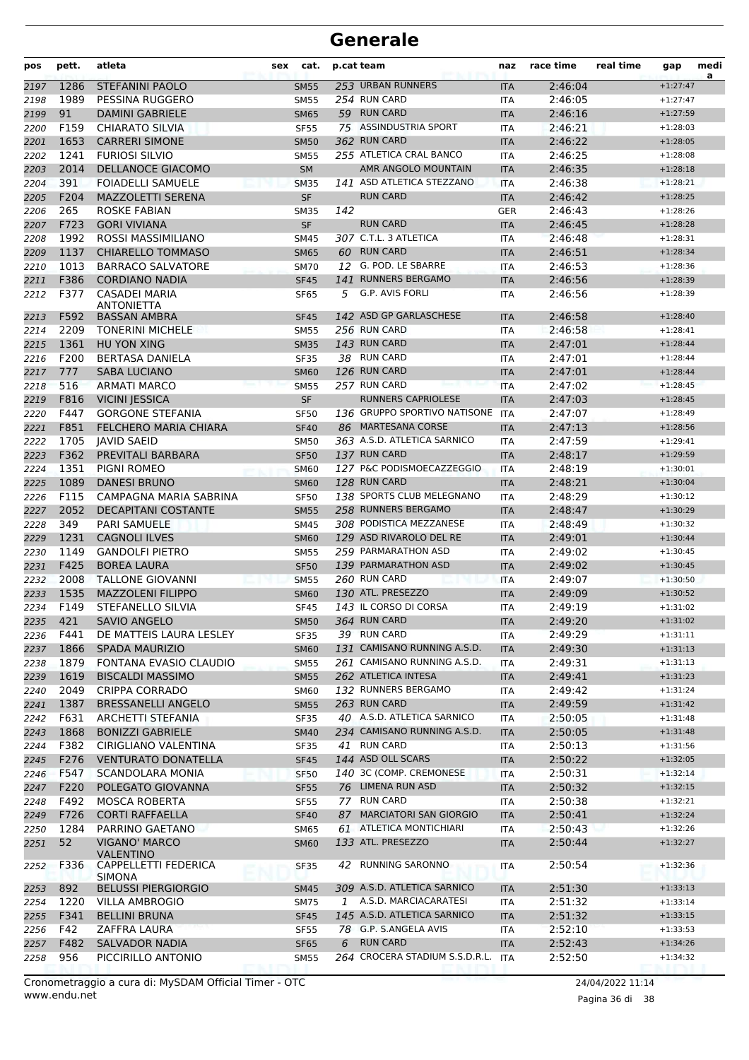# Generale

| pos | pett. | atleta | sex | cat. | p.cat | team | naz | race time | real time | gap | medi a |
|---|---|---|---|---|---|---|---|---|---|---|---|
| 2197 | 1286 | STEFANINI PAOLO | | SM55 | 253 | URBAN RUNNERS | ITA | 2:46:04 | | +1:27:47 | |
| 2198 | 1989 | PESSINA RUGGERO | | SM55 | 254 | RUN CARD | ITA | 2:46:05 | | +1:27:47 | |
| 2199 | 91 | DAMINI GABRIELE | | SM65 | 59 | RUN CARD | ITA | 2:46:16 | | +1:27:59 | |
| 2200 | F159 | CHIARATO SILVIA | | SF55 | 75 | ASSINDUSTRIA SPORT | ITA | 2:46:21 | | +1:28:03 | |
| 2201 | 1653 | CARRERI SIMONE | | SM50 | 362 | RUN CARD | ITA | 2:46:22 | | +1:28:05 | |
| 2202 | 1241 | FURIOSI SILVIO | | SM55 | 255 | ATLETICA CRAL BANCO | ITA | 2:46:25 | | +1:28:08 | |
| 2203 | 2014 | DELLANOCE GIACOMO | | SM | | AMR ANGOLO MOUNTAIN | ITA | 2:46:35 | | +1:28:18 | |
| 2204 | 391 | FOIADELLI SAMUELE | | SM35 | 141 | ASD ATLETICA STEZZANO | ITA | 2:46:38 | | +1:28:21 | |
| 2205 | F204 | MAZZOLETTI SERENA | | SF | | RUN CARD | ITA | 2:46:42 | | +1:28:25 | |
| 2206 | 265 | ROSKE FABIAN | | SM35 | 142 | | GER | 2:46:43 | | +1:28:26 | |
| 2207 | F723 | GORI VIVIANA | | SF | | RUN CARD | ITA | 2:46:45 | | +1:28:28 | |
| 2208 | 1992 | ROSSI MASSIMILIANO | | SM45 | 307 | C.T.L. 3 ATLETICA | ITA | 2:46:48 | | +1:28:31 | |
| 2209 | 1137 | CHIARELLO TOMMASO | | SM65 | 60 | RUN CARD | ITA | 2:46:51 | | +1:28:34 | |
| 2210 | 1013 | BARRACO SALVATORE | | SM70 | 12 | G. POD. LE SBARRE | ITA | 2:46:53 | | +1:28:36 | |
| 2211 | F386 | CORDIANO NADIA | | SF45 | 141 | RUNNERS BERGAMO | ITA | 2:46:56 | | +1:28:39 | |
| 2212 | F377 | CASADEI MARIA ANTONIETTA | | SF65 | 5 | G.P. AVIS FORLI | ITA | 2:46:56 | | +1:28:39 | |
| 2213 | F592 | BASSAN AMBRA | | SF45 | 142 | ASD GP GARLASCHESE | ITA | 2:46:58 | | +1:28:40 | |
| 2214 | 2209 | TONERINI MICHELE | | SM55 | 256 | RUN CARD | ITA | 2:46:58 | | +1:28:41 | |
| 2215 | 1361 | HU YON XING | | SM35 | 143 | RUN CARD | ITA | 2:47:01 | | +1:28:44 | |
| 2216 | F200 | BERTASA DANIELA | | SF35 | 38 | RUN CARD | ITA | 2:47:01 | | +1:28:44 | |
| 2217 | 777 | SABA LUCIANO | | SM60 | 126 | RUN CARD | ITA | 2:47:01 | | +1:28:44 | |
| 2218 | 516 | ARMATI MARCO | | SM55 | 257 | RUN CARD | ITA | 2:47:02 | | +1:28:45 | |
| 2219 | F816 | VICINI JESSICA | | SF | | RUNNERS CAPRIOLESE | ITA | 2:47:03 | | +1:28:45 | |
| 2220 | F447 | GORGONE STEFANIA | | SF50 | 136 | GRUPPO SPORTIVO NATISONE | ITA | 2:47:07 | | +1:28:49 | |
| 2221 | F851 | FELCHERO MARIA CHIARA | | SF40 | 86 | MARTESANA CORSE | ITA | 2:47:13 | | +1:28:56 | |
| 2222 | 1705 | JAVID SAEID | | SM50 | 363 | A.S.D. ATLETICA SARNICO | ITA | 2:47:59 | | +1:29:41 | |
| 2223 | F362 | PREVITALI BARBARA | | SF50 | 137 | RUN CARD | ITA | 2:48:17 | | +1:29:59 | |
| 2224 | 1351 | PIGNI ROMEO | | SM60 | 127 | P&C PODISMOECAZZEGGIO | ITA | 2:48:19 | | +1:30:01 | |
| 2225 | 1089 | DANESI BRUNO | | SM60 | 128 | RUN CARD | ITA | 2:48:21 | | +1:30:04 | |
| 2226 | F115 | CAMPAGNA MARIA SABRINA | | SF50 | 138 | SPORTS CLUB MELEGNANO | ITA | 2:48:29 | | +1:30:12 | |
| 2227 | 2052 | DECAPITANI COSTANTE | | SM55 | 258 | RUNNERS BERGAMO | ITA | 2:48:47 | | +1:30:29 | |
| 2228 | 349 | PARI SAMUELE | | SM45 | 308 | PODISTICA MEZZANESE | ITA | 2:48:49 | | +1:30:32 | |
| 2229 | 1231 | CAGNOLI ILVES | | SM60 | 129 | ASD RIVAROLO DEL RE | ITA | 2:49:01 | | +1:30:44 | |
| 2230 | 1149 | GANDOLFI PIETRO | | SM55 | 259 | PARMARATHON ASD | ITA | 2:49:02 | | +1:30:45 | |
| 2231 | F425 | BOREA LAURA | | SF50 | 139 | PARMARATHON ASD | ITA | 2:49:02 | | +1:30:45 | |
| 2232 | 2008 | TALLONE GIOVANNI | | SM55 | 260 | RUN CARD | ITA | 2:49:07 | | +1:30:50 | |
| 2233 | 1535 | MAZZOLENI FILIPPO | | SM60 | 130 | ATL. PRESEZZO | ITA | 2:49:09 | | +1:30:52 | |
| 2234 | F149 | STEFANELLO SILVIA | | SF45 | 143 | IL CORSO DI CORSA | ITA | 2:49:19 | | +1:31:02 | |
| 2235 | 421 | SAVIO ANGELO | | SM50 | 364 | RUN CARD | ITA | 2:49:20 | | +1:31:02 | |
| 2236 | F441 | DE MATTEIS LAURA LESLEY | | SF35 | 39 | RUN CARD | ITA | 2:49:29 | | +1:31:11 | |
| 2237 | 1866 | SPADA MAURIZIO | | SM60 | 131 | CAMISANO RUNNING A.S.D. | ITA | 2:49:30 | | +1:31:13 | |
| 2238 | 1879 | FONTANA EVASIO CLAUDIO | | SM55 | 261 | CAMISANO RUNNING A.S.D. | ITA | 2:49:31 | | +1:31:13 | |
| 2239 | 1619 | BISCALDI MASSIMO | | SM55 | 262 | ATLETICA INTESA | ITA | 2:49:41 | | +1:31:23 | |
| 2240 | 2049 | CRIPPA CORRADO | | SM60 | 132 | RUNNERS BERGAMO | ITA | 2:49:42 | | +1:31:24 | |
| 2241 | 1387 | BRESSANELLI ANGELO | | SM55 | 263 | RUN CARD | ITA | 2:49:59 | | +1:31:42 | |
| 2242 | F631 | ARCHETTI STEFANIA | | SF35 | 40 | A.S.D. ATLETICA SARNICO | ITA | 2:50:05 | | +1:31:48 | |
| 2243 | 1868 | BONIZZI GABRIELE | | SM40 | 234 | CAMISANO RUNNING A.S.D. | ITA | 2:50:05 | | +1:31:48 | |
| 2244 | F382 | CIRIGLIANO VALENTINA | | SF35 | 41 | RUN CARD | ITA | 2:50:13 | | +1:31:56 | |
| 2245 | F276 | VENTURATO DONATELLA | | SF45 | 144 | ASD OLL SCARS | ITA | 2:50:22 | | +1:32:05 | |
| 2246 | F547 | SCANDOLARA MONIA | | SF50 | 140 | 3C (COMP. CREMONESE | ITA | 2:50:31 | | +1:32:14 | |
| 2247 | F220 | POLEGATO GIOVANNA | | SF55 | 76 | LIMENA RUN ASD | ITA | 2:50:32 | | +1:32:15 | |
| 2248 | F492 | MOSCA ROBERTA | | SF55 | 77 | RUN CARD | ITA | 2:50:38 | | +1:32:21 | |
| 2249 | F726 | CORTI RAFFAELLA | | SF40 | 87 | MARCIATORI SAN GIORGIO | ITA | 2:50:41 | | +1:32:24 | |
| 2250 | 1284 | PARRINO GAETANO | | SM65 | 61 | ATLETICA MONTICHIARI | ITA | 2:50:43 | | +1:32:26 | |
| 2251 | 52 | VIGANO' MARCO VALENTINO | | SM60 | 133 | ATL. PRESEZZO | ITA | 2:50:44 | | +1:32:27 | |
| 2252 | F336 | CAPPELLETTI FEDERICA SIMONA | | SF35 | 42 | RUNNING SARONNO | ITA | 2:50:54 | | +1:32:36 | |
| 2253 | 892 | BELUSSI PIERGIORGIO | | SM45 | 309 | A.S.D. ATLETICA SARNICO | ITA | 2:51:30 | | +1:33:13 | |
| 2254 | 1220 | VILLA AMBROGIO | | SM75 | 1 | A.S.D. MARCIACARATESI | ITA | 2:51:32 | | +1:33:14 | |
| 2255 | F341 | BELLINI BRUNA | | SF45 | 145 | A.S.D. ATLETICA SARNICO | ITA | 2:51:32 | | +1:33:15 | |
| 2256 | F42 | ZAFFRA LAURA | | SF55 | 78 | G.P. S.ANGELA AVIS | ITA | 2:52:10 | | +1:33:53 | |
| 2257 | F482 | SALVADOR NADIA | | SF65 | 6 | RUN CARD | ITA | 2:52:43 | | +1:34:26 | |
| 2258 | 956 | PICCIRILLO ANTONIO | | SM55 | 264 | CROCERA STADIUM S.S.D.R.L. | ITA | 2:52:50 | | +1:34:32 | |

Cronometraggio a cura di: MySDAM Official Timer - OTC
www.endu.net

24/04/2022 11:14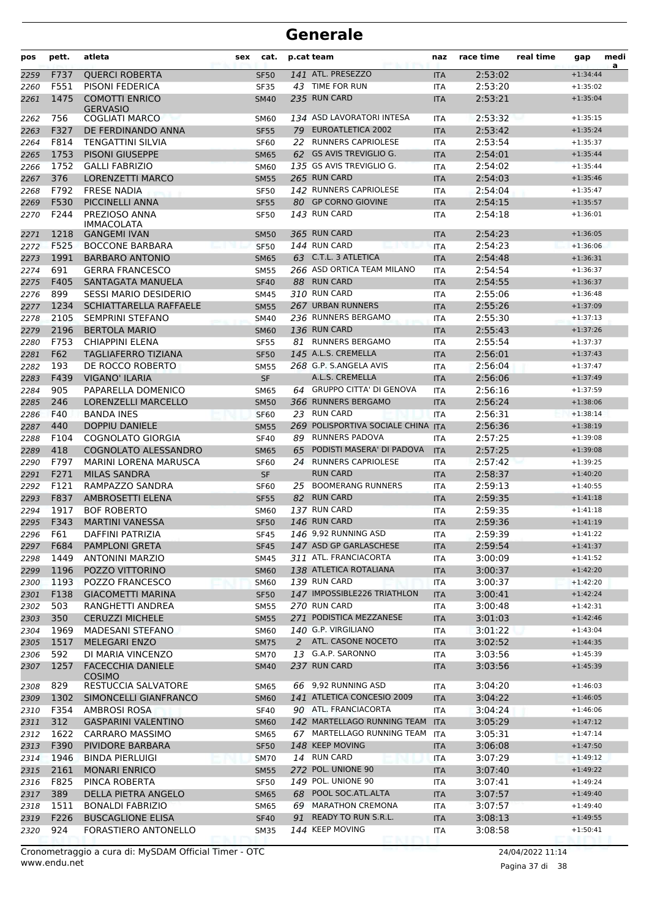# Generale

| pos | pett. | atleta | sex | cat. | p.cat | team | naz | race time | real time | gap | medi a |
|---|---|---|---|---|---|---|---|---|---|---|---|
| 2259 | F737 | QUERCI ROBERTA | | SF50 | 141 | ATL. PRESEZZO | ITA | 2:53:02 | | +1:34:44 | |
| 2260 | F551 | PISONI FEDERICA | | SF35 | 43 | TIME FOR RUN | ITA | 2:53:20 | | +1:35:02 | |
| 2261 | 1475 | COMOTTI ENRICO GERVASIO | | SM40 | 235 | RUN CARD | ITA | 2:53:21 | | +1:35:04 | |
| 2262 | 756 | COGLIATI MARCO | | SM60 | 134 | ASD LAVORATORI INTESA | ITA | 2:53:32 | | +1:35:15 | |
| 2263 | F327 | DE FERDINANDO ANNA | | SF55 | 79 | EUROATLETICA 2002 | ITA | 2:53:42 | | +1:35:24 | |
| 2264 | F814 | TENGATTINI SILVIA | | SF60 | 22 | RUNNERS CAPRIOLESE | ITA | 2:53:54 | | +1:35:37 | |
| 2265 | 1753 | PISONI GIUSEPPE | | SM65 | 62 | GS AVIS TREVIGLIO G. | ITA | 2:54:01 | | +1:35:44 | |
| 2266 | 1752 | GALLI FABRIZIO | | SM60 | 135 | GS AVIS TREVIGLIO G. | ITA | 2:54:02 | | +1:35:44 | |
| 2267 | 376 | LORENZETTI MARCO | | SM55 | 265 | RUN CARD | ITA | 2:54:03 | | +1:35:46 | |
| 2268 | F792 | FRESE NADIA | | SF50 | 142 | RUNNERS CAPRIOLESE | ITA | 2:54:04 | | +1:35:47 | |
| 2269 | F530 | PICCINELLI ANNA | | SF55 | 80 | GP CORNO GIOVINE | ITA | 2:54:15 | | +1:35:57 | |
| 2270 | F244 | PREZIOSO ANNA IMMACOLATA | | SF50 | 143 | RUN CARD | ITA | 2:54:18 | | +1:36:01 | |
| 2271 | 1218 | GANGEMI IVAN | | SM50 | 365 | RUN CARD | ITA | 2:54:23 | | +1:36:05 | |
| 2272 | F525 | BOCCONE BARBARA | | SF50 | 144 | RUN CARD | ITA | 2:54:23 | | +1:36:06 | |
| 2273 | 1991 | BARBARO ANTONIO | | SM65 | 63 | C.T.L. 3 ATLETICA | ITA | 2:54:48 | | +1:36:31 | |
| 2274 | 691 | GERRA FRANCESCO | | SM55 | 266 | ASD ORTICA TEAM MILANO | ITA | 2:54:54 | | +1:36:37 | |
| 2275 | F405 | SANTAGATA MANUELA | | SF40 | 88 | RUN CARD | ITA | 2:54:55 | | +1:36:37 | |
| 2276 | 899 | SESSI MARIO DESIDERIO | | SM45 | 310 | RUN CARD | ITA | 2:55:06 | | +1:36:48 | |
| 2277 | 1234 | SCHIATTARELLA RAFFAELE | | SM55 | 267 | URBAN RUNNERS | ITA | 2:55:26 | | +1:37:09 | |
| 2278 | 2105 | SEMPRINI STEFANO | | SM40 | 236 | RUNNERS BERGAMO | ITA | 2:55:30 | | +1:37:13 | |
| 2279 | 2196 | BERTOLA MARIO | | SM60 | 136 | RUN CARD | ITA | 2:55:43 | | +1:37:26 | |
| 2280 | F753 | CHIAPPINI ELENA | | SF55 | 81 | RUNNERS BERGAMO | ITA | 2:55:54 | | +1:37:37 | |
| 2281 | F62 | TAGLIAFERRO TIZIANA | | SF50 | 145 | A.L.S. CREMELLA | ITA | 2:56:01 | | +1:37:43 | |
| 2282 | 193 | DE ROCCO ROBERTO | | SM55 | 268 | G.P. S.ANGELA AVIS | ITA | 2:56:04 | | +1:37:47 | |
| 2283 | F439 | VIGANO' ILARIA | | SF | | A.L.S. CREMELLA | ITA | 2:56:06 | | +1:37:49 | |
| 2284 | 905 | PAPARELLA DOMENICO | | SM65 | 64 | GRUPPO CITTA' DI GENOVA | ITA | 2:56:16 | | +1:37:59 | |
| 2285 | 246 | LORENZELLI MARCELLO | | SM50 | 366 | RUNNERS BERGAMO | ITA | 2:56:24 | | +1:38:06 | |
| 2286 | F40 | BANDA INES | | SF60 | 23 | RUN CARD | ITA | 2:56:31 | | +1:38:14 | |
| 2287 | 440 | DOPPIU DANIELE | | SM55 | 269 | POLISPORTIVA SOCIALE CHINA | ITA | 2:56:36 | | +1:38:19 | |
| 2288 | F104 | COGNOLATO GIORGIA | | SF40 | 89 | RUNNERS PADOVA | ITA | 2:57:25 | | +1:39:08 | |
| 2289 | 418 | COGNOLATO ALESSANDRO | | SM65 | 65 | PODISTI MASERA' DI PADOVA | ITA | 2:57:25 | | +1:39:08 | |
| 2290 | F797 | MARINI LORENA MARUSCA | | SF60 | 24 | RUNNERS CAPRIOLESE | ITA | 2:57:42 | | +1:39:25 | |
| 2291 | F271 | MILAS SANDRA | | SF | | RUN CARD | ITA | 2:58:37 | | +1:40:20 | |
| 2292 | F121 | RAMPAZZO SANDRA | | SF60 | 25 | BOOMERANG RUNNERS | ITA | 2:59:13 | | +1:40:55 | |
| 2293 | F837 | AMBROSETTI ELENA | | SF55 | 82 | RUN CARD | ITA | 2:59:35 | | +1:41:18 | |
| 2294 | 1917 | BOF ROBERTO | | SM60 | 137 | RUN CARD | ITA | 2:59:35 | | +1:41:18 | |
| 2295 | F343 | MARTINI VANESSA | | SF50 | 146 | RUN CARD | ITA | 2:59:36 | | +1:41:19 | |
| 2296 | F61 | DAFFINI PATRIZIA | | SF45 | 146 | 9,92 RUNNING ASD | ITA | 2:59:39 | | +1:41:22 | |
| 2297 | F684 | PAMPLONI GRETA | | SF45 | 147 | ASD GP GARLASCHESE | ITA | 2:59:54 | | +1:41:37 | |
| 2298 | 1449 | ANTONINI MARZIO | | SM45 | 311 | ATL. FRANCIACORTA | ITA | 3:00:09 | | +1:41:52 | |
| 2299 | 1196 | POZZO VITTORINO | | SM60 | 138 | ATLETICA ROTALIANA | ITA | 3:00:37 | | +1:42:20 | |
| 2300 | 1193 | POZZO FRANCESCO | | SM60 | 139 | RUN CARD | ITA | 3:00:37 | | +1:42:20 | |
| 2301 | F138 | GIACOMETTI MARINA | | SF50 | 147 | IMPOSSIBLE226 TRIATHLON | ITA | 3:00:41 | | +1:42:24 | |
| 2302 | 503 | RANGHETTI ANDREA | | SM55 | 270 | RUN CARD | ITA | 3:00:48 | | +1:42:31 | |
| 2303 | 350 | CERUZZI MICHELE | | SM55 | 271 | PODISTICA MEZZANESE | ITA | 3:01:03 | | +1:42:46 | |
| 2304 | 1969 | MADESANI STEFANO | | SM60 | 140 | G.P. VIRGILIANO | ITA | 3:01:22 | | +1:43:04 | |
| 2305 | 1517 | MELEGARI ENZO | | SM75 | 2 | ATL. CASONE NOCETO | ITA | 3:02:52 | | +1:44:35 | |
| 2306 | 592 | DI MARIA VINCENZO | | SM70 | 13 | G.A.P. SARONNO | ITA | 3:03:56 | | +1:45:39 | |
| 2307 | 1257 | FACECCHIA DANIELE COSIMO | | SM40 | 237 | RUN CARD | ITA | 3:03:56 | | +1:45:39 | |
| 2308 | 829 | RESTUCCIA SALVATORE | | SM65 | 66 | 9,92 RUNNING ASD | ITA | 3:04:20 | | +1:46:03 | |
| 2309 | 1302 | SIMONCELLI GIANFRANCO | | SM60 | 141 | ATLETICA CONCESIO 2009 | ITA | 3:04:22 | | +1:46:05 | |
| 2310 | F354 | AMBROSI ROSA | | SF40 | 90 | ATL. FRANCIACORTA | ITA | 3:04:24 | | +1:46:06 | |
| 2311 | 312 | GASPARINI VALENTINO | | SM60 | 142 | MARTELLAGO RUNNING TEAM | ITA | 3:05:29 | | +1:47:12 | |
| 2312 | 1622 | CARRARO MASSIMO | | SM65 | 67 | MARTELLAGO RUNNING TEAM | ITA | 3:05:31 | | +1:47:14 | |
| 2313 | F390 | PIVIDORE BARBARA | | SF50 | 148 | KEEP MOVING | ITA | 3:06:08 | | +1:47:50 | |
| 2314 | 1946 | BINDA PIERLUIGI | | SM70 | 14 | RUN CARD | ITA | 3:07:29 | | +1:49:12 | |
| 2315 | 2161 | MONARI ENRICO | | SM55 | 272 | POL. UNIONE 90 | ITA | 3:07:40 | | +1:49:22 | |
| 2316 | F825 | PINCA ROBERTA | | SF50 | 149 | POL. UNIONE 90 | ITA | 3:07:41 | | +1:49:24 | |
| 2317 | 389 | DELLA PIETRA ANGELO | | SM65 | 68 | POOL SOC.ATL.ALTA | ITA | 3:07:57 | | +1:49:40 | |
| 2318 | 1511 | BONALDI FABRIZIO | | SM65 | 69 | MARATHON CREMONA | ITA | 3:07:57 | | +1:49:40 | |
| 2319 | F226 | BUSCAGLIONE ELISA | | SF40 | 91 | READY TO RUN S.R.L. | ITA | 3:08:13 | | +1:49:55 | |
| 2320 | 924 | FORASTIERO ANTONELLO | | SM35 | 144 | KEEP MOVING | ITA | 3:08:58 | | +1:50:41 | |

Cronometraggio a cura di: MySDAM Official Timer - OTC
www.endu.net

24/04/2022 11:14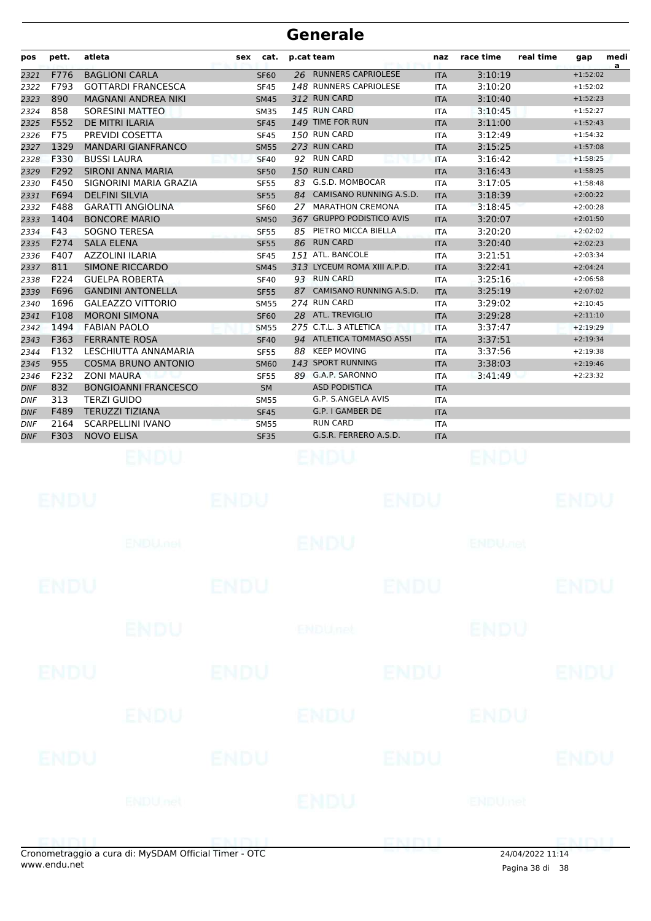# Generale

| pos | pett. | atleta | sex | cat. | p.cat | team | naz | race time | real time | gap | media |
|---|---|---|---|---|---|---|---|---|---|---|---|
| 2321 | F776 | BAGLIONI CARLA | | SF60 | 26 | RUNNERS CAPRIOLESE | ITA | 3:10:19 | | +1:52:02 | |
| 2322 | F793 | GOTTARDI FRANCESCA | | SF45 | 148 | RUNNERS CAPRIOLESE | ITA | 3:10:20 | | +1:52:02 | |
| 2323 | 890 | MAGNANI ANDREA NIKI | | SM45 | 312 | RUN CARD | ITA | 3:10:40 | | +1:52:23 | |
| 2324 | 858 | SORESINI MATTEO | | SM35 | 145 | RUN CARD | ITA | 3:10:45 | | +1:52:27 | |
| 2325 | F552 | DE MITRI ILARIA | | SF45 | 149 | TIME FOR RUN | ITA | 3:11:00 | | +1:52:43 | |
| 2326 | F75 | PREVIDI COSETTA | | SF45 | 150 | RUN CARD | ITA | 3:12:49 | | +1:54:32 | |
| 2327 | 1329 | MANDARI GIANFRANCO | | SM55 | 273 | RUN CARD | ITA | 3:15:25 | | +1:57:08 | |
| 2328 | F330 | BUSSI LAURA | | SF40 | 92 | RUN CARD | ITA | 3:16:42 | | +1:58:25 | |
| 2329 | F292 | SIRONI ANNA MARIA | | SF50 | 150 | RUN CARD | ITA | 3:16:43 | | +1:58:25 | |
| 2330 | F450 | SIGNORINI MARIA GRAZIA | | SF55 | 83 | G.S.D. MOMBOCAR | ITA | 3:17:05 | | +1:58:48 | |
| 2331 | F694 | DELFINI SILVIA | | SF55 | 84 | CAMISANO RUNNING A.S.D. | ITA | 3:18:39 | | +2:00:22 | |
| 2332 | F488 | GARATTI ANGIOLINA | | SF60 | 27 | MARATHON CREMONA | ITA | 3:18:45 | | +2:00:28 | |
| 2333 | 1404 | BONCORE MARIO | | SM50 | 367 | GRUPPO PODISTICO AVIS | ITA | 3:20:07 | | +2:01:50 | |
| 2334 | F43 | SOGNO TERESA | | SF55 | 85 | PIETRO MICCA BIELLA | ITA | 3:20:20 | | +2:02:02 | |
| 2335 | F274 | SALA ELENA | | SF55 | 86 | RUN CARD | ITA | 3:20:40 | | +2:02:23 | |
| 2336 | F407 | AZZOLINI ILARIA | | SF45 | 151 | ATL. BANCOLE | ITA | 3:21:51 | | +2:03:34 | |
| 2337 | 811 | SIMONE RICCARDO | | SM45 | 313 | LYCEUM ROMA XIII A.P.D. | ITA | 3:22:41 | | +2:04:24 | |
| 2338 | F224 | GUELPA ROBERTA | | SF40 | 93 | RUN CARD | ITA | 3:25:16 | | +2:06:58 | |
| 2339 | F696 | GANDINI ANTONELLA | | SF55 | 87 | CAMISANO RUNNING A.S.D. | ITA | 3:25:19 | | +2:07:02 | |
| 2340 | 1696 | GALEAZZO VITTORIO | | SM55 | 274 | RUN CARD | ITA | 3:29:02 | | +2:10:45 | |
| 2341 | F108 | MORONI SIMONA | | SF60 | 28 | ATL. TREVIGLIO | ITA | 3:29:28 | | +2:11:10 | |
| 2342 | 1494 | FABIAN PAOLO | | SM55 | 275 | C.T.L. 3 ATLETICA | ITA | 3:37:47 | | +2:19:29 | |
| 2343 | F363 | FERRANTE ROSA | | SF40 | 94 | ATLETICA TOMMASO ASSI | ITA | 3:37:51 | | +2:19:34 | |
| 2344 | F132 | LESCHIUTTA ANNAMARIA | | SF55 | 88 | KEEP MOVING | ITA | 3:37:56 | | +2:19:38 | |
| 2345 | 955 | COSMA BRUNO ANTONIO | | SM60 | 143 | SPORT RUNNING | ITA | 3:38:03 | | +2:19:46 | |
| 2346 | F232 | ZONI MAURA | | SF55 | 89 | G.A.P. SARONNO | ITA | 3:41:49 | | +2:23:32 | |
| DNF | 832 | BONGIOANNI FRANCESCO | | SM | | ASD PODISTICA | ITA | | | | |
| DNF | 313 | TERZI GUIDO | | SM55 | | G.P. S.ANGELA AVIS | ITA | | | | |
| DNF | F489 | TERUZZI TIZIANA | | SF45 | | G.P. I GAMBER DE | ITA | | | | |
| DNF | 2164 | SCARPELLINI IVANO | | SM55 | | RUN CARD | ITA | | | | |
| DNF | F303 | NOVO ELISA | | SF35 | | G.S.R. FERRERO A.S.D. | ITA | | | | |

Cronometraggio a cura di: MySDAM Official Timer - OTC
www.endu.net

24/04/2022 11:14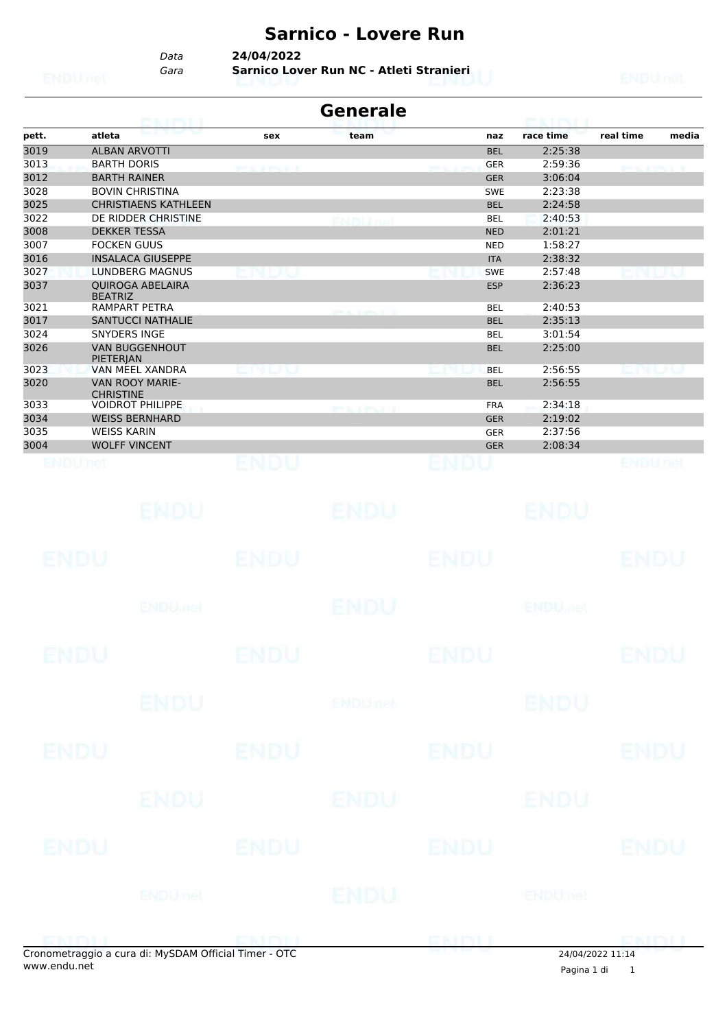# Sarnico - Lovere Run

*Data* **24/04/2022**
*Gara* **Sarnico Lover Run NC - Atleti Stranieri**

## Generale

| pett. | atleta | sex | team | naz | race time | real time | media |
|---|---|---|---|---|---|---|---|
| 3019 | ALBAN ARVOTTI | | | BEL | 2:25:38 | | |
| 3013 | BARTH DORIS | | | GER | 2:59:36 | | |
| 3012 | BARTH RAINER | | | GER | 3:06:04 | | |
| 3028 | BOVIN CHRISTINA | | | SWE | 2:23:38 | | |
| 3025 | CHRISTIAENS KATHLEEN | | | BEL | 2:24:58 | | |
| 3022 | DE RIDDER CHRISTINE | | | BEL | 2:40:53 | | |
| 3008 | DEKKER TESSA | | | NED | 2:01:21 | | |
| 3007 | FOCKEN GUUS | | | NED | 1:58:27 | | |
| 3016 | INSALACA GIUSEPPE | | | ITA | 2:38:32 | | |
| 3027 | LUNDBERG MAGNUS | | | SWE | 2:57:48 | | |
| 3037 | QUIROGA ABELAIRA BEATRIZ | | | ESP | 2:36:23 | | |
| 3021 | RAMPART PETRA | | | BEL | 2:40:53 | | |
| 3017 | SANTUCCI NATHALIE | | | BEL | 2:35:13 | | |
| 3024 | SNYDERS INGE | | | BEL | 3:01:54 | | |
| 3026 | VAN BUGGENHOUT PIETERJAN | | | BEL | 2:25:00 | | |
| 3023 | VAN MEEL XANDRA | | | BEL | 2:56:55 | | |
| 3020 | VAN ROOY MARIE-CHRISTINE | | | BEL | 2:56:55 | | |
| 3033 | VOIDROT PHILIPPE | | | FRA | 2:34:18 | | |
| 3034 | WEISS BERNHARD | | | GER | 2:19:02 | | |
| 3035 | WEISS KARIN | | | GER | 2:37:56 | | |
| 3004 | WOLFF VINCENT | | | GER | 2:08:34 | | |

Cronometraggio a cura di: MySDAM Official Timer - OTC
www.endu.net
24/04/2022 11:14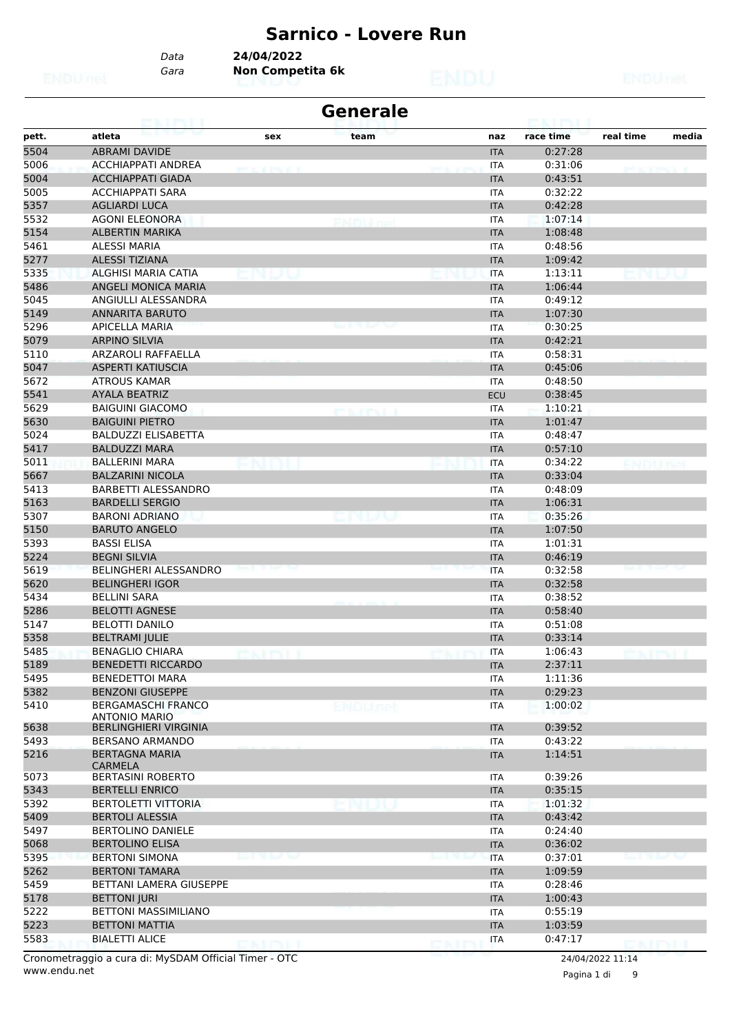# Sarnico - Lovere Run

*Data* **24/04/2022**
*Gara* **Non Competita 6k**

## Generale

| pett. | atleta | sex | team | naz | race time | real time | media |
|---|---|---|---|---|---|---|---|
| 5504 | ABRAMI DAVIDE | | | ITA | 0:27:28 | | |
| 5006 | ACCHIAPPATI ANDREA | | | ITA | 0:31:06 | | |
| 5004 | ACCHIAPPATI GIADA | | | ITA | 0:43:51 | | |
| 5005 | ACCHIAPPATI SARA | | | ITA | 0:32:22 | | |
| 5357 | AGLIARDI LUCA | | | ITA | 0:42:28 | | |
| 5532 | AGONI ELEONORA | | | ITA | 1:07:14 | | |
| 5154 | ALBERTIN MARIKA | | | ITA | 1:08:48 | | |
| 5461 | ALESSI MARIA | | | ITA | 0:48:56 | | |
| 5277 | ALESSI TIZIANA | | | ITA | 1:09:42 | | |
| 5335 | ALGHISI MARIA CATIA | | | ITA | 1:13:11 | | |
| 5486 | ANGELI MONICA MARIA | | | ITA | 1:06:44 | | |
| 5045 | ANGIULLI ALESSANDRA | | | ITA | 0:49:12 | | |
| 5149 | ANNARITA BARUTO | | | ITA | 1:07:30 | | |
| 5296 | APICELLA MARIA | | | ITA | 0:30:25 | | |
| 5079 | ARPINO SILVIA | | | ITA | 0:42:21 | | |
| 5110 | ARZAROLI RAFFAELLA | | | ITA | 0:58:31 | | |
| 5047 | ASPERTI KATIUSCIA | | | ITA | 0:45:06 | | |
| 5672 | ATROUS KAMAR | | | ITA | 0:48:50 | | |
| 5541 | AYALA BEATRIZ | | | ECU | 0:38:45 | | |
| 5629 | BAIGUINI GIACOMO | | | ITA | 1:10:21 | | |
| 5630 | BAIGUINI PIETRO | | | ITA | 1:01:47 | | |
| 5024 | BALDUZZI ELISABETTA | | | ITA | 0:48:47 | | |
| 5417 | BALDUZZI MARA | | | ITA | 0:57:10 | | |
| 5011 | BALLERINI MARA | | | ITA | 0:34:22 | | |
| 5667 | BALZARINI NICOLA | | | ITA | 0:33:04 | | |
| 5413 | BARBETTI ALESSANDRO | | | ITA | 0:48:09 | | |
| 5163 | BARDELLI SERGIO | | | ITA | 1:06:31 | | |
| 5307 | BARONI ADRIANO | | | ITA | 0:35:26 | | |
| 5150 | BARUTO ANGELO | | | ITA | 1:07:50 | | |
| 5393 | BASSI ELISA | | | ITA | 1:01:31 | | |
| 5224 | BEGNI SILVIA | | | ITA | 0:46:19 | | |
| 5619 | BELINGHERI ALESSANDRO | | | ITA | 0:32:58 | | |
| 5620 | BELINGHERI IGOR | | | ITA | 0:32:58 | | |
| 5434 | BELLINI SARA | | | ITA | 0:38:52 | | |
| 5286 | BELOTTI AGNESE | | | ITA | 0:58:40 | | |
| 5147 | BELOTTI DANILO | | | ITA | 0:51:08 | | |
| 5358 | BELTRAMI JULIE | | | ITA | 0:33:14 | | |
| 5485 | BENAGLIO CHIARA | | | ITA | 1:06:43 | | |
| 5189 | BENEDETTI RICCARDO | | | ITA | 2:37:11 | | |
| 5495 | BENEDETTOI MARA | | | ITA | 1:11:36 | | |
| 5382 | BENZONI GIUSEPPE | | | ITA | 0:29:23 | | |
| 5410 | BERGAMASCHI FRANCO ANTONIO MARIO | | | ITA | 1:00:02 | | |
| 5638 | BERLINGHIERI VIRGINIA | | | ITA | 0:39:52 | | |
| 5493 | BERSANO ARMANDO | | | ITA | 0:43:22 | | |
| 5216 | BERTAGNA MARIA CARMELA | | | ITA | 1:14:51 | | |
| 5073 | BERTASINI ROBERTO | | | ITA | 0:39:26 | | |
| 5343 | BERTELLI ENRICO | | | ITA | 0:35:15 | | |
| 5392 | BERTOLETTI VITTORIA | | | ITA | 1:01:32 | | |
| 5409 | BERTOLI ALESSIA | | | ITA | 0:43:42 | | |
| 5497 | BERTOLINO DANIELE | | | ITA | 0:24:40 | | |
| 5068 | BERTOLINO ELISA | | | ITA | 0:36:02 | | |
| 5395 | BERTONI SIMONA | | | ITA | 0:37:01 | | |
| 5262 | BERTONI TAMARA | | | ITA | 1:09:59 | | |
| 5459 | BETTANI LAMERA GIUSEPPE | | | ITA | 0:28:46 | | |
| 5178 | BETTONI JURI | | | ITA | 1:00:43 | | |
| 5222 | BETTONI MASSIMILIANO | | | ITA | 0:55:19 | | |
| 5223 | BETTONI MATTIA | | | ITA | 1:03:59 | | |
| 5583 | BIALETTI ALICE | | | ITA | 0:47:17 | | |

Cronometraggio a cura di: MySDAM Official Timer - OTC
www.endu.net
24/04/2022 11:14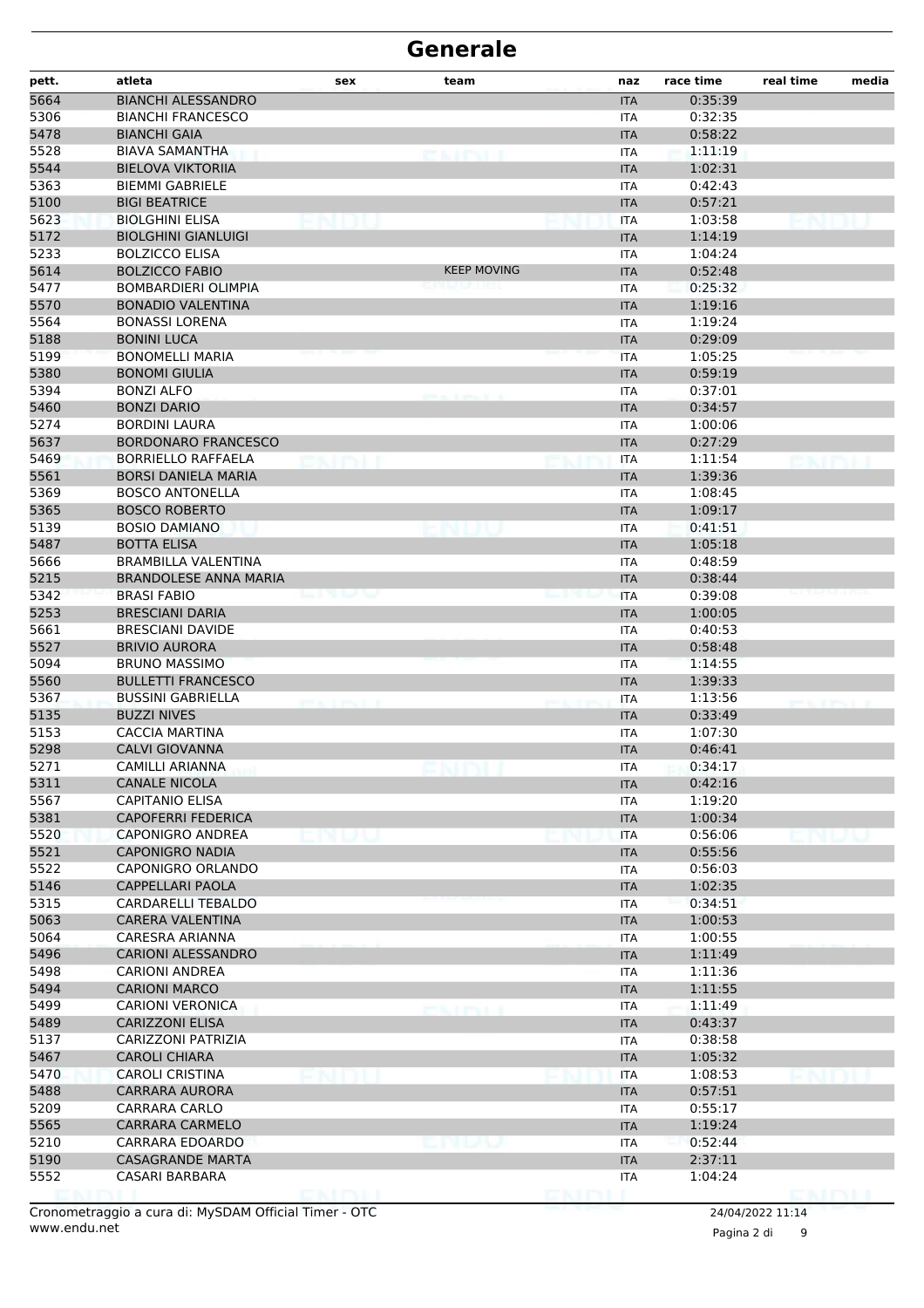# Generale

| pett. | atleta | sex | team | naz | race time | real time | media |
|---|---|---|---|---|---|---|---|
| 5664 | BIANCHI ALESSANDRO | | | ITA | 0:35:39 | | |
| 5306 | BIANCHI FRANCESCO | | | ITA | 0:32:35 | | |
| 5478 | BIANCHI GAIA | | | ITA | 0:58:22 | | |
| 5528 | BIAVA SAMANTHA | | | ITA | 1:11:19 | | |
| 5544 | BIELOVA VIKTORIIA | | | ITA | 1:02:31 | | |
| 5363 | BIEMMI GABRIELE | | | ITA | 0:42:43 | | |
| 5100 | BIGI BEATRICE | | | ITA | 0:57:21 | | |
| 5623 | BIOLGHINI ELISA | | | ITA | 1:03:58 | | |
| 5172 | BIOLGHINI GIANLUIGI | | | ITA | 1:14:19 | | |
| 5233 | BOLZICCO ELISA | | | ITA | 1:04:24 | | |
| 5614 | BOLZICCO FABIO | | KEEP MOVING | ITA | 0:52:48 | | |
| 5477 | BOMBARDIERI OLIMPIA | | | ITA | 0:25:32 | | |
| 5570 | BONADIO VALENTINA | | | ITA | 1:19:16 | | |
| 5564 | BONASSI LORENA | | | ITA | 1:19:24 | | |
| 5188 | BONINI LUCA | | | ITA | 0:29:09 | | |
| 5199 | BONOMELLI MARIA | | | ITA | 1:05:25 | | |
| 5380 | BONOMI GIULIA | | | ITA | 0:59:19 | | |
| 5394 | BONZI ALFO | | | ITA | 0:37:01 | | |
| 5460 | BONZI DARIO | | | ITA | 0:34:57 | | |
| 5274 | BORDINI LAURA | | | ITA | 1:00:06 | | |
| 5637 | BORDONARO FRANCESCO | | | ITA | 0:27:29 | | |
| 5469 | BORRIELLO RAFFAELA | | | ITA | 1:11:54 | | |
| 5561 | BORSI DANIELA MARIA | | | ITA | 1:39:36 | | |
| 5369 | BOSCO ANTONELLA | | | ITA | 1:08:45 | | |
| 5365 | BOSCO ROBERTO | | | ITA | 1:09:17 | | |
| 5139 | BOSIO DAMIANO | | | ITA | 0:41:51 | | |
| 5487 | BOTTA ELISA | | | ITA | 1:05:18 | | |
| 5666 | BRAMBILLA VALENTINA | | | ITA | 0:48:59 | | |
| 5215 | BRANDOLESE ANNA MARIA | | | ITA | 0:38:44 | | |
| 5342 | BRASI FABIO | | | ITA | 0:39:08 | | |
| 5253 | BRESCIANI DARIA | | | ITA | 1:00:05 | | |
| 5661 | BRESCIANI DAVIDE | | | ITA | 0:40:53 | | |
| 5527 | BRIVIO AURORA | | | ITA | 0:58:48 | | |
| 5094 | BRUNO MASSIMO | | | ITA | 1:14:55 | | |
| 5560 | BULLETTI FRANCESCO | | | ITA | 1:39:33 | | |
| 5367 | BUSSINI GABRIELLA | | | ITA | 1:13:56 | | |
| 5135 | BUZZI NIVES | | | ITA | 0:33:49 | | |
| 5153 | CACCIA MARTINA | | | ITA | 1:07:30 | | |
| 5298 | CALVI GIOVANNA | | | ITA | 0:46:41 | | |
| 5271 | CAMILLI ARIANNA | | | ITA | 0:34:17 | | |
| 5311 | CANALE NICOLA | | | ITA | 0:42:16 | | |
| 5567 | CAPITANIO ELISA | | | ITA | 1:19:20 | | |
| 5381 | CAPOFERRI FEDERICA | | | ITA | 1:00:34 | | |
| 5520 | CAPONIGRO ANDREA | | | ITA | 0:56:06 | | |
| 5521 | CAPONIGRO NADIA | | | ITA | 0:55:56 | | |
| 5522 | CAPONIGRO ORLANDO | | | ITA | 0:56:03 | | |
| 5146 | CAPPELLARI PAOLA | | | ITA | 1:02:35 | | |
| 5315 | CARDARELLI TEBALDO | | | ITA | 0:34:51 | | |
| 5063 | CARERA VALENTINA | | | ITA | 1:00:53 | | |
| 5064 | CARESRA ARIANNA | | | ITA | 1:00:55 | | |
| 5496 | CARIONI ALESSANDRO | | | ITA | 1:11:49 | | |
| 5498 | CARIONI ANDREA | | | ITA | 1:11:36 | | |
| 5494 | CARIONI MARCO | | | ITA | 1:11:55 | | |
| 5499 | CARIONI VERONICA | | | ITA | 1:11:49 | | |
| 5489 | CARIZZONI ELISA | | | ITA | 0:43:37 | | |
| 5137 | CARIZZONI PATRIZIA | | | ITA | 0:38:58 | | |
| 5467 | CAROLI CHIARA | | | ITA | 1:05:32 | | |
| 5470 | CAROLI CRISTINA | | | ITA | 1:08:53 | | |
| 5488 | CARRARA AURORA | | | ITA | 0:57:51 | | |
| 5209 | CARRARA CARLO | | | ITA | 0:55:17 | | |
| 5565 | CARRARA CARMELO | | | ITA | 1:19:24 | | |
| 5210 | CARRARA EDOARDO | | | ITA | 0:52:44 | | |
| 5190 | CASAGRANDE MARTA | | | ITA | 2:37:11 | | |
| 5552 | CASARI BARBARA | | | ITA | 1:04:24 | | |

Cronometraggio a cura di: MySDAM Official Timer - OTC
www.endu.net

24/04/2022 11:14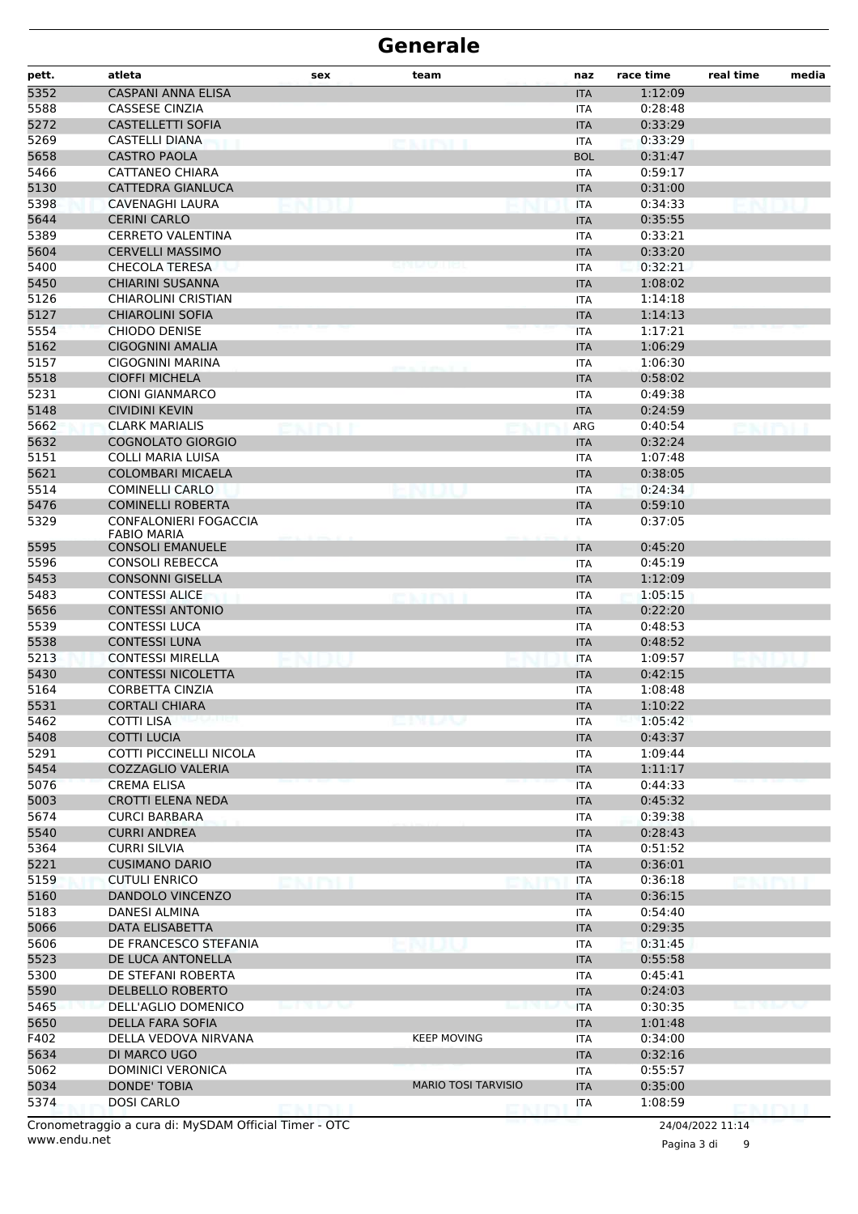# Generale

| pett. | atleta | sex | team | naz | race time | real time | media |
|---|---|---|---|---|---|---|---|
| 5352 | CASPANI ANNA ELISA | | | ITA | 1:12:09 | | |
| 5588 | CASSESE CINZIA | | | ITA | 0:28:48 | | |
| 5272 | CASTELLETTI SOFIA | | | ITA | 0:33:29 | | |
| 5269 | CASTELLI DIANA | | | ITA | 0:33:29 | | |
| 5658 | CASTRO PAOLA | | | BOL | 0:31:47 | | |
| 5466 | CATTANEO CHIARA | | | ITA | 0:59:17 | | |
| 5130 | CATTEDRA GIANLUCA | | | ITA | 0:31:00 | | |
| 5398 | CAVENAGHI LAURA | | | ITA | 0:34:33 | | |
| 5644 | CERINI CARLO | | | ITA | 0:35:55 | | |
| 5389 | CERRETO VALENTINA | | | ITA | 0:33:21 | | |
| 5604 | CERVELLI MASSIMO | | | ITA | 0:33:20 | | |
| 5400 | CHECOLA TERESA | | | ITA | 0:32:21 | | |
| 5450 | CHIARINI SUSANNA | | | ITA | 1:08:02 | | |
| 5126 | CHIAROLINI CRISTIAN | | | ITA | 1:14:18 | | |
| 5127 | CHIAROLINI SOFIA | | | ITA | 1:14:13 | | |
| 5554 | CHIODO DENISE | | | ITA | 1:17:21 | | |
| 5162 | CIGOGNINI AMALIA | | | ITA | 1:06:29 | | |
| 5157 | CIGOGNINI MARINA | | | ITA | 1:06:30 | | |
| 5518 | CIOFFI MICHELA | | | ITA | 0:58:02 | | |
| 5231 | CIONI GIANMARCO | | | ITA | 0:49:38 | | |
| 5148 | CIVIDINI KEVIN | | | ITA | 0:24:59 | | |
| 5662 | CLARK MARIALIS | | | ARG | 0:40:54 | | |
| 5632 | COGNOLATO GIORGIO | | | ITA | 0:32:24 | | |
| 5151 | COLLI MARIA LUISA | | | ITA | 1:07:48 | | |
| 5621 | COLOMBARI MICAELA | | | ITA | 0:38:05 | | |
| 5514 | COMINELLI CARLO | | | ITA | 0:24:34 | | |
| 5476 | COMINELLI ROBERTA | | | ITA | 0:59:10 | | |
| 5329 | CONFALONIERI FOGACCIA FABIO MARIA | | | ITA | 0:37:05 | | |
| 5595 | CONSOLI EMANUELE | | | ITA | 0:45:20 | | |
| 5596 | CONSOLI REBECCA | | | ITA | 0:45:19 | | |
| 5453 | CONSONNI GISELLA | | | ITA | 1:12:09 | | |
| 5483 | CONTESSI ALICE | | | ITA | 1:05:15 | | |
| 5656 | CONTESSI ANTONIO | | | ITA | 0:22:20 | | |
| 5539 | CONTESSI LUCA | | | ITA | 0:48:53 | | |
| 5538 | CONTESSI LUNA | | | ITA | 0:48:52 | | |
| 5213 | CONTESSI MIRELLA | | | ITA | 1:09:57 | | |
| 5430 | CONTESSI NICOLETTA | | | ITA | 0:42:15 | | |
| 5164 | CORBETTA CINZIA | | | ITA | 1:08:48 | | |
| 5531 | CORTALI CHIARA | | | ITA | 1:10:22 | | |
| 5462 | COTTI LISA | | | ITA | 1:05:42 | | |
| 5408 | COTTI LUCIA | | | ITA | 0:43:37 | | |
| 5291 | COTTI PICCINELLI NICOLA | | | ITA | 1:09:44 | | |
| 5454 | COZZAGLIO VALERIA | | | ITA | 1:11:17 | | |
| 5076 | CREMA ELISA | | | ITA | 0:44:33 | | |
| 5003 | CROTTI ELENA NEDA | | | ITA | 0:45:32 | | |
| 5674 | CURCI BARBARA | | | ITA | 0:39:38 | | |
| 5540 | CURRI ANDREA | | | ITA | 0:28:43 | | |
| 5364 | CURRI SILVIA | | | ITA | 0:51:52 | | |
| 5221 | CUSIMANO DARIO | | | ITA | 0:36:01 | | |
| 5159 | CUTULI ENRICO | | | ITA | 0:36:18 | | |
| 5160 | DANDOLO VINCENZO | | | ITA | 0:36:15 | | |
| 5183 | DANESI ALMINA | | | ITA | 0:54:40 | | |
| 5066 | DATA ELISABETTA | | | ITA | 0:29:35 | | |
| 5606 | DE FRANCESCO STEFANIA | | | ITA | 0:31:45 | | |
| 5523 | DE LUCA ANTONELLA | | | ITA | 0:55:58 | | |
| 5300 | DE STEFANI ROBERTA | | | ITA | 0:45:41 | | |
| 5590 | DELBELLO ROBERTO | | | ITA | 0:24:03 | | |
| 5465 | DELL'AGLIO DOMENICO | | | ITA | 0:30:35 | | |
| 5650 | DELLA FARA SOFIA | | | ITA | 1:01:48 | | |
| F402 | DELLA VEDOVA NIRVANA | | KEEP MOVING | ITA | 0:34:00 | | |
| 5634 | DI MARCO UGO | | | ITA | 0:32:16 | | |
| 5062 | DOMINICI VERONICA | | | ITA | 0:55:57 | | |
| 5034 | DONDE' TOBIA | | MARIO TOSI TARVISIO | ITA | 0:35:00 | | |
| 5374 | DOSI CARLO | | | ITA | 1:08:59 | | |

Cronometraggio a cura di: MySDAM Official Timer - OTC
www.endu.net

24/04/2022 11:14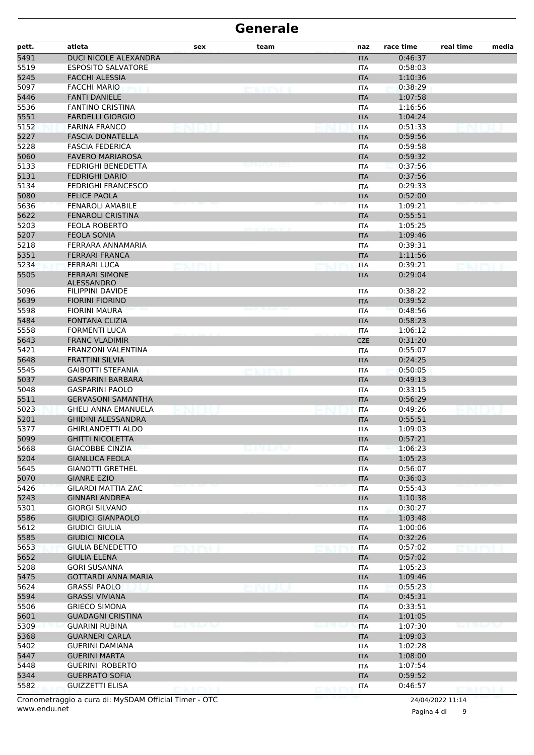# Generale

| pett. | atleta | sex | team | naz | race time | real time | media |
|---|---|---|---|---|---|---|---|
| 5491 | DUCI NICOLE ALEXANDRA | | | ITA | 0:46:37 | | |
| 5519 | ESPOSITO SALVATORE | | | ITA | 0:58:03 | | |
| 5245 | FACCHI ALESSIA | | | ITA | 1:10:36 | | |
| 5097 | FACCHI MARIO | | | ITA | 0:38:29 | | |
| 5446 | FANTI DANIELE | | | ITA | 1:07:58 | | |
| 5536 | FANTINO CRISTINA | | | ITA | 1:16:56 | | |
| 5551 | FARDELLI GIORGIO | | | ITA | 1:04:24 | | |
| 5152 | FARINA FRANCO | | | ITA | 0:51:33 | | |
| 5227 | FASCIA DONATELLA | | | ITA | 0:59:56 | | |
| 5228 | FASCIA FEDERICA | | | ITA | 0:59:58 | | |
| 5060 | FAVERO MARIAROSA | | | ITA | 0:59:32 | | |
| 5133 | FEDRIGHI BENEDETTA | | | ITA | 0:37:56 | | |
| 5131 | FEDRIGHI DARIO | | | ITA | 0:37:56 | | |
| 5134 | FEDRIGHI FRANCESCO | | | ITA | 0:29:33 | | |
| 5080 | FELICE PAOLA | | | ITA | 0:52:00 | | |
| 5636 | FENAROLI AMABILE | | | ITA | 1:09:21 | | |
| 5622 | FENAROLI CRISTINA | | | ITA | 0:55:51 | | |
| 5203 | FEOLA ROBERTO | | | ITA | 1:05:25 | | |
| 5207 | FEOLA SONIA | | | ITA | 1:09:46 | | |
| 5218 | FERRARA ANNAMARIA | | | ITA | 0:39:31 | | |
| 5351 | FERRARI FRANCA | | | ITA | 1:11:56 | | |
| 5234 | FERRARI LUCA | | | ITA | 0:39:21 | | |
| 5505 | FERRARI SIMONE ALESSANDRO | | | ITA | 0:29:04 | | |
| 5096 | FILIPPINI DAVIDE | | | ITA | 0:38:22 | | |
| 5639 | FIORINI FIORINO | | | ITA | 0:39:52 | | |
| 5598 | FIORINI MAURA | | | ITA | 0:48:56 | | |
| 5484 | FONTANA CLIZIA | | | ITA | 0:58:23 | | |
| 5558 | FORMENTI LUCA | | | ITA | 1:06:12 | | |
| 5643 | FRANC VLADIMIR | | | CZE | 0:31:20 | | |
| 5421 | FRANZONI VALENTINA | | | ITA | 0:55:07 | | |
| 5648 | FRATTINI SILVIA | | | ITA | 0:24:25 | | |
| 5545 | GAIBOTTI STEFANIA | | | ITA | 0:50:05 | | |
| 5037 | GASPARINI BARBARA | | | ITA | 0:49:13 | | |
| 5048 | GASPARINI PAOLO | | | ITA | 0:33:15 | | |
| 5511 | GERVASONI SAMANTHA | | | ITA | 0:56:29 | | |
| 5023 | GHELI ANNA EMANUELA | | | ITA | 0:49:26 | | |
| 5201 | GHIDINI ALESSANDRA | | | ITA | 0:55:51 | | |
| 5377 | GHIRLANDETTI ALDO | | | ITA | 1:09:03 | | |
| 5099 | GHITTI NICOLETTA | | | ITA | 0:57:21 | | |
| 5668 | GIACOBBE CINZIA | | | ITA | 1:06:23 | | |
| 5204 | GIANLUCA FEOLA | | | ITA | 1:05:23 | | |
| 5645 | GIANOTTI GRETHEL | | | ITA | 0:56:07 | | |
| 5070 | GIANRE EZIO | | | ITA | 0:36:03 | | |
| 5426 | GILARDI MATTIA ZAC | | | ITA | 0:55:43 | | |
| 5243 | GINNARI ANDREA | | | ITA | 1:10:38 | | |
| 5301 | GIORGI SILVANO | | | ITA | 0:30:27 | | |
| 5586 | GIUDICI GIANPAOLO | | | ITA | 1:03:48 | | |
| 5612 | GIUDICI GIULIA | | | ITA | 1:00:06 | | |
| 5585 | GIUDICI NICOLA | | | ITA | 0:32:26 | | |
| 5653 | GIULIA BENEDETTO | | | ITA | 0:57:02 | | |
| 5652 | GIULIA ELENA | | | ITA | 0:57:02 | | |
| 5208 | GORI SUSANNA | | | ITA | 1:05:23 | | |
| 5475 | GOTTARDI ANNA MARIA | | | ITA | 1:09:46 | | |
| 5624 | GRASSI PAOLO | | | ITA | 0:55:23 | | |
| 5594 | GRASSI VIVIANA | | | ITA | 0:45:31 | | |
| 5506 | GRIECO SIMONA | | | ITA | 0:33:51 | | |
| 5601 | GUADAGNI CRISTINA | | | ITA | 1:01:05 | | |
| 5309 | GUARINI RUBINA | | | ITA | 1:07:30 | | |
| 5368 | GUARNERI CARLA | | | ITA | 1:09:03 | | |
| 5402 | GUERINI DAMIANA | | | ITA | 1:02:28 | | |
| 5447 | GUERINI MARTA | | | ITA | 1:08:00 | | |
| 5448 | GUERINI ROBERTO | | | ITA | 1:07:54 | | |
| 5344 | GUERRATO SOFIA | | | ITA | 0:59:52 | | |
| 5582 | GUIZZETTI ELISA | | | ITA | 0:46:57 | | |

Cronometraggio a cura di: MySDAM Official Timer - OTC
www.endu.net

24/04/2022 11:14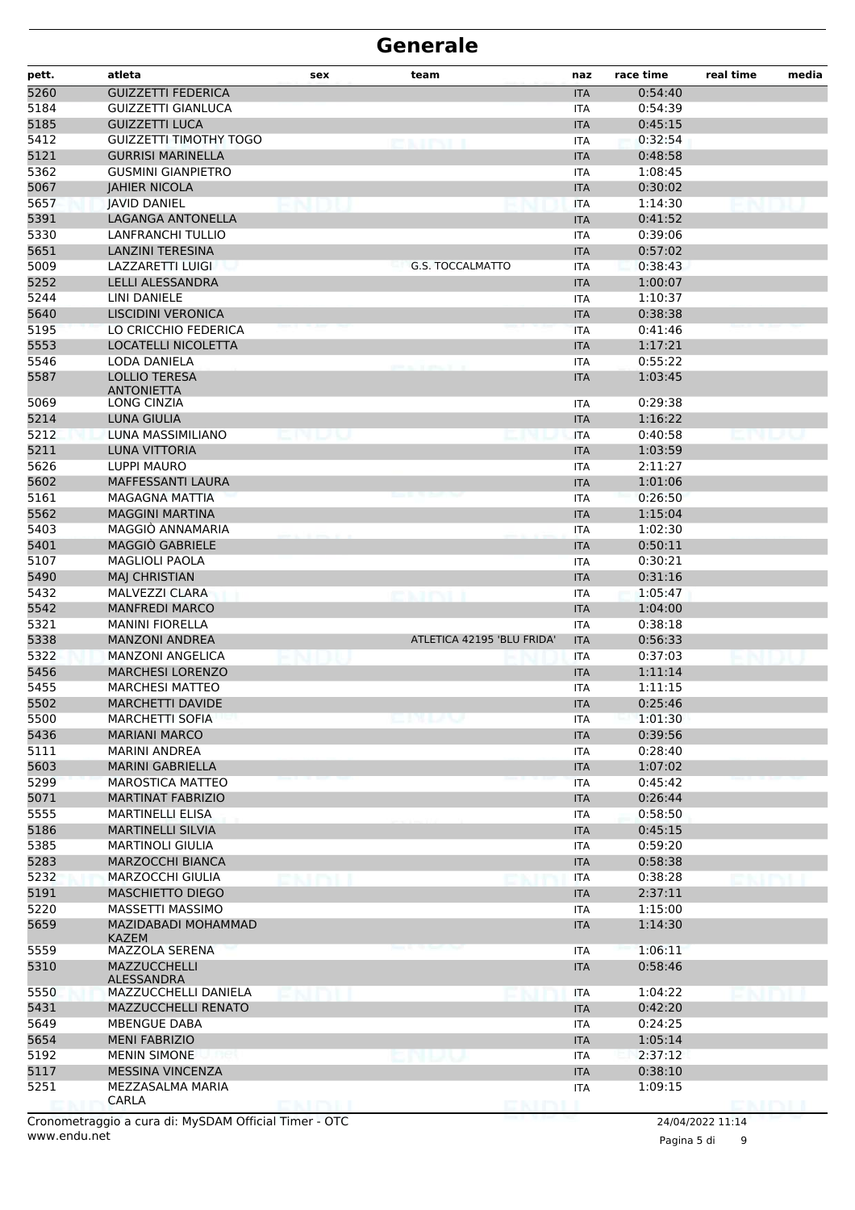# Generale

| pett. | atleta | sex | team | naz | race time | real time | media |
|---|---|---|---|---|---|---|---|
| 5260 | GUIZZETTI FEDERICA | | | ITA | 0:54:40 | | |
| 5184 | GUIZZETTI GIANLUCA | | | ITA | 0:54:39 | | |
| 5185 | GUIZZETTI LUCA | | | ITA | 0:45:15 | | |
| 5412 | GUIZZETTI TIMOTHY TOGO | | | ITA | 0:32:54 | | |
| 5121 | GURRISI MARINELLA | | | ITA | 0:48:58 | | |
| 5362 | GUSMINI GIANPIETRO | | | ITA | 1:08:45 | | |
| 5067 | JAHIER NICOLA | | | ITA | 0:30:02 | | |
| 5657 | JAVID DANIEL | | | ITA | 1:14:30 | | |
| 5391 | LAGANGA ANTONELLA | | | ITA | 0:41:52 | | |
| 5330 | LANFRANCHI TULLIO | | | ITA | 0:39:06 | | |
| 5651 | LANZINI TERESINA | | | ITA | 0:57:02 | | |
| 5009 | LAZZARETTI LUIGI | | G.S. TOCCALMATTO | ITA | 0:38:43 | | |
| 5252 | LELLI ALESSANDRA | | | ITA | 1:00:07 | | |
| 5244 | LINI DANIELE | | | ITA | 1:10:37 | | |
| 5640 | LISCIDINI VERONICA | | | ITA | 0:38:38 | | |
| 5195 | LO CRICCHIO FEDERICA | | | ITA | 0:41:46 | | |
| 5553 | LOCATELLI NICOLETTA | | | ITA | 1:17:21 | | |
| 5546 | LODA DANIELA | | | ITA | 0:55:22 | | |
| 5587 | LOLLIO TERESA ANTONIETTA | | | ITA | 1:03:45 | | |
| 5069 | LONG CINZIA | | | ITA | 0:29:38 | | |
| 5214 | LUNA GIULIA | | | ITA | 1:16:22 | | |
| 5212 | LUNA MASSIMILIANO | | | ITA | 0:40:58 | | |
| 5211 | LUNA VITTORIA | | | ITA | 1:03:59 | | |
| 5626 | LUPPI MAURO | | | ITA | 2:11:27 | | |
| 5602 | MAFFESSANTI LAURA | | | ITA | 1:01:06 | | |
| 5161 | MAGAGNA MATTIA | | | ITA | 0:26:50 | | |
| 5562 | MAGGINI MARTINA | | | ITA | 1:15:04 | | |
| 5403 | MAGGIÒ ANNAMARIA | | | ITA | 1:02:30 | | |
| 5401 | MAGGIÒ GABRIELE | | | ITA | 0:50:11 | | |
| 5107 | MAGLIOLI PAOLA | | | ITA | 0:30:21 | | |
| 5490 | MAJ CHRISTIAN | | | ITA | 0:31:16 | | |
| 5432 | MALVEZZI CLARA | | | ITA | 1:05:47 | | |
| 5542 | MANFREDI MARCO | | | ITA | 1:04:00 | | |
| 5321 | MANINI FIORELLA | | | ITA | 0:38:18 | | |
| 5338 | MANZONI ANDREA | | ATLETICA 42195 'BLU FRIDA' | ITA | 0:56:33 | | |
| 5322 | MANZONI ANGELICA | | | ITA | 0:37:03 | | |
| 5456 | MARCHESI LORENZO | | | ITA | 1:11:14 | | |
| 5455 | MARCHESI MATTEO | | | ITA | 1:11:15 | | |
| 5502 | MARCHETTI DAVIDE | | | ITA | 0:25:46 | | |
| 5500 | MARCHETTI SOFIA | | | ITA | 1:01:30 | | |
| 5436 | MARIANI MARCO | | | ITA | 0:39:56 | | |
| 5111 | MARINI ANDREA | | | ITA | 0:28:40 | | |
| 5603 | MARINI GABRIELLA | | | ITA | 1:07:02 | | |
| 5299 | MAROSTICA MATTEO | | | ITA | 0:45:42 | | |
| 5071 | MARTINAT FABRIZIO | | | ITA | 0:26:44 | | |
| 5555 | MARTINELLI ELISA | | | ITA | 0:58:50 | | |
| 5186 | MARTINELLI SILVIA | | | ITA | 0:45:15 | | |
| 5385 | MARTINOLI GIULIA | | | ITA | 0:59:20 | | |
| 5283 | MARZOCCHI BIANCA | | | ITA | 0:58:38 | | |
| 5232 | MARZOCCHI GIULIA | | | ITA | 0:38:28 | | |
| 5191 | MASCHIETTO DIEGO | | | ITA | 2:37:11 | | |
| 5220 | MASSETTI MASSIMO | | | ITA | 1:15:00 | | |
| 5659 | MAZIDABADI MOHAMMAD KAZEM | | | ITA | 1:14:30 | | |
| 5559 | MAZZOLA SERENA | | | ITA | 1:06:11 | | |
| 5310 | MAZZUCCHELLI ALESSANDRA | | | ITA | 0:58:46 | | |
| 5550 | MAZZUCCHELLI DANIELA | | | ITA | 1:04:22 | | |
| 5431 | MAZZUCCHELLI RENATO | | | ITA | 0:42:20 | | |
| 5649 | MBENGUE DABA | | | ITA | 0:24:25 | | |
| 5654 | MENI FABRIZIO | | | ITA | 1:05:14 | | |
| 5192 | MENIN SIMONE | | | ITA | 2:37:12 | | |
| 5117 | MESSINA VINCENZA | | | ITA | 0:38:10 | | |
| 5251 | MEZZASALMA MARIA CARLA | | | ITA | 1:09:15 | | |

Cronometraggio a cura di: MySDAM Official Timer - OTC
www.endu.net

24/04/2022 11:14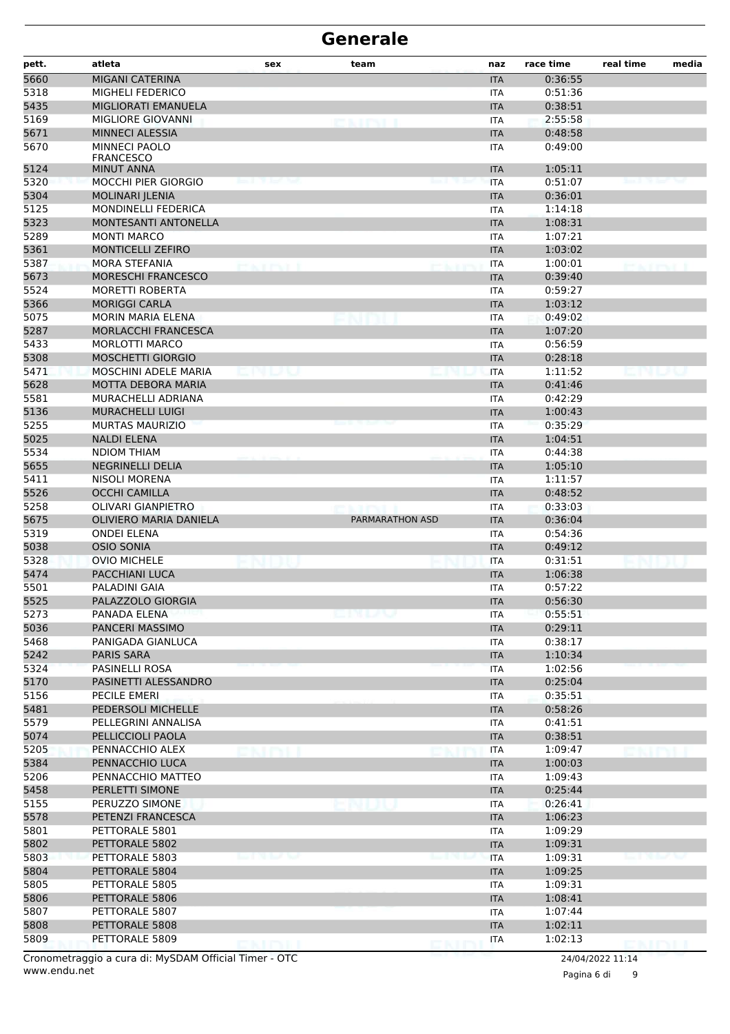# Generale

| pett. | atleta | sex | team | naz | race time | real time | media |
|---|---|---|---|---|---|---|---|
| 5660 | MIGANI CATERINA | | | ITA | 0:36:55 | | |
| 5318 | MIGHELI FEDERICO | | | ITA | 0:51:36 | | |
| 5435 | MIGLIORATI EMANUELA | | | ITA | 0:38:51 | | |
| 5169 | MIGLIORE GIOVANNI | | | ITA | 2:55:58 | | |
| 5671 | MINNECI ALESSIA | | | ITA | 0:48:58 | | |
| 5670 | MINNECI PAOLO FRANCESCO | | | ITA | 0:49:00 | | |
| 5124 | MINUT ANNA | | | ITA | 1:05:11 | | |
| 5320 | MOCCHI PIER GIORGIO | | | ITA | 0:51:07 | | |
| 5304 | MOLINARI JLENIA | | | ITA | 0:36:01 | | |
| 5125 | MONDINELLI FEDERICA | | | ITA | 1:14:18 | | |
| 5323 | MONTESANTI ANTONELLA | | | ITA | 1:08:31 | | |
| 5289 | MONTI MARCO | | | ITA | 1:07:21 | | |
| 5361 | MONTICELLI ZEFIRO | | | ITA | 1:03:02 | | |
| 5387 | MORA STEFANIA | | | ITA | 1:00:01 | | |
| 5673 | MORESCHI FRANCESCO | | | ITA | 0:39:40 | | |
| 5524 | MORETTI ROBERTA | | | ITA | 0:59:27 | | |
| 5366 | MORIGGI CARLA | | | ITA | 1:03:12 | | |
| 5075 | MORIN MARIA ELENA | | | ITA | 0:49:02 | | |
| 5287 | MORLACCHI FRANCESCA | | | ITA | 1:07:20 | | |
| 5433 | MORLOTTI MARCO | | | ITA | 0:56:59 | | |
| 5308 | MOSCHETTI GIORGIO | | | ITA | 0:28:18 | | |
| 5471 | MOSCHINI ADELE MARIA | | | ITA | 1:11:52 | | |
| 5628 | MOTTA DEBORA MARIA | | | ITA | 0:41:46 | | |
| 5581 | MURACHELLI ADRIANA | | | ITA | 0:42:29 | | |
| 5136 | MURACHELLI LUIGI | | | ITA | 1:00:43 | | |
| 5255 | MURTAS MAURIZIO | | | ITA | 0:35:29 | | |
| 5025 | NALDI ELENA | | | ITA | 1:04:51 | | |
| 5534 | NDIOM THIAM | | | ITA | 0:44:38 | | |
| 5655 | NEGRINELLI DELIA | | | ITA | 1:05:10 | | |
| 5411 | NISOLI MORENA | | | ITA | 1:11:57 | | |
| 5526 | OCCHI CAMILLA | | | ITA | 0:48:52 | | |
| 5258 | OLIVARI GIANPIETRO | | | ITA | 0:33:03 | | |
| 5675 | OLIVIERO MARIA DANIELA | | PARMARATHON ASD | ITA | 0:36:04 | | |
| 5319 | ONDEI ELENA | | | ITA | 0:54:36 | | |
| 5038 | OSIO SONIA | | | ITA | 0:49:12 | | |
| 5328 | OVIO MICHELE | | | ITA | 0:31:51 | | |
| 5474 | PACCHIANI LUCA | | | ITA | 1:06:38 | | |
| 5501 | PALADINI GAIA | | | ITA | 0:57:22 | | |
| 5525 | PALAZZOLO GIORGIA | | | ITA | 0:56:30 | | |
| 5273 | PANADA ELENA | | | ITA | 0:55:51 | | |
| 5036 | PANCERI MASSIMO | | | ITA | 0:29:11 | | |
| 5468 | PANIGADA GIANLUCA | | | ITA | 0:38:17 | | |
| 5242 | PARIS SARA | | | ITA | 1:10:34 | | |
| 5324 | PASINELLI ROSA | | | ITA | 1:02:56 | | |
| 5170 | PASINETTI ALESSANDRO | | | ITA | 0:25:04 | | |
| 5156 | PECILE EMERI | | | ITA | 0:35:51 | | |
| 5481 | PEDERSOLI MICHELLE | | | ITA | 0:58:26 | | |
| 5579 | PELLEGRINI ANNALISA | | | ITA | 0:41:51 | | |
| 5074 | PELLICCIOLI PAOLA | | | ITA | 0:38:51 | | |
| 5205 | PENNACCHIO ALEX | | | ITA | 1:09:47 | | |
| 5384 | PENNACCHIO LUCA | | | ITA | 1:00:03 | | |
| 5206 | PENNACCHIO MATTEO | | | ITA | 1:09:43 | | |
| 5458 | PERLETTI SIMONE | | | ITA | 0:25:44 | | |
| 5155 | PERUZZO SIMONE | | | ITA | 0:26:41 | | |
| 5578 | PETENZI FRANCESCA | | | ITA | 1:06:23 | | |
| 5801 | PETTORALE 5801 | | | ITA | 1:09:29 | | |
| 5802 | PETTORALE 5802 | | | ITA | 1:09:31 | | |
| 5803 | PETTORALE 5803 | | | ITA | 1:09:31 | | |
| 5804 | PETTORALE 5804 | | | ITA | 1:09:25 | | |
| 5805 | PETTORALE 5805 | | | ITA | 1:09:31 | | |
| 5806 | PETTORALE 5806 | | | ITA | 1:08:41 | | |
| 5807 | PETTORALE 5807 | | | ITA | 1:07:44 | | |
| 5808 | PETTORALE 5808 | | | ITA | 1:02:11 | | |
| 5809 | PETTORALE 5809 | | | ITA | 1:02:13 | | |

Cronometraggio a cura di: MySDAM Official Timer - OTC
www.endu.net

24/04/2022 11:14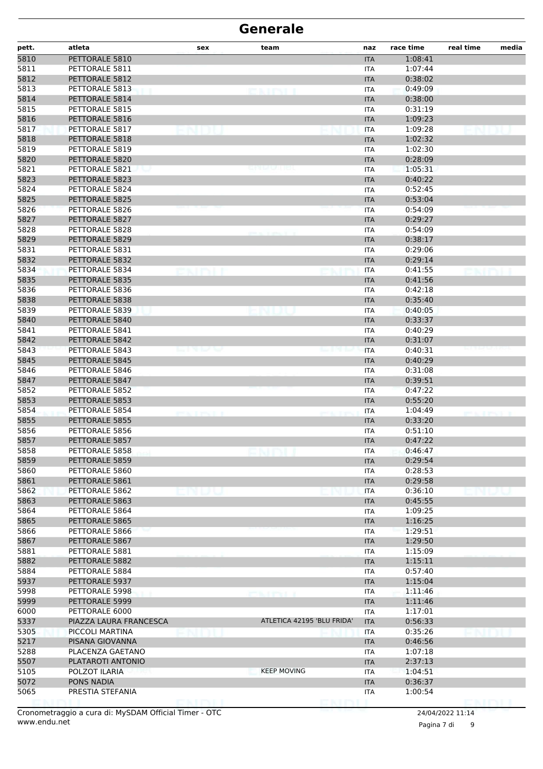# Generale

| pett. | atleta | sex | team | naz | race time | real time | media |
|---|---|---|---|---|---|---|---|
| 5810 | PETTORALE 5810 | | | ITA | 1:08:41 | | |
| 5811 | PETTORALE 5811 | | | ITA | 1:07:44 | | |
| 5812 | PETTORALE 5812 | | | ITA | 0:38:02 | | |
| 5813 | PETTORALE 5813 | | | ITA | 0:49:09 | | |
| 5814 | PETTORALE 5814 | | | ITA | 0:38:00 | | |
| 5815 | PETTORALE 5815 | | | ITA | 0:31:19 | | |
| 5816 | PETTORALE 5816 | | | ITA | 1:09:23 | | |
| 5817 | PETTORALE 5817 | | | ITA | 1:09:28 | | |
| 5818 | PETTORALE 5818 | | | ITA | 1:02:32 | | |
| 5819 | PETTORALE 5819 | | | ITA | 1:02:30 | | |
| 5820 | PETTORALE 5820 | | | ITA | 0:28:09 | | |
| 5821 | PETTORALE 5821 | | | ITA | 1:05:31 | | |
| 5823 | PETTORALE 5823 | | | ITA | 0:40:22 | | |
| 5824 | PETTORALE 5824 | | | ITA | 0:52:45 | | |
| 5825 | PETTORALE 5825 | | | ITA | 0:53:04 | | |
| 5826 | PETTORALE 5826 | | | ITA | 0:54:09 | | |
| 5827 | PETTORALE 5827 | | | ITA | 0:29:27 | | |
| 5828 | PETTORALE 5828 | | | ITA | 0:54:09 | | |
| 5829 | PETTORALE 5829 | | | ITA | 0:38:17 | | |
| 5831 | PETTORALE 5831 | | | ITA | 0:29:06 | | |
| 5832 | PETTORALE 5832 | | | ITA | 0:29:14 | | |
| 5834 | PETTORALE 5834 | | | ITA | 0:41:55 | | |
| 5835 | PETTORALE 5835 | | | ITA | 0:41:56 | | |
| 5836 | PETTORALE 5836 | | | ITA | 0:42:18 | | |
| 5838 | PETTORALE 5838 | | | ITA | 0:35:40 | | |
| 5839 | PETTORALE 5839 | | | ITA | 0:40:05 | | |
| 5840 | PETTORALE 5840 | | | ITA | 0:33:37 | | |
| 5841 | PETTORALE 5841 | | | ITA | 0:40:29 | | |
| 5842 | PETTORALE 5842 | | | ITA | 0:31:07 | | |
| 5843 | PETTORALE 5843 | | | ITA | 0:40:31 | | |
| 5845 | PETTORALE 5845 | | | ITA | 0:40:29 | | |
| 5846 | PETTORALE 5846 | | | ITA | 0:31:08 | | |
| 5847 | PETTORALE 5847 | | | ITA | 0:39:51 | | |
| 5852 | PETTORALE 5852 | | | ITA | 0:47:22 | | |
| 5853 | PETTORALE 5853 | | | ITA | 0:55:20 | | |
| 5854 | PETTORALE 5854 | | | ITA | 1:04:49 | | |
| 5855 | PETTORALE 5855 | | | ITA | 0:33:20 | | |
| 5856 | PETTORALE 5856 | | | ITA | 0:51:10 | | |
| 5857 | PETTORALE 5857 | | | ITA | 0:47:22 | | |
| 5858 | PETTORALE 5858 | | | ITA | 0:46:47 | | |
| 5859 | PETTORALE 5859 | | | ITA | 0:29:54 | | |
| 5860 | PETTORALE 5860 | | | ITA | 0:28:53 | | |
| 5861 | PETTORALE 5861 | | | ITA | 0:29:58 | | |
| 5862 | PETTORALE 5862 | | | ITA | 0:36:10 | | |
| 5863 | PETTORALE 5863 | | | ITA | 0:45:55 | | |
| 5864 | PETTORALE 5864 | | | ITA | 1:09:25 | | |
| 5865 | PETTORALE 5865 | | | ITA | 1:16:25 | | |
| 5866 | PETTORALE 5866 | | | ITA | 1:29:51 | | |
| 5867 | PETTORALE 5867 | | | ITA | 1:29:50 | | |
| 5881 | PETTORALE 5881 | | | ITA | 1:15:09 | | |
| 5882 | PETTORALE 5882 | | | ITA | 1:15:11 | | |
| 5884 | PETTORALE 5884 | | | ITA | 0:57:40 | | |
| 5937 | PETTORALE 5937 | | | ITA | 1:15:04 | | |
| 5998 | PETTORALE 5998 | | | ITA | 1:11:46 | | |
| 5999 | PETTORALE 5999 | | | ITA | 1:11:46 | | |
| 6000 | PETTORALE 6000 | | | ITA | 1:17:01 | | |
| 5337 | PIAZZA LAURA FRANCESCA | | ATLETICA 42195 'BLU FRIDA' | ITA | 0:56:33 | | |
| 5305 | PICCOLI MARTINA | | | ITA | 0:35:26 | | |
| 5217 | PISANA GIOVANNA | | | ITA | 0:46:56 | | |
| 5288 | PLACENZA GAETANO | | | ITA | 1:07:18 | | |
| 5507 | PLATAROTI ANTONIO | | | ITA | 2:37:13 | | |
| 5105 | POLZOT ILARIA | | KEEP MOVING | ITA | 1:04:51 | | |
| 5072 | PONS NADIA | | | ITA | 0:36:37 | | |
| 5065 | PRESTIA STEFANIA | | | ITA | 1:00:54 | | |

Cronometraggio a cura di: MySDAM Official Timer - OTC
www.endu.net

24/04/2022 11:14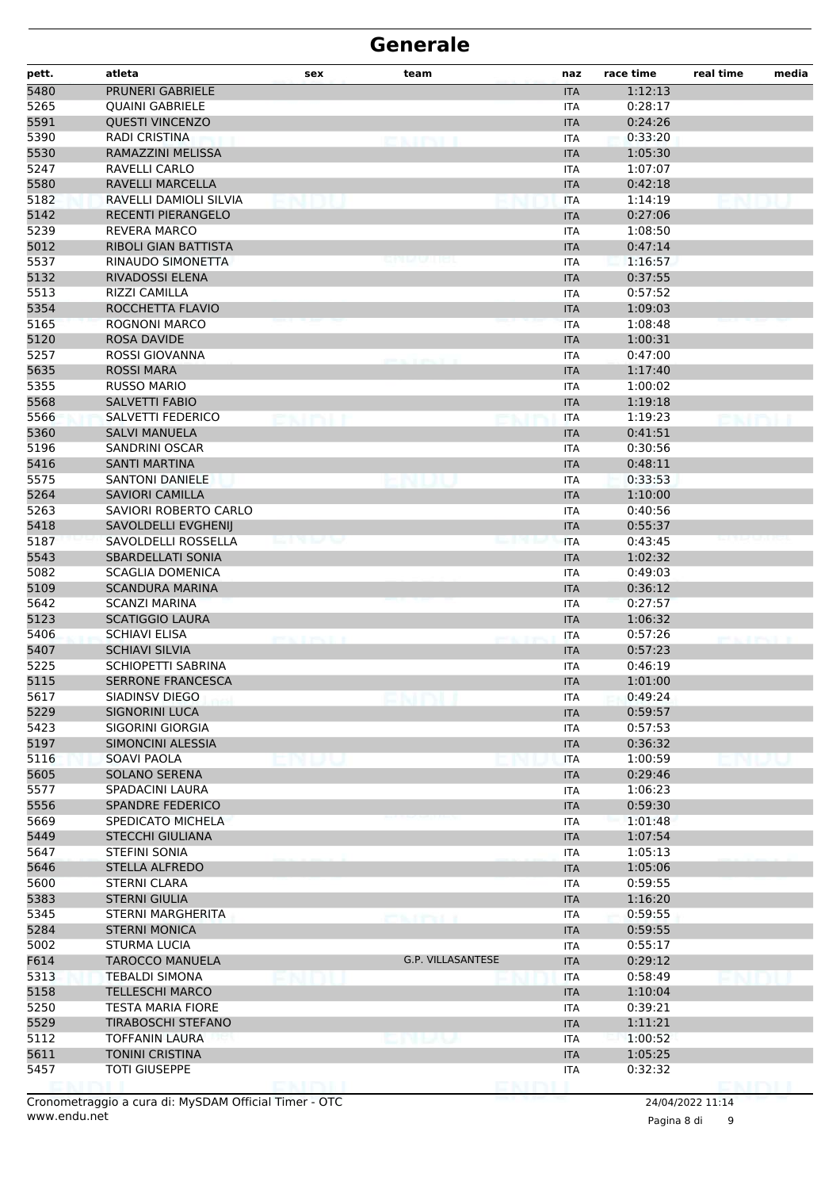# Generale

| pett. | atleta | sex | team | naz | race time | real time | media |
|---|---|---|---|---|---|---|---|
| 5480 | PRUNERI GABRIELE | | | ITA | 1:12:13 | | |
| 5265 | QUAINI GABRIELE | | | ITA | 0:28:17 | | |
| 5591 | QUESTI VINCENZO | | | ITA | 0:24:26 | | |
| 5390 | RADI CRISTINA | | | ITA | 0:33:20 | | |
| 5530 | RAMAZZINI MELISSA | | | ITA | 1:05:30 | | |
| 5247 | RAVELLI CARLO | | | ITA | 1:07:07 | | |
| 5580 | RAVELLI MARCELLA | | | ITA | 0:42:18 | | |
| 5182 | RAVELLI DAMIOLI SILVIA | | | ITA | 1:14:19 | | |
| 5142 | RECENTI PIERANGELO | | | ITA | 0:27:06 | | |
| 5239 | REVERA MARCO | | | ITA | 1:08:50 | | |
| 5012 | RIBOLI GIAN BATTISTA | | | ITA | 0:47:14 | | |
| 5537 | RINAUDO SIMONETTA | | | ITA | 1:16:57 | | |
| 5132 | RIVADOSSI ELENA | | | ITA | 0:37:55 | | |
| 5513 | RIZZI CAMILLA | | | ITA | 0:57:52 | | |
| 5354 | ROCCHETTA FLAVIO | | | ITA | 1:09:03 | | |
| 5165 | ROGNONI MARCO | | | ITA | 1:08:48 | | |
| 5120 | ROSA DAVIDE | | | ITA | 1:00:31 | | |
| 5257 | ROSSI GIOVANNA | | | ITA | 0:47:00 | | |
| 5635 | ROSSI MARA | | | ITA | 1:17:40 | | |
| 5355 | RUSSO MARIO | | | ITA | 1:00:02 | | |
| 5568 | SALVETTI FABIO | | | ITA | 1:19:18 | | |
| 5566 | SALVETTI FEDERICO | | | ITA | 1:19:23 | | |
| 5360 | SALVI MANUELA | | | ITA | 0:41:51 | | |
| 5196 | SANDRINI OSCAR | | | ITA | 0:30:56 | | |
| 5416 | SANTI MARTINA | | | ITA | 0:48:11 | | |
| 5575 | SANTONI DANIELE | | | ITA | 0:33:53 | | |
| 5264 | SAVIORI CAMILLA | | | ITA | 1:10:00 | | |
| 5263 | SAVIORI ROBERTO CARLO | | | ITA | 0:40:56 | | |
| 5418 | SAVOLDELLI EVGHENIJ | | | ITA | 0:55:37 | | |
| 5187 | SAVOLDELLI ROSSELLA | | | ITA | 0:43:45 | | |
| 5543 | SBARDELLATI SONIA | | | ITA | 1:02:32 | | |
| 5082 | SCAGLIA DOMENICA | | | ITA | 0:49:03 | | |
| 5109 | SCANDURA MARINA | | | ITA | 0:36:12 | | |
| 5642 | SCANZI MARINA | | | ITA | 0:27:57 | | |
| 5123 | SCATIGGIO LAURA | | | ITA | 1:06:32 | | |
| 5406 | SCHIAVI ELISA | | | ITA | 0:57:26 | | |
| 5407 | SCHIAVI SILVIA | | | ITA | 0:57:23 | | |
| 5225 | SCHIOPETTI SABRINA | | | ITA | 0:46:19 | | |
| 5115 | SERRONE FRANCESCA | | | ITA | 1:01:00 | | |
| 5617 | SIADINSV DIEGO | | | ITA | 0:49:24 | | |
| 5229 | SIGNORINI LUCA | | | ITA | 0:59:57 | | |
| 5423 | SIGORINI GIORGIA | | | ITA | 0:57:53 | | |
| 5197 | SIMONCINI ALESSIA | | | ITA | 0:36:32 | | |
| 5116 | SOAVI PAOLA | | | ITA | 1:00:59 | | |
| 5605 | SOLANO SERENA | | | ITA | 0:29:46 | | |
| 5577 | SPADACINI LAURA | | | ITA | 1:06:23 | | |
| 5556 | SPANDRE FEDERICO | | | ITA | 0:59:30 | | |
| 5669 | SPEDICATO MICHELA | | | ITA | 1:01:48 | | |
| 5449 | STECCHI GIULIANA | | | ITA | 1:07:54 | | |
| 5647 | STEFINI SONIA | | | ITA | 1:05:13 | | |
| 5646 | STELLA ALFREDO | | | ITA | 1:05:06 | | |
| 5600 | STERNI CLARA | | | ITA | 0:59:55 | | |
| 5383 | STERNI GIULIA | | | ITA | 1:16:20 | | |
| 5345 | STERNI MARGHERITA | | | ITA | 0:59:55 | | |
| 5284 | STERNI MONICA | | | ITA | 0:59:55 | | |
| 5002 | STURMA LUCIA | | | ITA | 0:55:17 | | |
| F614 | TAROCCO MANUELA | | G.P. VILLASANTESE | ITA | 0:29:12 | | |
| 5313 | TEBALDI SIMONA | | | ITA | 0:58:49 | | |
| 5158 | TELLESCHI MARCO | | | ITA | 1:10:04 | | |
| 5250 | TESTA MARIA FIORE | | | ITA | 0:39:21 | | |
| 5529 | TIRABOSCHI STEFANO | | | ITA | 1:11:21 | | |
| 5112 | TOFFANIN LAURA | | | ITA | 1:00:52 | | |
| 5611 | TONINI CRISTINA | | | ITA | 1:05:25 | | |
| 5457 | TOTI GIUSEPPE | | | ITA | 0:32:32 | | |

Cronometraggio a cura di: MySDAM Official Timer - OTC
www.endu.net

24/04/2022 11:14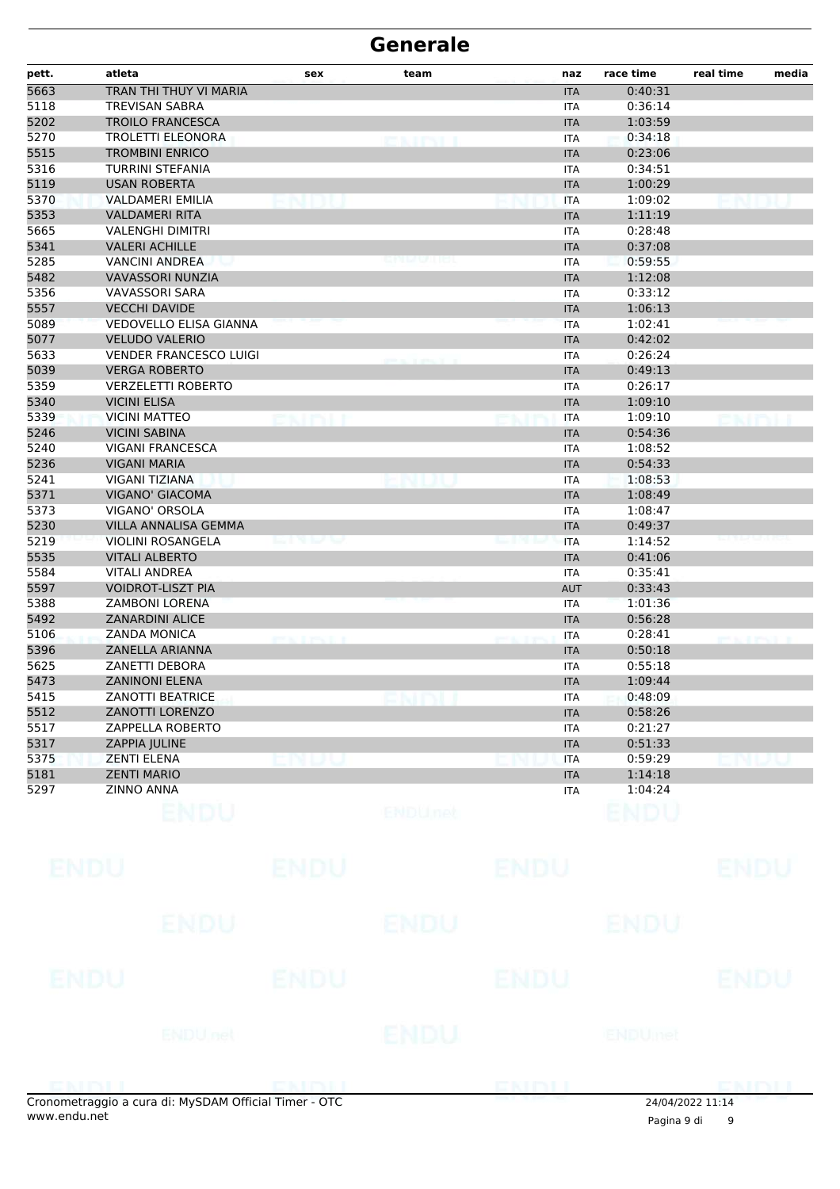# Generale

| pett. | atleta | sex | team | naz | race time | real time | media |
|---|---|---|---|---|---|---|---|
| 5663 | TRAN THI THUY VI MARIA | | | ITA | 0:40:31 | | |
| 5118 | TREVISAN SABRA | | | ITA | 0:36:14 | | |
| 5202 | TROILO FRANCESCA | | | ITA | 1:03:59 | | |
| 5270 | TROLETTI ELEONORA | | | ITA | 0:34:18 | | |
| 5515 | TROMBINI ENRICO | | | ITA | 0:23:06 | | |
| 5316 | TURRINI STEFANIA | | | ITA | 0:34:51 | | |
| 5119 | USAN ROBERTA | | | ITA | 1:00:29 | | |
| 5370 | VALDAMERI EMILIA | | | ITA | 1:09:02 | | |
| 5353 | VALDAMERI RITA | | | ITA | 1:11:19 | | |
| 5665 | VALENGHI DIMITRI | | | ITA | 0:28:48 | | |
| 5341 | VALERI ACHILLE | | | ITA | 0:37:08 | | |
| 5285 | VANCINI ANDREA | | | ITA | 0:59:55 | | |
| 5482 | VAVASSORI NUNZIA | | | ITA | 1:12:08 | | |
| 5356 | VAVASSORI SARA | | | ITA | 0:33:12 | | |
| 5557 | VECCHI DAVIDE | | | ITA | 1:06:13 | | |
| 5089 | VEDOVELLO ELISA GIANNA | | | ITA | 1:02:41 | | |
| 5077 | VELUDO VALERIO | | | ITA | 0:42:02 | | |
| 5633 | VENDER FRANCESCO LUIGI | | | ITA | 0:26:24 | | |
| 5039 | VERGA ROBERTO | | | ITA | 0:49:13 | | |
| 5359 | VERZELETTI ROBERTO | | | ITA | 0:26:17 | | |
| 5340 | VICINI ELISA | | | ITA | 1:09:10 | | |
| 5339 | VICINI MATTEO | | | ITA | 1:09:10 | | |
| 5246 | VICINI SABINA | | | ITA | 0:54:36 | | |
| 5240 | VIGANI FRANCESCA | | | ITA | 1:08:52 | | |
| 5236 | VIGANI MARIA | | | ITA | 0:54:33 | | |
| 5241 | VIGANI TIZIANA | | | ITA | 1:08:53 | | |
| 5371 | VIGANO' GIACOMA | | | ITA | 1:08:49 | | |
| 5373 | VIGANO' ORSOLA | | | ITA | 1:08:47 | | |
| 5230 | VILLA ANNALISA GEMMA | | | ITA | 0:49:37 | | |
| 5219 | VIOLINI ROSANGELA | | | ITA | 1:14:52 | | |
| 5535 | VITALI ALBERTO | | | ITA | 0:41:06 | | |
| 5584 | VITALI ANDREA | | | ITA | 0:35:41 | | |
| 5597 | VOIDROT-LISZT PIA | | | AUT | 0:33:43 | | |
| 5388 | ZAMBONI LORENA | | | ITA | 1:01:36 | | |
| 5492 | ZANARDINI ALICE | | | ITA | 0:56:28 | | |
| 5106 | ZANDA MONICA | | | ITA | 0:28:41 | | |
| 5396 | ZANELLA ARIANNA | | | ITA | 0:50:18 | | |
| 5625 | ZANETTI DEBORA | | | ITA | 0:55:18 | | |
| 5473 | ZANINONI ELENA | | | ITA | 1:09:44 | | |
| 5415 | ZANOTTI BEATRICE | | | ITA | 0:48:09 | | |
| 5512 | ZANOTTI LORENZO | | | ITA | 0:58:26 | | |
| 5517 | ZAPPELLA ROBERTO | | | ITA | 0:21:27 | | |
| 5317 | ZAPPIA JULINE | | | ITA | 0:51:33 | | |
| 5375 | ZENTI ELENA | | | ITA | 0:59:29 | | |
| 5181 | ZENTI MARIO | | | ITA | 1:14:18 | | |
| 5297 | ZINNO ANNA | | | ITA | 1:04:24 | | |

Cronometraggio a cura di: MySDAM Official Timer - OTC
www.endu.net

24/04/2022 11:14